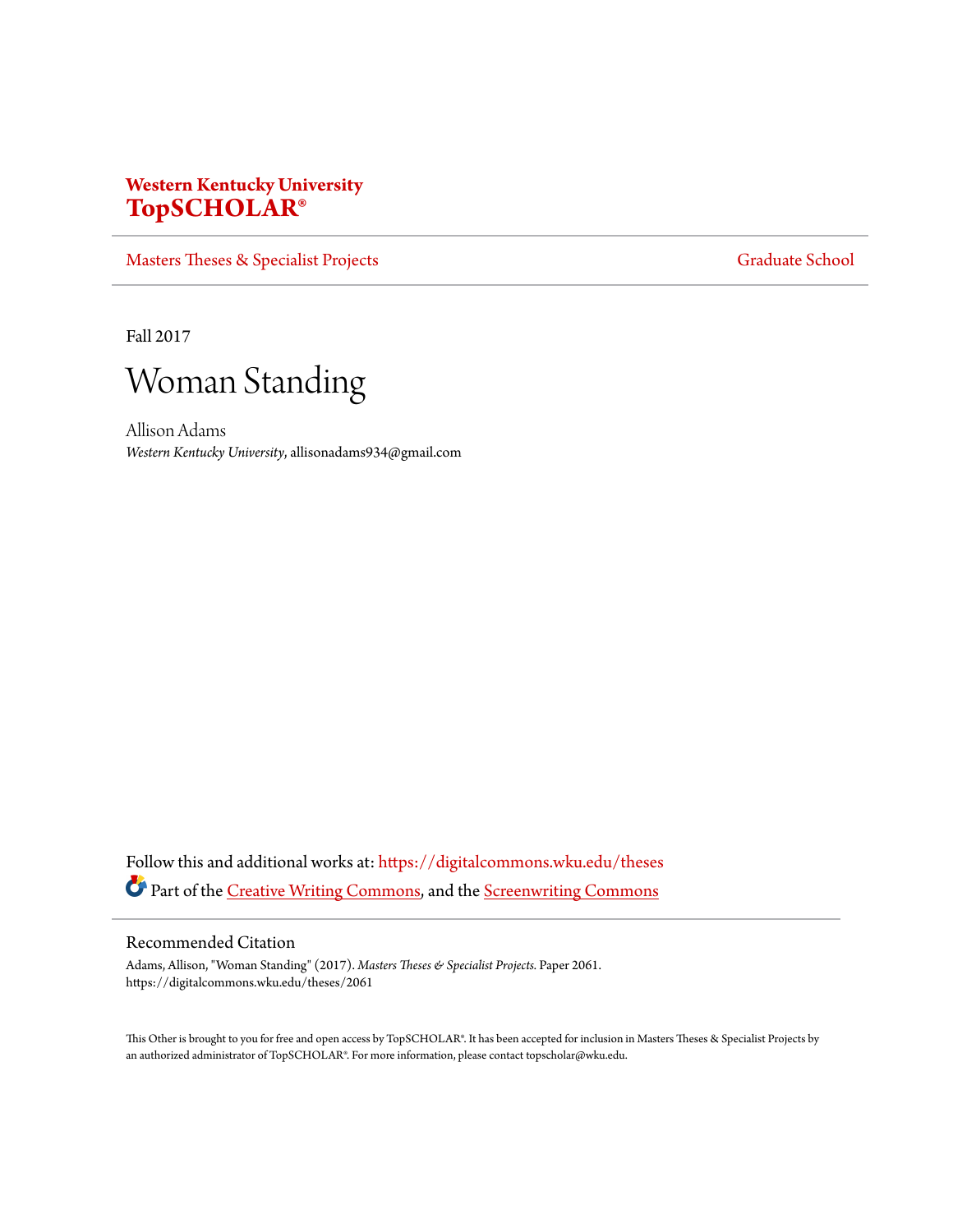**Western Kentucky University**
**TopSCHOLAR®**

Masters Theses & Specialist Projects | Graduate School

Fall 2017

# Woman Standing

Allison Adams
*Western Kentucky University*, allisonadams934@gmail.com

Follow this and additional works at: https://digitalcommons.wku.edu/theses

Part of the Creative Writing Commons, and the Screenwriting Commons

## Recommended Citation

Adams, Allison, "Woman Standing" (2017). *Masters Theses & Specialist Projects.* Paper 2061.
https://digitalcommons.wku.edu/theses/2061

This Other is brought to you for free and open access by TopSCHOLAR®. It has been accepted for inclusion in Masters Theses & Specialist Projects by an authorized administrator of TopSCHOLAR®. For more information, please contact topscholar@wku.edu.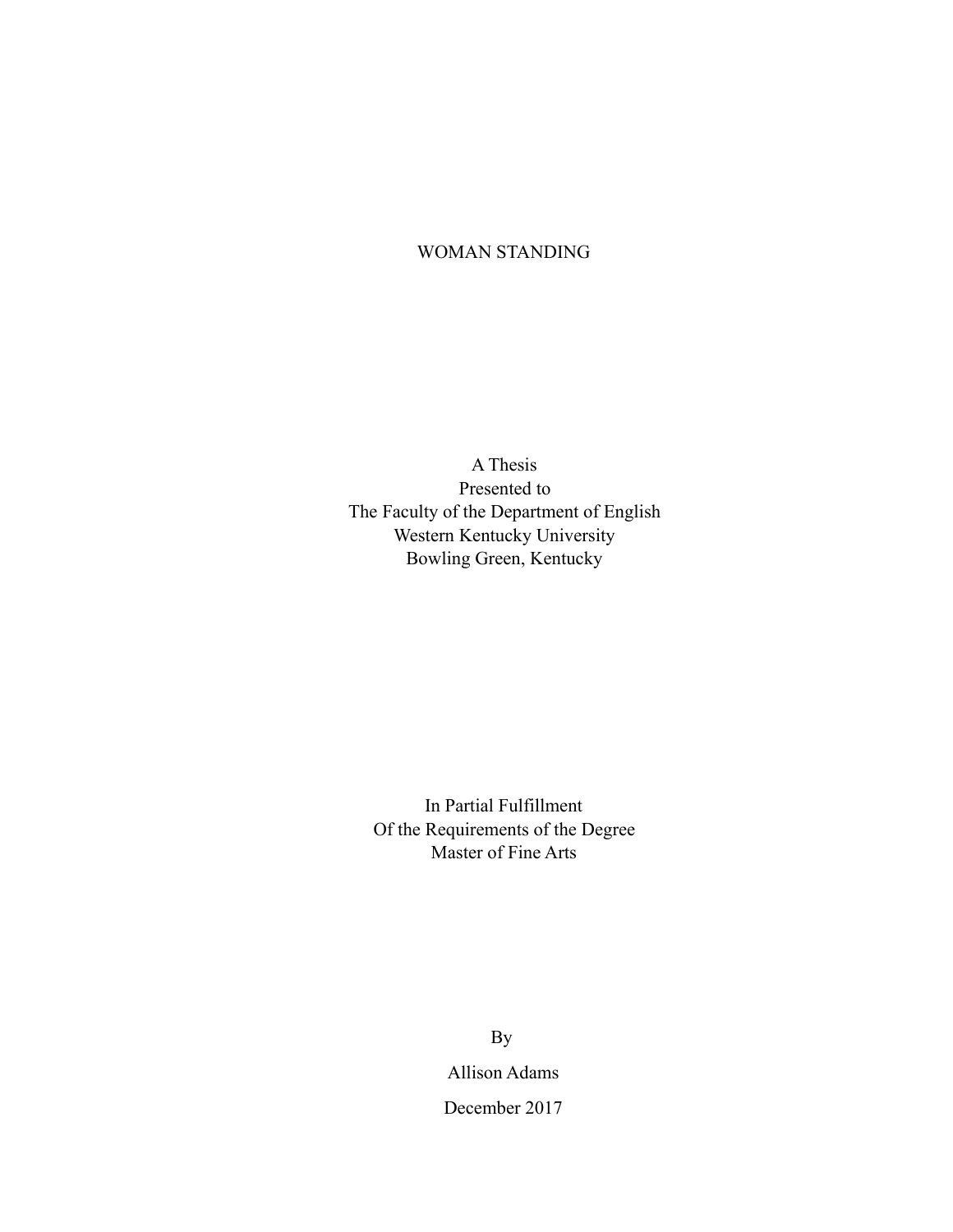# WOMAN STANDING

A Thesis
Presented to
The Faculty of the Department of English
Western Kentucky University
Bowling Green, Kentucky

In Partial Fulfillment
Of the Requirements of the Degree
Master of Fine Arts

By

Allison Adams

December 2017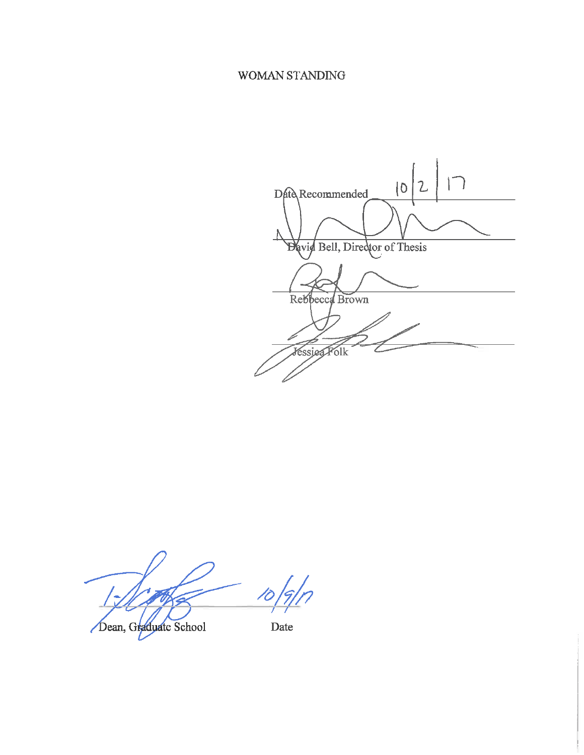# WOMAN STANDING

Date Recommended 10/2/17

David Bell, Director of Thesis

Rebbecca Brown

Jessica Folk

Dean, Graduate School 10/9/17

Date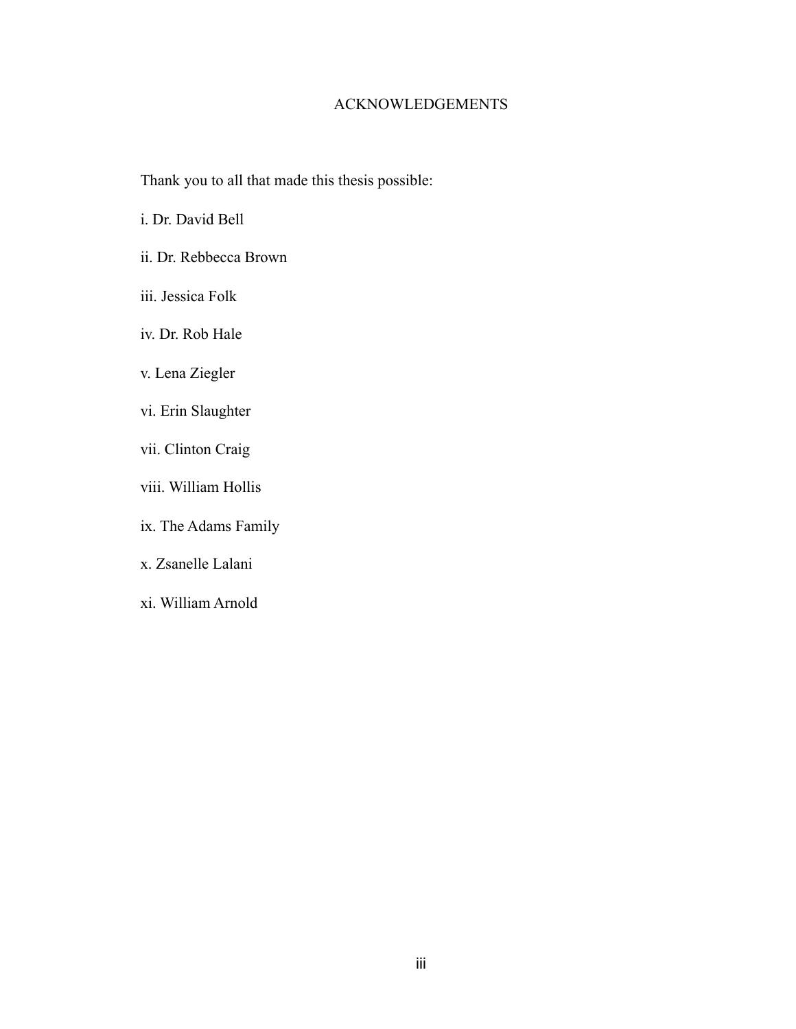# ACKNOWLEDGEMENTS

Thank you to all that made this thesis possible:

i. Dr. David Bell

ii. Dr. Rebbecca Brown

iii. Jessica Folk

iv. Dr. Rob Hale

v. Lena Ziegler

vi. Erin Slaughter

vii. Clinton Craig

viii. William Hollis

ix. The Adams Family

x. Zsanelle Lalani

xi. William Arnold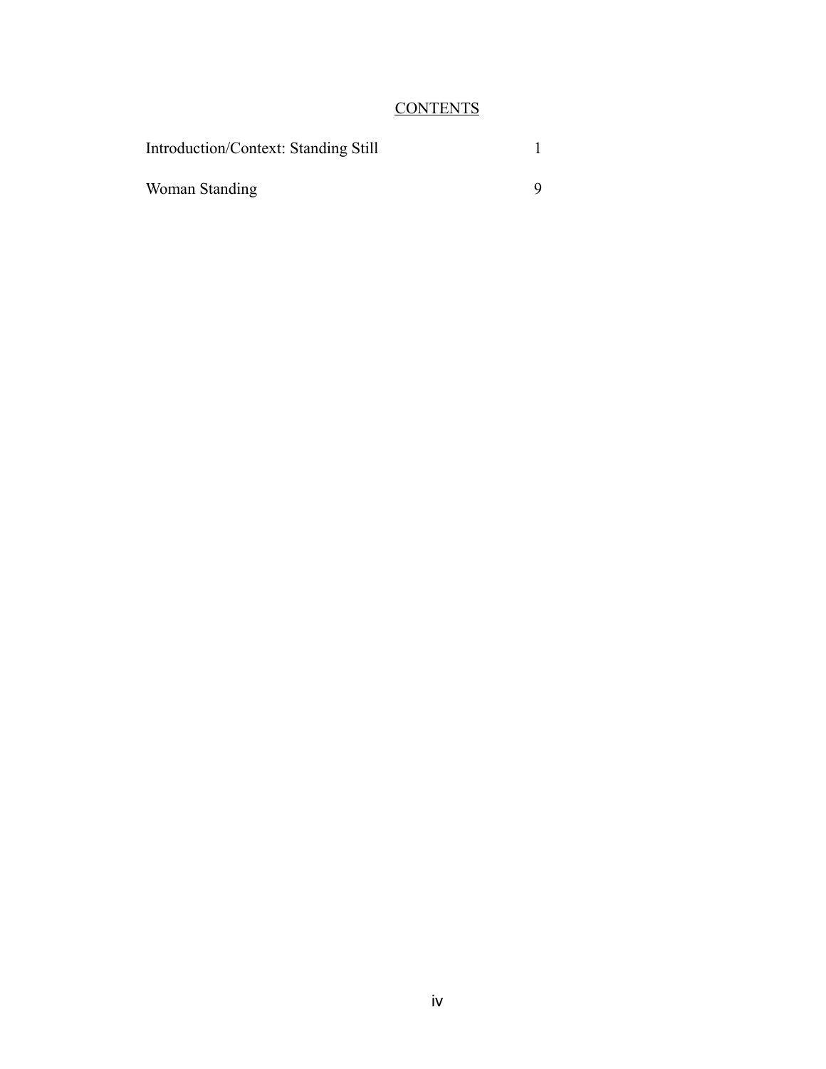# CONTENTS

| | |
|---|---|
| Introduction/Context: Standing Still | 1 |
| Woman Standing | 9 |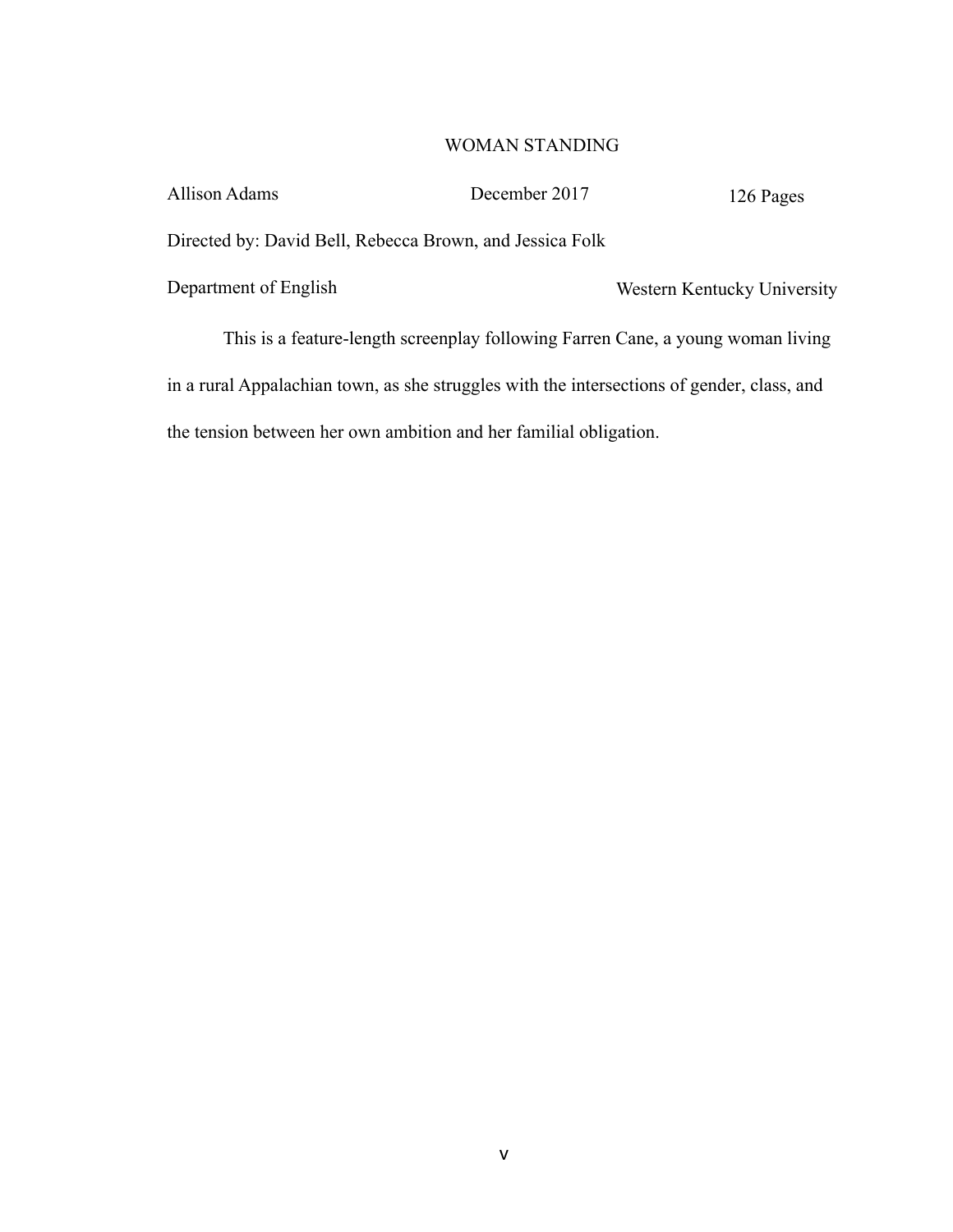WOMAN STANDING

Allison Adams December 2017 126 Pages

Directed by: David Bell, Rebecca Brown, and Jessica Folk

Department of English Western Kentucky University

This is a feature-length screenplay following Farren Cane, a young woman living in a rural Appalachian town, as she struggles with the intersections of gender, class, and the tension between her own ambition and her familial obligation.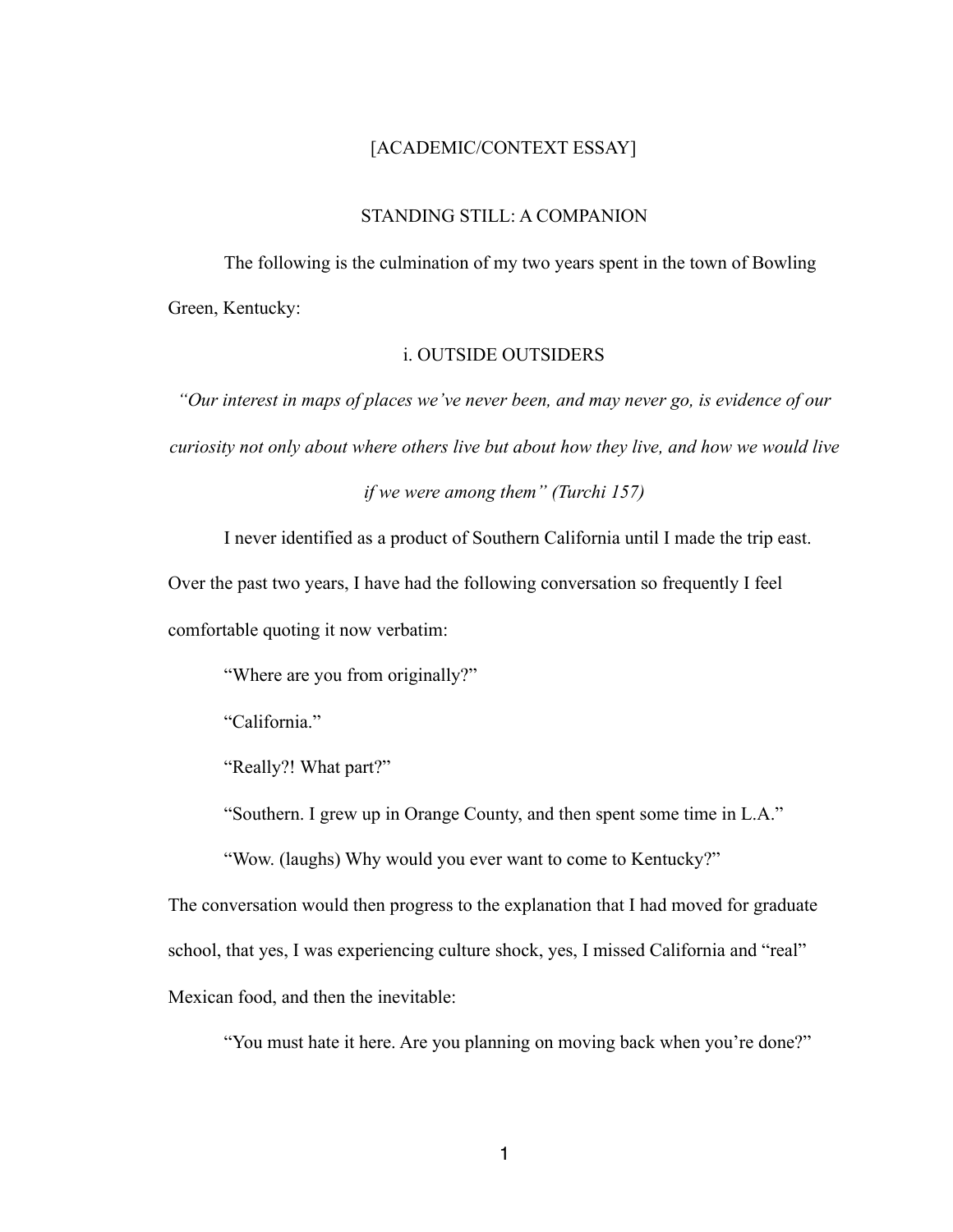[ACADEMIC/CONTEXT ESSAY]

# STANDING STILL: A COMPANION

The following is the culmination of my two years spent in the town of Bowling Green, Kentucky:

## i. OUTSIDE OUTSIDERS

*"Our interest in maps of places we've never been, and may never go, is evidence of our curiosity not only about where others live but about how they live, and how we would live if we were among them" (Turchi 157)*

I never identified as a product of Southern California until I made the trip east. Over the past two years, I have had the following conversation so frequently I feel comfortable quoting it now verbatim:

"Where are you from originally?"

"California."

"Really?! What part?"

"Southern. I grew up in Orange County, and then spent some time in L.A."

"Wow. (laughs) Why would you ever want to come to Kentucky?"

The conversation would then progress to the explanation that I had moved for graduate school, that yes, I was experiencing culture shock, yes, I missed California and "real" Mexican food, and then the inevitable:

"You must hate it here. Are you planning on moving back when you're done?"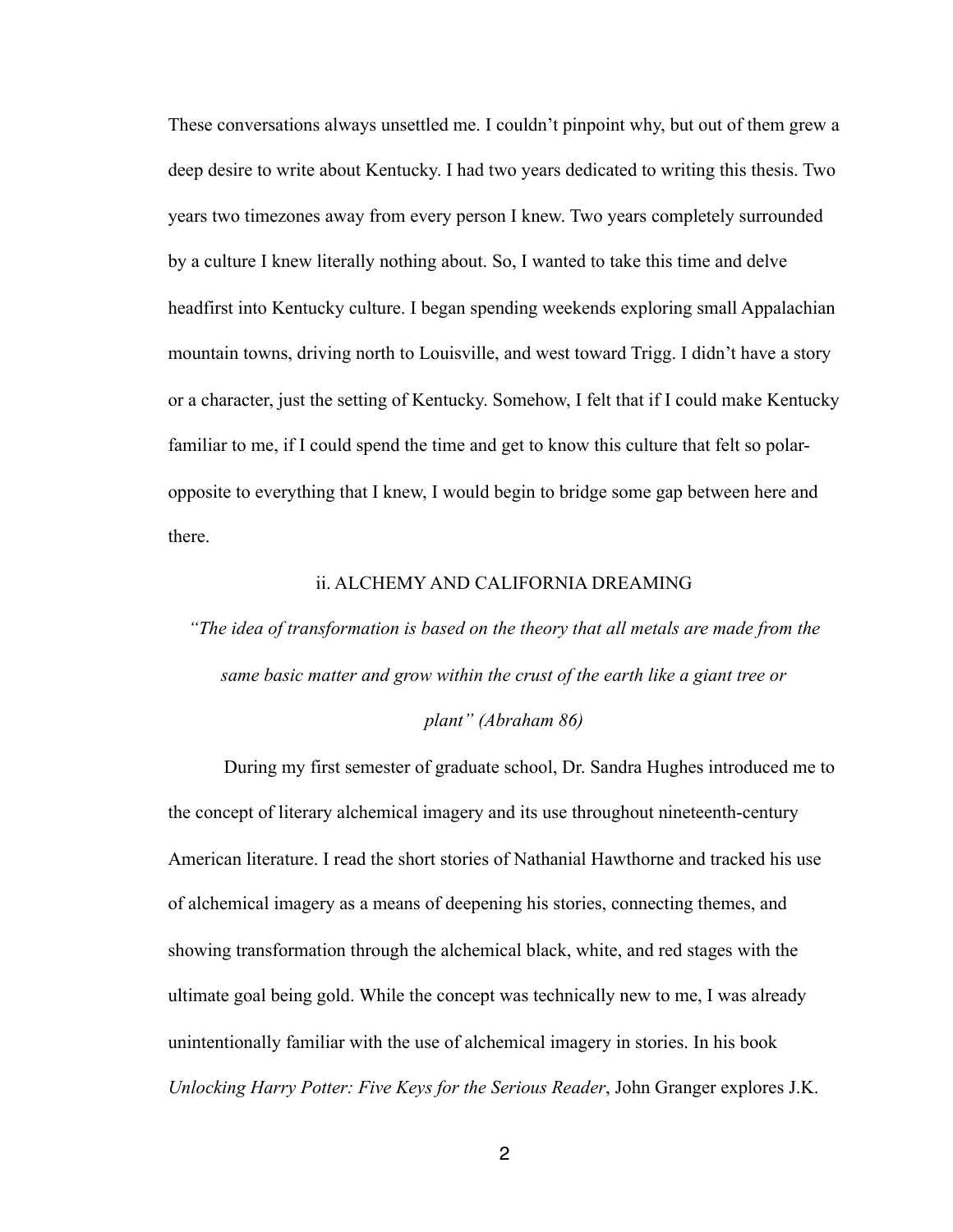These conversations always unsettled me. I couldn't pinpoint why, but out of them grew a deep desire to write about Kentucky. I had two years dedicated to writing this thesis. Two years two timezones away from every person I knew. Two years completely surrounded by a culture I knew literally nothing about. So, I wanted to take this time and delve headfirst into Kentucky culture. I began spending weekends exploring small Appalachian mountain towns, driving north to Louisville, and west toward Trigg. I didn't have a story or a character, just the setting of Kentucky. Somehow, I felt that if I could make Kentucky familiar to me, if I could spend the time and get to know this culture that felt so polar-opposite to everything that I knew, I would begin to bridge some gap between here and there.

## ii. ALCHEMY AND CALIFORNIA DREAMING

*"The idea of transformation is based on the theory that all metals are made from the same basic matter and grow within the crust of the earth like a giant tree or plant" (Abraham 86)*

During my first semester of graduate school, Dr. Sandra Hughes introduced me to the concept of literary alchemical imagery and its use throughout nineteenth-century American literature. I read the short stories of Nathanial Hawthorne and tracked his use of alchemical imagery as a means of deepening his stories, connecting themes, and showing transformation through the alchemical black, white, and red stages with the ultimate goal being gold. While the concept was technically new to me, I was already unintentionally familiar with the use of alchemical imagery in stories. In his book *Unlocking Harry Potter: Five Keys for the Serious Reader*, John Granger explores J.K.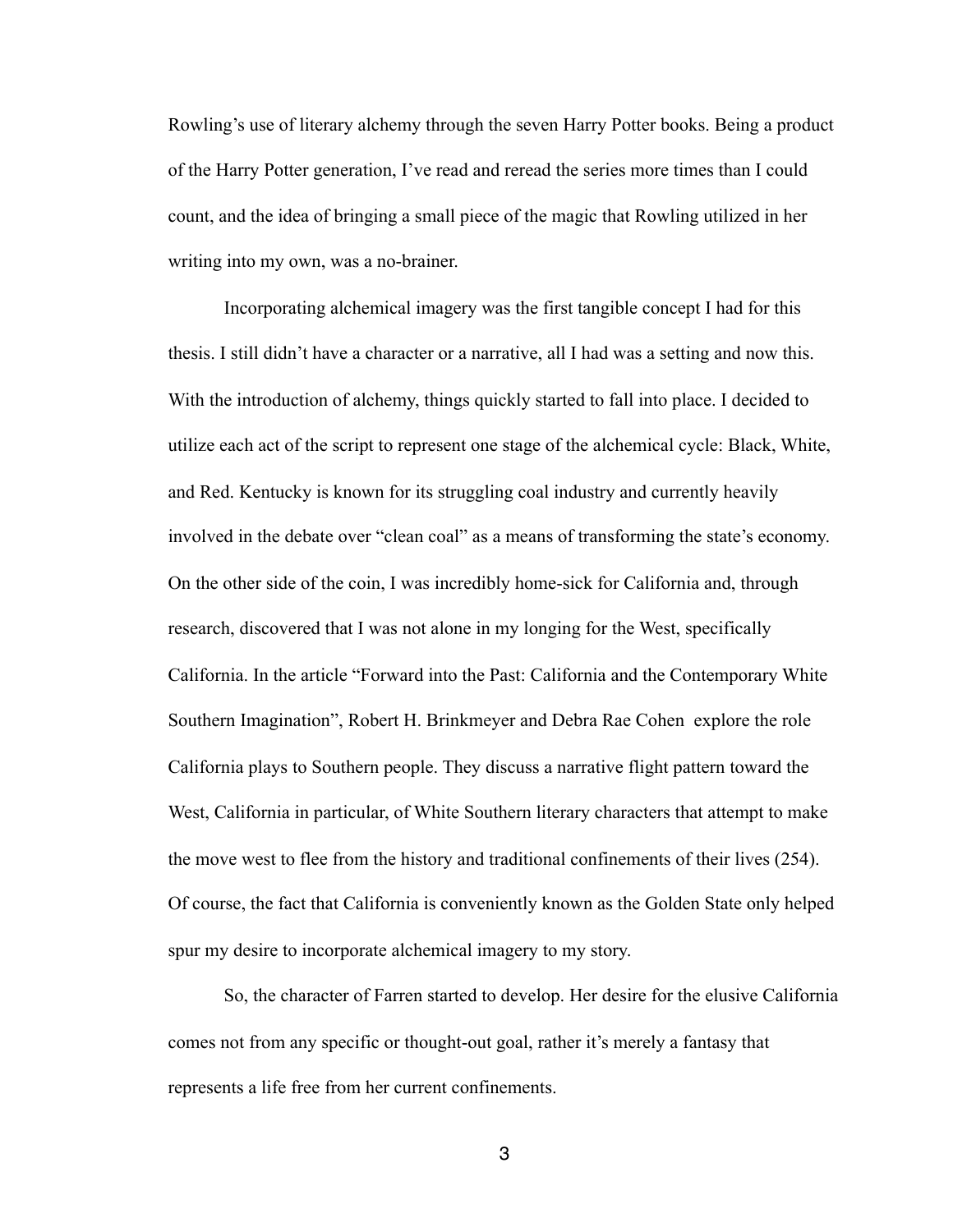Rowling's use of literary alchemy through the seven Harry Potter books. Being a product of the Harry Potter generation, I've read and reread the series more times than I could count, and the idea of bringing a small piece of the magic that Rowling utilized in her writing into my own, was a no-brainer.

Incorporating alchemical imagery was the first tangible concept I had for this thesis. I still didn't have a character or a narrative, all I had was a setting and now this. With the introduction of alchemy, things quickly started to fall into place. I decided to utilize each act of the script to represent one stage of the alchemical cycle: Black, White, and Red. Kentucky is known for its struggling coal industry and currently heavily involved in the debate over "clean coal" as a means of transforming the state's economy. On the other side of the coin, I was incredibly home-sick for California and, through research, discovered that I was not alone in my longing for the West, specifically California. In the article "Forward into the Past: California and the Contemporary White Southern Imagination", Robert H. Brinkmeyer and Debra Rae Cohen explore the role California plays to Southern people. They discuss a narrative flight pattern toward the West, California in particular, of White Southern literary characters that attempt to make the move west to flee from the history and traditional confinements of their lives (254). Of course, the fact that California is conveniently known as the Golden State only helped spur my desire to incorporate alchemical imagery to my story.

So, the character of Farren started to develop. Her desire for the elusive California comes not from any specific or thought-out goal, rather it's merely a fantasy that represents a life free from her current confinements.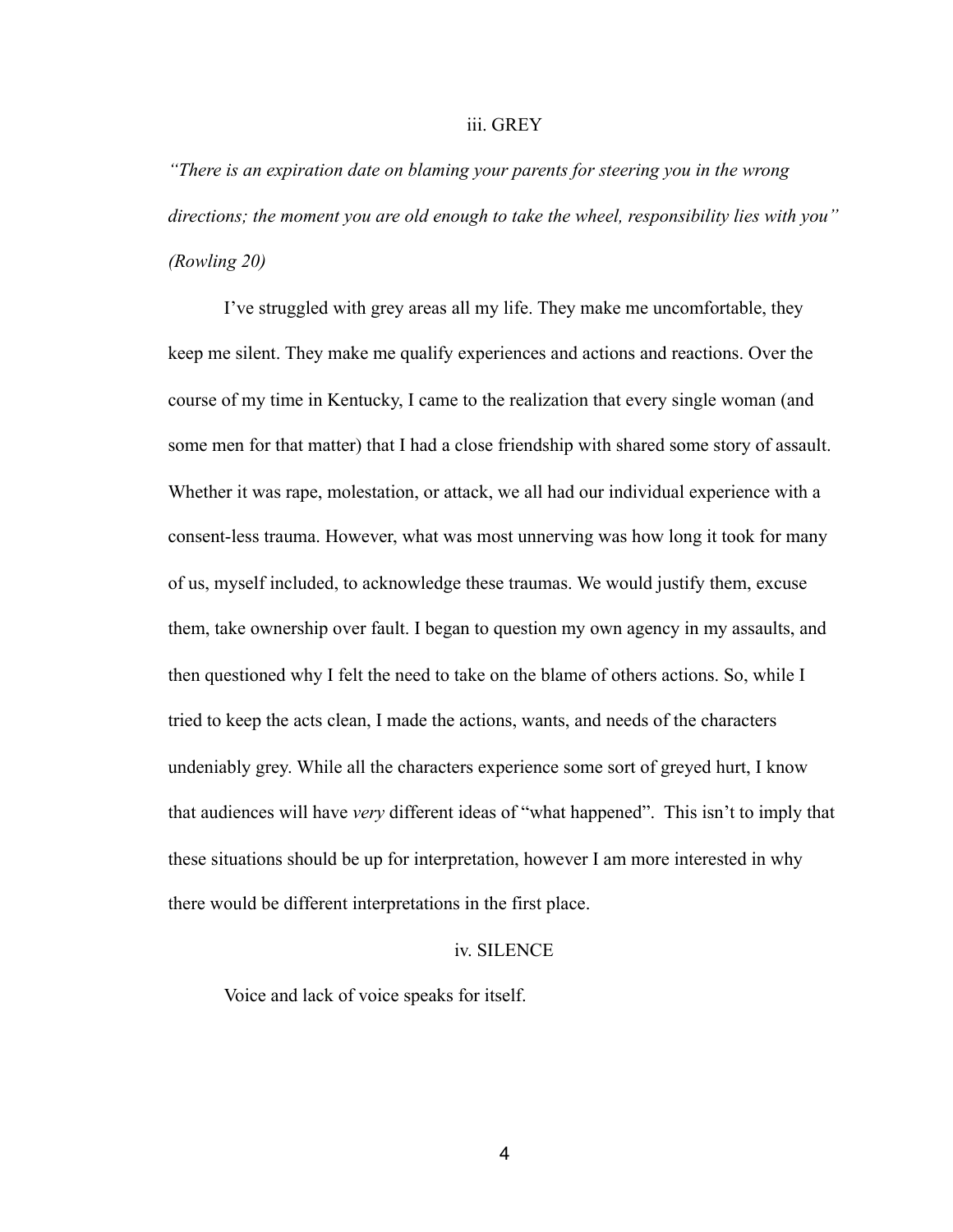## iii. GREY

*"There is an expiration date on blaming your parents for steering you in the wrong directions; the moment you are old enough to take the wheel, responsibility lies with you" (Rowling 20)*

I've struggled with grey areas all my life. They make me uncomfortable, they keep me silent. They make me qualify experiences and actions and reactions. Over the course of my time in Kentucky, I came to the realization that every single woman (and some men for that matter) that I had a close friendship with shared some story of assault. Whether it was rape, molestation, or attack, we all had our individual experience with a consent-less trauma. However, what was most unnerving was how long it took for many of us, myself included, to acknowledge these traumas. We would justify them, excuse them, take ownership over fault. I began to question my own agency in my assaults, and then questioned why I felt the need to take on the blame of others actions. So, while I tried to keep the acts clean, I made the actions, wants, and needs of the characters undeniably grey. While all the characters experience some sort of greyed hurt, I know that audiences will have *very* different ideas of "what happened". This isn't to imply that these situations should be up for interpretation, however I am more interested in why there would be different interpretations in the first place.

## iv. SILENCE

Voice and lack of voice speaks for itself.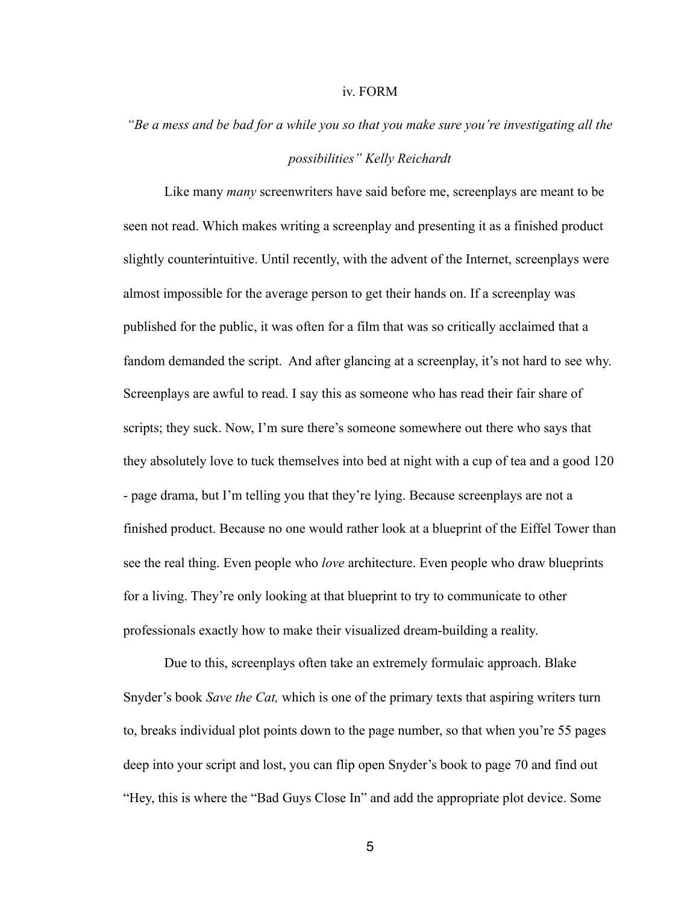## iv. FORM

*"Be a mess and be bad for a while you so that you make sure you're investigating all the possibilities" Kelly Reichardt*

Like many *many* screenwriters have said before me, screenplays are meant to be seen not read. Which makes writing a screenplay and presenting it as a finished product slightly counterintuitive. Until recently, with the advent of the Internet, screenplays were almost impossible for the average person to get their hands on. If a screenplay was published for the public, it was often for a film that was so critically acclaimed that a fandom demanded the script.  And after glancing at a screenplay, it's not hard to see why. Screenplays are awful to read. I say this as someone who has read their fair share of scripts; they suck. Now, I'm sure there's someone somewhere out there who says that they absolutely love to tuck themselves into bed at night with a cup of tea and a good 120 - page drama, but I'm telling you that they're lying. Because screenplays are not a finished product. Because no one would rather look at a blueprint of the Eiffel Tower than see the real thing. Even people who *love* architecture. Even people who draw blueprints for a living. They're only looking at that blueprint to try to communicate to other professionals exactly how to make their visualized dream-building a reality.

Due to this, screenplays often take an extremely formulaic approach. Blake Snyder's book *Save the Cat,* which is one of the primary texts that aspiring writers turn to, breaks individual plot points down to the page number, so that when you're 55 pages deep into your script and lost, you can flip open Snyder's book to page 70 and find out "Hey, this is where the "Bad Guys Close In" and add the appropriate plot device. Some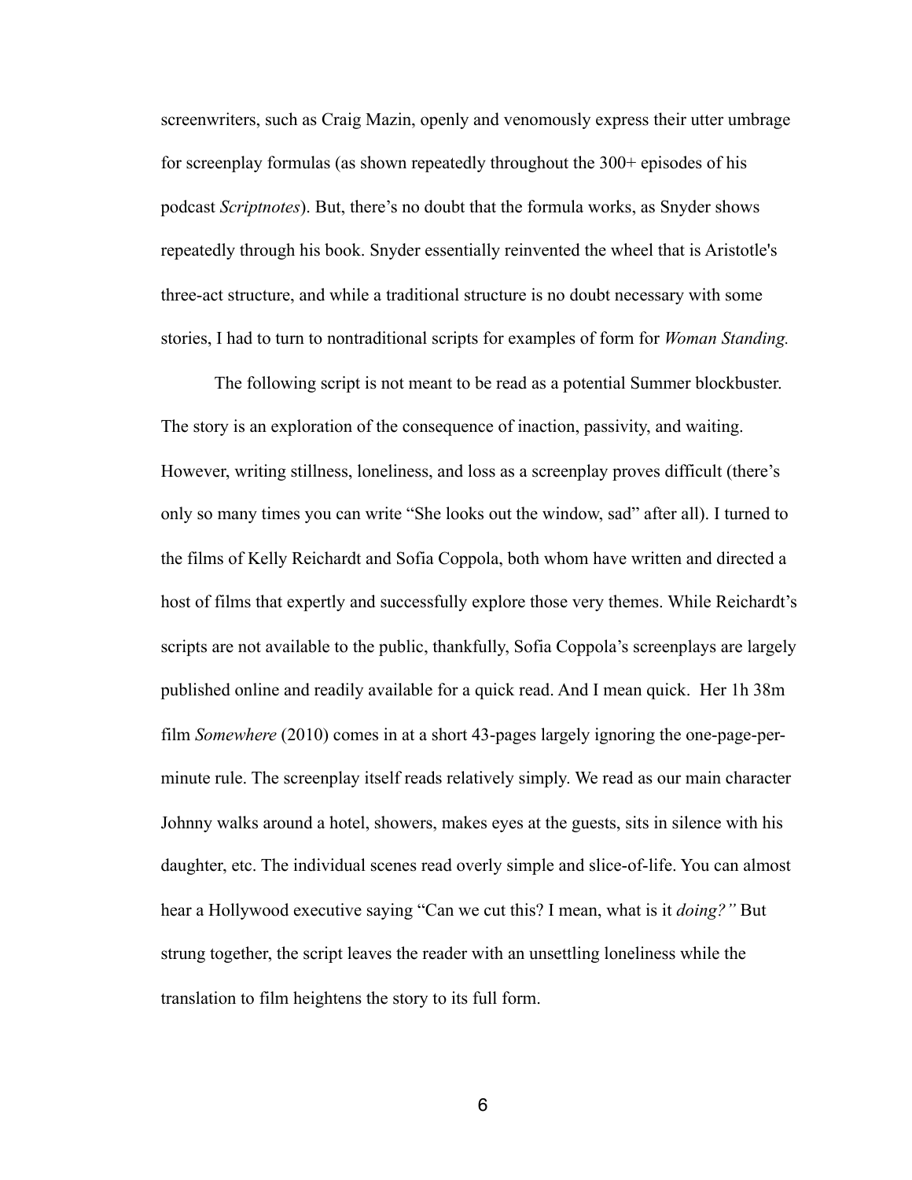screenwriters, such as Craig Mazin, openly and venomously express their utter umbrage for screenplay formulas (as shown repeatedly throughout the 300+ episodes of his podcast *Scriptnotes*). But, there's no doubt that the formula works, as Snyder shows repeatedly through his book. Snyder essentially reinvented the wheel that is Aristotle's three-act structure, and while a traditional structure is no doubt necessary with some stories, I had to turn to nontraditional scripts for examples of form for *Woman Standing.*

The following script is not meant to be read as a potential Summer blockbuster. The story is an exploration of the consequence of inaction, passivity, and waiting. However, writing stillness, loneliness, and loss as a screenplay proves difficult (there's only so many times you can write "She looks out the window, sad" after all). I turned to the films of Kelly Reichardt and Sofia Coppola, both whom have written and directed a host of films that expertly and successfully explore those very themes. While Reichardt's scripts are not available to the public, thankfully, Sofia Coppola's screenplays are largely published online and readily available for a quick read. And I mean quick. Her 1h 38m film *Somewhere* (2010) comes in at a short 43-pages largely ignoring the one-page-per-minute rule. The screenplay itself reads relatively simply. We read as our main character Johnny walks around a hotel, showers, makes eyes at the guests, sits in silence with his daughter, etc. The individual scenes read overly simple and slice-of-life. You can almost hear a Hollywood executive saying "Can we cut this? I mean, what is it *doing?"* But strung together, the script leaves the reader with an unsettling loneliness while the translation to film heightens the story to its full form.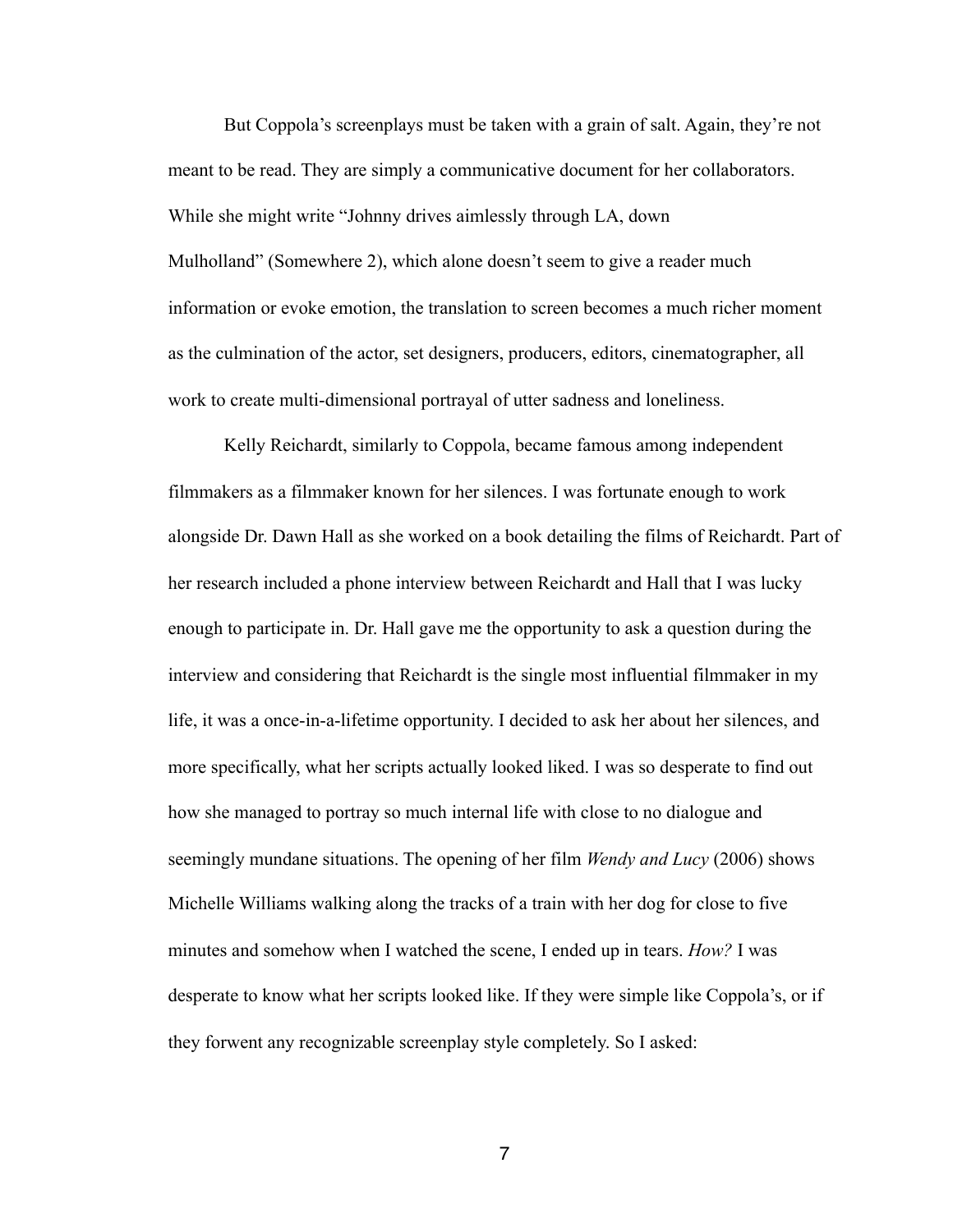But Coppola's screenplays must be taken with a grain of salt. Again, they're not meant to be read. They are simply a communicative document for her collaborators. While she might write "Johnny drives aimlessly through LA, down Mulholland" (Somewhere 2), which alone doesn't seem to give a reader much information or evoke emotion, the translation to screen becomes a much richer moment as the culmination of the actor, set designers, producers, editors, cinematographer, all work to create multi-dimensional portrayal of utter sadness and loneliness.

Kelly Reichardt, similarly to Coppola, became famous among independent filmmakers as a filmmaker known for her silences. I was fortunate enough to work alongside Dr. Dawn Hall as she worked on a book detailing the films of Reichardt. Part of her research included a phone interview between Reichardt and Hall that I was lucky enough to participate in. Dr. Hall gave me the opportunity to ask a question during the interview and considering that Reichardt is the single most influential filmmaker in my life, it was a once-in-a-lifetime opportunity. I decided to ask her about her silences, and more specifically, what her scripts actually looked liked. I was so desperate to find out how she managed to portray so much internal life with close to no dialogue and seemingly mundane situations. The opening of her film *Wendy and Lucy* (2006) shows Michelle Williams walking along the tracks of a train with her dog for close to five minutes and somehow when I watched the scene, I ended up in tears. *How?* I was desperate to know what her scripts looked like. If they were simple like Coppola's, or if they forwent any recognizable screenplay style completely. So I asked: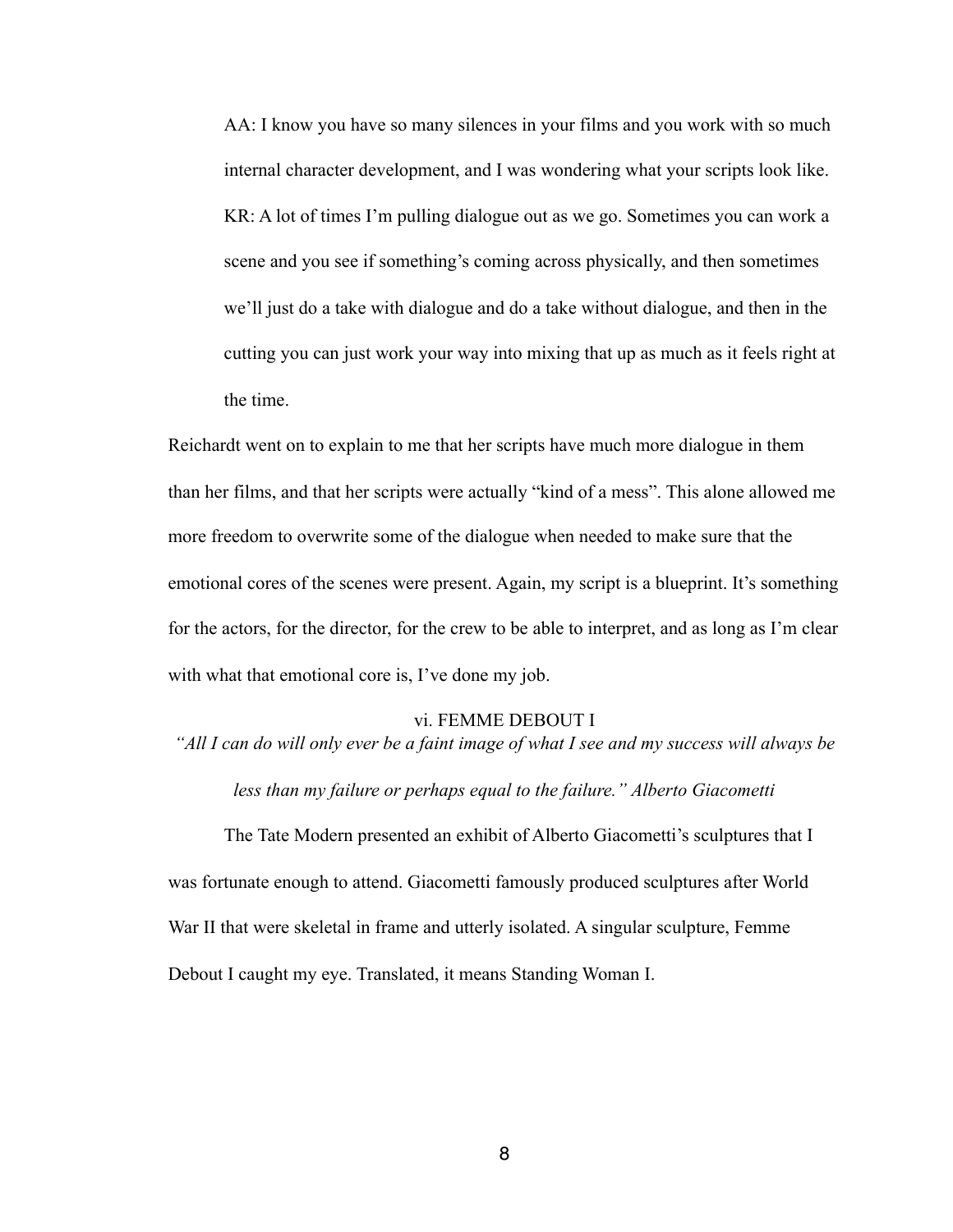> AA: I know you have so many silences in your films and you work with so much internal character development, and I was wondering what your scripts look like.
>
> KR: A lot of times I'm pulling dialogue out as we go. Sometimes you can work a scene and you see if something's coming across physically, and then sometimes we'll just do a take with dialogue and do a take without dialogue, and then in the cutting you can just work your way into mixing that up as much as it feels right at the time.

Reichardt went on to explain to me that her scripts have much more dialogue in them than her films, and that her scripts were actually "kind of a mess". This alone allowed me more freedom to overwrite some of the dialogue when needed to make sure that the emotional cores of the scenes were present. Again, my script is a blueprint. It's something for the actors, for the director, for the crew to be able to interpret, and as long as I'm clear with what that emotional core is, I've done my job.

## vi. FEMME DEBOUT I

*"All I can do will only ever be a faint image of what I see and my success will always be less than my failure or perhaps equal to the failure." Alberto Giacometti*

The Tate Modern presented an exhibit of Alberto Giacometti's sculptures that I was fortunate enough to attend. Giacometti famously produced sculptures after World War II that were skeletal in frame and utterly isolated. A singular sculpture, Femme Debout I caught my eye. Translated, it means Standing Woman I.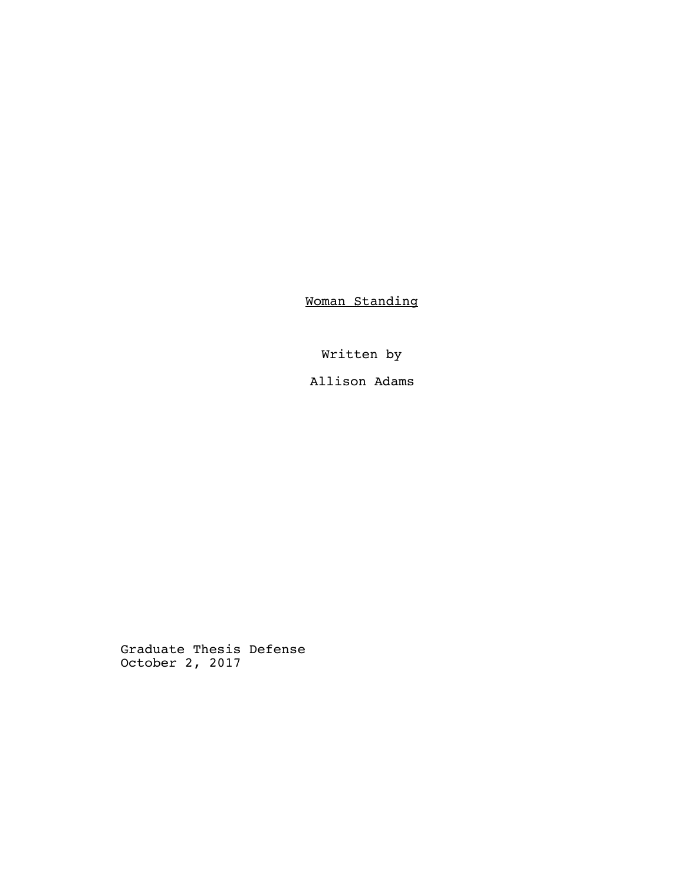<u>Woman Standing</u>

Written by

Allison Adams

Graduate Thesis Defense
October 2, 2017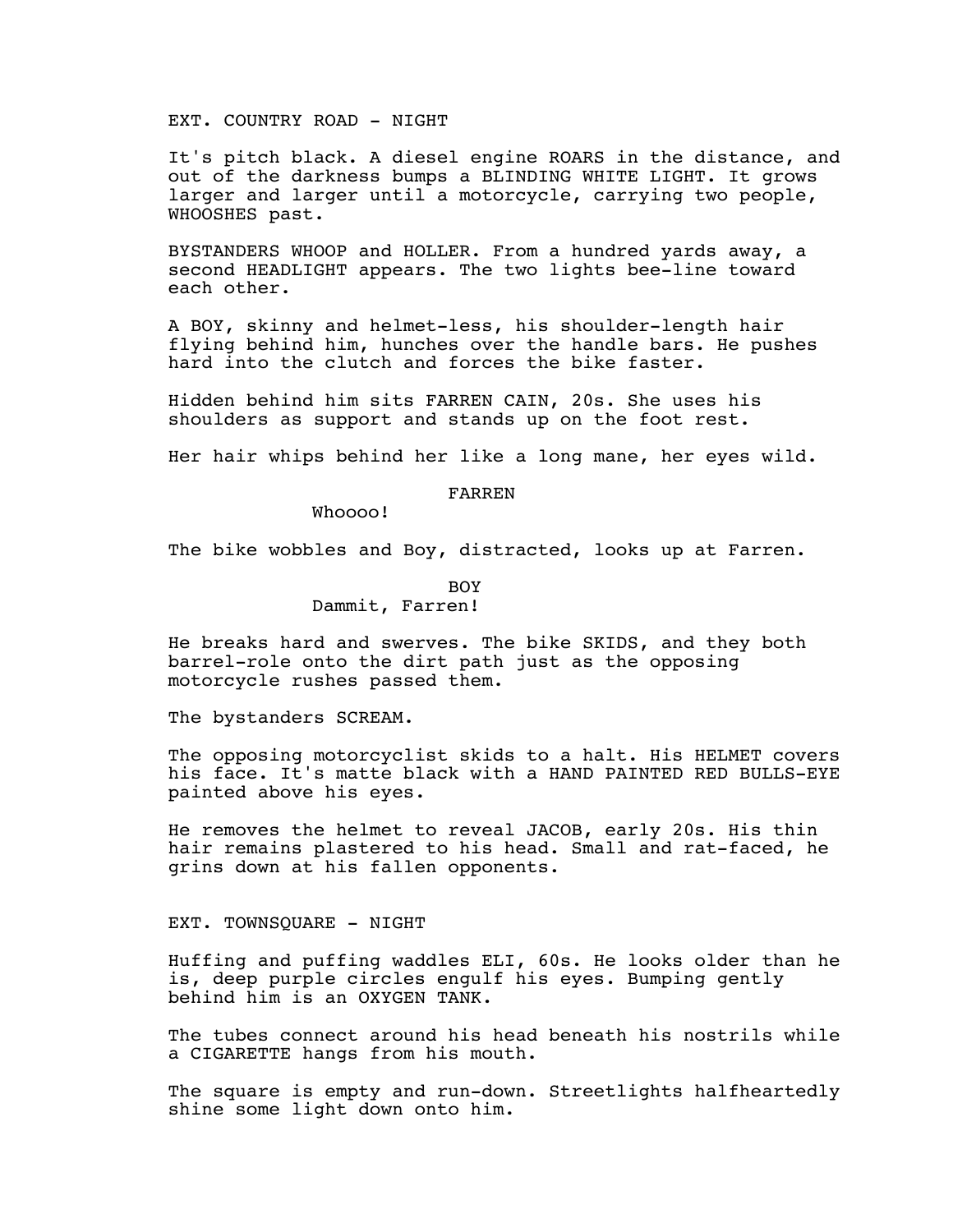EXT. COUNTRY ROAD - NIGHT

It's pitch black. A diesel engine ROARS in the distance, and out of the darkness bumps a BLINDING WHITE LIGHT. It grows larger and larger until a motorcycle, carrying two people, WHOOSHES past.

BYSTANDERS WHOOP and HOLLER. From a hundred yards away, a second HEADLIGHT appears. The two lights bee-line toward each other.

A BOY, skinny and helmet-less, his shoulder-length hair flying behind him, hunches over the handle bars. He pushes hard into the clutch and forces the bike faster.

Hidden behind him sits FARREN CAIN, 20s. She uses his shoulders as support and stands up on the foot rest.

Her hair whips behind her like a long mane, her eyes wild.

FARREN

Whoooo!

The bike wobbles and Boy, distracted, looks up at Farren.

BOY

Dammit, Farren!

He breaks hard and swerves. The bike SKIDS, and they both barrel-role onto the dirt path just as the opposing motorcycle rushes passed them.

The bystanders SCREAM.

The opposing motorcyclist skids to a halt. His HELMET covers his face. It's matte black with a HAND PAINTED RED BULLS-EYE painted above his eyes.

He removes the helmet to reveal JACOB, early 20s. His thin hair remains plastered to his head. Small and rat-faced, he grins down at his fallen opponents.

EXT. TOWNSQUARE - NIGHT

Huffing and puffing waddles ELI, 60s. He looks older than he is, deep purple circles engulf his eyes. Bumping gently behind him is an OXYGEN TANK.

The tubes connect around his head beneath his nostrils while a CIGARETTE hangs from his mouth.

The square is empty and run-down. Streetlights halfheartedly shine some light down onto him.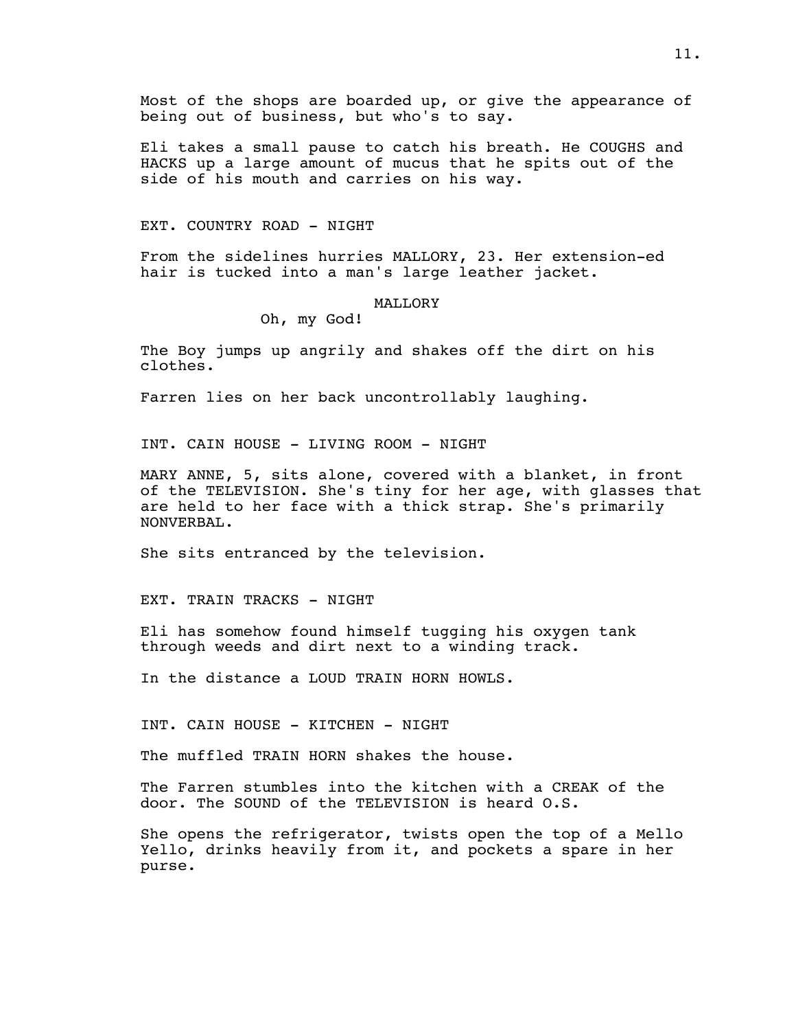Most of the shops are boarded up, or give the appearance of being out of business, but who's to say.

Eli takes a small pause to catch his breath. He COUGHS and HACKS up a large amount of mucus that he spits out of the side of his mouth and carries on his way.

EXT. COUNTRY ROAD - NIGHT

From the sidelines hurries MALLORY, 23. Her extension-ed hair is tucked into a man's large leather jacket.

MALLORY

Oh, my God!

The Boy jumps up angrily and shakes off the dirt on his clothes.

Farren lies on her back uncontrollably laughing.

INT. CAIN HOUSE - LIVING ROOM - NIGHT

MARY ANNE, 5, sits alone, covered with a blanket, in front of the TELEVISION. She's tiny for her age, with glasses that are held to her face with a thick strap. She's primarily NONVERBAL.

She sits entranced by the television.

EXT. TRAIN TRACKS - NIGHT

Eli has somehow found himself tugging his oxygen tank through weeds and dirt next to a winding track.

In the distance a LOUD TRAIN HORN HOWLS.

INT. CAIN HOUSE - KITCHEN - NIGHT

The muffled TRAIN HORN shakes the house.

The Farren stumbles into the kitchen with a CREAK of the door. The SOUND of the TELEVISION is heard O.S.

She opens the refrigerator, twists open the top of a Mello Yello, drinks heavily from it, and pockets a spare in her purse.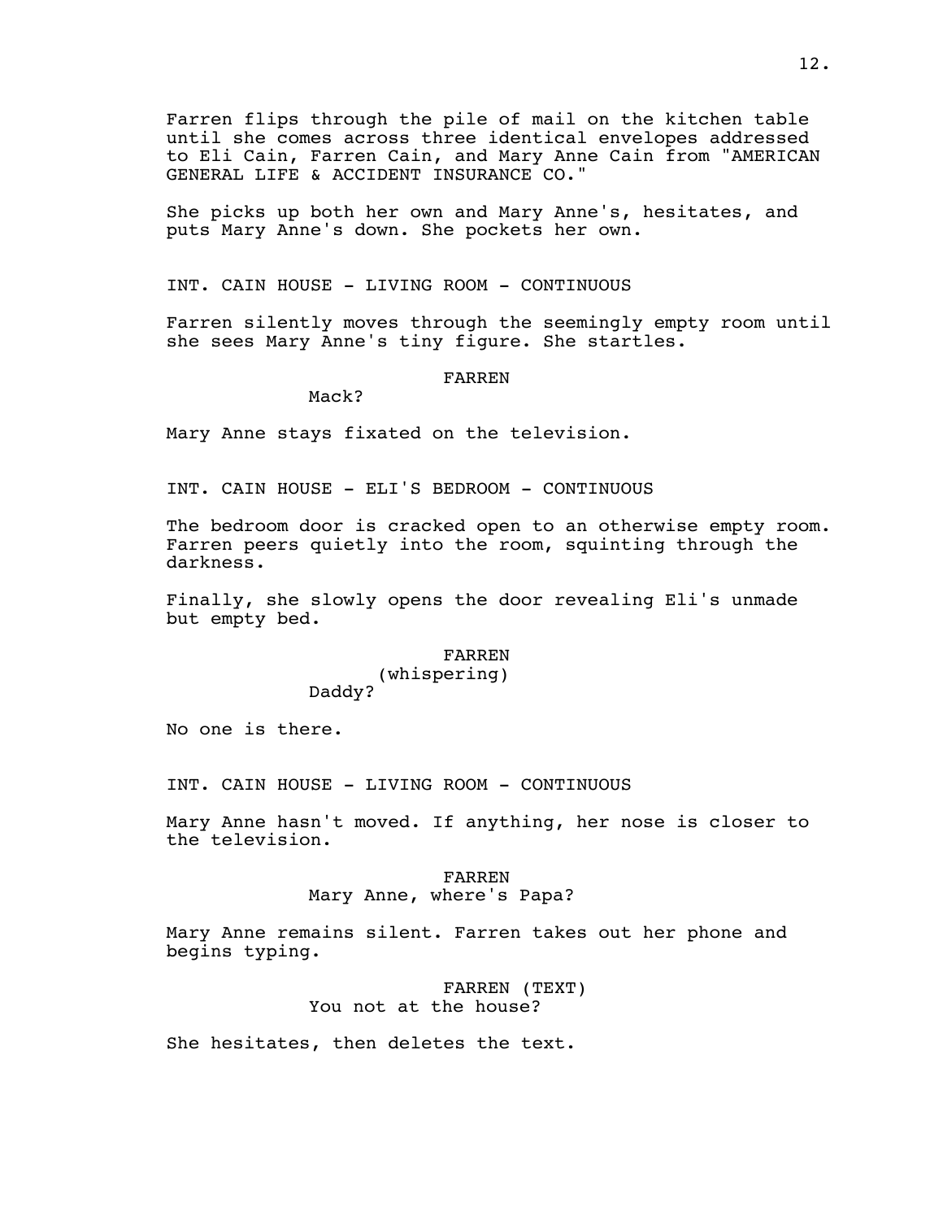Farren flips through the pile of mail on the kitchen table until she comes across three identical envelopes addressed to Eli Cain, Farren Cain, and Mary Anne Cain from "AMERICAN GENERAL LIFE & ACCIDENT INSURANCE CO."

She picks up both her own and Mary Anne's, hesitates, and puts Mary Anne's down. She pockets her own.

INT. CAIN HOUSE - LIVING ROOM - CONTINUOUS

Farren silently moves through the seemingly empty room until she sees Mary Anne's tiny figure. She startles.

FARREN
Mack?

Mary Anne stays fixated on the television.

INT. CAIN HOUSE - ELI'S BEDROOM - CONTINUOUS

The bedroom door is cracked open to an otherwise empty room. Farren peers quietly into the room, squinting through the darkness.

Finally, she slowly opens the door revealing Eli's unmade but empty bed.

FARREN
(whispering)
Daddy?

No one is there.

INT. CAIN HOUSE - LIVING ROOM - CONTINUOUS

Mary Anne hasn't moved. If anything, her nose is closer to the television.

FARREN
Mary Anne, where's Papa?

Mary Anne remains silent. Farren takes out her phone and begins typing.

FARREN (TEXT)
You not at the house?

She hesitates, then deletes the text.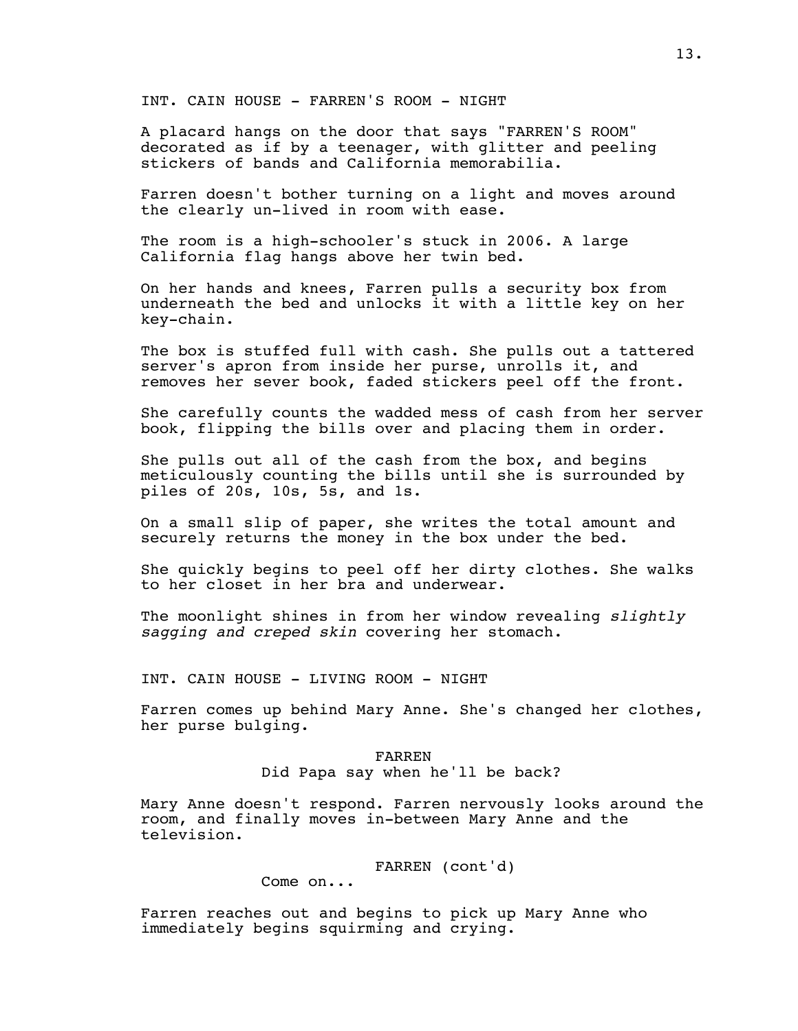INT. CAIN HOUSE - FARREN'S ROOM - NIGHT

A placard hangs on the door that says "FARREN'S ROOM" decorated as if by a teenager, with glitter and peeling stickers of bands and California memorabilia.

Farren doesn't bother turning on a light and moves around the clearly un-lived in room with ease.

The room is a high-schooler's stuck in 2006. A large California flag hangs above her twin bed.

On her hands and knees, Farren pulls a security box from underneath the bed and unlocks it with a little key on her key-chain.

The box is stuffed full with cash. She pulls out a tattered server's apron from inside her purse, unrolls it, and removes her sever book, faded stickers peel off the front.

She carefully counts the wadded mess of cash from her server book, flipping the bills over and placing them in order.

She pulls out all of the cash from the box, and begins meticulously counting the bills until she is surrounded by piles of 20s, 10s, 5s, and 1s.

On a small slip of paper, she writes the total amount and securely returns the money in the box under the bed.

She quickly begins to peel off her dirty clothes. She walks to her closet in her bra and underwear.

The moonlight shines in from her window revealing *slightly sagging and creped skin* covering her stomach.

INT. CAIN HOUSE - LIVING ROOM - NIGHT

Farren comes up behind Mary Anne. She's changed her clothes, her purse bulging.

FARREN
Did Papa say when he'll be back?

Mary Anne doesn't respond. Farren nervously looks around the room, and finally moves in-between Mary Anne and the television.

FARREN (cont'd)
Come on...

Farren reaches out and begins to pick up Mary Anne who immediately begins squirming and crying.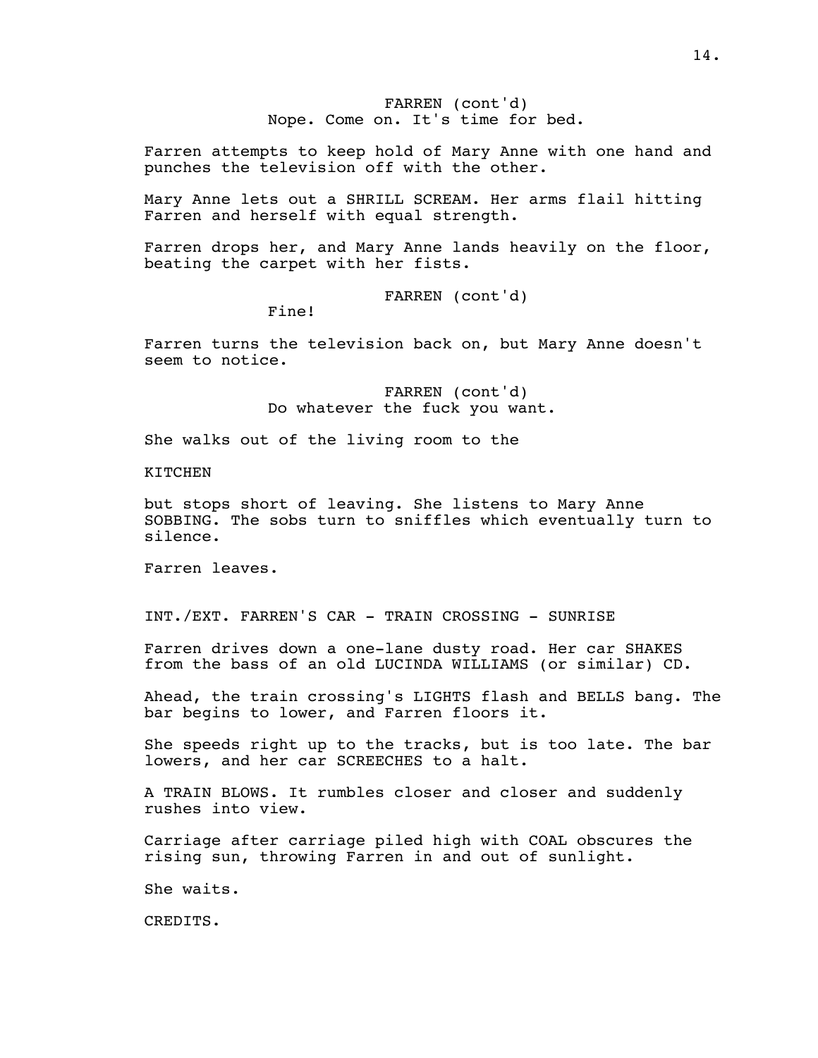FARREN (cont'd)
Nope. Come on. It's time for bed.

Farren attempts to keep hold of Mary Anne with one hand and punches the television off with the other.

Mary Anne lets out a SHRILL SCREAM. Her arms flail hitting Farren and herself with equal strength.

Farren drops her, and Mary Anne lands heavily on the floor, beating the carpet with her fists.

FARREN (cont'd)
Fine!

Farren turns the television back on, but Mary Anne doesn't seem to notice.

FARREN (cont'd)
Do whatever the fuck you want.

She walks out of the living room to the

KITCHEN

but stops short of leaving. She listens to Mary Anne SOBBING. The sobs turn to sniffles which eventually turn to silence.

Farren leaves.

INT./EXT. FARREN'S CAR - TRAIN CROSSING - SUNRISE

Farren drives down a one-lane dusty road. Her car SHAKES from the bass of an old LUCINDA WILLIAMS (or similar) CD.

Ahead, the train crossing's LIGHTS flash and BELLS bang. The bar begins to lower, and Farren floors it.

She speeds right up to the tracks, but is too late. The bar lowers, and her car SCREECHES to a halt.

A TRAIN BLOWS. It rumbles closer and closer and suddenly rushes into view.

Carriage after carriage piled high with COAL obscures the rising sun, throwing Farren in and out of sunlight.

She waits.

CREDITS.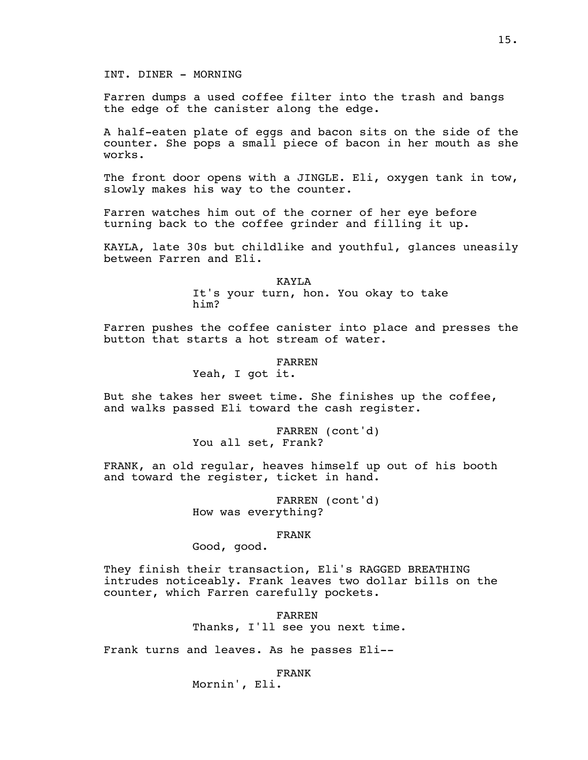INT. DINER - MORNING

Farren dumps a used coffee filter into the trash and bangs the edge of the canister along the edge.

A half-eaten plate of eggs and bacon sits on the side of the counter. She pops a small piece of bacon in her mouth as she works.

The front door opens with a JINGLE. Eli, oxygen tank in tow, slowly makes his way to the counter.

Farren watches him out of the corner of her eye before turning back to the coffee grinder and filling it up.

KAYLA, late 30s but childlike and youthful, glances uneasily between Farren and Eli.

KAYLA
It's your turn, hon. You okay to take him?

Farren pushes the coffee canister into place and presses the button that starts a hot stream of water.

FARREN
Yeah, I got it.

But she takes her sweet time. She finishes up the coffee, and walks passed Eli toward the cash register.

FARREN (cont'd)
You all set, Frank?

FRANK, an old regular, heaves himself up out of his booth and toward the register, ticket in hand.

FARREN (cont'd)
How was everything?

FRANK
Good, good.

They finish their transaction, Eli's RAGGED BREATHING intrudes noticeably. Frank leaves two dollar bills on the counter, which Farren carefully pockets.

FARREN
Thanks, I'll see you next time.

Frank turns and leaves. As he passes Eli--

FRANK
Mornin', Eli.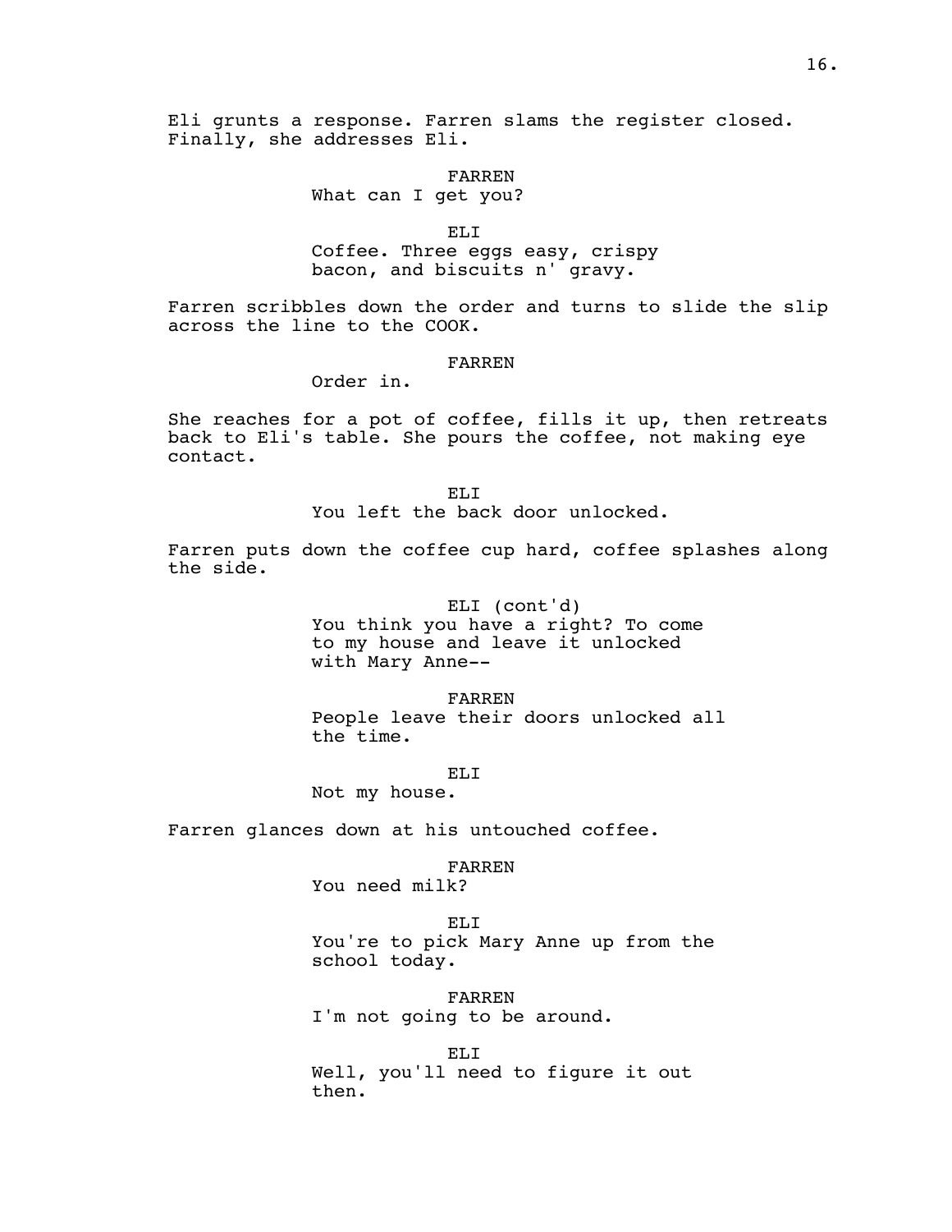Eli grunts a response. Farren slams the register closed. Finally, she addresses Eli.

FARREN
What can I get you?

ELI
Coffee. Three eggs easy, crispy bacon, and biscuits n' gravy.

Farren scribbles down the order and turns to slide the slip across the line to the COOK.

FARREN
Order in.

She reaches for a pot of coffee, fills it up, then retreats back to Eli's table. She pours the coffee, not making eye contact.

ELI
You left the back door unlocked.

Farren puts down the coffee cup hard, coffee splashes along the side.

ELI (cont'd)
You think you have a right? To come to my house and leave it unlocked with Mary Anne--

FARREN
People leave their doors unlocked all the time.

ELI
Not my house.

Farren glances down at his untouched coffee.

FARREN
You need milk?

ELI
You're to pick Mary Anne up from the school today.

FARREN
I'm not going to be around.

ELI
Well, you'll need to figure it out then.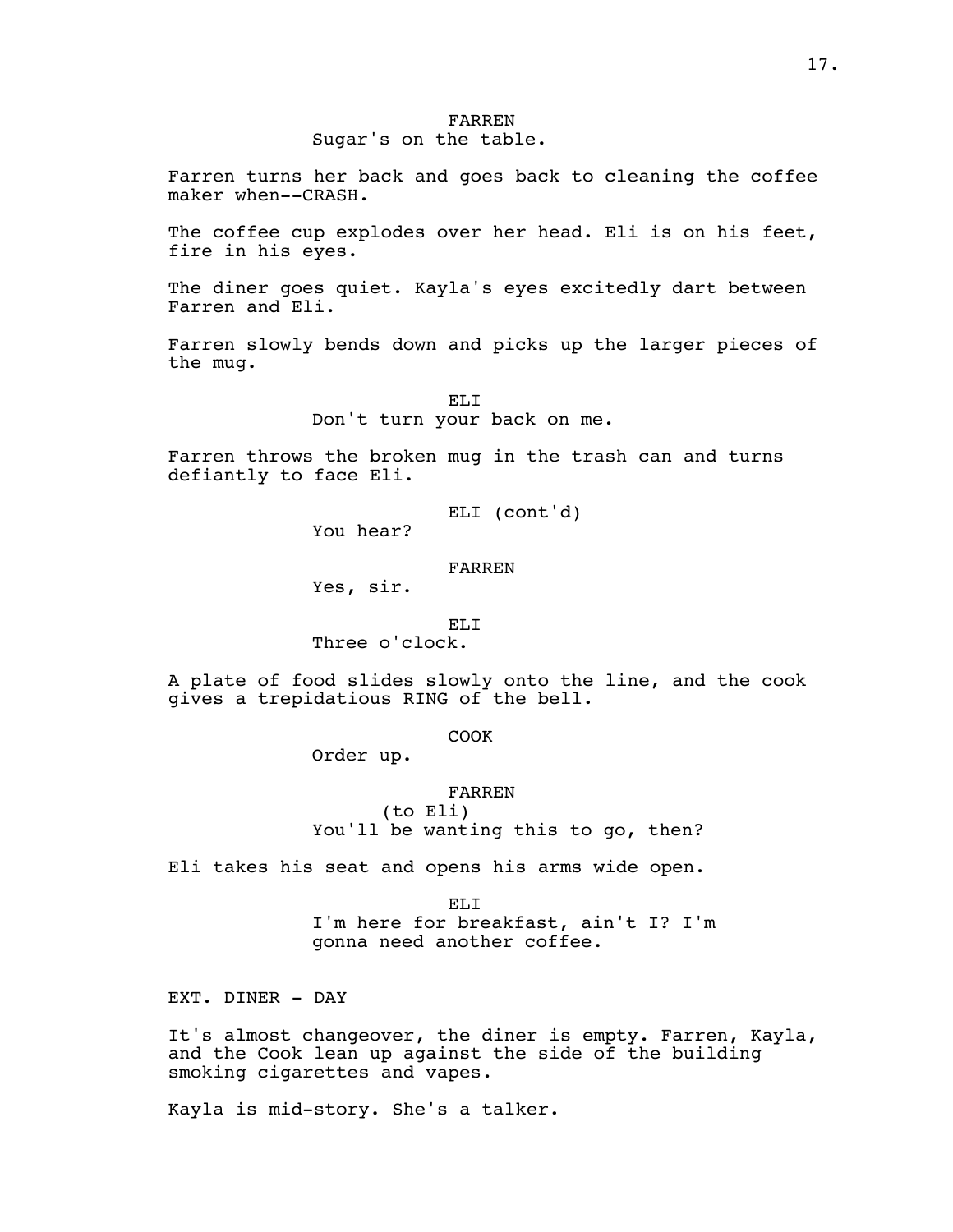FARREN
Sugar's on the table.

Farren turns her back and goes back to cleaning the coffee maker when--CRASH.

The coffee cup explodes over her head. Eli is on his feet, fire in his eyes.

The diner goes quiet. Kayla's eyes excitedly dart between Farren and Eli.

Farren slowly bends down and picks up the larger pieces of the mug.

ELI
Don't turn your back on me.

Farren throws the broken mug in the trash can and turns defiantly to face Eli.

ELI (cont'd)
You hear?

FARREN
Yes, sir.

ELI
Three o'clock.

A plate of food slides slowly onto the line, and the cook gives a trepidatious RING of the bell.

COOK
Order up.

FARREN
(to Eli)
You'll be wanting this to go, then?

Eli takes his seat and opens his arms wide open.

ELI
I'm here for breakfast, ain't I? I'm gonna need another coffee.

EXT. DINER - DAY

It's almost changeover, the diner is empty. Farren, Kayla, and the Cook lean up against the side of the building smoking cigarettes and vapes.

Kayla is mid-story. She's a talker.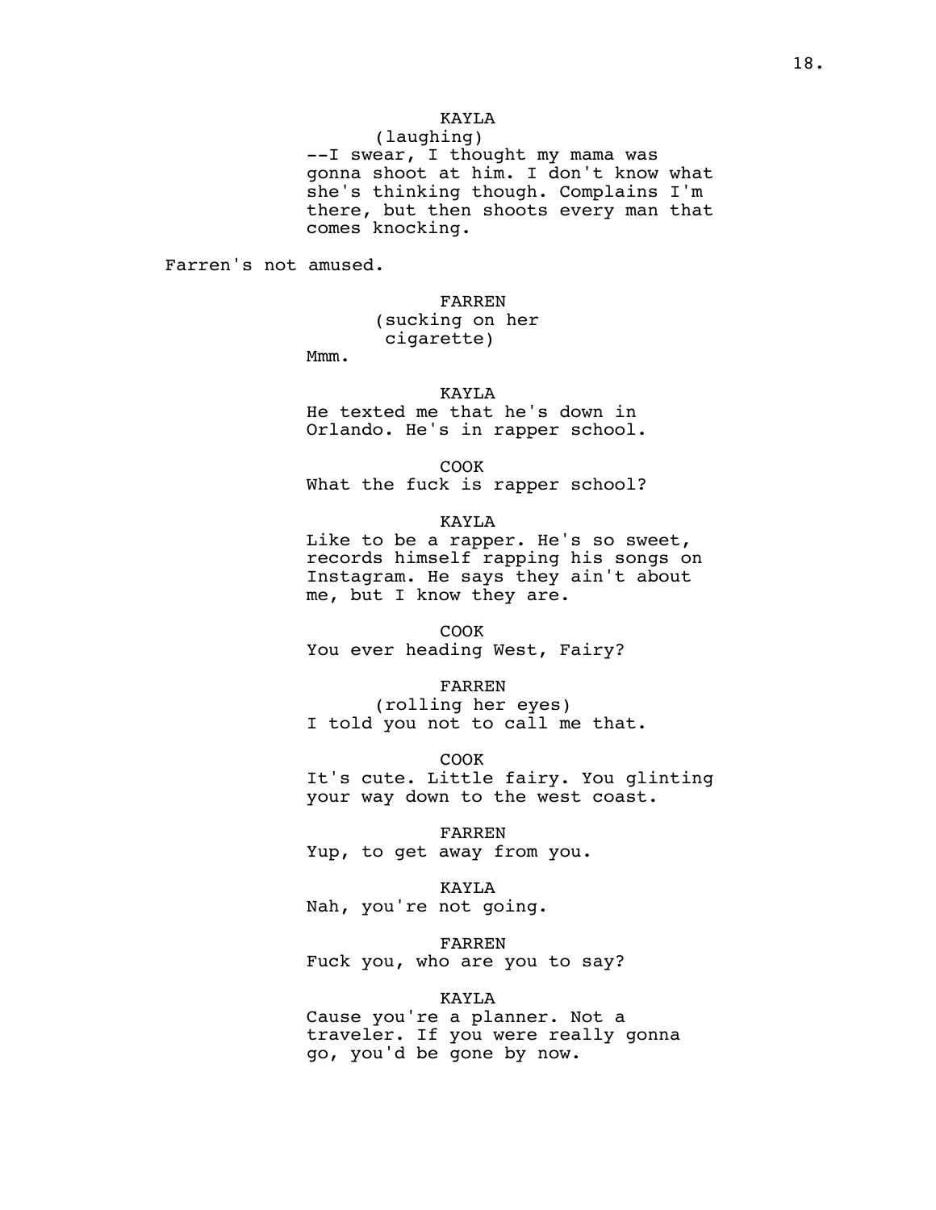KAYLA
(laughing)
--I swear, I thought my mama was gonna shoot at him. I don't know what she's thinking though. Complains I'm there, but then shoots every man that comes knocking.

Farren's not amused.

FARREN
(sucking on her cigarette)
Mmm.

KAYLA
He texted me that he's down in Orlando. He's in rapper school.

COOK
What the fuck is rapper school?

KAYLA
Like to be a rapper. He's so sweet, records himself rapping his songs on Instagram. He says they ain't about me, but I know they are.

COOK
You ever heading West, Fairy?

FARREN
(rolling her eyes)
I told you not to call me that.

COOK
It's cute. Little fairy. You glinting your way down to the west coast.

FARREN
Yup, to get away from you.

KAYLA
Nah, you're not going.

FARREN
Fuck you, who are you to say?

KAYLA
Cause you're a planner. Not a traveler. If you were really gonna go, you'd be gone by now.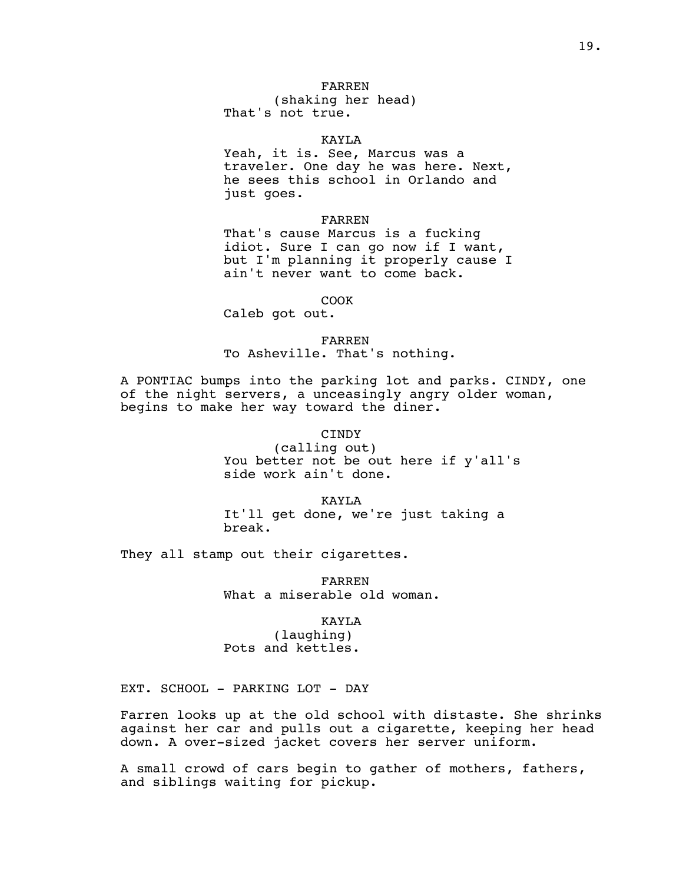FARREN
(shaking her head)
That's not true.

KAYLA
Yeah, it is. See, Marcus was a traveler. One day he was here. Next, he sees this school in Orlando and just goes.

FARREN
That's cause Marcus is a fucking idiot. Sure I can go now if I want, but I'm planning it properly cause I ain't never want to come back.

COOK
Caleb got out.

FARREN
To Asheville. That's nothing.

A PONTIAC bumps into the parking lot and parks. CINDY, one of the night servers, a unceasingly angry older woman, begins to make her way toward the diner.

CINDY
(calling out)
You better not be out here if y'all's side work ain't done.

KAYLA
It'll get done, we're just taking a break.

They all stamp out their cigarettes.

FARREN
What a miserable old woman.

KAYLA
(laughing)
Pots and kettles.

EXT. SCHOOL - PARKING LOT - DAY

Farren looks up at the old school with distaste. She shrinks against her car and pulls out a cigarette, keeping her head down. A over-sized jacket covers her server uniform.

A small crowd of cars begin to gather of mothers, fathers, and siblings waiting for pickup.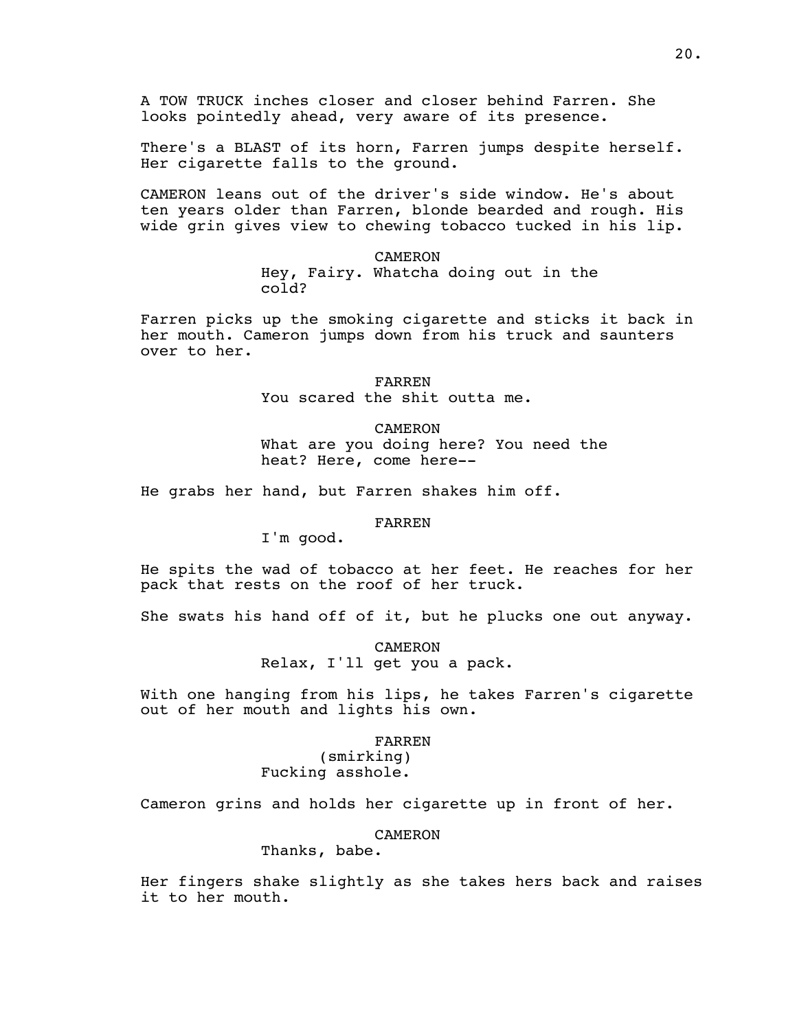A TOW TRUCK inches closer and closer behind Farren. She looks pointedly ahead, very aware of its presence.

There's a BLAST of its horn, Farren jumps despite herself. Her cigarette falls to the ground.

CAMERON leans out of the driver's side window. He's about ten years older than Farren, blonde bearded and rough. His wide grin gives view to chewing tobacco tucked in his lip.

CAMERON
Hey, Fairy. Whatcha doing out in the cold?

Farren picks up the smoking cigarette and sticks it back in her mouth. Cameron jumps down from his truck and saunters over to her.

FARREN
You scared the shit outta me.

CAMERON
What are you doing here? You need the heat? Here, come here--

He grabs her hand, but Farren shakes him off.

FARREN
I'm good.

He spits the wad of tobacco at her feet. He reaches for her pack that rests on the roof of her truck.

She swats his hand off of it, but he plucks one out anyway.

CAMERON
Relax, I'll get you a pack.

With one hanging from his lips, he takes Farren's cigarette out of her mouth and lights his own.

FARREN
(smirking)
Fucking asshole.

Cameron grins and holds her cigarette up in front of her.

CAMERON
Thanks, babe.

Her fingers shake slightly as she takes hers back and raises it to her mouth.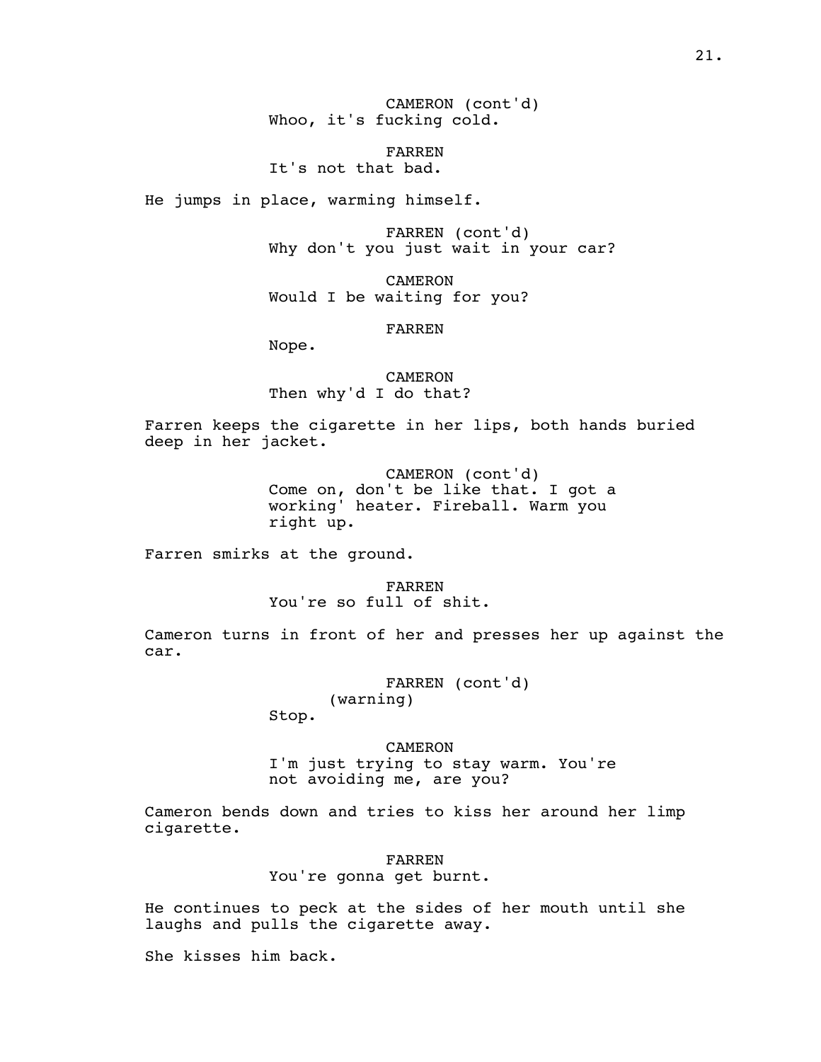CAMERON (cont'd)
Whoo, it's fucking cold.

FARREN
It's not that bad.

He jumps in place, warming himself.

FARREN (cont'd)
Why don't you just wait in your car?

CAMERON
Would I be waiting for you?

FARREN
Nope.

CAMERON
Then why'd I do that?

Farren keeps the cigarette in her lips, both hands buried deep in her jacket.

CAMERON (cont'd)
Come on, don't be like that. I got a working' heater. Fireball. Warm you right up.

Farren smirks at the ground.

FARREN
You're so full of shit.

Cameron turns in front of her and presses her up against the car.

FARREN (cont'd)
(warning)
Stop.

CAMERON
I'm just trying to stay warm. You're not avoiding me, are you?

Cameron bends down and tries to kiss her around her limp cigarette.

FARREN
You're gonna get burnt.

He continues to peck at the sides of her mouth until she laughs and pulls the cigarette away.

She kisses him back.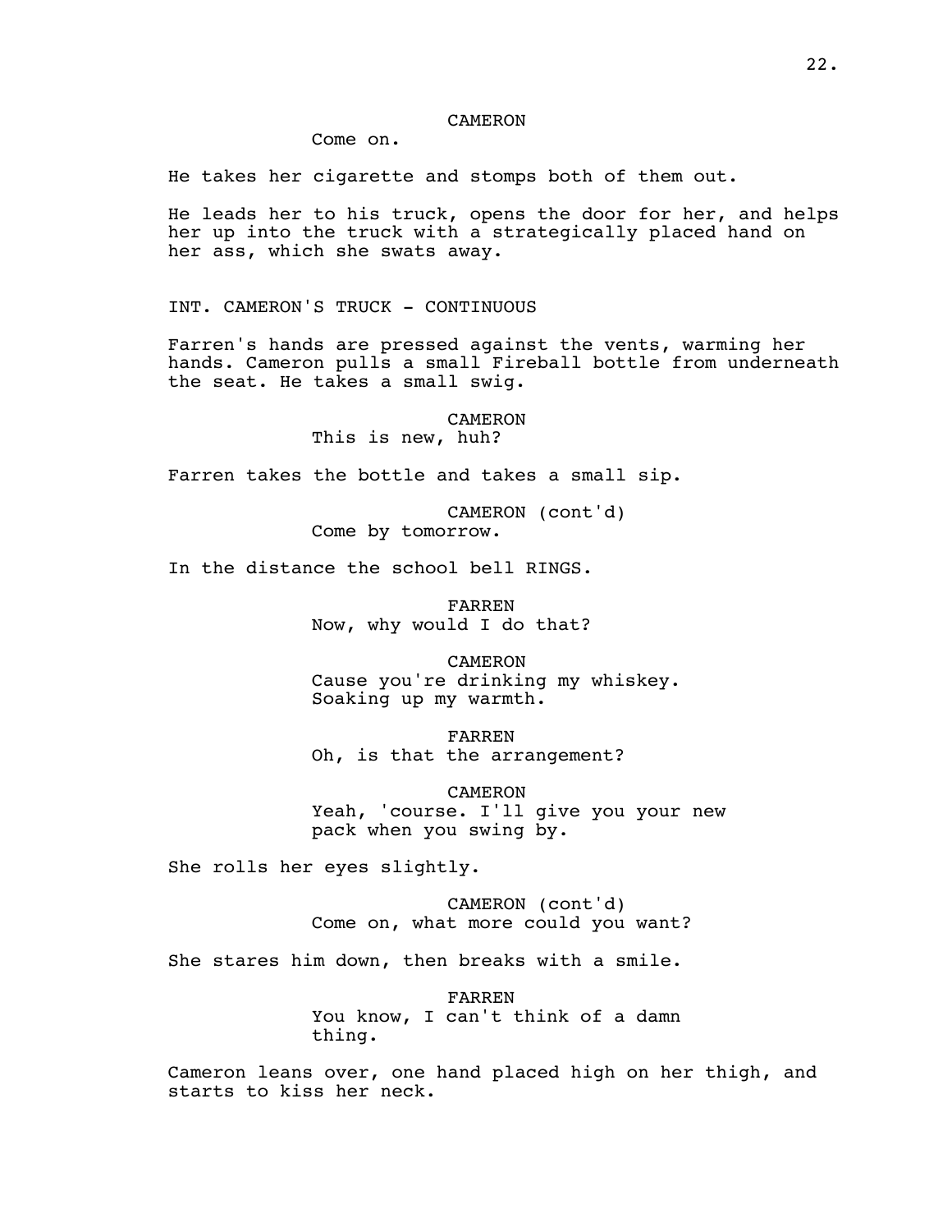CAMERON

Come on.

He takes her cigarette and stomps both of them out.

He leads her to his truck, opens the door for her, and helps her up into the truck with a strategically placed hand on her ass, which she swats away.

INT. CAMERON'S TRUCK - CONTINUOUS

Farren's hands are pressed against the vents, warming her hands. Cameron pulls a small Fireball bottle from underneath the seat. He takes a small swig.

CAMERON

This is new, huh?

Farren takes the bottle and takes a small sip.

CAMERON (cont'd)

Come by tomorrow.

In the distance the school bell RINGS.

FARREN

Now, why would I do that?

CAMERON

Cause you're drinking my whiskey. Soaking up my warmth.

FARREN

Oh, is that the arrangement?

CAMERON

Yeah, 'course. I'll give you your new pack when you swing by.

She rolls her eyes slightly.

CAMERON (cont'd)

Come on, what more could you want?

She stares him down, then breaks with a smile.

FARREN

You know, I can't think of a damn thing.

Cameron leans over, one hand placed high on her thigh, and starts to kiss her neck.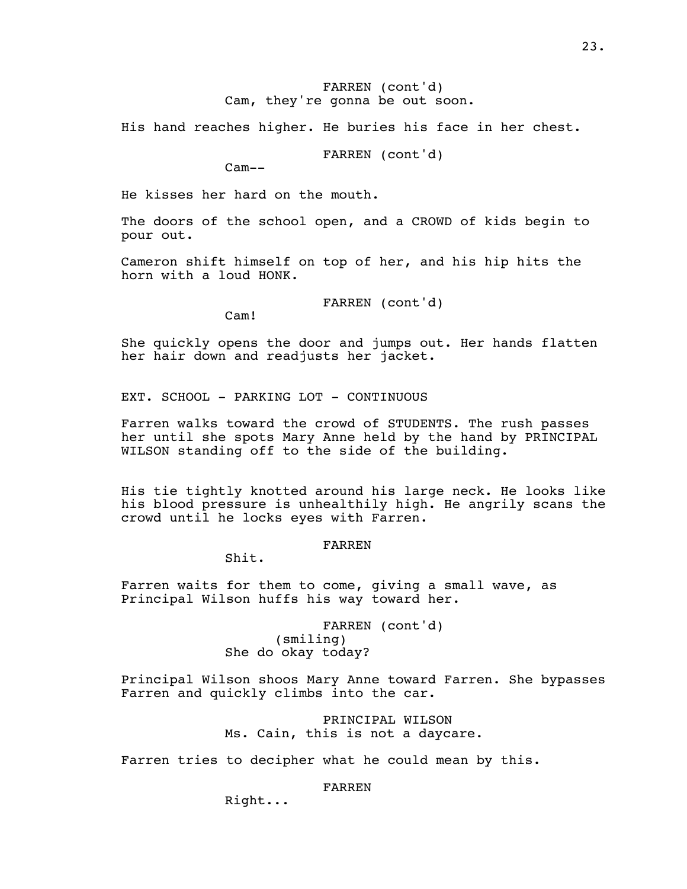FARREN (cont'd)
Cam, they're gonna be out soon.

His hand reaches higher. He buries his face in her chest.

FARREN (cont'd)
Cam--

He kisses her hard on the mouth.

The doors of the school open, and a CROWD of kids begin to pour out.

Cameron shift himself on top of her, and his hip hits the horn with a loud HONK.

FARREN (cont'd)
Cam!

She quickly opens the door and jumps out. Her hands flatten her hair down and readjusts her jacket.

EXT. SCHOOL - PARKING LOT - CONTINUOUS

Farren walks toward the crowd of STUDENTS. The rush passes her until she spots Mary Anne held by the hand by PRINCIPAL WILSON standing off to the side of the building.

His tie tightly knotted around his large neck. He looks like his blood pressure is unhealthily high. He angrily scans the crowd until he locks eyes with Farren.

FARREN
Shit.

Farren waits for them to come, giving a small wave, as Principal Wilson huffs his way toward her.

FARREN (cont'd)
(smiling)
She do okay today?

Principal Wilson shoos Mary Anne toward Farren. She bypasses Farren and quickly climbs into the car.

PRINCIPAL WILSON
Ms. Cain, this is not a daycare.

Farren tries to decipher what he could mean by this.

FARREN
Right...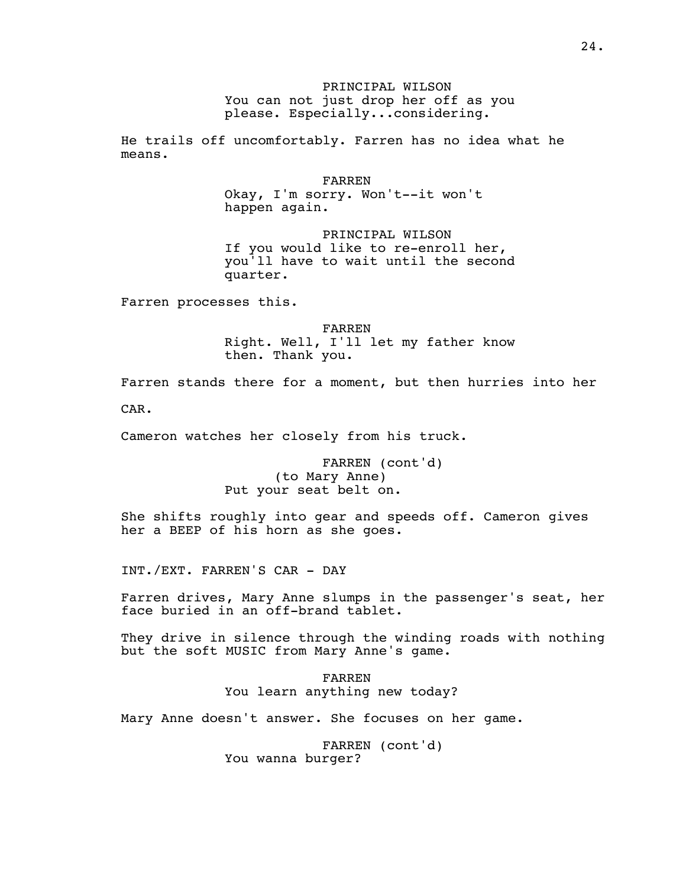PRINCIPAL WILSON
You can not just drop her off as you please. Especially...considering.

He trails off uncomfortably. Farren has no idea what he means.

FARREN
Okay, I'm sorry. Won't--it won't happen again.

PRINCIPAL WILSON
If you would like to re-enroll her, you'll have to wait until the second quarter.

Farren processes this.

FARREN
Right. Well, I'll let my father know then. Thank you.

Farren stands there for a moment, but then hurries into her

CAR.

Cameron watches her closely from his truck.

FARREN (cont'd)
(to Mary Anne)
Put your seat belt on.

She shifts roughly into gear and speeds off. Cameron gives her a BEEP of his horn as she goes.

INT./EXT. FARREN'S CAR - DAY

Farren drives, Mary Anne slumps in the passenger's seat, her face buried in an off-brand tablet.

They drive in silence through the winding roads with nothing but the soft MUSIC from Mary Anne's game.

FARREN
You learn anything new today?

Mary Anne doesn't answer. She focuses on her game.

FARREN (cont'd)
You wanna burger?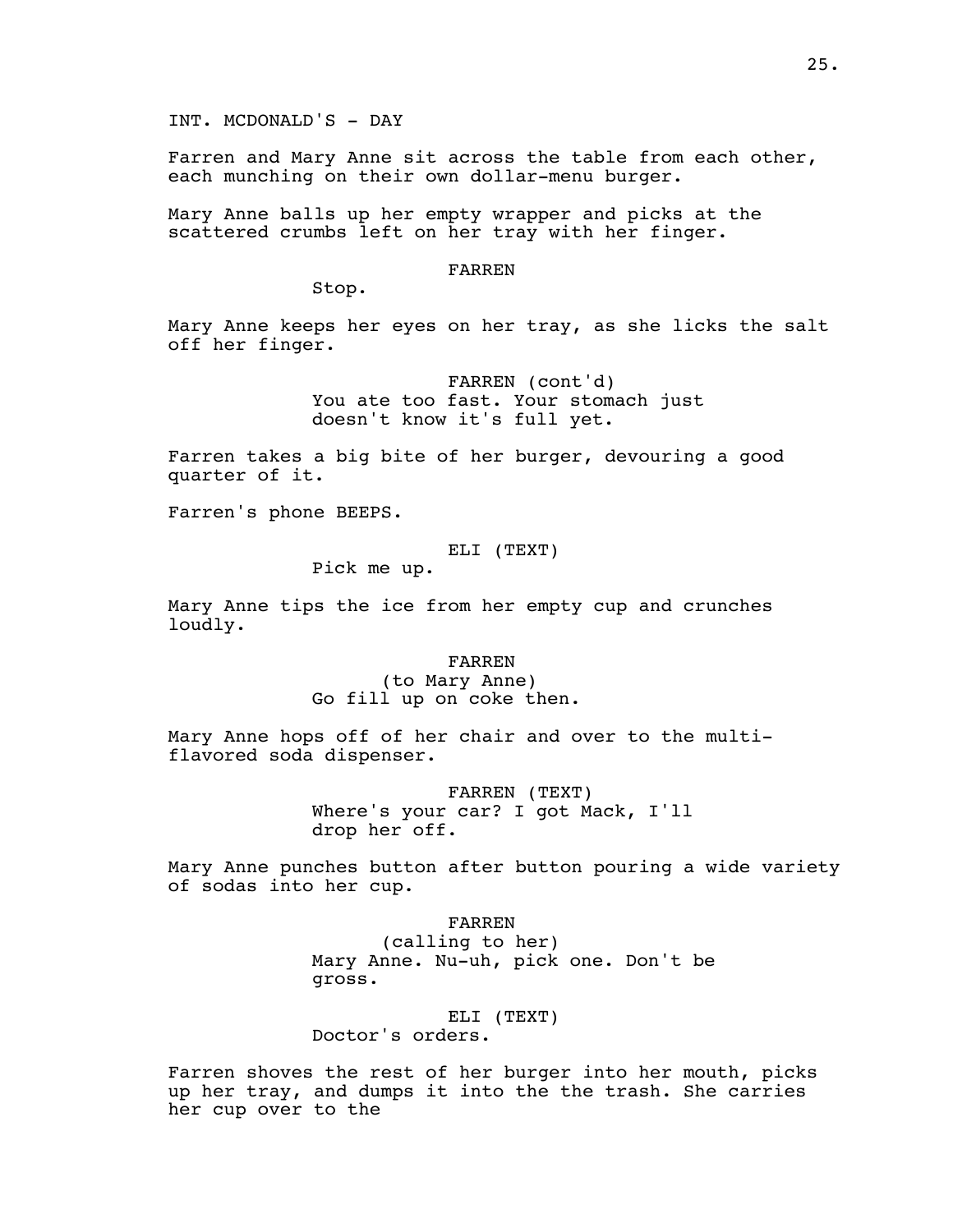INT. MCDONALD'S - DAY

Farren and Mary Anne sit across the table from each other, each munching on their own dollar-menu burger.

Mary Anne balls up her empty wrapper and picks at the scattered crumbs left on her tray with her finger.

FARREN

Stop.

Mary Anne keeps her eyes on her tray, as she licks the salt off her finger.

FARREN (cont'd)

You ate too fast. Your stomach just doesn't know it's full yet.

Farren takes a big bite of her burger, devouring a good quarter of it.

Farren's phone BEEPS.

ELI (TEXT)

Pick me up.

Mary Anne tips the ice from her empty cup and crunches loudly.

FARREN

(to Mary Anne)

Go fill up on coke then.

Mary Anne hops off of her chair and over to the multi-flavored soda dispenser.

FARREN (TEXT)

Where's your car? I got Mack, I'll drop her off.

Mary Anne punches button after button pouring a wide variety of sodas into her cup.

FARREN

(calling to her)

Mary Anne. Nu-uh, pick one. Don't be gross.

ELI (TEXT)

Doctor's orders.

Farren shoves the rest of her burger into her mouth, picks up her tray, and dumps it into the the trash. She carries her cup over to the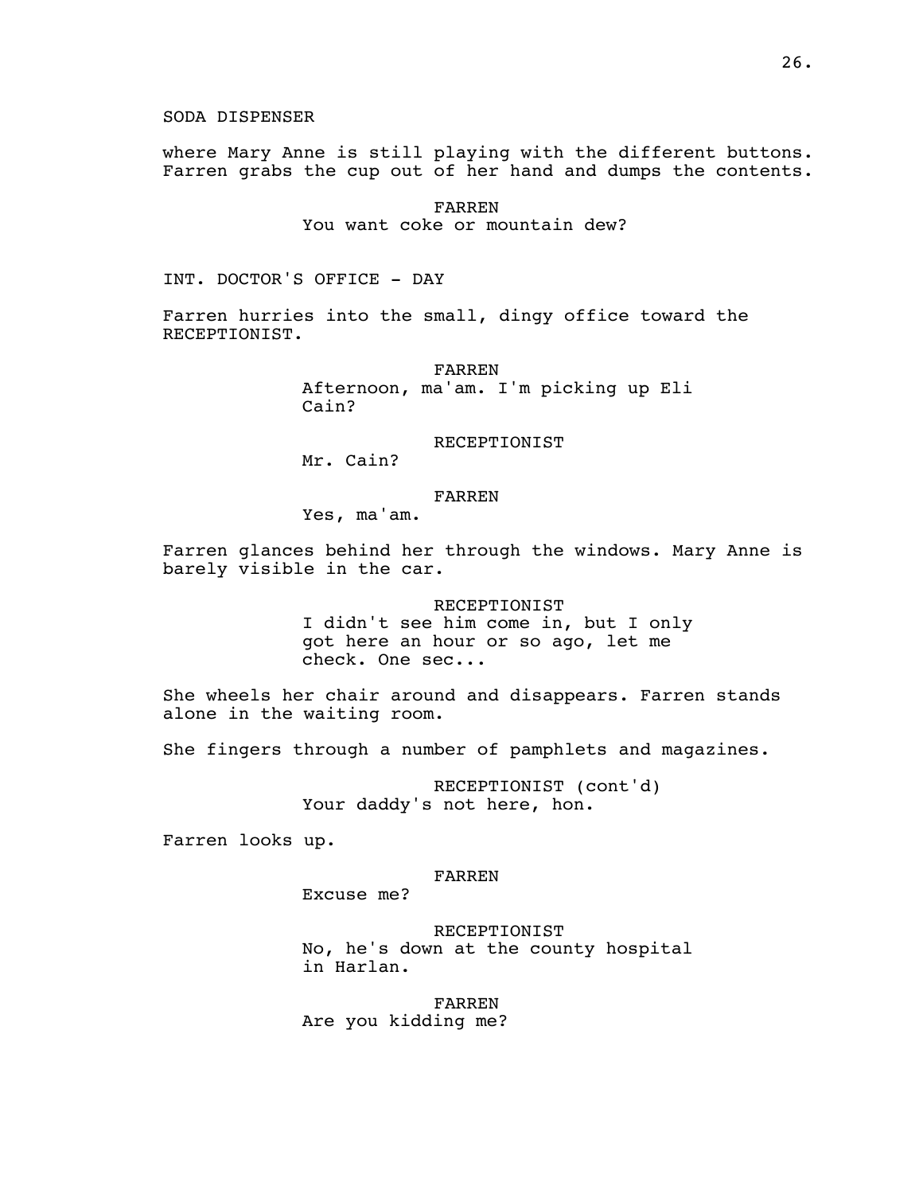SODA DISPENSER

where Mary Anne is still playing with the different buttons. Farren grabs the cup out of her hand and dumps the contents.

FARREN
You want coke or mountain dew?

INT. DOCTOR'S OFFICE - DAY

Farren hurries into the small, dingy office toward the RECEPTIONIST.

FARREN
Afternoon, ma'am. I'm picking up Eli Cain?

RECEPTIONIST
Mr. Cain?

FARREN
Yes, ma'am.

Farren glances behind her through the windows. Mary Anne is barely visible in the car.

RECEPTIONIST
I didn't see him come in, but I only got here an hour or so ago, let me check. One sec...

She wheels her chair around and disappears. Farren stands alone in the waiting room.

She fingers through a number of pamphlets and magazines.

RECEPTIONIST (cont'd)
Your daddy's not here, hon.

Farren looks up.

FARREN
Excuse me?

RECEPTIONIST
No, he's down at the county hospital in Harlan.

FARREN
Are you kidding me?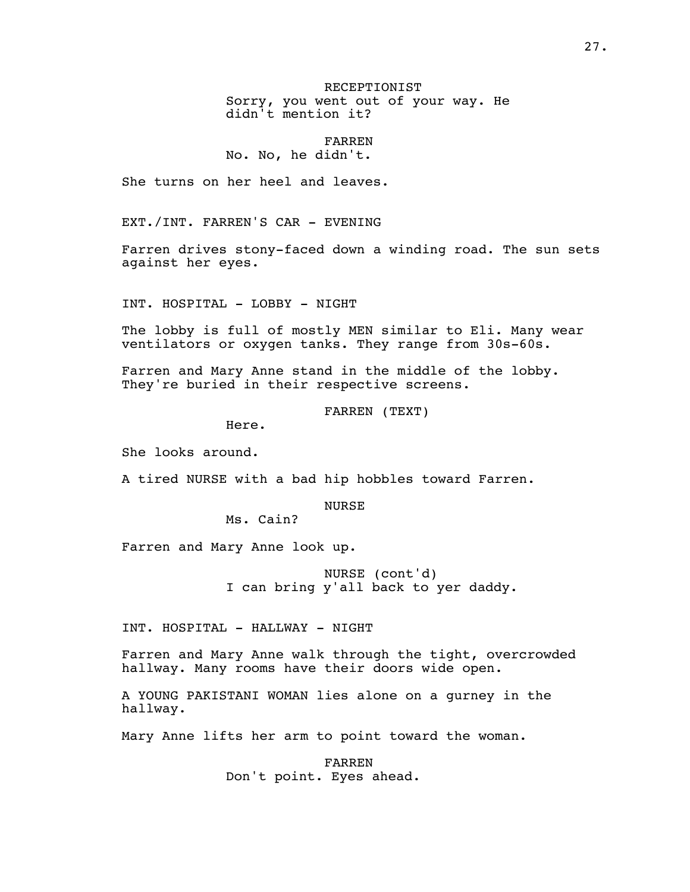RECEPTIONIST
Sorry, you went out of your way. He didn't mention it?

FARREN
No. No, he didn't.

She turns on her heel and leaves.

EXT./INT. FARREN'S CAR - EVENING

Farren drives stony-faced down a winding road. The sun sets against her eyes.

INT. HOSPITAL - LOBBY - NIGHT

The lobby is full of mostly MEN similar to Eli. Many wear ventilators or oxygen tanks. They range from 30s-60s.

Farren and Mary Anne stand in the middle of the lobby. They're buried in their respective screens.

FARREN (TEXT)
Here.

She looks around.

A tired NURSE with a bad hip hobbles toward Farren.

NURSE
Ms. Cain?

Farren and Mary Anne look up.

NURSE (cont'd)
I can bring y'all back to yer daddy.

INT. HOSPITAL - HALLWAY - NIGHT

Farren and Mary Anne walk through the tight, overcrowded hallway. Many rooms have their doors wide open.

A YOUNG PAKISTANI WOMAN lies alone on a gurney in the hallway.

Mary Anne lifts her arm to point toward the woman.

FARREN
Don't point. Eyes ahead.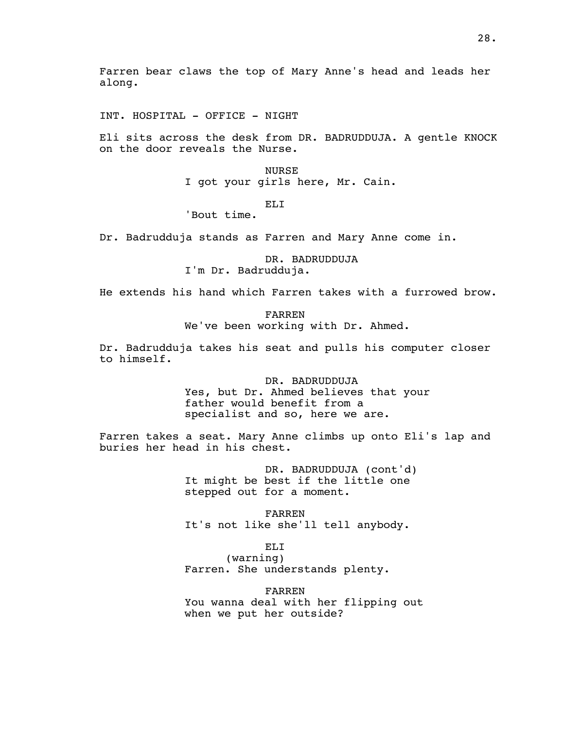Farren bear claws the top of Mary Anne's head and leads her along.

INT. HOSPITAL - OFFICE - NIGHT

Eli sits across the desk from DR. BADRUDDUJA. A gentle KNOCK on the door reveals the Nurse.

NURSE
I got your girls here, Mr. Cain.

ELI
'Bout time.

Dr. Badrudduja stands as Farren and Mary Anne come in.

DR. BADRUDDUJA
I'm Dr. Badrudduja.

He extends his hand which Farren takes with a furrowed brow.

FARREN
We've been working with Dr. Ahmed.

Dr. Badrudduja takes his seat and pulls his computer closer to himself.

DR. BADRUDDUJA
Yes, but Dr. Ahmed believes that your father would benefit from a specialist and so, here we are.

Farren takes a seat. Mary Anne climbs up onto Eli's lap and buries her head in his chest.

DR. BADRUDDUJA (cont'd)
It might be best if the little one stepped out for a moment.

FARREN
It's not like she'll tell anybody.

ELI
(warning)
Farren. She understands plenty.

FARREN
You wanna deal with her flipping out when we put her outside?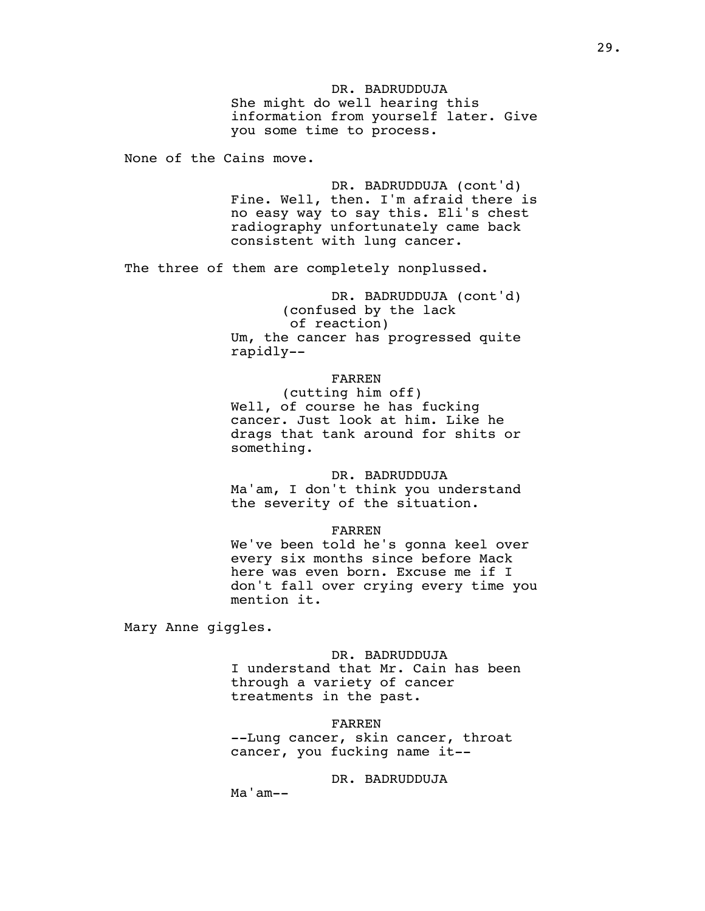DR. BADRUDDUJA
She might do well hearing this information from yourself later. Give you some time to process.

None of the Cains move.

DR. BADRUDDUJA (cont'd)
Fine. Well, then. I'm afraid there is no easy way to say this. Eli's chest radiography unfortunately came back consistent with lung cancer.

The three of them are completely nonplussed.

DR. BADRUDDUJA (cont'd)
(confused by the lack of reaction)
Um, the cancer has progressed quite rapidly--

FARREN
(cutting him off)
Well, of course he has fucking cancer. Just look at him. Like he drags that tank around for shits or something.

DR. BADRUDDUJA
Ma'am, I don't think you understand the severity of the situation.

FARREN
We've been told he's gonna keel over every six months since before Mack here was even born. Excuse me if I don't fall over crying every time you mention it.

Mary Anne giggles.

DR. BADRUDDUJA
I understand that Mr. Cain has been through a variety of cancer treatments in the past.

FARREN
--Lung cancer, skin cancer, throat cancer, you fucking name it--

DR. BADRUDDUJA
Ma'am--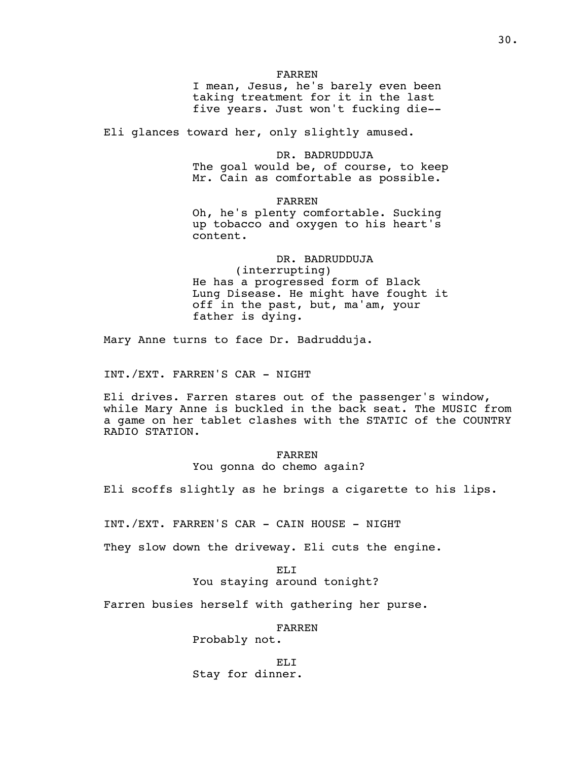FARREN
I mean, Jesus, he's barely even been taking treatment for it in the last five years. Just won't fucking die--

Eli glances toward her, only slightly amused.

DR. BADRUDDUJA
The goal would be, of course, to keep Mr. Cain as comfortable as possible.

FARREN
Oh, he's plenty comfortable. Sucking up tobacco and oxygen to his heart's content.

DR. BADRUDDUJA
(interrupting)
He has a progressed form of Black Lung Disease. He might have fought it off in the past, but, ma'am, your father is dying.

Mary Anne turns to face Dr. Badrudduja.

INT./EXT. FARREN'S CAR - NIGHT

Eli drives. Farren stares out of the passenger's window, while Mary Anne is buckled in the back seat. The MUSIC from a game on her tablet clashes with the STATIC of the COUNTRY RADIO STATION.

FARREN
You gonna do chemo again?

Eli scoffs slightly as he brings a cigarette to his lips.

INT./EXT. FARREN'S CAR - CAIN HOUSE - NIGHT

They slow down the driveway. Eli cuts the engine.

ELI
You staying around tonight?

Farren busies herself with gathering her purse.

FARREN
Probably not.

ELI
Stay for dinner.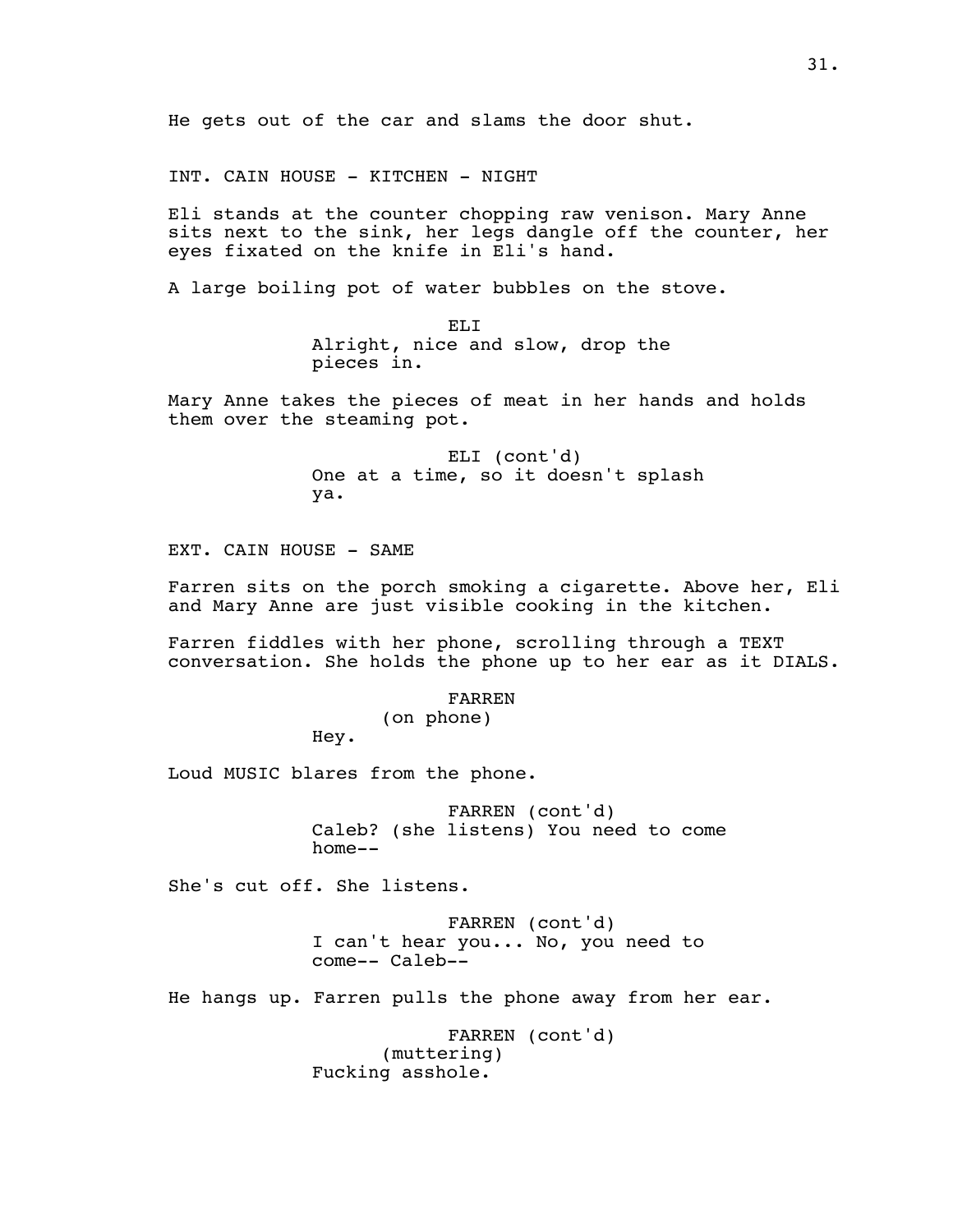He gets out of the car and slams the door shut.

INT. CAIN HOUSE - KITCHEN - NIGHT

Eli stands at the counter chopping raw venison. Mary Anne sits next to the sink, her legs dangle off the counter, her eyes fixated on the knife in Eli's hand.

A large boiling pot of water bubbles on the stove.

ELI

Alright, nice and slow, drop the pieces in.

Mary Anne takes the pieces of meat in her hands and holds them over the steaming pot.

ELI (cont'd)

One at a time, so it doesn't splash ya.

EXT. CAIN HOUSE - SAME

Farren sits on the porch smoking a cigarette. Above her, Eli and Mary Anne are just visible cooking in the kitchen.

Farren fiddles with her phone, scrolling through a TEXT conversation. She holds the phone up to her ear as it DIALS.

FARREN

(on phone)

Hey.

Loud MUSIC blares from the phone.

FARREN (cont'd)

Caleb? (she listens) You need to come home--

She's cut off. She listens.

FARREN (cont'd)

I can't hear you... No, you need to come-- Caleb--

He hangs up. Farren pulls the phone away from her ear.

FARREN (cont'd)

(muttering)

Fucking asshole.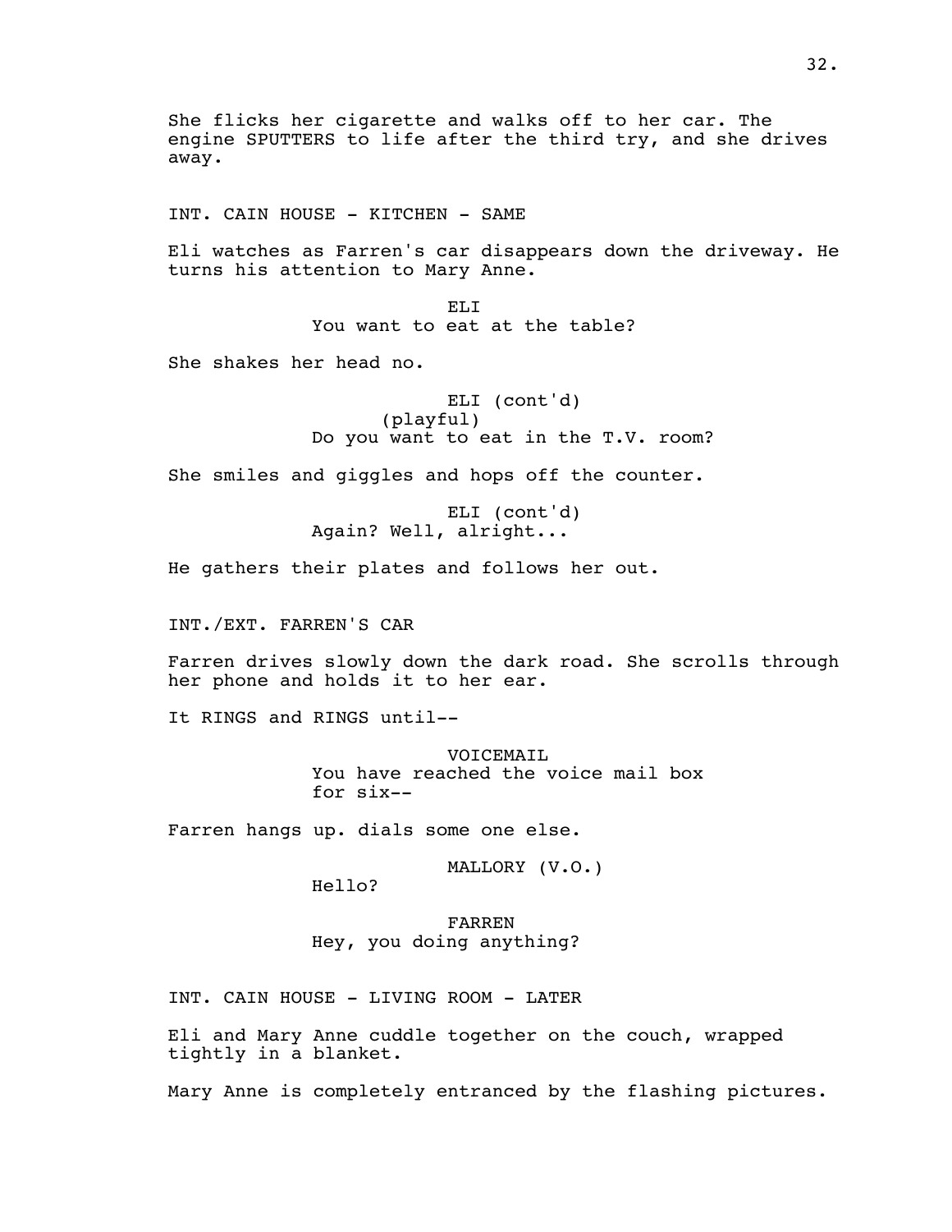She flicks her cigarette and walks off to her car. The engine SPUTTERS to life after the third try, and she drives away.

INT. CAIN HOUSE - KITCHEN - SAME

Eli watches as Farren's car disappears down the driveway. He turns his attention to Mary Anne.

ELI
You want to eat at the table?

She shakes her head no.

ELI (cont'd)
(playful)
Do you want to eat in the T.V. room?

She smiles and giggles and hops off the counter.

ELI (cont'd)
Again? Well, alright...

He gathers their plates and follows her out.

INT./EXT. FARREN'S CAR

Farren drives slowly down the dark road. She scrolls through her phone and holds it to her ear.

It RINGS and RINGS until--

VOICEMAIL
You have reached the voice mail box for six--

Farren hangs up. dials some one else.

MALLORY (V.O.)
Hello?

FARREN
Hey, you doing anything?

INT. CAIN HOUSE - LIVING ROOM - LATER

Eli and Mary Anne cuddle together on the couch, wrapped tightly in a blanket.

Mary Anne is completely entranced by the flashing pictures.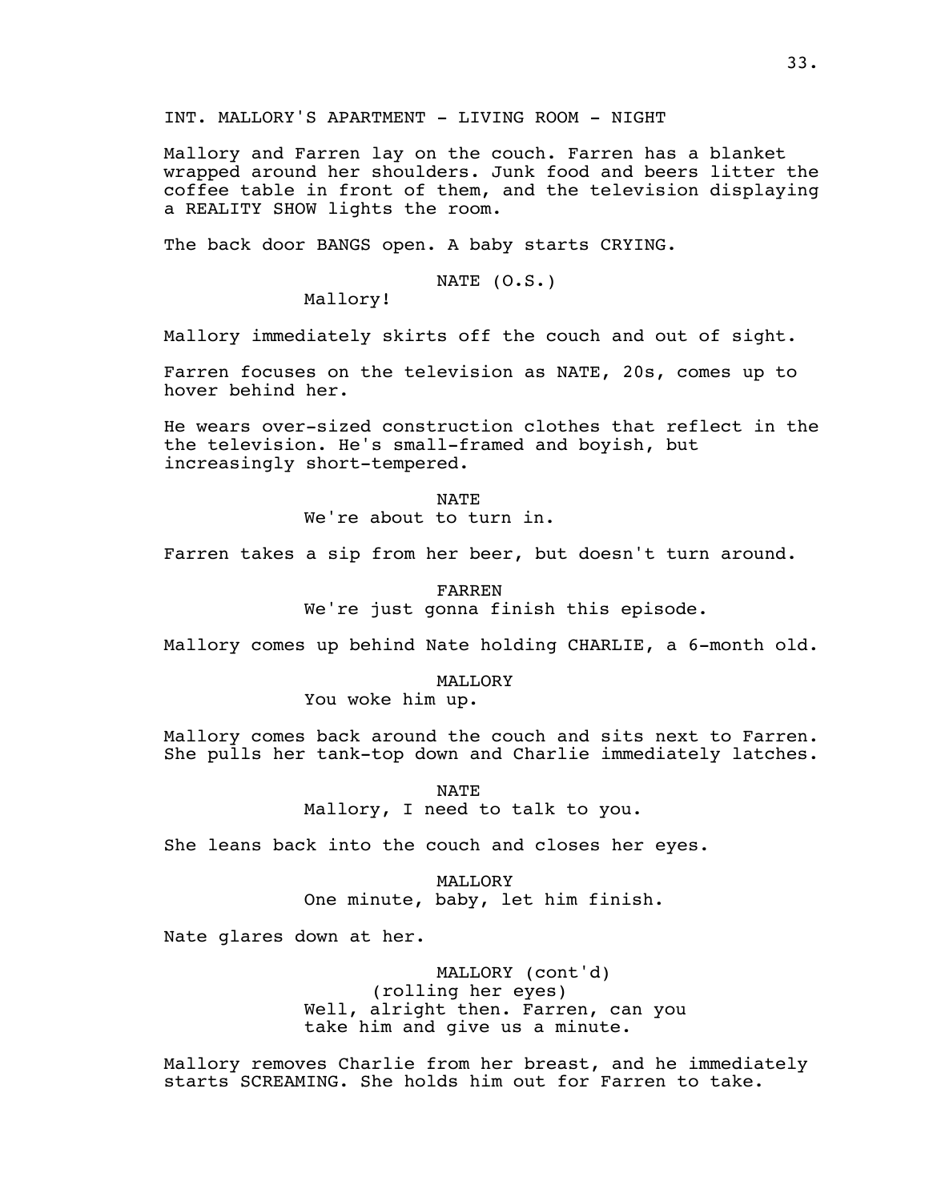INT. MALLORY'S APARTMENT - LIVING ROOM - NIGHT

Mallory and Farren lay on the couch. Farren has a blanket wrapped around her shoulders. Junk food and beers litter the coffee table in front of them, and the television displaying a REALITY SHOW lights the room.

The back door BANGS open. A baby starts CRYING.

NATE (O.S.)
Mallory!

Mallory immediately skirts off the couch and out of sight.

Farren focuses on the television as NATE, 20s, comes up to hover behind her.

He wears over-sized construction clothes that reflect in the the television. He's small-framed and boyish, but increasingly short-tempered.

NATE
We're about to turn in.

Farren takes a sip from her beer, but doesn't turn around.

FARREN
We're just gonna finish this episode.

Mallory comes up behind Nate holding CHARLIE, a 6-month old.

MALLORY
You woke him up.

Mallory comes back around the couch and sits next to Farren. She pulls her tank-top down and Charlie immediately latches.

NATE
Mallory, I need to talk to you.

She leans back into the couch and closes her eyes.

MALLORY
One minute, baby, let him finish.

Nate glares down at her.

MALLORY (cont'd)
(rolling her eyes)
Well, alright then. Farren, can you take him and give us a minute.

Mallory removes Charlie from her breast, and he immediately starts SCREAMING. She holds him out for Farren to take.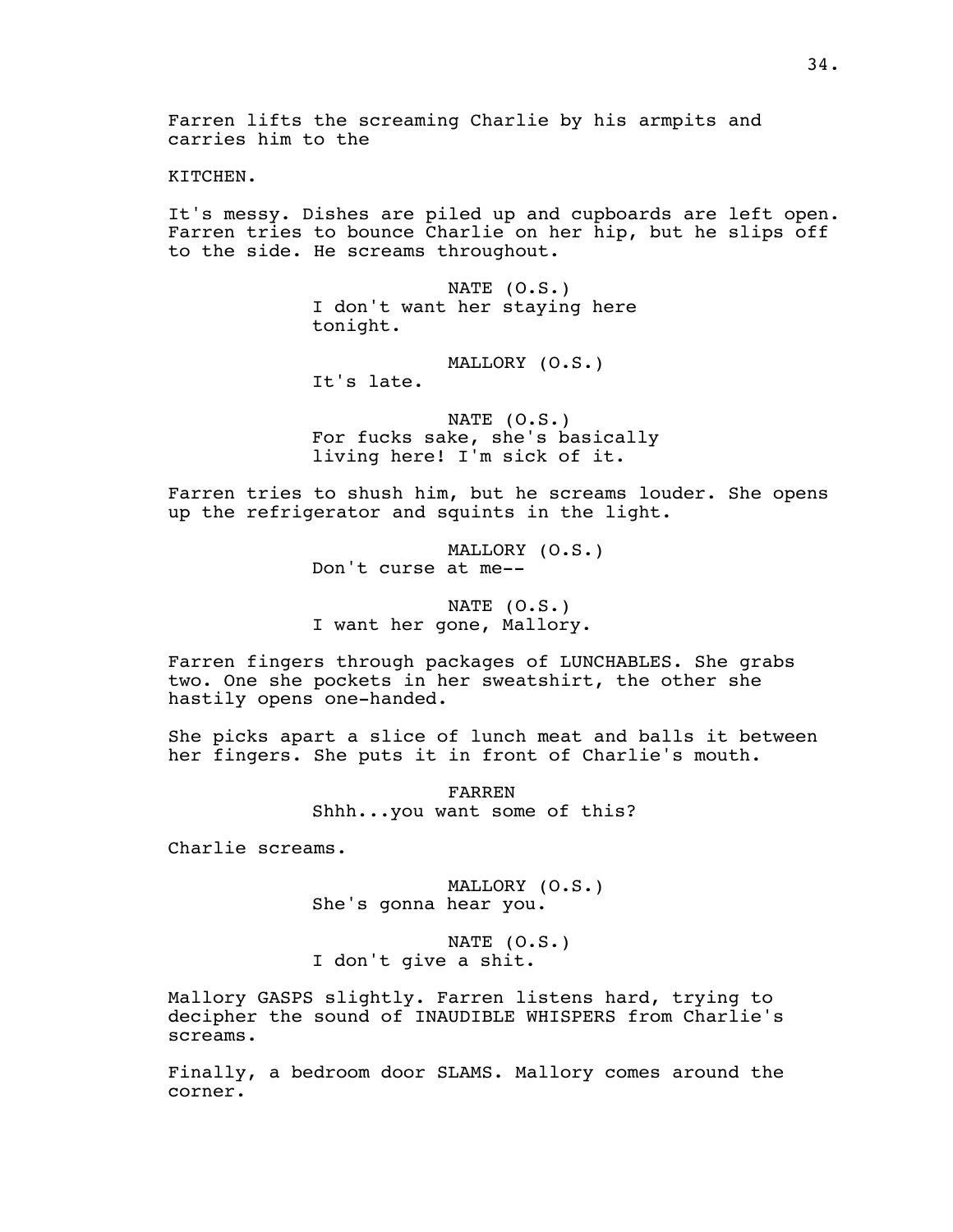Farren lifts the screaming Charlie by his armpits and carries him to the

KITCHEN.

It's messy. Dishes are piled up and cupboards are left open. Farren tries to bounce Charlie on her hip, but he slips off to the side. He screams throughout.

NATE (O.S.)
I don't want her staying here tonight.

MALLORY (O.S.)
It's late.

NATE (O.S.)
For fucks sake, she's basically living here! I'm sick of it.

Farren tries to shush him, but he screams louder. She opens up the refrigerator and squints in the light.

MALLORY (O.S.)
Don't curse at me--

NATE (O.S.)
I want her gone, Mallory.

Farren fingers through packages of LUNCHABLES. She grabs two. One she pockets in her sweatshirt, the other she hastily opens one-handed.

She picks apart a slice of lunch meat and balls it between her fingers. She puts it in front of Charlie's mouth.

FARREN
Shhh...you want some of this?

Charlie screams.

MALLORY (O.S.)
She's gonna hear you.

NATE (O.S.)
I don't give a shit.

Mallory GASPS slightly. Farren listens hard, trying to decipher the sound of INAUDIBLE WHISPERS from Charlie's screams.

Finally, a bedroom door SLAMS. Mallory comes around the corner.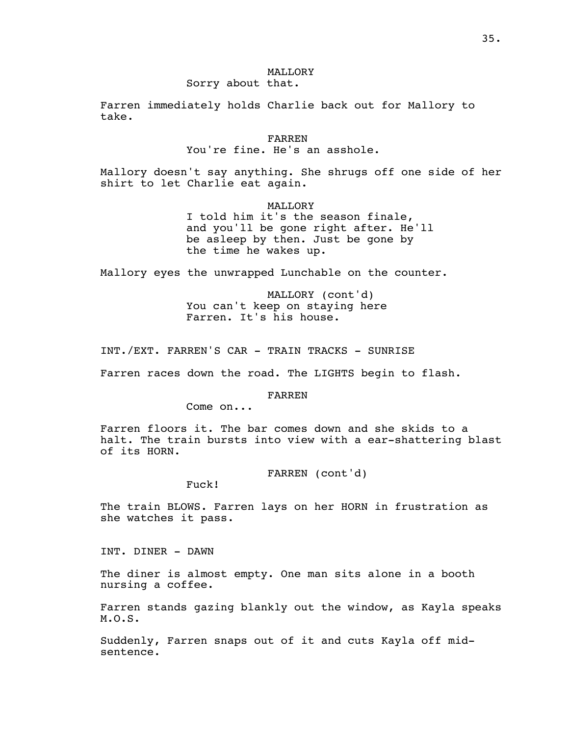MALLORY
Sorry about that.

Farren immediately holds Charlie back out for Mallory to take.

FARREN
You're fine. He's an asshole.

Mallory doesn't say anything. She shrugs off one side of her shirt to let Charlie eat again.

MALLORY
I told him it's the season finale, and you'll be gone right after. He'll be asleep by then. Just be gone by the time he wakes up.

Mallory eyes the unwrapped Lunchable on the counter.

MALLORY (cont'd)
You can't keep on staying here Farren. It's his house.

INT./EXT. FARREN'S CAR - TRAIN TRACKS - SUNRISE

Farren races down the road. The LIGHTS begin to flash.

FARREN
Come on...

Farren floors it. The bar comes down and she skids to a halt. The train bursts into view with a ear-shattering blast of its HORN.

FARREN (cont'd)
Fuck!

The train BLOWS. Farren lays on her HORN in frustration as she watches it pass.

INT. DINER - DAWN

The diner is almost empty. One man sits alone in a booth nursing a coffee.

Farren stands gazing blankly out the window, as Kayla speaks M.O.S.

Suddenly, Farren snaps out of it and cuts Kayla off mid-sentence.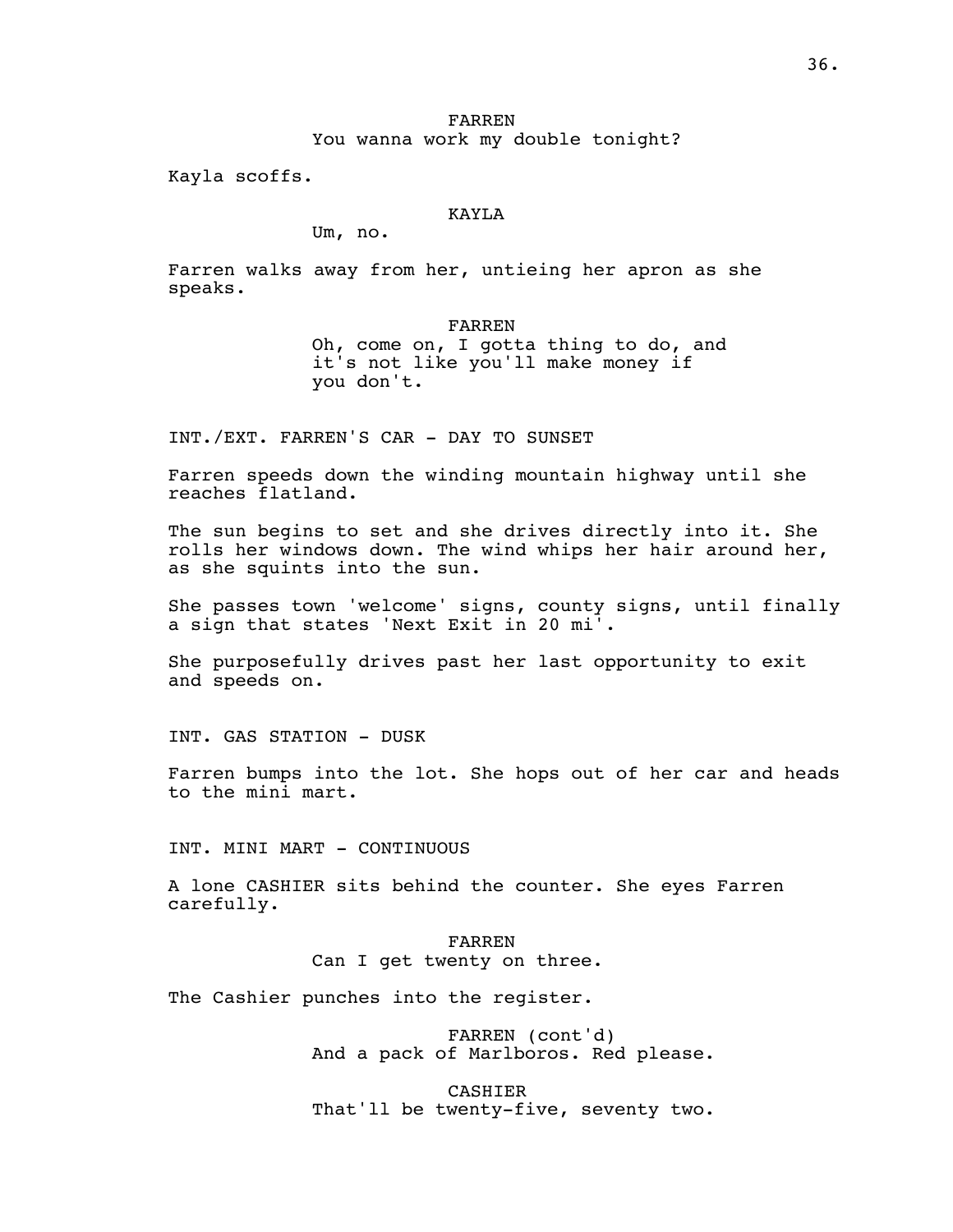FARREN
You wanna work my double tonight?

Kayla scoffs.

KAYLA
Um, no.

Farren walks away from her, untieing her apron as she speaks.

FARREN
Oh, come on, I gotta thing to do, and it's not like you'll make money if you don't.

INT./EXT. FARREN'S CAR - DAY TO SUNSET

Farren speeds down the winding mountain highway until she reaches flatland.

The sun begins to set and she drives directly into it. She rolls her windows down. The wind whips her hair around her, as she squints into the sun.

She passes town 'welcome' signs, county signs, until finally a sign that states 'Next Exit in 20 mi'.

She purposefully drives past her last opportunity to exit and speeds on.

INT. GAS STATION - DUSK

Farren bumps into the lot. She hops out of her car and heads to the mini mart.

INT. MINI MART - CONTINUOUS

A lone CASHIER sits behind the counter. She eyes Farren carefully.

FARREN
Can I get twenty on three.

The Cashier punches into the register.

FARREN (cont'd)
And a pack of Marlboros. Red please.

CASHIER
That'll be twenty-five, seventy two.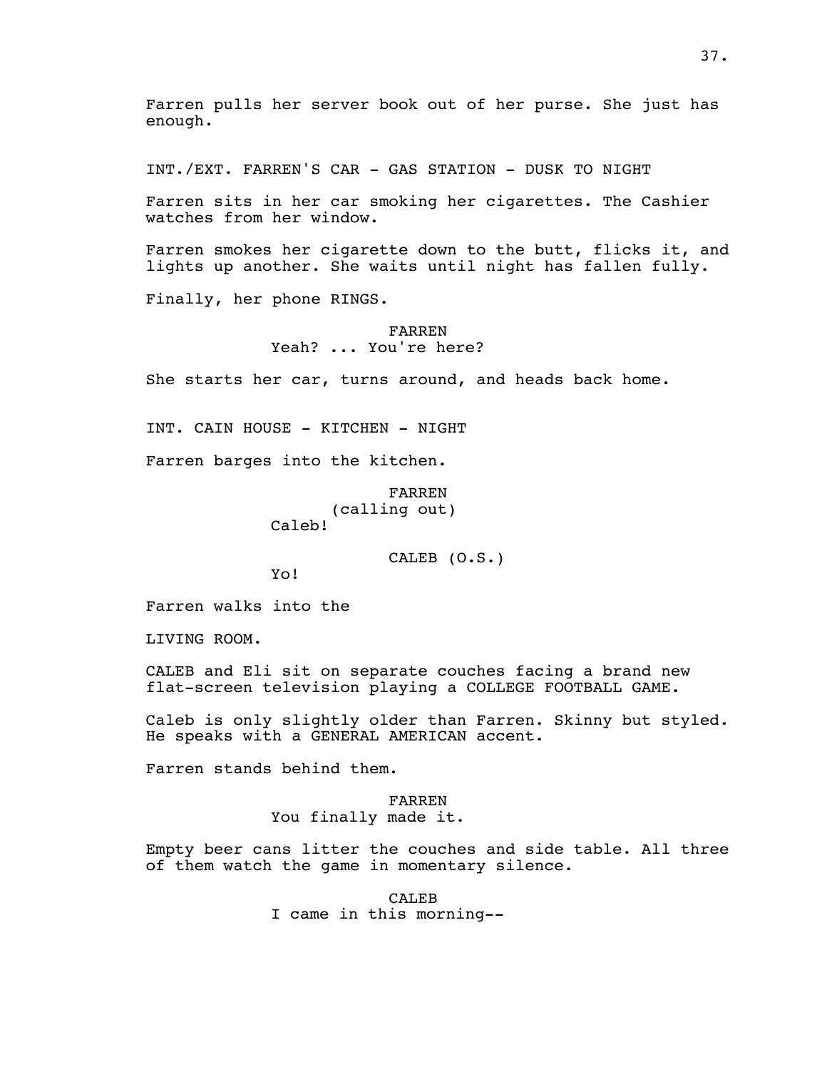Farren pulls her server book out of her purse. She just has enough.

INT./EXT. FARREN'S CAR - GAS STATION - DUSK TO NIGHT

Farren sits in her car smoking her cigarettes. The Cashier watches from her window.

Farren smokes her cigarette down to the butt, flicks it, and lights up another. She waits until night has fallen fully.

Finally, her phone RINGS.

FARREN
Yeah? ... You're here?

She starts her car, turns around, and heads back home.

INT. CAIN HOUSE - KITCHEN - NIGHT

Farren barges into the kitchen.

FARREN
(calling out)
Caleb!

CALEB (O.S.)
Yo!

Farren walks into the

LIVING ROOM.

CALEB and Eli sit on separate couches facing a brand new flat-screen television playing a COLLEGE FOOTBALL GAME.

Caleb is only slightly older than Farren. Skinny but styled. He speaks with a GENERAL AMERICAN accent.

Farren stands behind them.

FARREN
You finally made it.

Empty beer cans litter the couches and side table. All three of them watch the game in momentary silence.

CALEB
I came in this morning--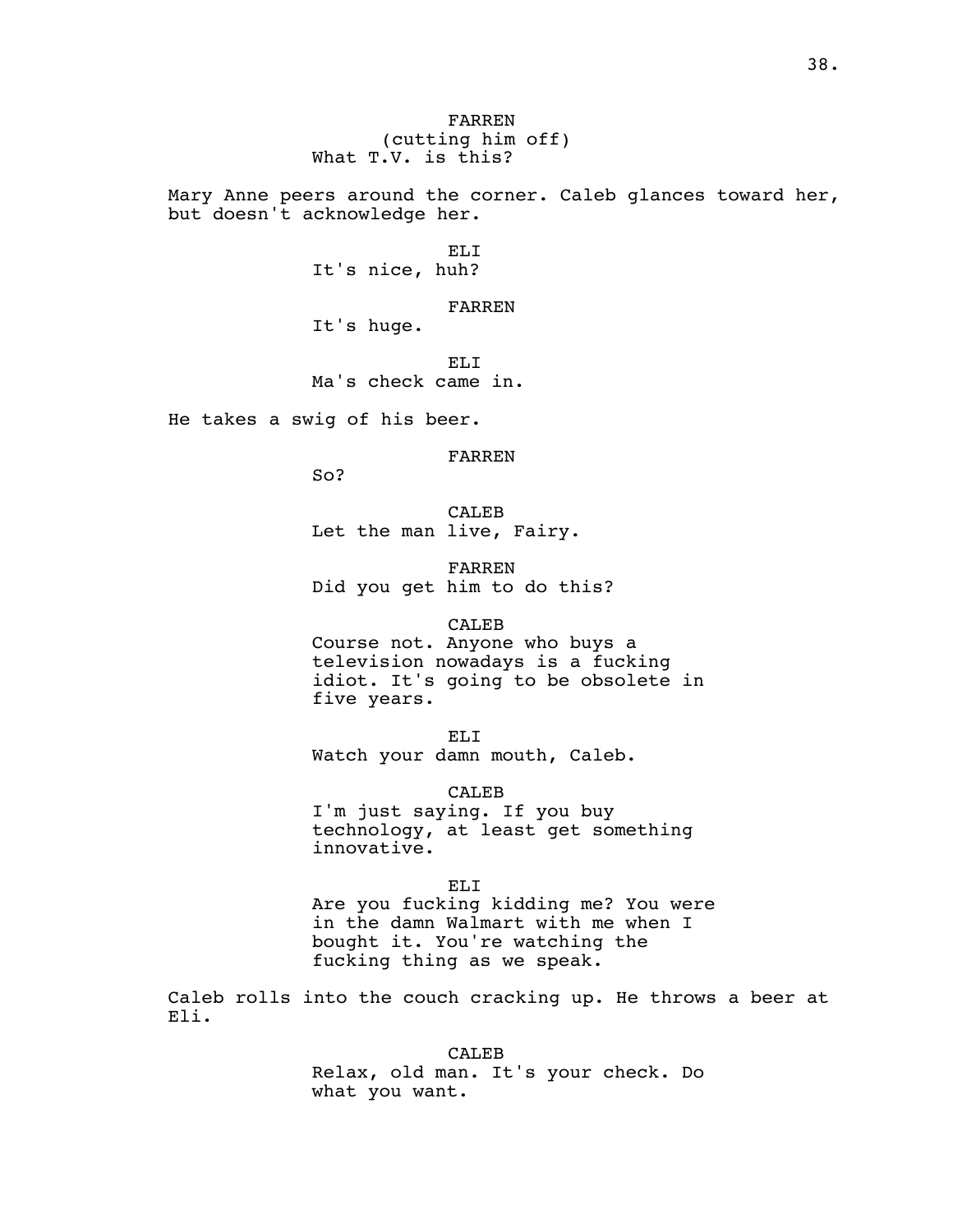FARREN
(cutting him off)
What T.V. is this?

Mary Anne peers around the corner. Caleb glances toward her, but doesn't acknowledge her.

ELI
It's nice, huh?

FARREN
It's huge.

ELI
Ma's check came in.

He takes a swig of his beer.

FARREN
So?

CALEB
Let the man live, Fairy.

FARREN
Did you get him to do this?

CALEB
Course not. Anyone who buys a television nowadays is a fucking idiot. It's going to be obsolete in five years.

ELI
Watch your damn mouth, Caleb.

CALEB
I'm just saying. If you buy technology, at least get something innovative.

ELI
Are you fucking kidding me? You were in the damn Walmart with me when I bought it. You're watching the fucking thing as we speak.

Caleb rolls into the couch cracking up. He throws a beer at Eli.

CALEB
Relax, old man. It's your check. Do what you want.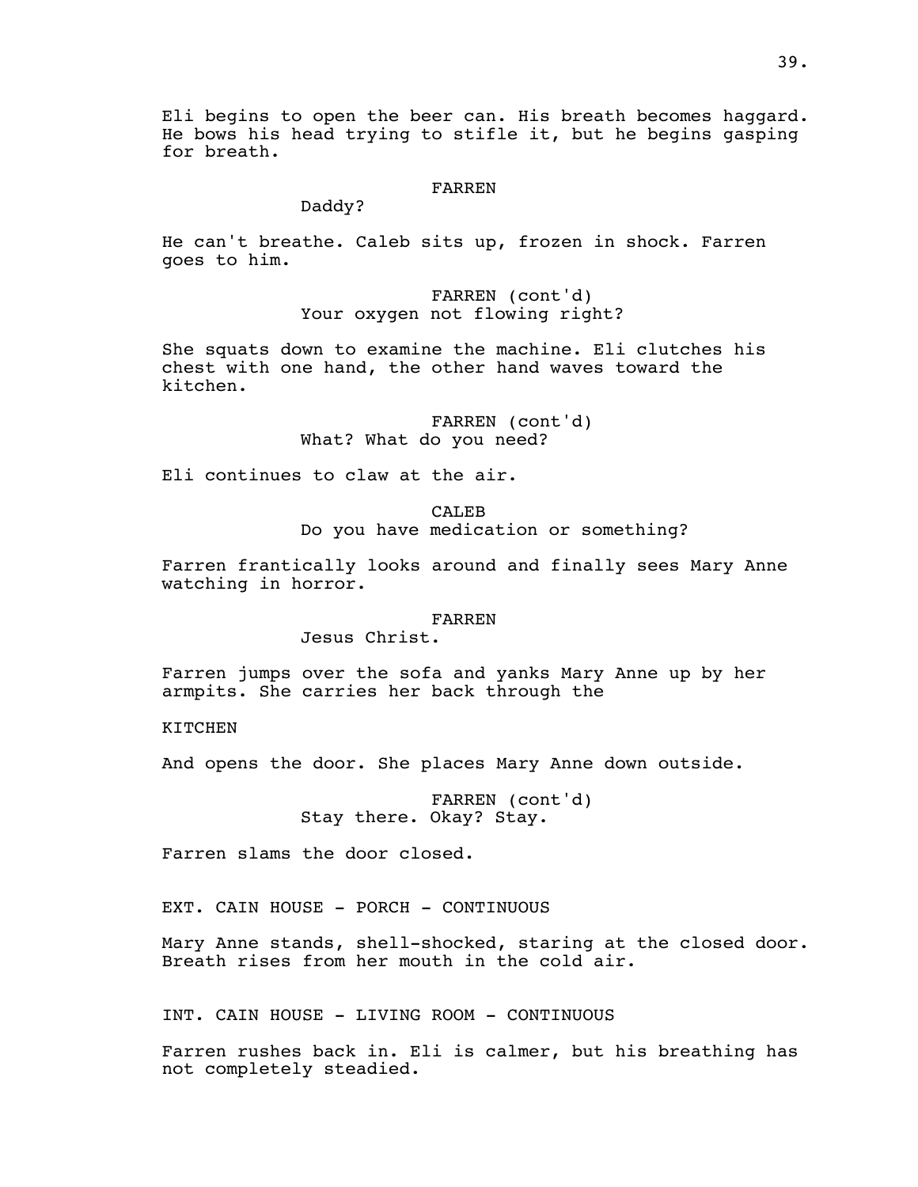Eli begins to open the beer can. His breath becomes haggard. He bows his head trying to stifle it, but he begins gasping for breath.

FARREN
Daddy?

He can't breathe. Caleb sits up, frozen in shock. Farren goes to him.

FARREN (cont'd)
Your oxygen not flowing right?

She squats down to examine the machine. Eli clutches his chest with one hand, the other hand waves toward the kitchen.

FARREN (cont'd)
What? What do you need?

Eli continues to claw at the air.

CALEB
Do you have medication or something?

Farren frantically looks around and finally sees Mary Anne watching in horror.

FARREN
Jesus Christ.

Farren jumps over the sofa and yanks Mary Anne up by her armpits. She carries her back through the

KITCHEN

And opens the door. She places Mary Anne down outside.

FARREN (cont'd)
Stay there. Okay? Stay.

Farren slams the door closed.

EXT. CAIN HOUSE - PORCH - CONTINUOUS

Mary Anne stands, shell-shocked, staring at the closed door. Breath rises from her mouth in the cold air.

INT. CAIN HOUSE - LIVING ROOM - CONTINUOUS

Farren rushes back in. Eli is calmer, but his breathing has not completely steadied.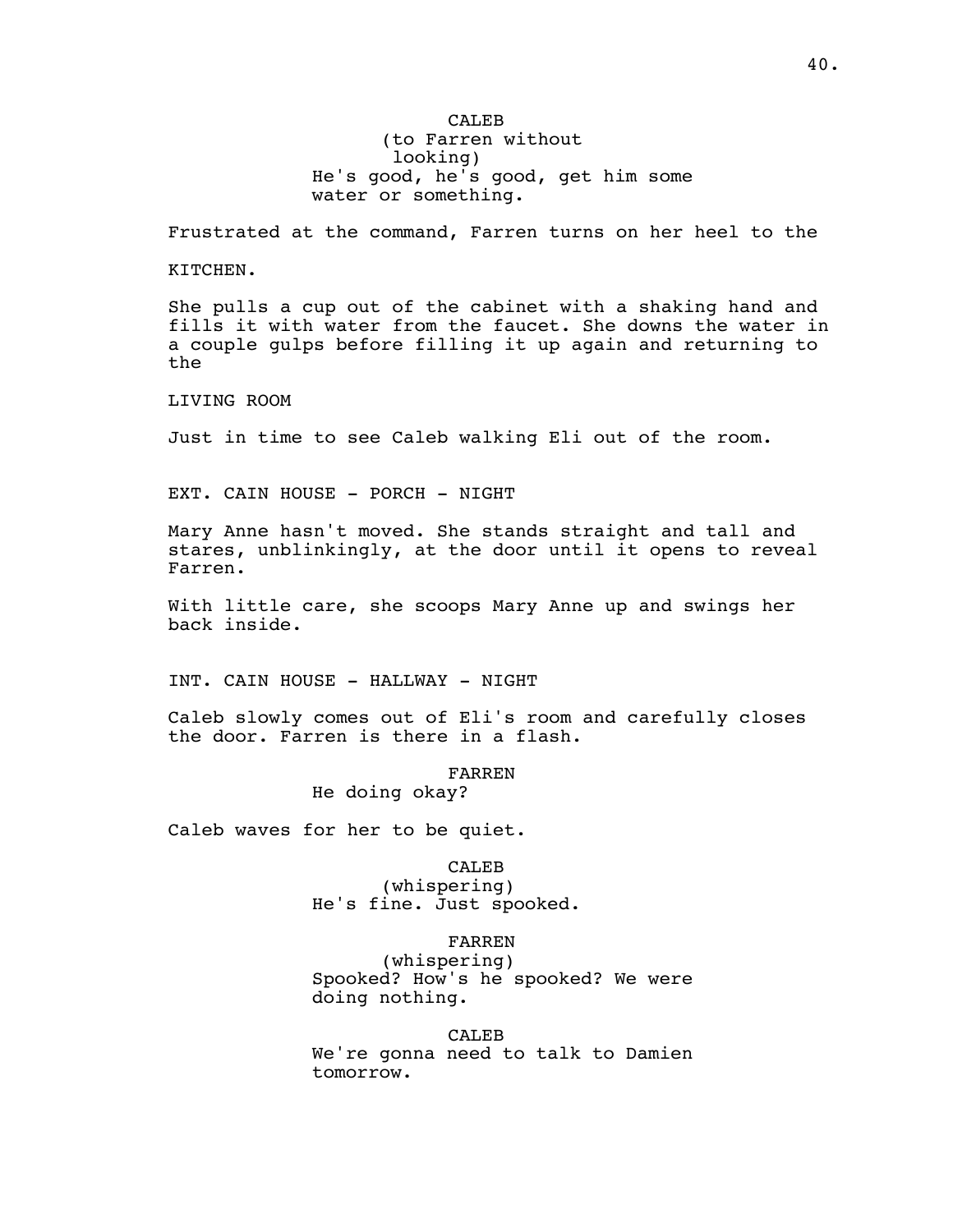CALEB
(to Farren without looking)
He's good, he's good, get him some water or something.

Frustrated at the command, Farren turns on her heel to the

KITCHEN.

She pulls a cup out of the cabinet with a shaking hand and fills it with water from the faucet. She downs the water in a couple gulps before filling it up again and returning to the

LIVING ROOM

Just in time to see Caleb walking Eli out of the room.

EXT. CAIN HOUSE - PORCH - NIGHT

Mary Anne hasn't moved. She stands straight and tall and stares, unblinkingly, at the door until it opens to reveal Farren.

With little care, she scoops Mary Anne up and swings her back inside.

INT. CAIN HOUSE - HALLWAY - NIGHT

Caleb slowly comes out of Eli's room and carefully closes the door. Farren is there in a flash.

FARREN
He doing okay?

Caleb waves for her to be quiet.

CALEB
(whispering)
He's fine. Just spooked.

FARREN
(whispering)
Spooked? How's he spooked? We were doing nothing.

CALEB
We're gonna need to talk to Damien tomorrow.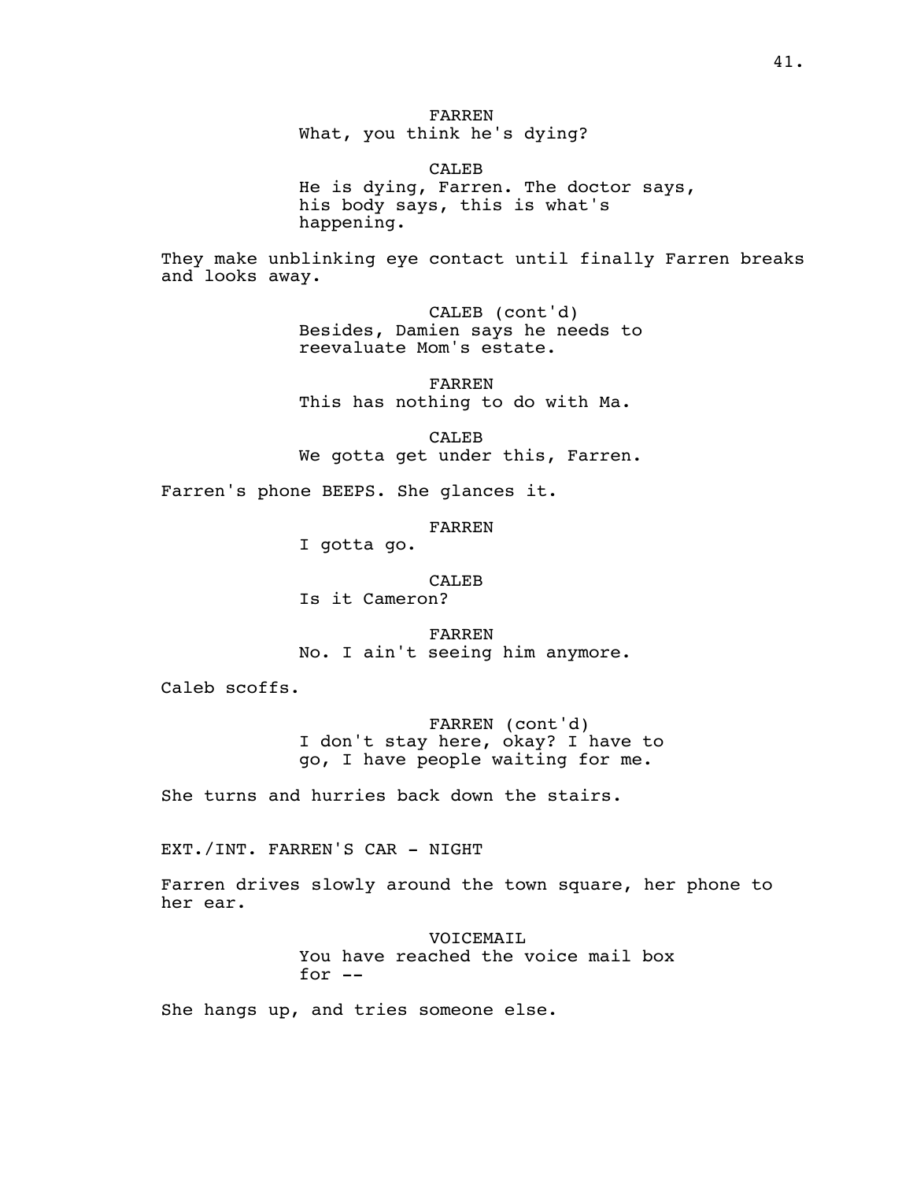FARREN
What, you think he's dying?

CALEB
He is dying, Farren. The doctor says, his body says, this is what's happening.

They make unblinking eye contact until finally Farren breaks and looks away.

CALEB (cont'd)
Besides, Damien says he needs to reevaluate Mom's estate.

FARREN
This has nothing to do with Ma.

CALEB
We gotta get under this, Farren.

Farren's phone BEEPS. She glances it.

FARREN
I gotta go.

CALEB
Is it Cameron?

FARREN
No. I ain't seeing him anymore.

Caleb scoffs.

FARREN (cont'd)
I don't stay here, okay? I have to go, I have people waiting for me.

She turns and hurries back down the stairs.

EXT./INT. FARREN'S CAR - NIGHT

Farren drives slowly around the town square, her phone to her ear.

VOICEMAIL
You have reached the voice mail box for --

She hangs up, and tries someone else.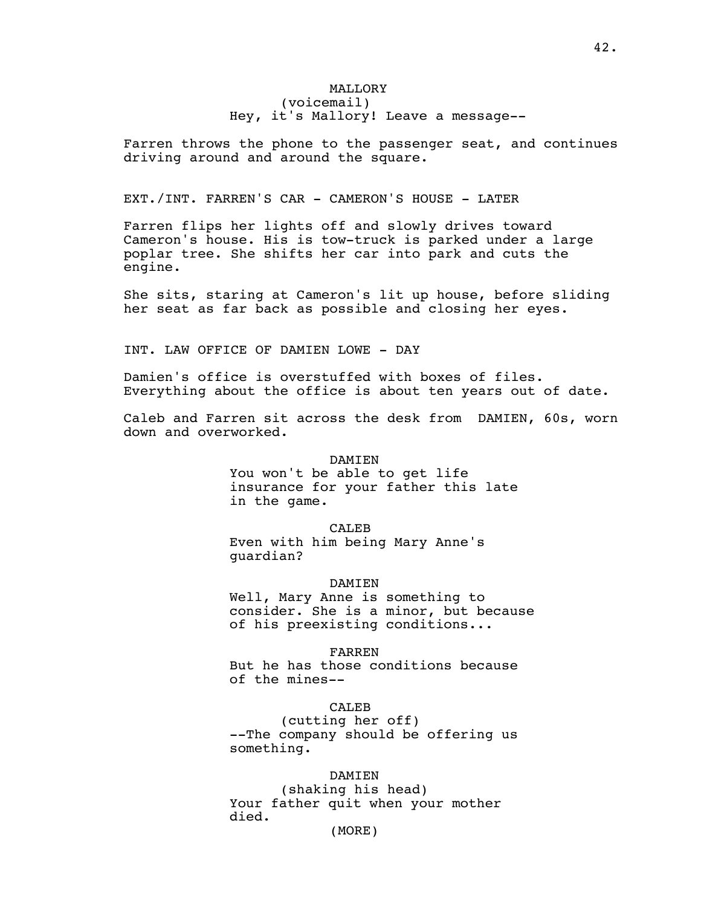MALLORY
(voicemail)
Hey, it's Mallory! Leave a message--

Farren throws the phone to the passenger seat, and continues driving around and around the square.

EXT./INT. FARREN'S CAR - CAMERON'S HOUSE - LATER

Farren flips her lights off and slowly drives toward Cameron's house. His is tow-truck is parked under a large poplar tree. She shifts her car into park and cuts the engine.

She sits, staring at Cameron's lit up house, before sliding her seat as far back as possible and closing her eyes.

INT. LAW OFFICE OF DAMIEN LOWE - DAY

Damien's office is overstuffed with boxes of files. Everything about the office is about ten years out of date.

Caleb and Farren sit across the desk from DAMIEN, 60s, worn down and overworked.

DAMIEN
You won't be able to get life insurance for your father this late in the game.

CALEB
Even with him being Mary Anne's guardian?

DAMIEN
Well, Mary Anne is something to consider. She is a minor, but because of his preexisting conditions...

FARREN
But he has those conditions because of the mines--

CALEB
(cutting her off)
--The company should be offering us something.

DAMIEN
(shaking his head)
Your father quit when your mother died.
(MORE)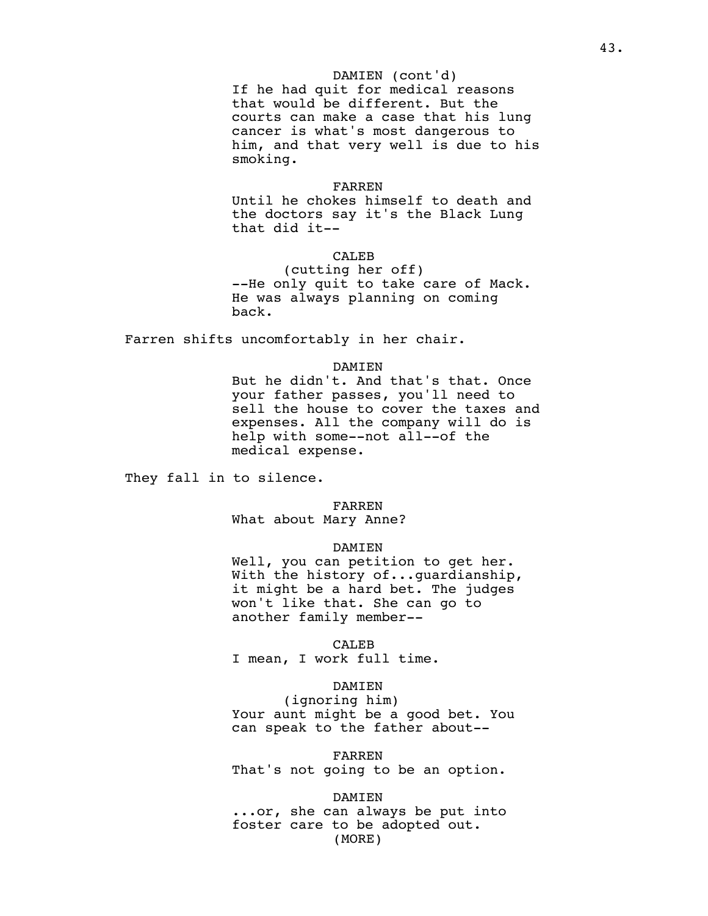DAMIEN (cont'd)
If he had quit for medical reasons that would be different. But the courts can make a case that his lung cancer is what's most dangerous to him, and that very well is due to his smoking.

FARREN
Until he chokes himself to death and the doctors say it's the Black Lung that did it--

CALEB
(cutting her off)
--He only quit to take care of Mack. He was always planning on coming back.

Farren shifts uncomfortably in her chair.

DAMIEN
But he didn't. And that's that. Once your father passes, you'll need to sell the house to cover the taxes and expenses. All the company will do is help with some--not all--of the medical expense.

They fall in to silence.

FARREN
What about Mary Anne?

DAMIEN
Well, you can petition to get her. With the history of...guardianship, it might be a hard bet. The judges won't like that. She can go to another family member--

CALEB
I mean, I work full time.

DAMIEN
(ignoring him)
Your aunt might be a good bet. You can speak to the father about--

FARREN
That's not going to be an option.

DAMIEN
...or, she can always be put into foster care to be adopted out.
(MORE)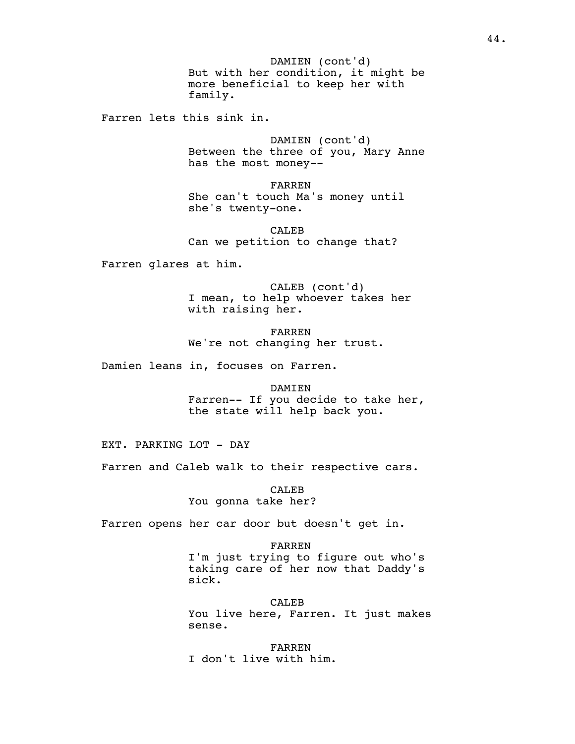DAMIEN (cont'd)
But with her condition, it might be more beneficial to keep her with family.

Farren lets this sink in.

DAMIEN (cont'd)
Between the three of you, Mary Anne has the most money--

FARREN
She can't touch Ma's money until she's twenty-one.

CALEB
Can we petition to change that?

Farren glares at him.

CALEB (cont'd)
I mean, to help whoever takes her with raising her.

FARREN
We're not changing her trust.

Damien leans in, focuses on Farren.

DAMIEN
Farren-- If you decide to take her, the state will help back you.

EXT. PARKING LOT - DAY

Farren and Caleb walk to their respective cars.

CALEB
You gonna take her?

Farren opens her car door but doesn't get in.

FARREN
I'm just trying to figure out who's taking care of her now that Daddy's sick.

CALEB
You live here, Farren. It just makes sense.

FARREN
I don't live with him.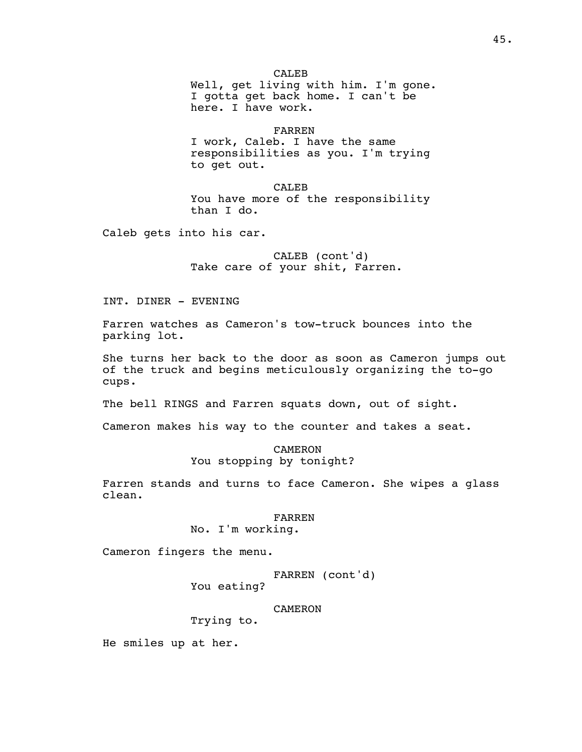CALEB
Well, get living with him. I'm gone. I gotta get back home. I can't be here. I have work.

FARREN
I work, Caleb. I have the same responsibilities as you. I'm trying to get out.

CALEB
You have more of the responsibility than I do.

Caleb gets into his car.

CALEB (cont'd)
Take care of your shit, Farren.

INT. DINER - EVENING

Farren watches as Cameron's tow-truck bounces into the parking lot.

She turns her back to the door as soon as Cameron jumps out of the truck and begins meticulously organizing the to-go cups.

The bell RINGS and Farren squats down, out of sight.

Cameron makes his way to the counter and takes a seat.

CAMERON
You stopping by tonight?

Farren stands and turns to face Cameron. She wipes a glass clean.

FARREN
No. I'm working.

Cameron fingers the menu.

FARREN (cont'd)
You eating?

CAMERON
Trying to.

He smiles up at her.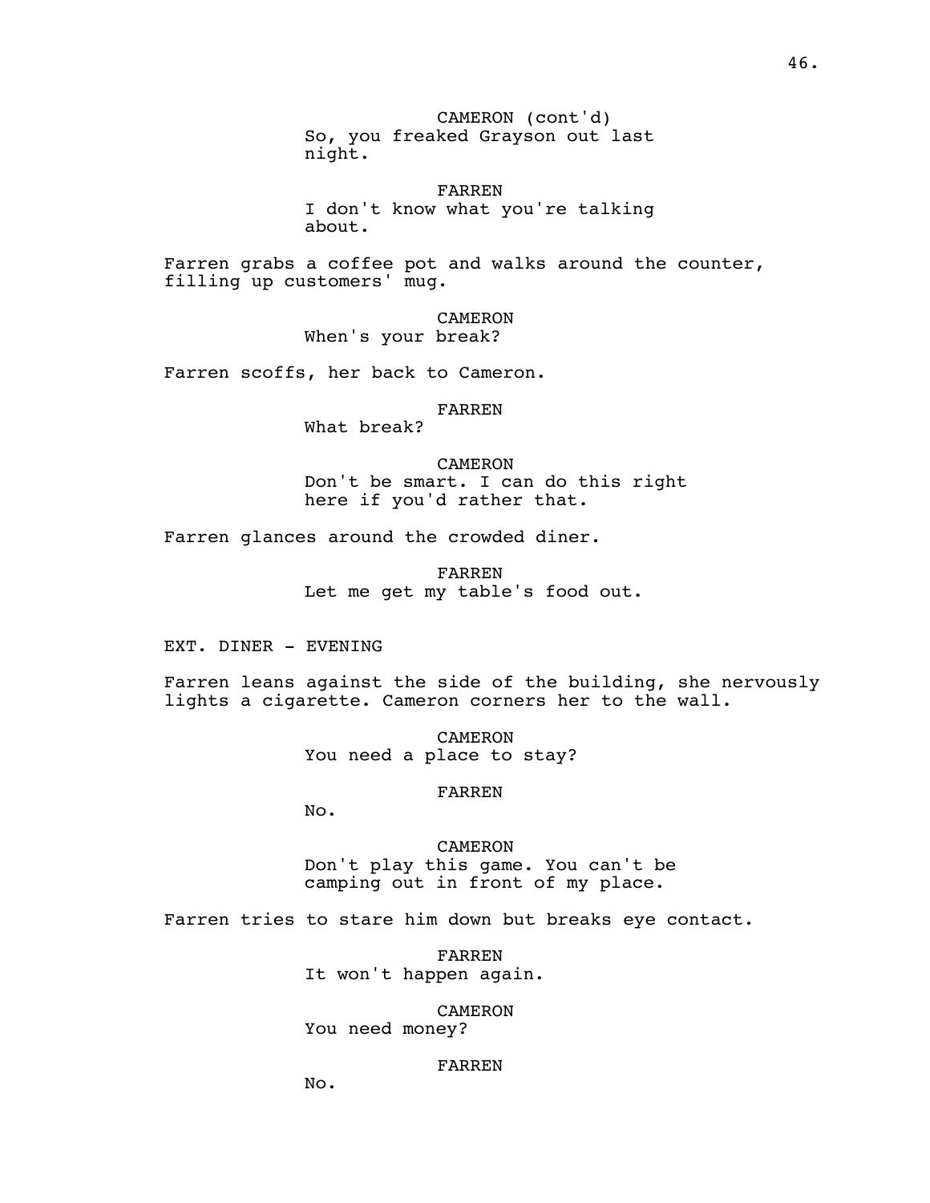CAMERON (cont'd)
So, you freaked Grayson out last night.

FARREN
I don't know what you're talking about.

Farren grabs a coffee pot and walks around the counter, filling up customers' mug.

CAMERON
When's your break?

Farren scoffs, her back to Cameron.

FARREN
What break?

CAMERON
Don't be smart. I can do this right here if you'd rather that.

Farren glances around the crowded diner.

FARREN
Let me get my table's food out.

EXT. DINER - EVENING

Farren leans against the side of the building, she nervously lights a cigarette. Cameron corners her to the wall.

CAMERON
You need a place to stay?

FARREN
No.

CAMERON
Don't play this game. You can't be camping out in front of my place.

Farren tries to stare him down but breaks eye contact.

FARREN
It won't happen again.

CAMERON
You need money?

FARREN
No.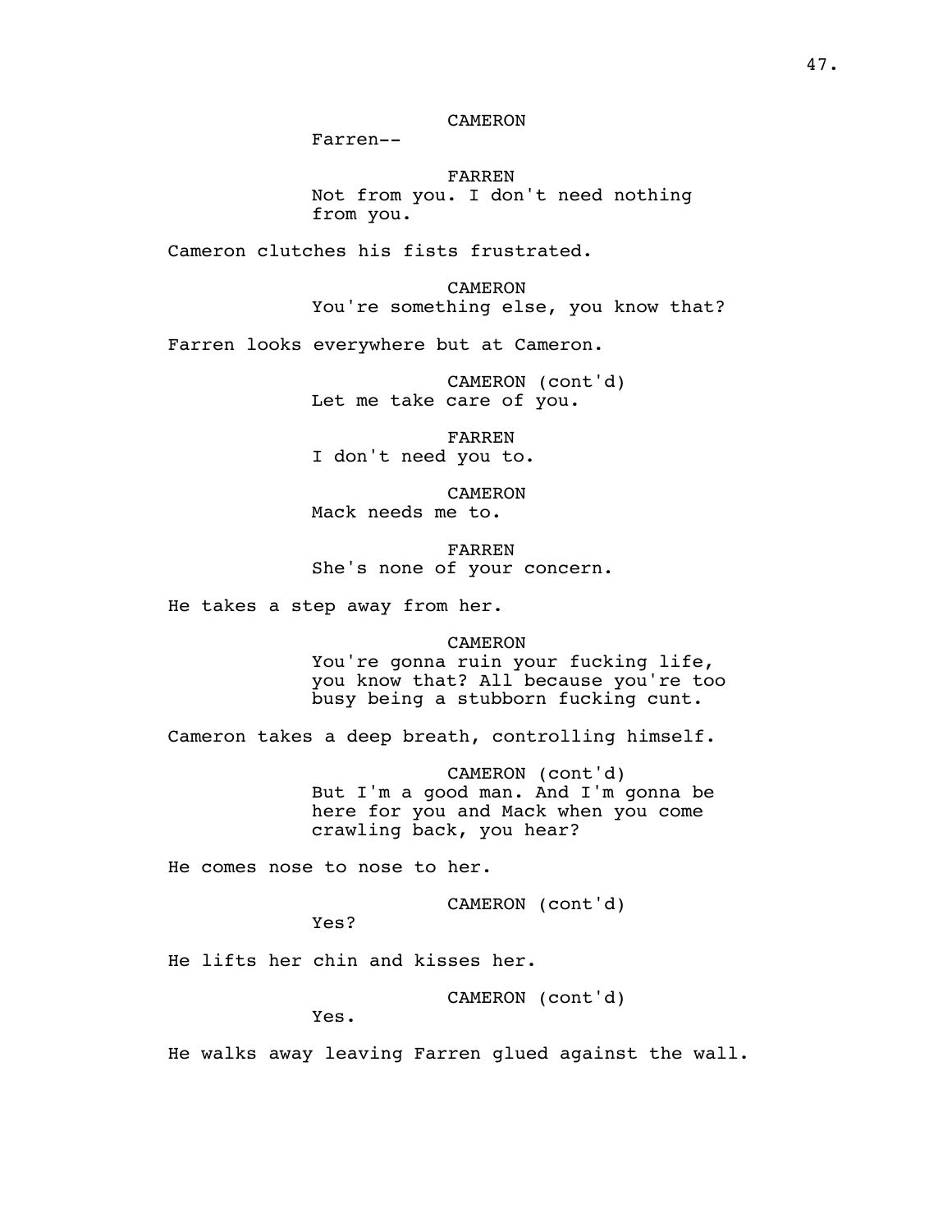CAMERON

Farren--

FARREN

Not from you. I don't need nothing from you.

Cameron clutches his fists frustrated.

CAMERON

You're something else, you know that?

Farren looks everywhere but at Cameron.

CAMERON (cont'd)

Let me take care of you.

FARREN

I don't need you to.

CAMERON

Mack needs me to.

FARREN

She's none of your concern.

He takes a step away from her.

CAMERON

You're gonna ruin your fucking life, you know that? All because you're too busy being a stubborn fucking cunt.

Cameron takes a deep breath, controlling himself.

CAMERON (cont'd)

But I'm a good man. And I'm gonna be here for you and Mack when you come crawling back, you hear?

He comes nose to nose to her.

CAMERON (cont'd)

Yes?

He lifts her chin and kisses her.

CAMERON (cont'd)

Yes.

He walks away leaving Farren glued against the wall.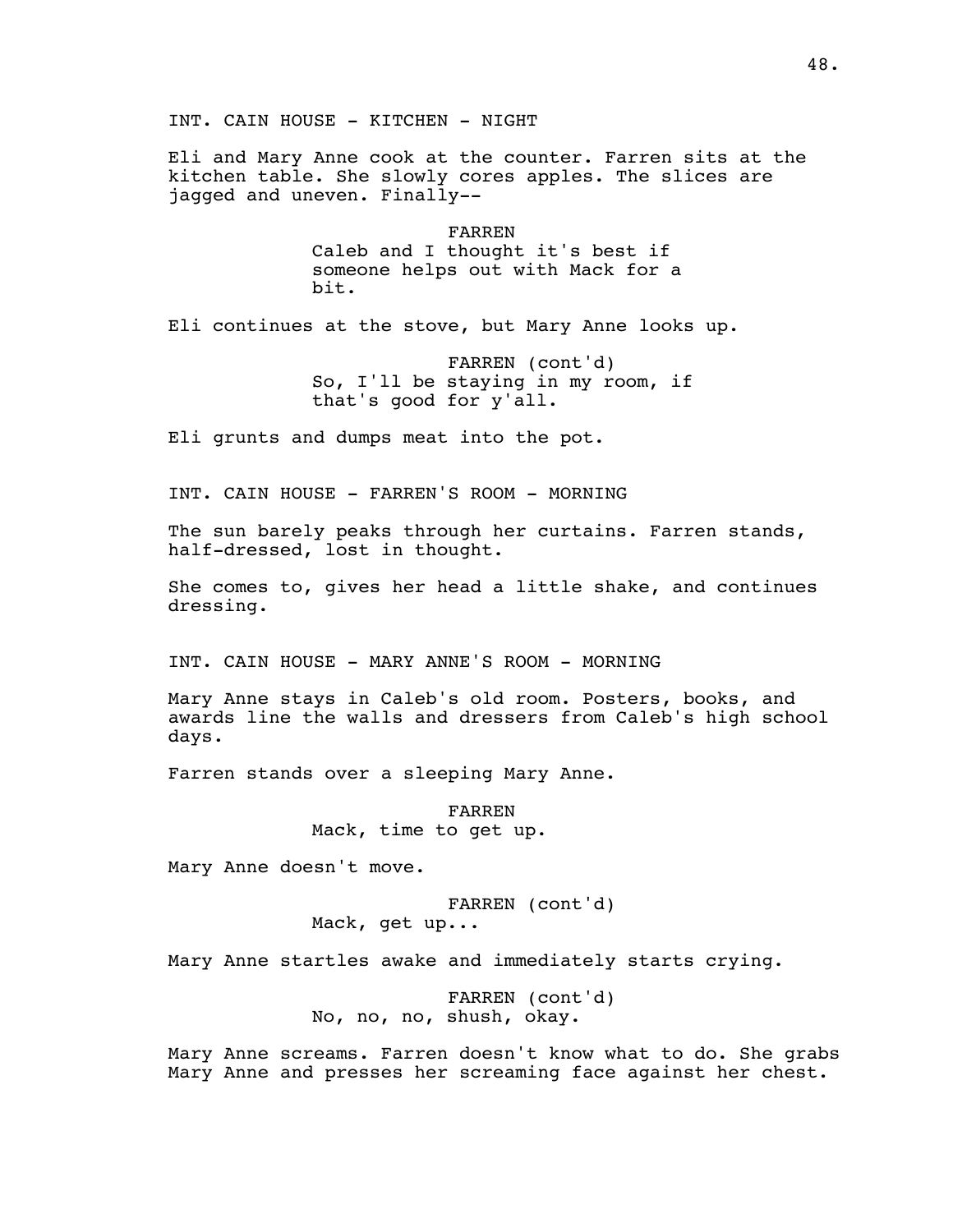INT. CAIN HOUSE - KITCHEN - NIGHT

Eli and Mary Anne cook at the counter. Farren sits at the kitchen table. She slowly cores apples. The slices are jagged and uneven. Finally--

FARREN
Caleb and I thought it's best if someone helps out with Mack for a bit.

Eli continues at the stove, but Mary Anne looks up.

FARREN (cont'd)
So, I'll be staying in my room, if that's good for y'all.

Eli grunts and dumps meat into the pot.

INT. CAIN HOUSE - FARREN'S ROOM - MORNING

The sun barely peaks through her curtains. Farren stands, half-dressed, lost in thought.

She comes to, gives her head a little shake, and continues dressing.

INT. CAIN HOUSE - MARY ANNE'S ROOM - MORNING

Mary Anne stays in Caleb's old room. Posters, books, and awards line the walls and dressers from Caleb's high school days.

Farren stands over a sleeping Mary Anne.

FARREN
Mack, time to get up.

Mary Anne doesn't move.

FARREN (cont'd)
Mack, get up...

Mary Anne startles awake and immediately starts crying.

FARREN (cont'd)
No, no, no, shush, okay.

Mary Anne screams. Farren doesn't know what to do. She grabs Mary Anne and presses her screaming face against her chest.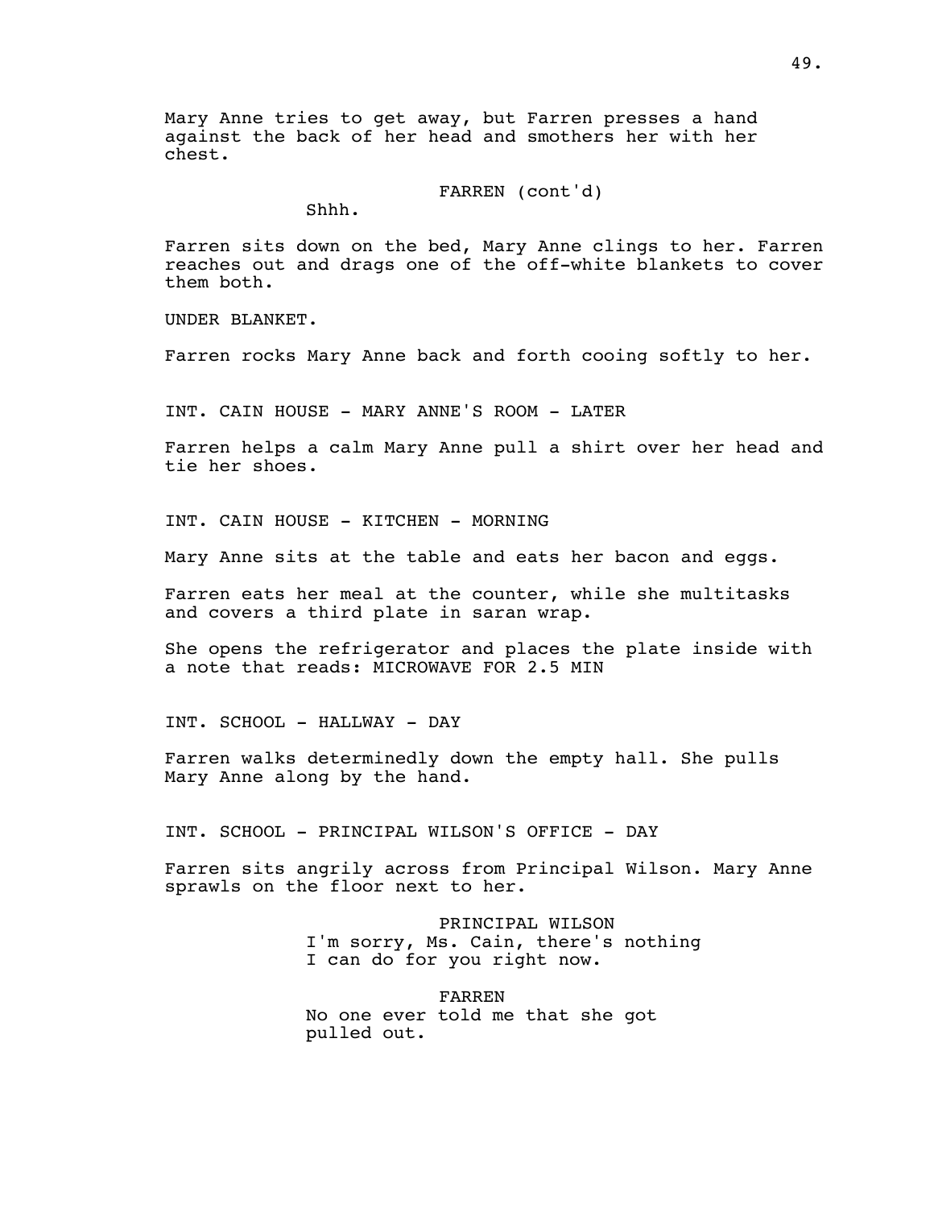Mary Anne tries to get away, but Farren presses a hand against the back of her head and smothers her with her chest.

FARREN (cont'd)
Shhh.

Farren sits down on the bed, Mary Anne clings to her. Farren reaches out and drags one of the off-white blankets to cover them both.

UNDER BLANKET.

Farren rocks Mary Anne back and forth cooing softly to her.

INT. CAIN HOUSE - MARY ANNE'S ROOM - LATER

Farren helps a calm Mary Anne pull a shirt over her head and tie her shoes.

INT. CAIN HOUSE - KITCHEN - MORNING

Mary Anne sits at the table and eats her bacon and eggs.

Farren eats her meal at the counter, while she multitasks and covers a third plate in saran wrap.

She opens the refrigerator and places the plate inside with a note that reads: MICROWAVE FOR 2.5 MIN

INT. SCHOOL - HALLWAY - DAY

Farren walks determinedly down the empty hall. She pulls Mary Anne along by the hand.

INT. SCHOOL - PRINCIPAL WILSON'S OFFICE - DAY

Farren sits angrily across from Principal Wilson. Mary Anne sprawls on the floor next to her.

PRINCIPAL WILSON
I'm sorry, Ms. Cain, there's nothing I can do for you right now.

FARREN
No one ever told me that she got pulled out.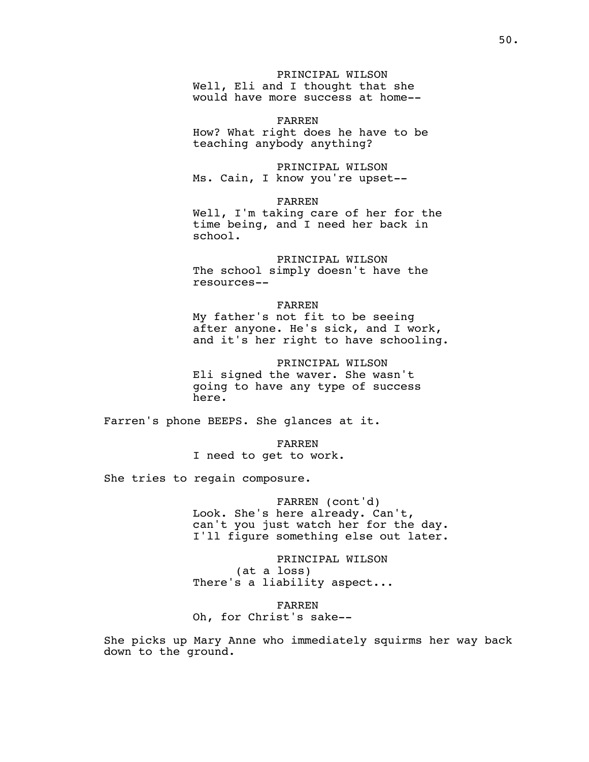PRINCIPAL WILSON
Well, Eli and I thought that she would have more success at home--

FARREN
How? What right does he have to be teaching anybody anything?

PRINCIPAL WILSON
Ms. Cain, I know you're upset--

FARREN
Well, I'm taking care of her for the time being, and I need her back in school.

PRINCIPAL WILSON
The school simply doesn't have the resources--

FARREN
My father's not fit to be seeing after anyone. He's sick, and I work, and it's her right to have schooling.

PRINCIPAL WILSON
Eli signed the waver. She wasn't going to have any type of success here.

Farren's phone BEEPS. She glances at it.

FARREN
I need to get to work.

She tries to regain composure.

FARREN (cont'd)
Look. She's here already. Can't, can't you just watch her for the day. I'll figure something else out later.

PRINCIPAL WILSON
(at a loss)
There's a liability aspect...

FARREN
Oh, for Christ's sake--

She picks up Mary Anne who immediately squirms her way back down to the ground.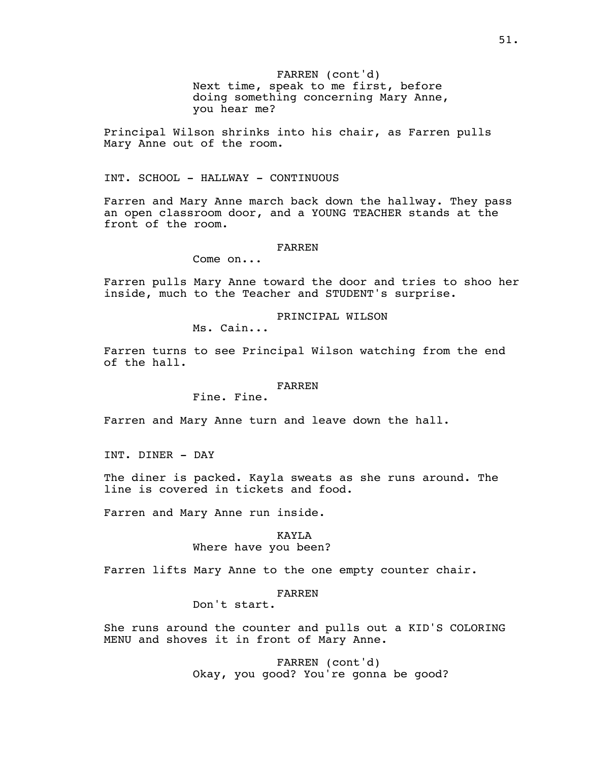FARREN (cont'd)
Next time, speak to me first, before doing something concerning Mary Anne, you hear me?

Principal Wilson shrinks into his chair, as Farren pulls Mary Anne out of the room.

INT. SCHOOL - HALLWAY - CONTINUOUS

Farren and Mary Anne march back down the hallway. They pass an open classroom door, and a YOUNG TEACHER stands at the front of the room.

FARREN
Come on...

Farren pulls Mary Anne toward the door and tries to shoo her inside, much to the Teacher and STUDENT's surprise.

PRINCIPAL WILSON
Ms. Cain...

Farren turns to see Principal Wilson watching from the end of the hall.

FARREN
Fine. Fine.

Farren and Mary Anne turn and leave down the hall.

INT. DINER - DAY

The diner is packed. Kayla sweats as she runs around. The line is covered in tickets and food.

Farren and Mary Anne run inside.

KAYLA
Where have you been?

Farren lifts Mary Anne to the one empty counter chair.

FARREN
Don't start.

She runs around the counter and pulls out a KID'S COLORING MENU and shoves it in front of Mary Anne.

FARREN (cont'd)
Okay, you good? You're gonna be good?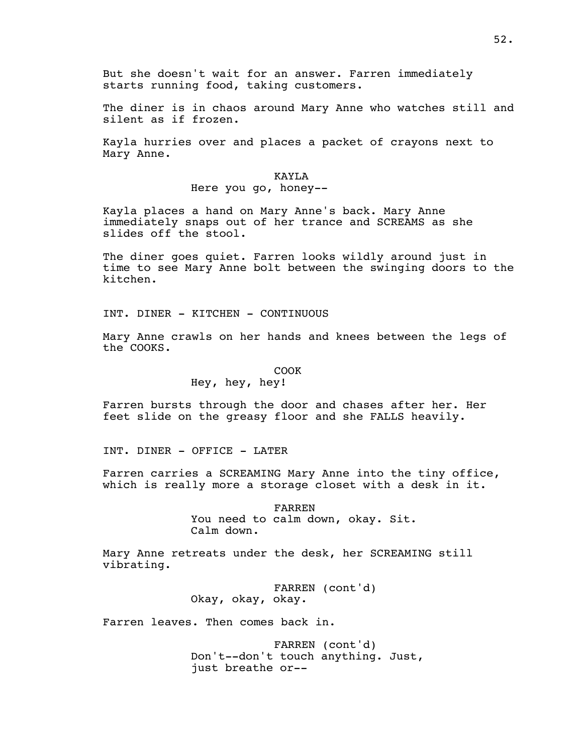But she doesn't wait for an answer. Farren immediately starts running food, taking customers.

The diner is in chaos around Mary Anne who watches still and silent as if frozen.

Kayla hurries over and places a packet of crayons next to Mary Anne.

KAYLA
Here you go, honey--

Kayla places a hand on Mary Anne's back. Mary Anne immediately snaps out of her trance and SCREAMS as she slides off the stool.

The diner goes quiet. Farren looks wildly around just in time to see Mary Anne bolt between the swinging doors to the kitchen.

INT. DINER - KITCHEN - CONTINUOUS

Mary Anne crawls on her hands and knees between the legs of the COOKS.

COOK
Hey, hey, hey!

Farren bursts through the door and chases after her. Her feet slide on the greasy floor and she FALLS heavily.

INT. DINER - OFFICE - LATER

Farren carries a SCREAMING Mary Anne into the tiny office, which is really more a storage closet with a desk in it.

FARREN
You need to calm down, okay. Sit. Calm down.

Mary Anne retreats under the desk, her SCREAMING still vibrating.

FARREN (cont'd)
Okay, okay, okay.

Farren leaves. Then comes back in.

FARREN (cont'd)
Don't--don't touch anything. Just, just breathe or--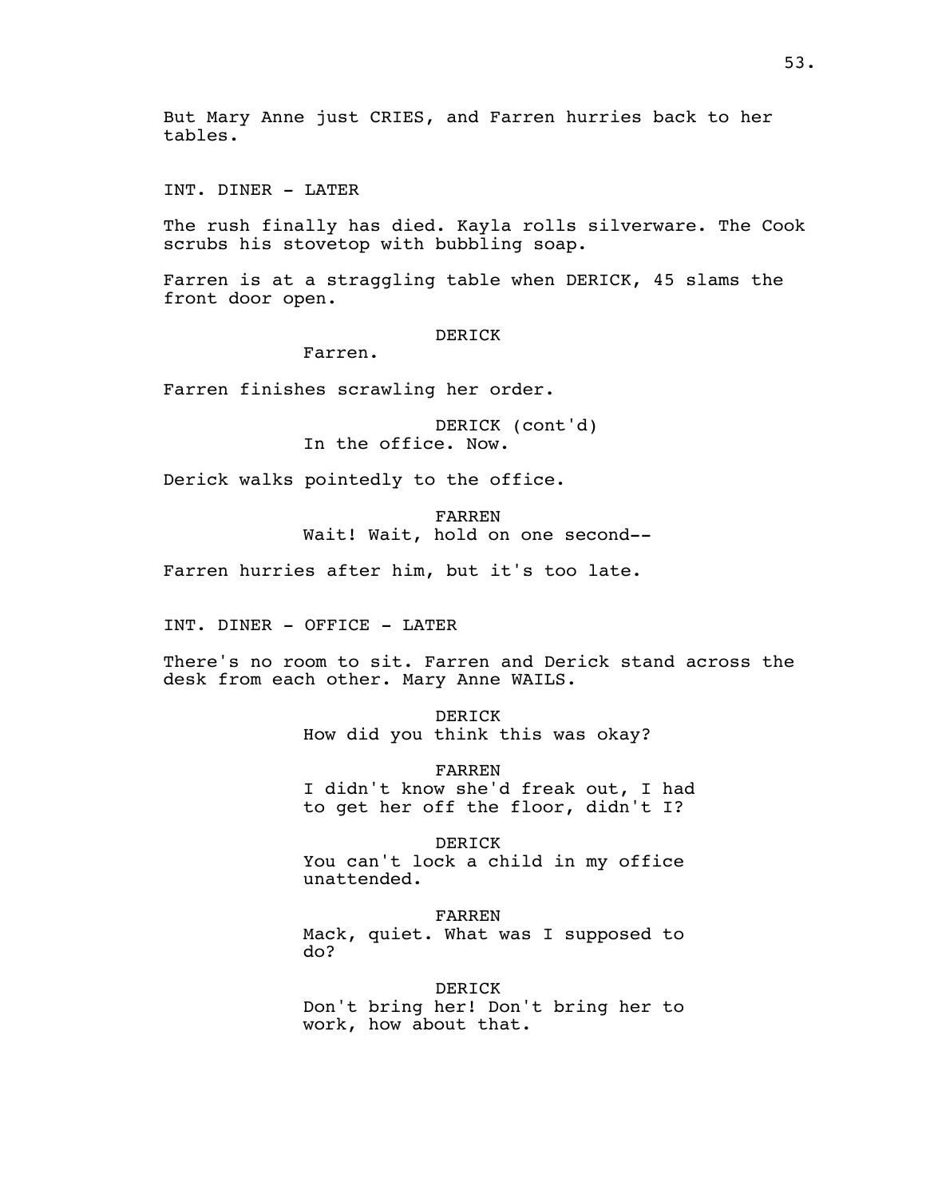But Mary Anne just CRIES, and Farren hurries back to her tables.

INT. DINER - LATER

The rush finally has died. Kayla rolls silverware. The Cook scrubs his stovetop with bubbling soap.

Farren is at a straggling table when DERICK, 45 slams the front door open.

DERICK
Farren.

Farren finishes scrawling her order.

DERICK (cont'd)
In the office. Now.

Derick walks pointedly to the office.

FARREN
Wait! Wait, hold on one second--

Farren hurries after him, but it's too late.

INT. DINER - OFFICE - LATER

There's no room to sit. Farren and Derick stand across the desk from each other. Mary Anne WAILS.

DERICK
How did you think this was okay?

FARREN
I didn't know she'd freak out, I had to get her off the floor, didn't I?

DERICK
You can't lock a child in my office unattended.

FARREN
Mack, quiet. What was I supposed to do?

DERICK
Don't bring her! Don't bring her to work, how about that.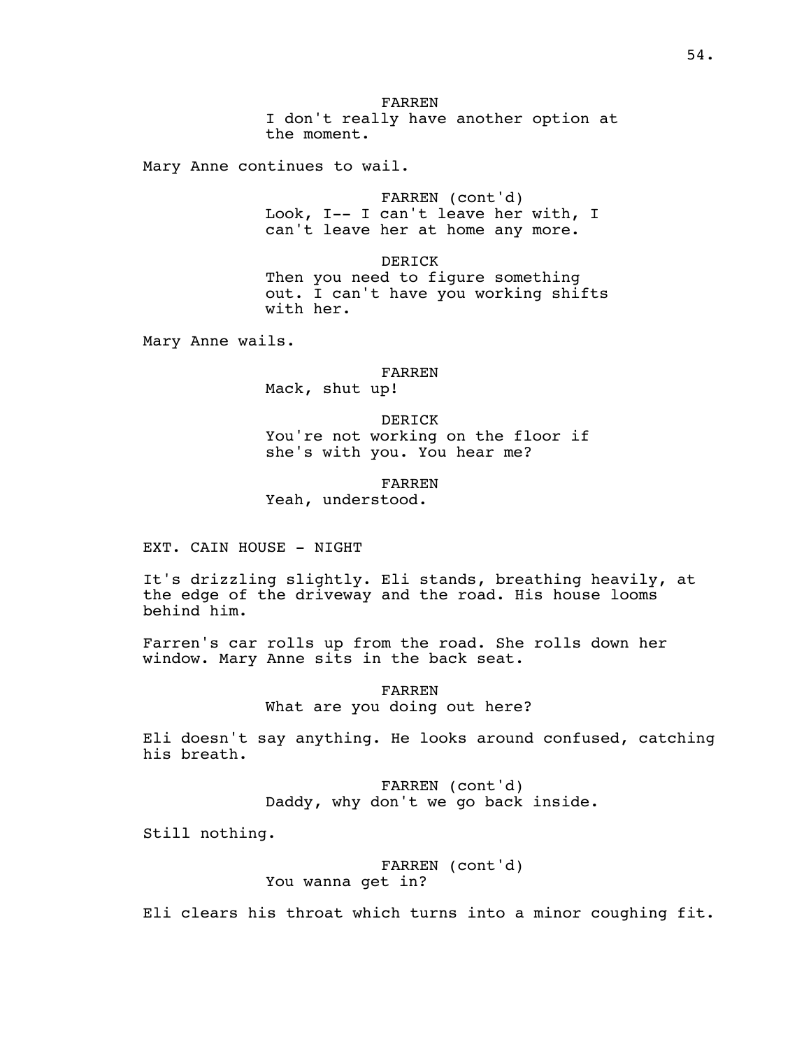FARREN
I don't really have another option at the moment.

Mary Anne continues to wail.

FARREN (cont'd)
Look, I-- I can't leave her with, I can't leave her at home any more.

DERICK
Then you need to figure something out. I can't have you working shifts with her.

Mary Anne wails.

FARREN
Mack, shut up!

DERICK
You're not working on the floor if she's with you. You hear me?

FARREN
Yeah, understood.

EXT. CAIN HOUSE - NIGHT

It's drizzling slightly. Eli stands, breathing heavily, at the edge of the driveway and the road. His house looms behind him.

Farren's car rolls up from the road. She rolls down her window. Mary Anne sits in the back seat.

FARREN
What are you doing out here?

Eli doesn't say anything. He looks around confused, catching his breath.

FARREN (cont'd)
Daddy, why don't we go back inside.

Still nothing.

FARREN (cont'd)
You wanna get in?

Eli clears his throat which turns into a minor coughing fit.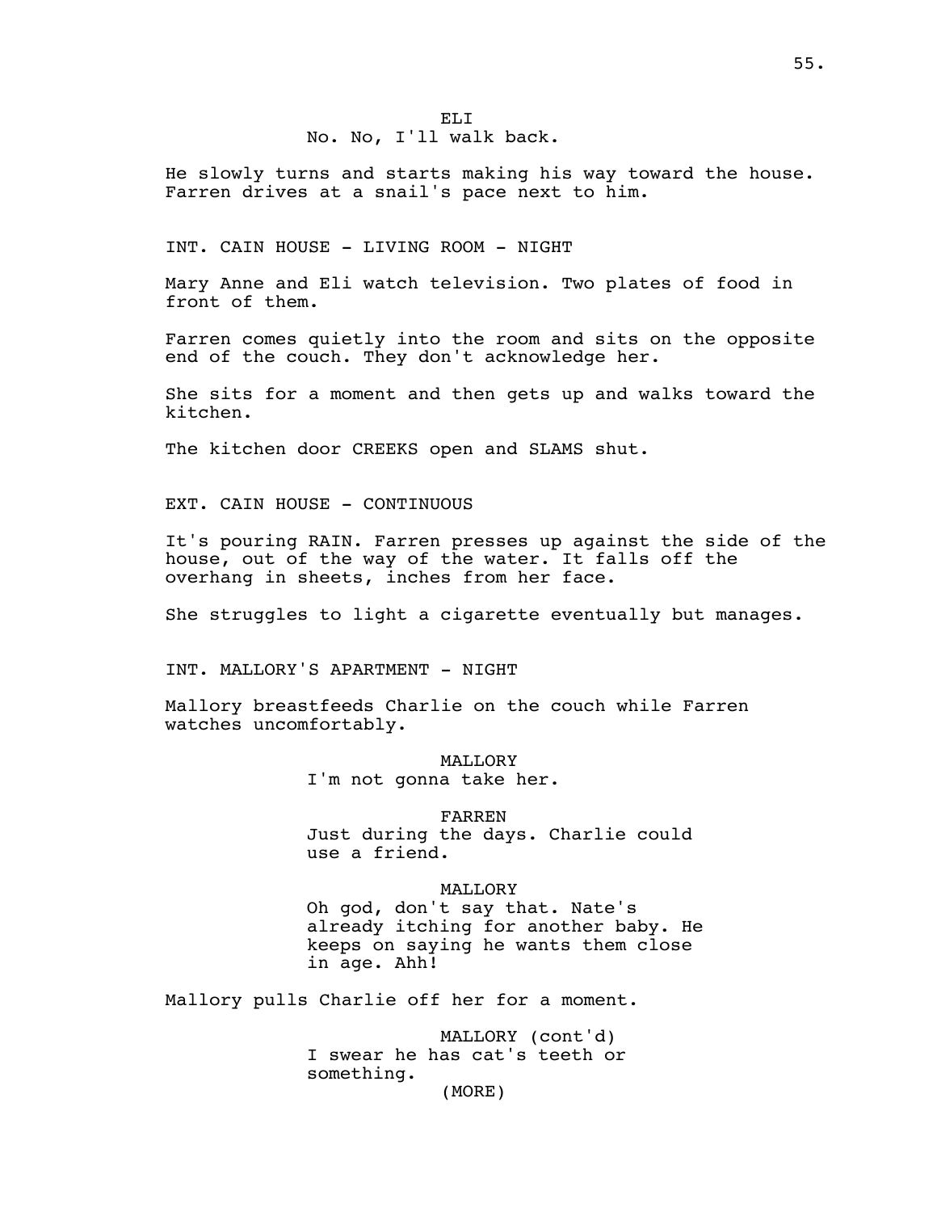ELI

No. No, I'll walk back.

He slowly turns and starts making his way toward the house. Farren drives at a snail's pace next to him.

INT. CAIN HOUSE - LIVING ROOM - NIGHT

Mary Anne and Eli watch television. Two plates of food in front of them.

Farren comes quietly into the room and sits on the opposite end of the couch. They don't acknowledge her.

She sits for a moment and then gets up and walks toward the kitchen.

The kitchen door CREEKS open and SLAMS shut.

EXT. CAIN HOUSE - CONTINUOUS

It's pouring RAIN. Farren presses up against the side of the house, out of the way of the water. It falls off the overhang in sheets, inches from her face.

She struggles to light a cigarette eventually but manages.

INT. MALLORY'S APARTMENT - NIGHT

Mallory breastfeeds Charlie on the couch while Farren watches uncomfortably.

MALLORY

I'm not gonna take her.

FARREN

Just during the days. Charlie could use a friend.

MALLORY

Oh god, don't say that. Nate's already itching for another baby. He keeps on saying he wants them close in age. Ahh!

Mallory pulls Charlie off her for a moment.

MALLORY (cont'd)

I swear he has cat's teeth or something.

(MORE)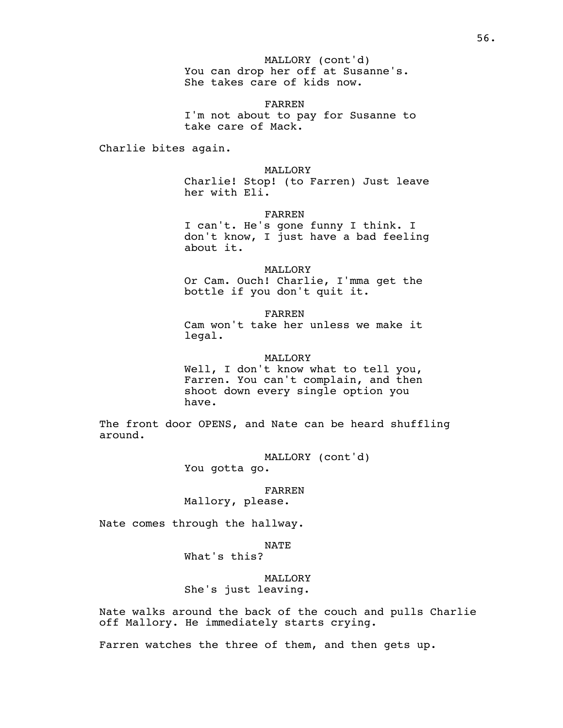MALLORY (cont'd)
You can drop her off at Susanne's. She takes care of kids now.

FARREN
I'm not about to pay for Susanne to take care of Mack.

Charlie bites again.

MALLORY
Charlie! Stop! (to Farren) Just leave her with Eli.

FARREN
I can't. He's gone funny I think. I don't know, I just have a bad feeling about it.

MALLORY
Or Cam. Ouch! Charlie, I'mma get the bottle if you don't quit it.

FARREN
Cam won't take her unless we make it legal.

MALLORY
Well, I don't know what to tell you, Farren. You can't complain, and then shoot down every single option you have.

The front door OPENS, and Nate can be heard shuffling around.

MALLORY (cont'd)
You gotta go.

FARREN
Mallory, please.

Nate comes through the hallway.

NATE
What's this?

MALLORY
She's just leaving.

Nate walks around the back of the couch and pulls Charlie off Mallory. He immediately starts crying.

Farren watches the three of them, and then gets up.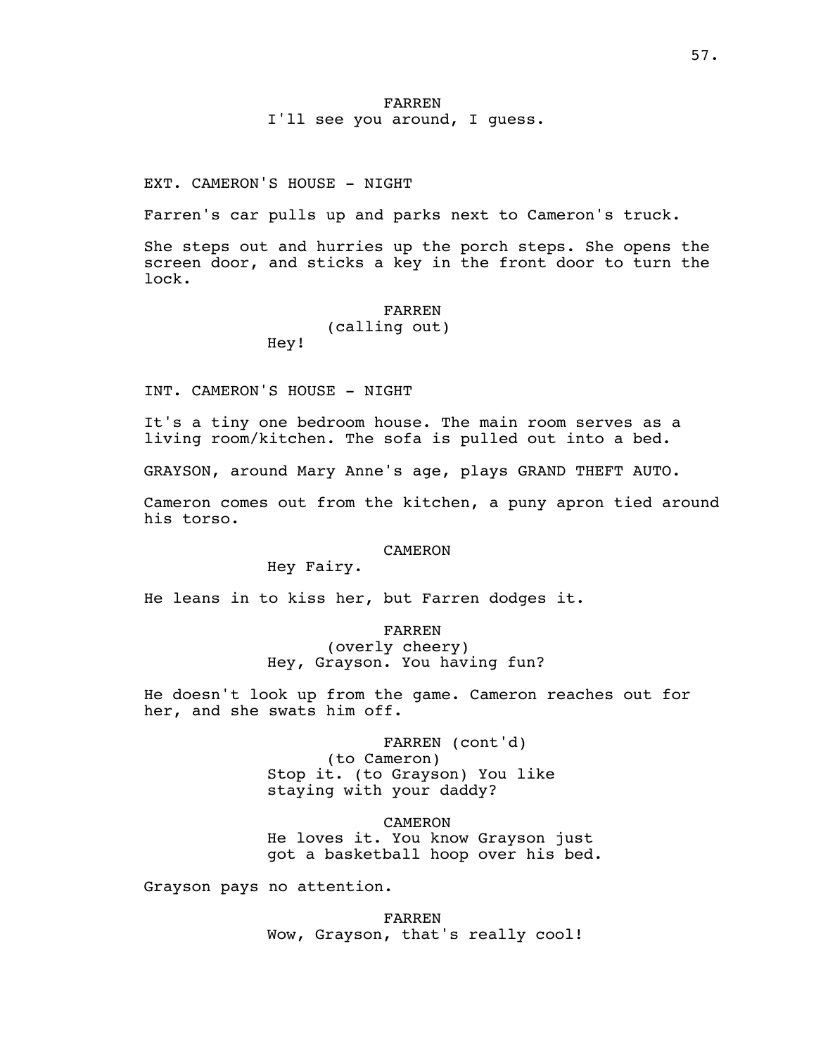FARREN
I'll see you around, I guess.

EXT. CAMERON'S HOUSE - NIGHT

Farren's car pulls up and parks next to Cameron's truck.

She steps out and hurries up the porch steps. She opens the screen door, and sticks a key in the front door to turn the lock.

FARREN
(calling out)
Hey!

INT. CAMERON'S HOUSE - NIGHT

It's a tiny one bedroom house. The main room serves as a living room/kitchen. The sofa is pulled out into a bed.

GRAYSON, around Mary Anne's age, plays GRAND THEFT AUTO.

Cameron comes out from the kitchen, a puny apron tied around his torso.

CAMERON
Hey Fairy.

He leans in to kiss her, but Farren dodges it.

FARREN
(overly cheery)
Hey, Grayson. You having fun?

He doesn't look up from the game. Cameron reaches out for her, and she swats him off.

FARREN (cont'd)
(to Cameron)
Stop it. (to Grayson) You like staying with your daddy?

CAMERON
He loves it. You know Grayson just got a basketball hoop over his bed.

Grayson pays no attention.

FARREN
Wow, Grayson, that's really cool!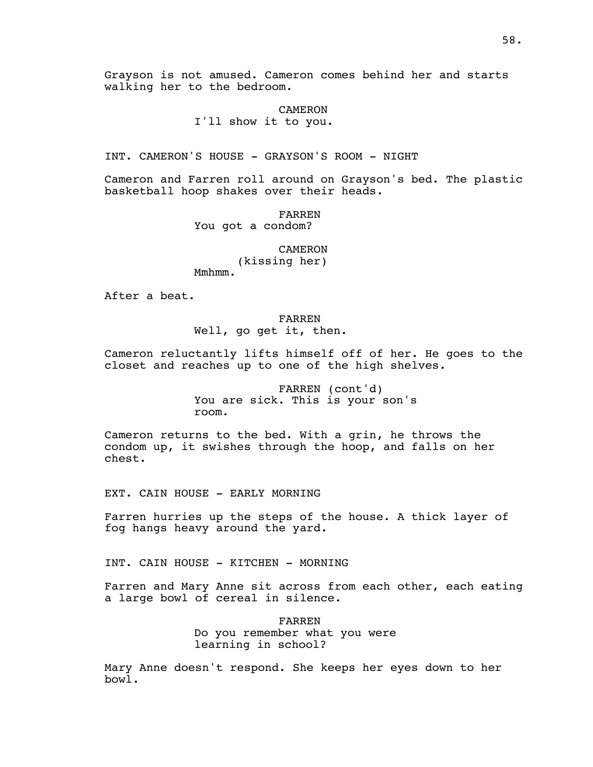Grayson is not amused. Cameron comes behind her and starts walking her to the bedroom.

CAMERON
I'll show it to you.

INT. CAMERON'S HOUSE - GRAYSON'S ROOM - NIGHT

Cameron and Farren roll around on Grayson's bed. The plastic basketball hoop shakes over their heads.

FARREN
You got a condom?

CAMERON
(kissing her)
Mmhmm.

After a beat.

FARREN
Well, go get it, then.

Cameron reluctantly lifts himself off of her. He goes to the closet and reaches up to one of the high shelves.

FARREN (cont'd)
You are sick. This is your son's room.

Cameron returns to the bed. With a grin, he throws the condom up, it swishes through the hoop, and falls on her chest.

EXT. CAIN HOUSE - EARLY MORNING

Farren hurries up the steps of the house. A thick layer of fog hangs heavy around the yard.

INT. CAIN HOUSE - KITCHEN - MORNING

Farren and Mary Anne sit across from each other, each eating a large bowl of cereal in silence.

FARREN
Do you remember what you were learning in school?

Mary Anne doesn't respond. She keeps her eyes down to her bowl.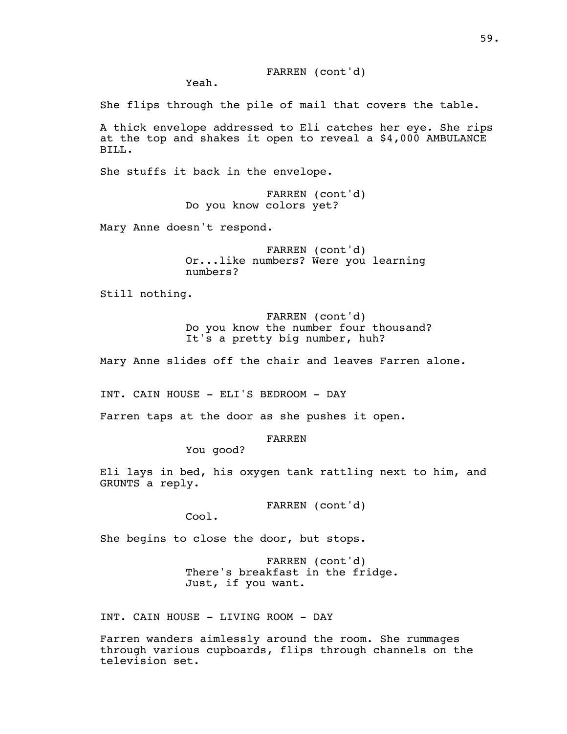FARREN (cont'd)
Yeah.

She flips through the pile of mail that covers the table.

A thick envelope addressed to Eli catches her eye. She rips at the top and shakes it open to reveal a $4,000 AMBULANCE BILL.

She stuffs it back in the envelope.

FARREN (cont'd)
Do you know colors yet?

Mary Anne doesn't respond.

FARREN (cont'd)
Or...like numbers? Were you learning numbers?

Still nothing.

FARREN (cont'd)
Do you know the number four thousand? It's a pretty big number, huh?

Mary Anne slides off the chair and leaves Farren alone.

INT. CAIN HOUSE - ELI'S BEDROOM - DAY

Farren taps at the door as she pushes it open.

FARREN
You good?

Eli lays in bed, his oxygen tank rattling next to him, and GRUNTS a reply.

FARREN (cont'd)
Cool.

She begins to close the door, but stops.

FARREN (cont'd)
There's breakfast in the fridge. Just, if you want.

INT. CAIN HOUSE - LIVING ROOM - DAY

Farren wanders aimlessly around the room. She rummages through various cupboards, flips through channels on the television set.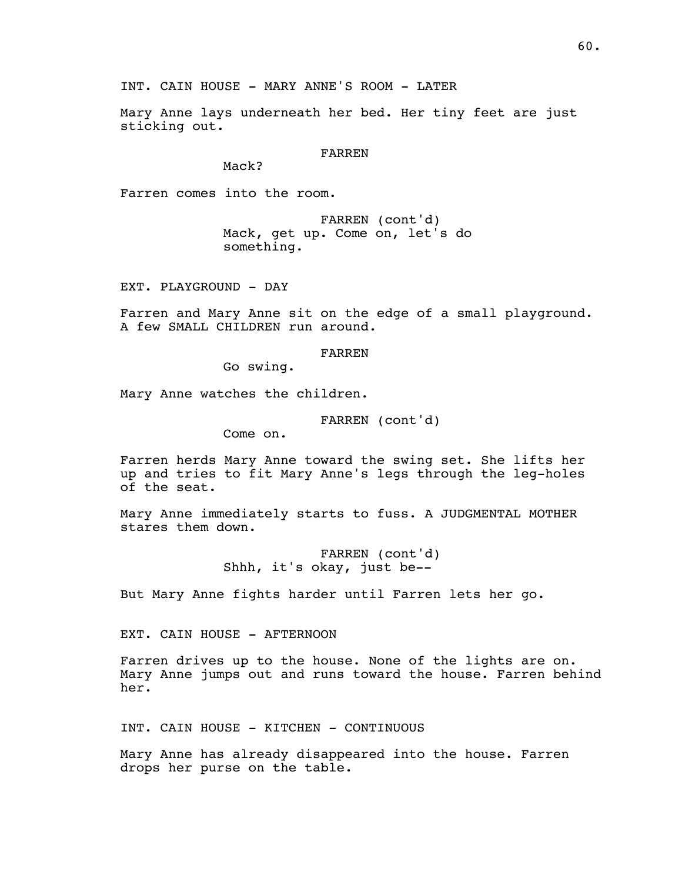INT. CAIN HOUSE - MARY ANNE'S ROOM - LATER

Mary Anne lays underneath her bed. Her tiny feet are just sticking out.

FARREN
Mack?

Farren comes into the room.

FARREN (cont'd)
Mack, get up. Come on, let's do something.

EXT. PLAYGROUND - DAY

Farren and Mary Anne sit on the edge of a small playground. A few SMALL CHILDREN run around.

FARREN
Go swing.

Mary Anne watches the children.

FARREN (cont'd)
Come on.

Farren herds Mary Anne toward the swing set. She lifts her up and tries to fit Mary Anne's legs through the leg-holes of the seat.

Mary Anne immediately starts to fuss. A JUDGMENTAL MOTHER stares them down.

FARREN (cont'd)
Shhh, it's okay, just be--

But Mary Anne fights harder until Farren lets her go.

EXT. CAIN HOUSE - AFTERNOON

Farren drives up to the house. None of the lights are on. Mary Anne jumps out and runs toward the house. Farren behind her.

INT. CAIN HOUSE - KITCHEN - CONTINUOUS

Mary Anne has already disappeared into the house. Farren drops her purse on the table.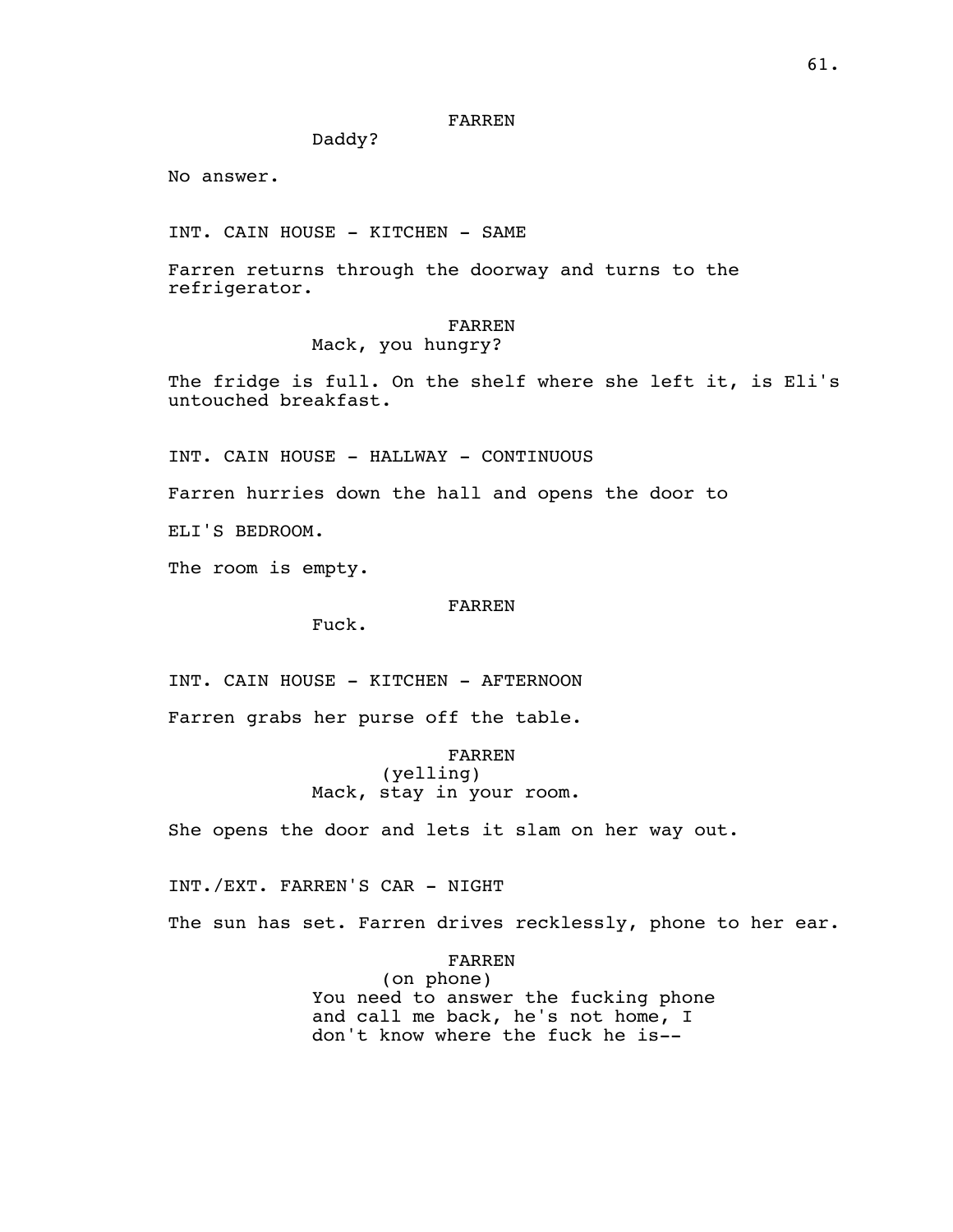FARREN

Daddy?

No answer.

INT. CAIN HOUSE - KITCHEN - SAME

Farren returns through the doorway and turns to the refrigerator.

FARREN

Mack, you hungry?

The fridge is full. On the shelf where she left it, is Eli's untouched breakfast.

INT. CAIN HOUSE - HALLWAY - CONTINUOUS

Farren hurries down the hall and opens the door to

ELI'S BEDROOM.

The room is empty.

FARREN

Fuck.

INT. CAIN HOUSE - KITCHEN - AFTERNOON

Farren grabs her purse off the table.

FARREN

(yelling)

Mack, stay in your room.

She opens the door and lets it slam on her way out.

INT./EXT. FARREN'S CAR - NIGHT

The sun has set. Farren drives recklessly, phone to her ear.

FARREN

(on phone)

You need to answer the fucking phone and call me back, he's not home, I don't know where the fuck he is--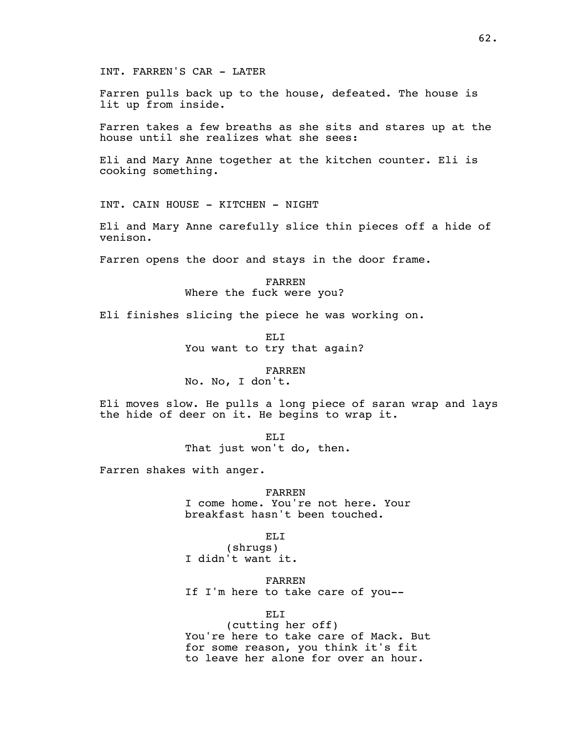INT. FARREN'S CAR - LATER

Farren pulls back up to the house, defeated. The house is lit up from inside.

Farren takes a few breaths as she sits and stares up at the house until she realizes what she sees:

Eli and Mary Anne together at the kitchen counter. Eli is cooking something.

INT. CAIN HOUSE - KITCHEN - NIGHT

Eli and Mary Anne carefully slice thin pieces off a hide of venison.

Farren opens the door and stays in the door frame.

FARREN
Where the fuck were you?

Eli finishes slicing the piece he was working on.

ELI
You want to try that again?

FARREN
No. No, I don't.

Eli moves slow. He pulls a long piece of saran wrap and lays the hide of deer on it. He begins to wrap it.

ELI
That just won't do, then.

Farren shakes with anger.

FARREN
I come home. You're not here. Your breakfast hasn't been touched.

ELI
(shrugs)
I didn't want it.

FARREN
If I'm here to take care of you--

ELI
(cutting her off)
You're here to take care of Mack. But for some reason, you think it's fit to leave her alone for over an hour.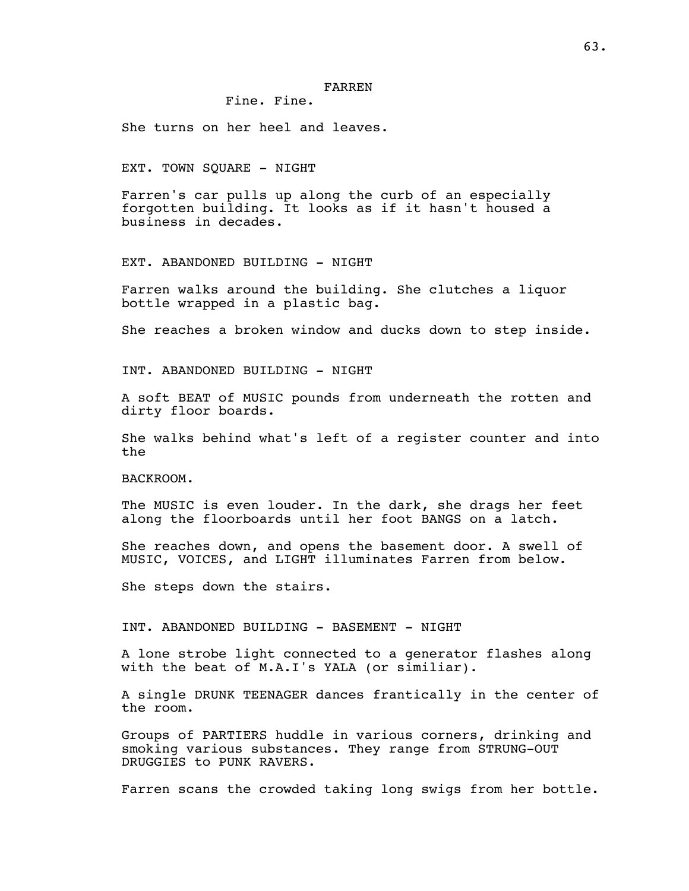FARREN

Fine. Fine.

She turns on her heel and leaves.

EXT. TOWN SQUARE - NIGHT

Farren's car pulls up along the curb of an especially forgotten building. It looks as if it hasn't housed a business in decades.

EXT. ABANDONED BUILDING - NIGHT

Farren walks around the building. She clutches a liquor bottle wrapped in a plastic bag.

She reaches a broken window and ducks down to step inside.

INT. ABANDONED BUILDING - NIGHT

A soft BEAT of MUSIC pounds from underneath the rotten and dirty floor boards.

She walks behind what's left of a register counter and into the

BACKROOM.

The MUSIC is even louder. In the dark, she drags her feet along the floorboards until her foot BANGS on a latch.

She reaches down, and opens the basement door. A swell of MUSIC, VOICES, and LIGHT illuminates Farren from below.

She steps down the stairs.

INT. ABANDONED BUILDING - BASEMENT - NIGHT

A lone strobe light connected to a generator flashes along with the beat of M.A.I's YALA (or similiar).

A single DRUNK TEENAGER dances frantically in the center of the room.

Groups of PARTIERS huddle in various corners, drinking and smoking various substances. They range from STRUNG-OUT DRUGGIES to PUNK RAVERS.

Farren scans the crowded taking long swigs from her bottle.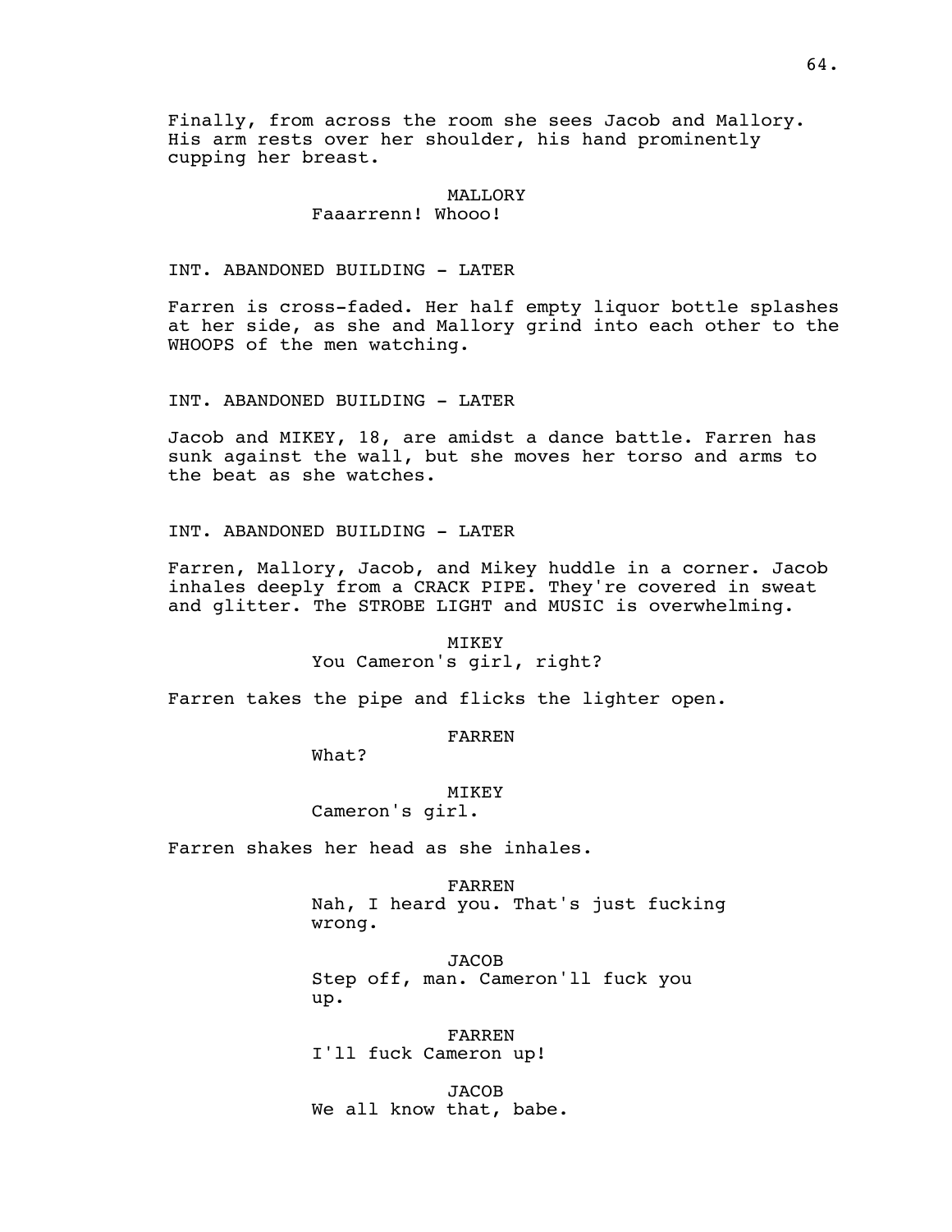Finally, from across the room she sees Jacob and Mallory. His arm rests over her shoulder, his hand prominently cupping her breast.

MALLORY
Faaarrenn! Whooo!

INT. ABANDONED BUILDING - LATER

Farren is cross-faded. Her half empty liquor bottle splashes at her side, as she and Mallory grind into each other to the WHOOPS of the men watching.

INT. ABANDONED BUILDING - LATER

Jacob and MIKEY, 18, are amidst a dance battle. Farren has sunk against the wall, but she moves her torso and arms to the beat as she watches.

INT. ABANDONED BUILDING - LATER

Farren, Mallory, Jacob, and Mikey huddle in a corner. Jacob inhales deeply from a CRACK PIPE. They're covered in sweat and glitter. The STROBE LIGHT and MUSIC is overwhelming.

MIKEY
You Cameron's girl, right?

Farren takes the pipe and flicks the lighter open.

FARREN
What?

MIKEY
Cameron's girl.

Farren shakes her head as she inhales.

FARREN
Nah, I heard you. That's just fucking wrong.

JACOB
Step off, man. Cameron'll fuck you up.

FARREN
I'll fuck Cameron up!

JACOB
We all know that, babe.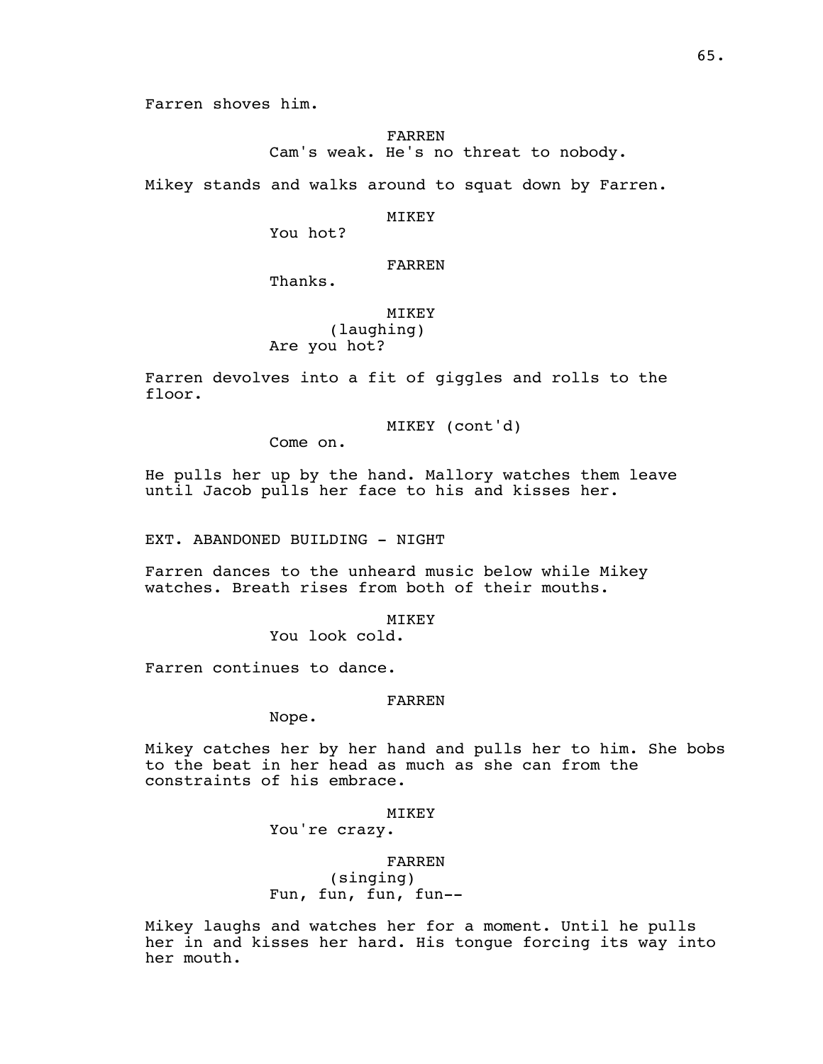Farren shoves him.

FARREN
Cam's weak. He's no threat to nobody.

Mikey stands and walks around to squat down by Farren.

MIKEY
You hot?

FARREN
Thanks.

MIKEY
(laughing)
Are you hot?

Farren devolves into a fit of giggles and rolls to the floor.

MIKEY (cont'd)
Come on.

He pulls her up by the hand. Mallory watches them leave until Jacob pulls her face to his and kisses her.

EXT. ABANDONED BUILDING - NIGHT

Farren dances to the unheard music below while Mikey watches. Breath rises from both of their mouths.

MIKEY
You look cold.

Farren continues to dance.

FARREN
Nope.

Mikey catches her by her hand and pulls her to him. She bobs to the beat in her head as much as she can from the constraints of his embrace.

MIKEY
You're crazy.

FARREN
(singing)
Fun, fun, fun, fun--

Mikey laughs and watches her for a moment. Until he pulls her in and kisses her hard. His tongue forcing its way into her mouth.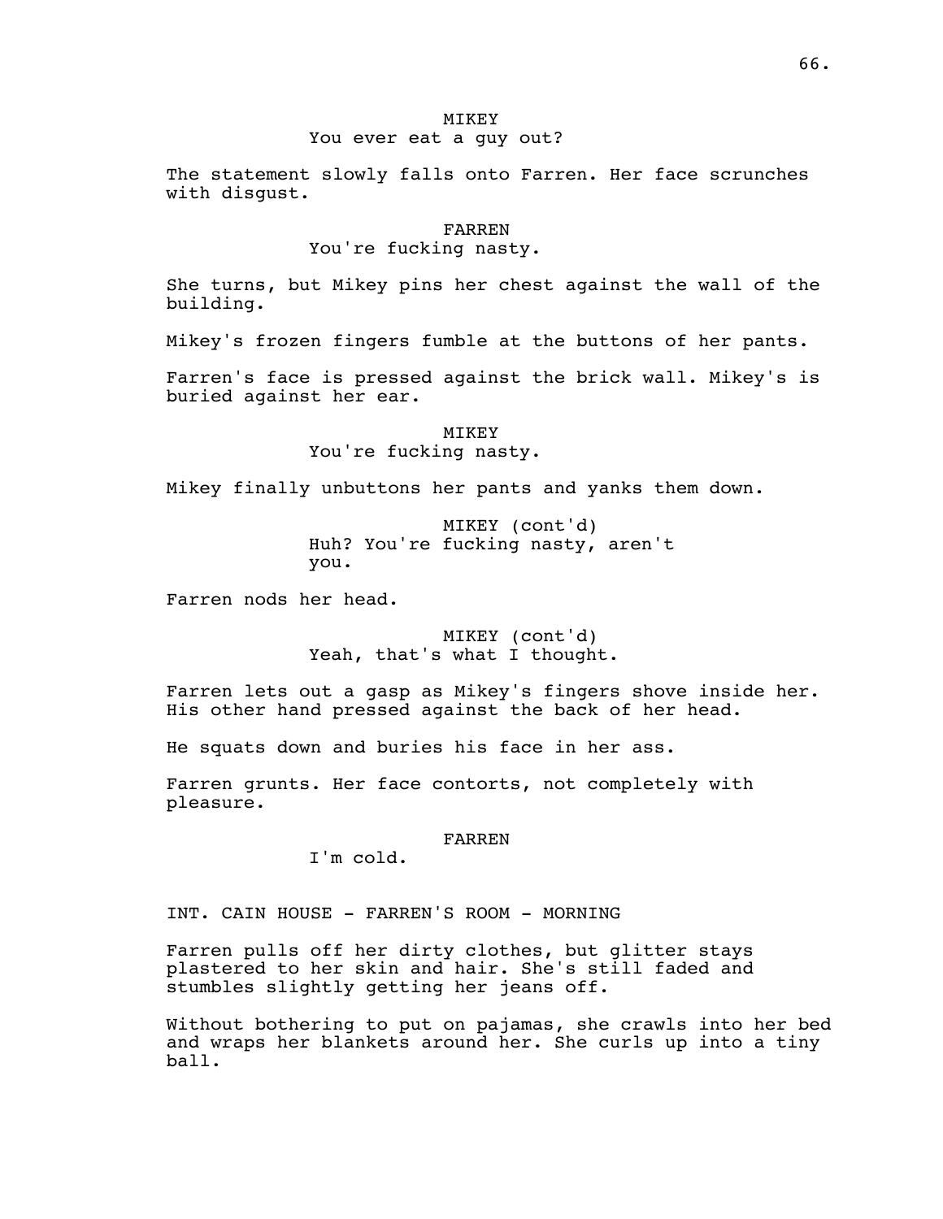MIKEY
You ever eat a guy out?

The statement slowly falls onto Farren. Her face scrunches with disgust.

FARREN
You're fucking nasty.

She turns, but Mikey pins her chest against the wall of the building.

Mikey's frozen fingers fumble at the buttons of her pants.

Farren's face is pressed against the brick wall. Mikey's is buried against her ear.

MIKEY
You're fucking nasty.

Mikey finally unbuttons her pants and yanks them down.

MIKEY (cont'd)
Huh? You're fucking nasty, aren't you.

Farren nods her head.

MIKEY (cont'd)
Yeah, that's what I thought.

Farren lets out a gasp as Mikey's fingers shove inside her. His other hand pressed against the back of her head.

He squats down and buries his face in her ass.

Farren grunts. Her face contorts, not completely with pleasure.

FARREN
I'm cold.

INT. CAIN HOUSE - FARREN'S ROOM - MORNING

Farren pulls off her dirty clothes, but glitter stays plastered to her skin and hair. She's still faded and stumbles slightly getting her jeans off.

Without bothering to put on pajamas, she crawls into her bed and wraps her blankets around her. She curls up into a tiny ball.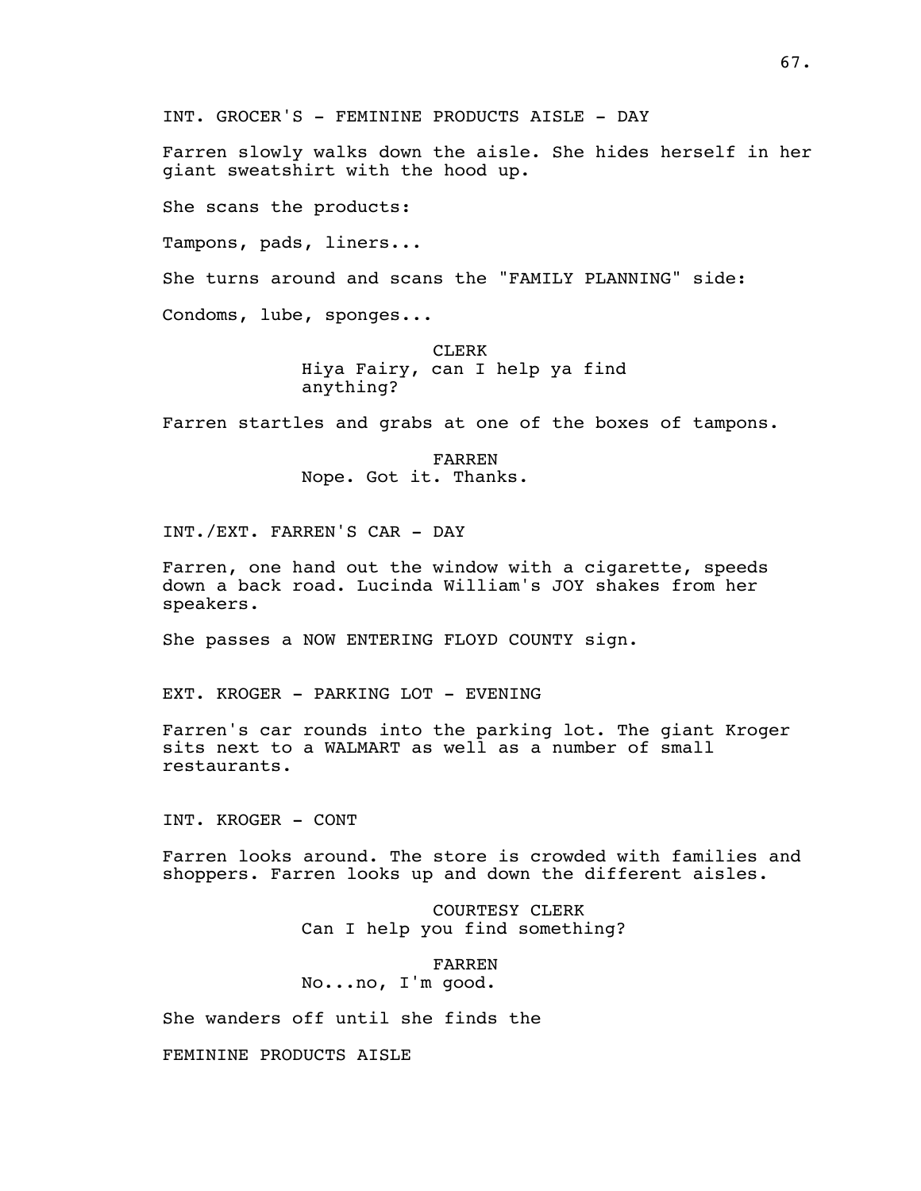INT. GROCER'S - FEMININE PRODUCTS AISLE - DAY

Farren slowly walks down the aisle. She hides herself in her giant sweatshirt with the hood up.

She scans the products:

Tampons, pads, liners...

She turns around and scans the "FAMILY PLANNING" side:

Condoms, lube, sponges...

CLERK
Hiya Fairy, can I help ya find anything?

Farren startles and grabs at one of the boxes of tampons.

FARREN
Nope. Got it. Thanks.

INT./EXT. FARREN'S CAR - DAY

Farren, one hand out the window with a cigarette, speeds down a back road. Lucinda William's JOY shakes from her speakers.

She passes a NOW ENTERING FLOYD COUNTY sign.

EXT. KROGER - PARKING LOT - EVENING

Farren's car rounds into the parking lot. The giant Kroger sits next to a WALMART as well as a number of small restaurants.

INT. KROGER - CONT

Farren looks around. The store is crowded with families and shoppers. Farren looks up and down the different aisles.

COURTESY CLERK
Can I help you find something?

FARREN
No...no, I'm good.

She wanders off until she finds the

FEMININE PRODUCTS AISLE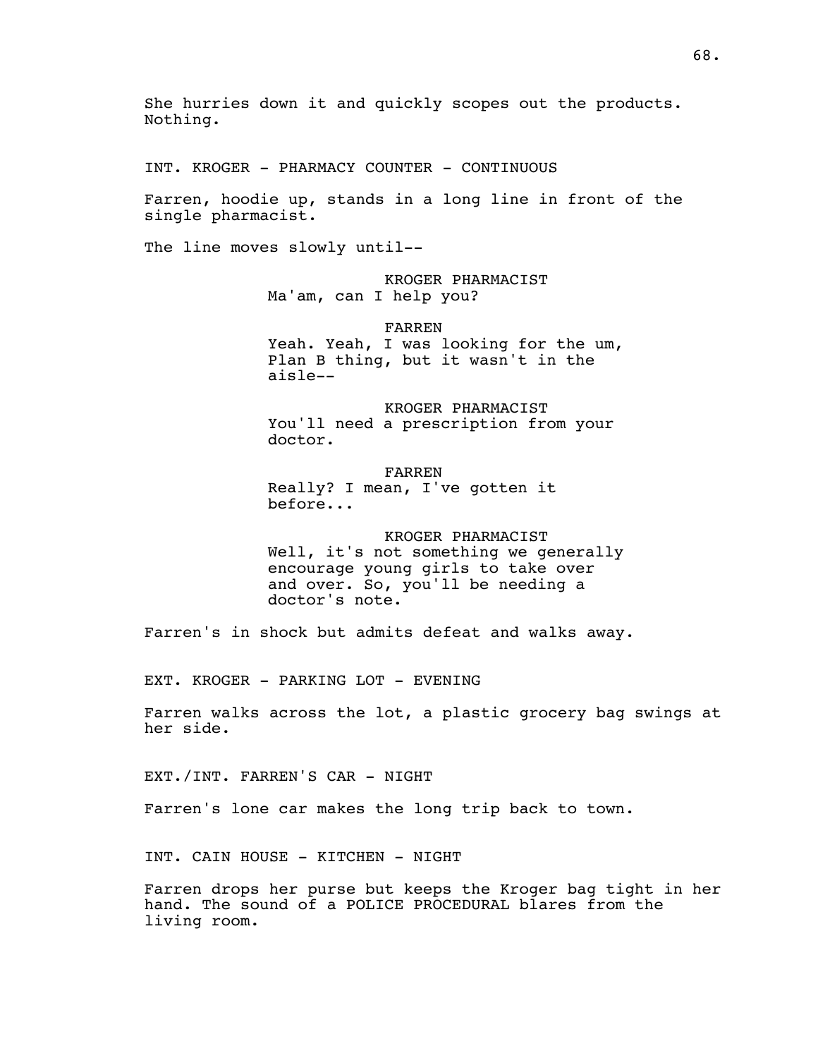She hurries down it and quickly scopes out the products. Nothing.

INT. KROGER - PHARMACY COUNTER - CONTINUOUS

Farren, hoodie up, stands in a long line in front of the single pharmacist.

The line moves slowly until--

KROGER PHARMACIST
Ma'am, can I help you?

FARREN
Yeah. Yeah, I was looking for the um, Plan B thing, but it wasn't in the aisle--

KROGER PHARMACIST
You'll need a prescription from your doctor.

FARREN
Really? I mean, I've gotten it before...

KROGER PHARMACIST
Well, it's not something we generally encourage young girls to take over and over. So, you'll be needing a doctor's note.

Farren's in shock but admits defeat and walks away.

EXT. KROGER - PARKING LOT - EVENING

Farren walks across the lot, a plastic grocery bag swings at her side.

EXT./INT. FARREN'S CAR - NIGHT

Farren's lone car makes the long trip back to town.

INT. CAIN HOUSE - KITCHEN - NIGHT

Farren drops her purse but keeps the Kroger bag tight in her hand. The sound of a POLICE PROCEDURAL blares from the living room.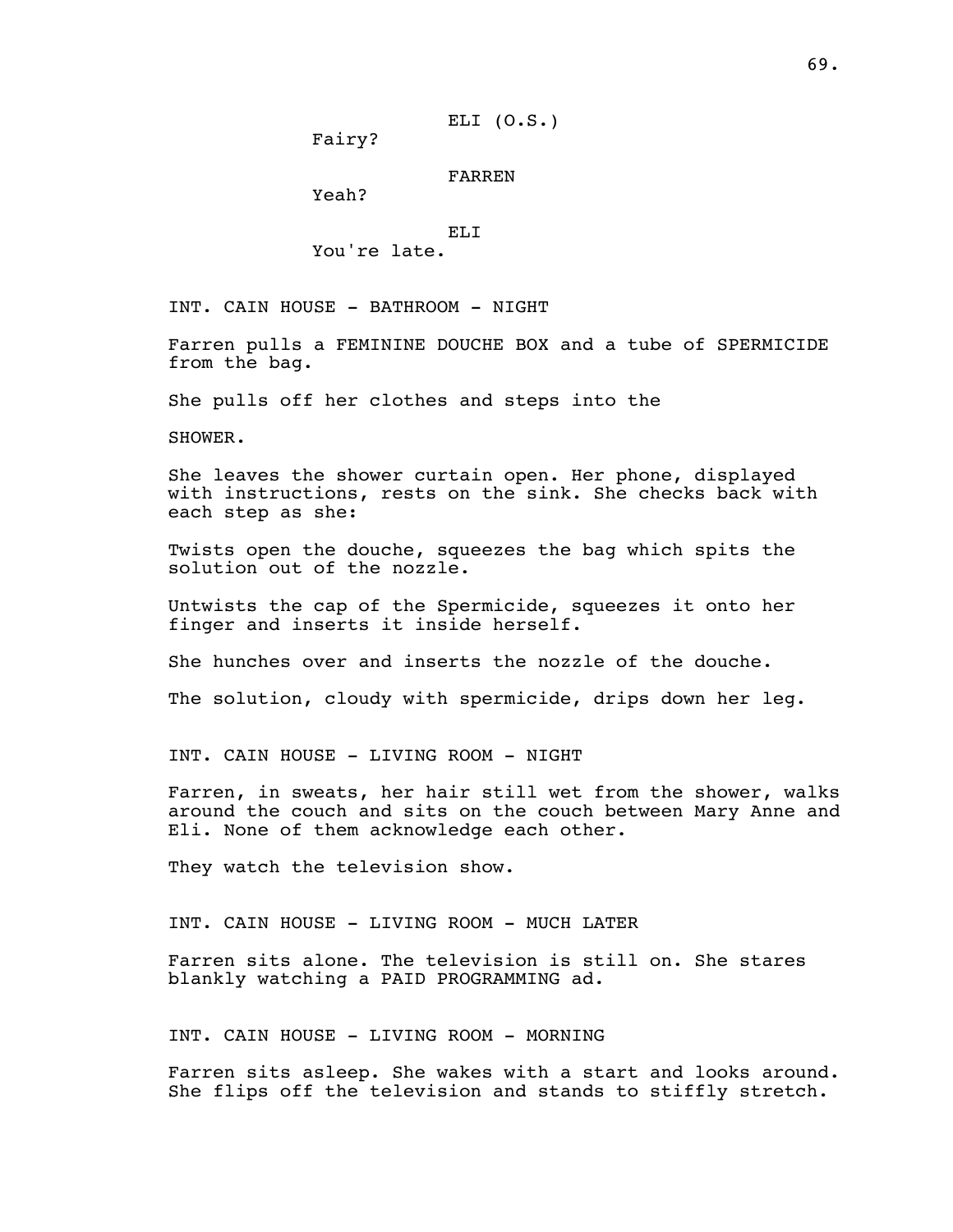ELI (O.S.)
Fairy?

FARREN
Yeah?

ELI
You're late.

INT. CAIN HOUSE - BATHROOM - NIGHT

Farren pulls a FEMININE DOUCHE BOX and a tube of SPERMICIDE from the bag.

She pulls off her clothes and steps into the

SHOWER.

She leaves the shower curtain open. Her phone, displayed with instructions, rests on the sink. She checks back with each step as she:

Twists open the douche, squeezes the bag which spits the solution out of the nozzle.

Untwists the cap of the Spermicide, squeezes it onto her finger and inserts it inside herself.

She hunches over and inserts the nozzle of the douche.

The solution, cloudy with spermicide, drips down her leg.

INT. CAIN HOUSE - LIVING ROOM - NIGHT

Farren, in sweats, her hair still wet from the shower, walks around the couch and sits on the couch between Mary Anne and Eli. None of them acknowledge each other.

They watch the television show.

INT. CAIN HOUSE - LIVING ROOM - MUCH LATER

Farren sits alone. The television is still on. She stares blankly watching a PAID PROGRAMMING ad.

INT. CAIN HOUSE - LIVING ROOM - MORNING

Farren sits asleep. She wakes with a start and looks around. She flips off the television and stands to stiffly stretch.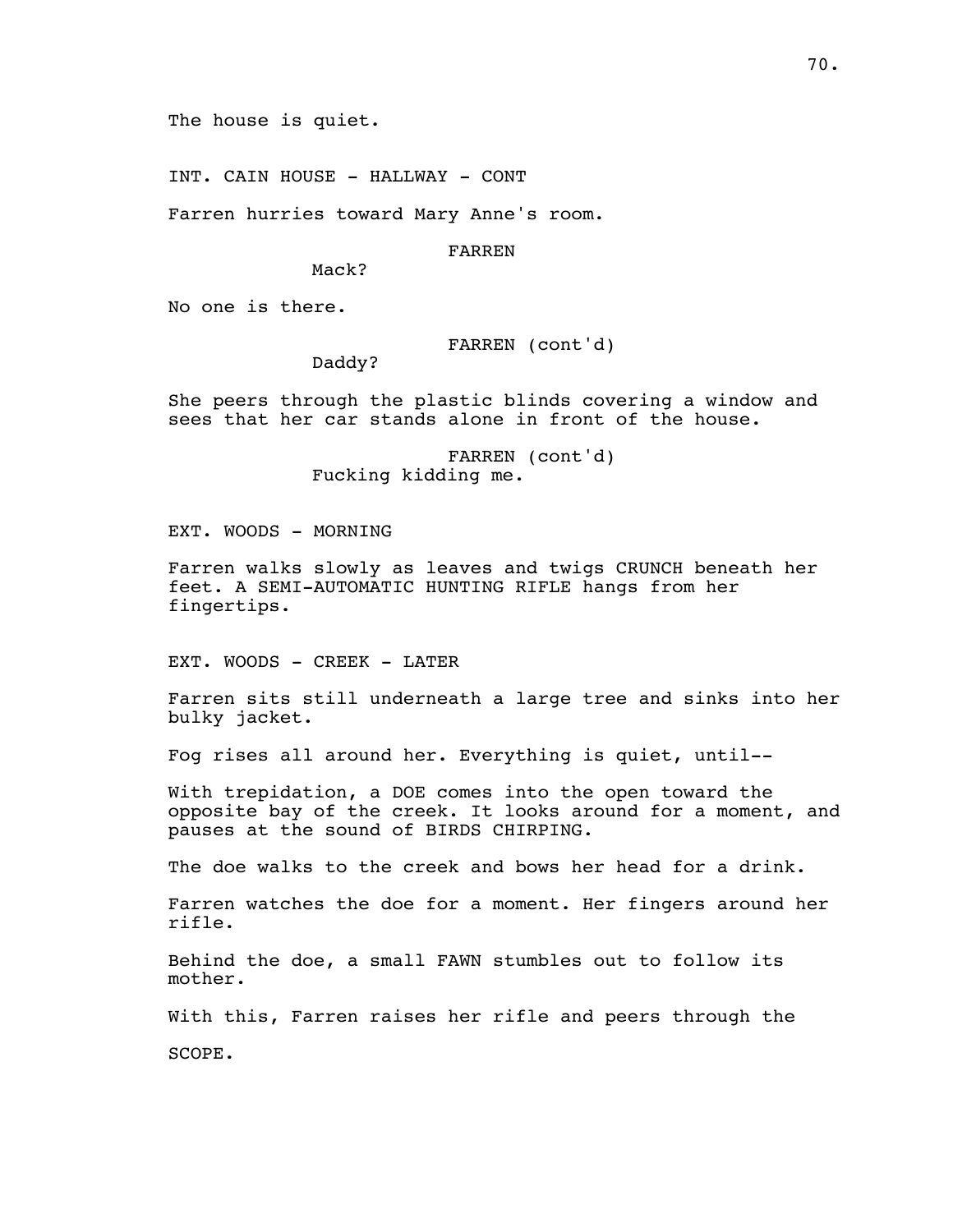The house is quiet.

INT. CAIN HOUSE - HALLWAY - CONT

Farren hurries toward Mary Anne's room.

FARREN
Mack?

No one is there.

FARREN (cont'd)
Daddy?

She peers through the plastic blinds covering a window and sees that her car stands alone in front of the house.

FARREN (cont'd)
Fucking kidding me.

EXT. WOODS - MORNING

Farren walks slowly as leaves and twigs CRUNCH beneath her feet. A SEMI-AUTOMATIC HUNTING RIFLE hangs from her fingertips.

EXT. WOODS - CREEK - LATER

Farren sits still underneath a large tree and sinks into her bulky jacket.

Fog rises all around her. Everything is quiet, until--

With trepidation, a DOE comes into the open toward the opposite bay of the creek. It looks around for a moment, and pauses at the sound of BIRDS CHIRPING.

The doe walks to the creek and bows her head for a drink.

Farren watches the doe for a moment. Her fingers around her rifle.

Behind the doe, a small FAWN stumbles out to follow its mother.

With this, Farren raises her rifle and peers through the

SCOPE.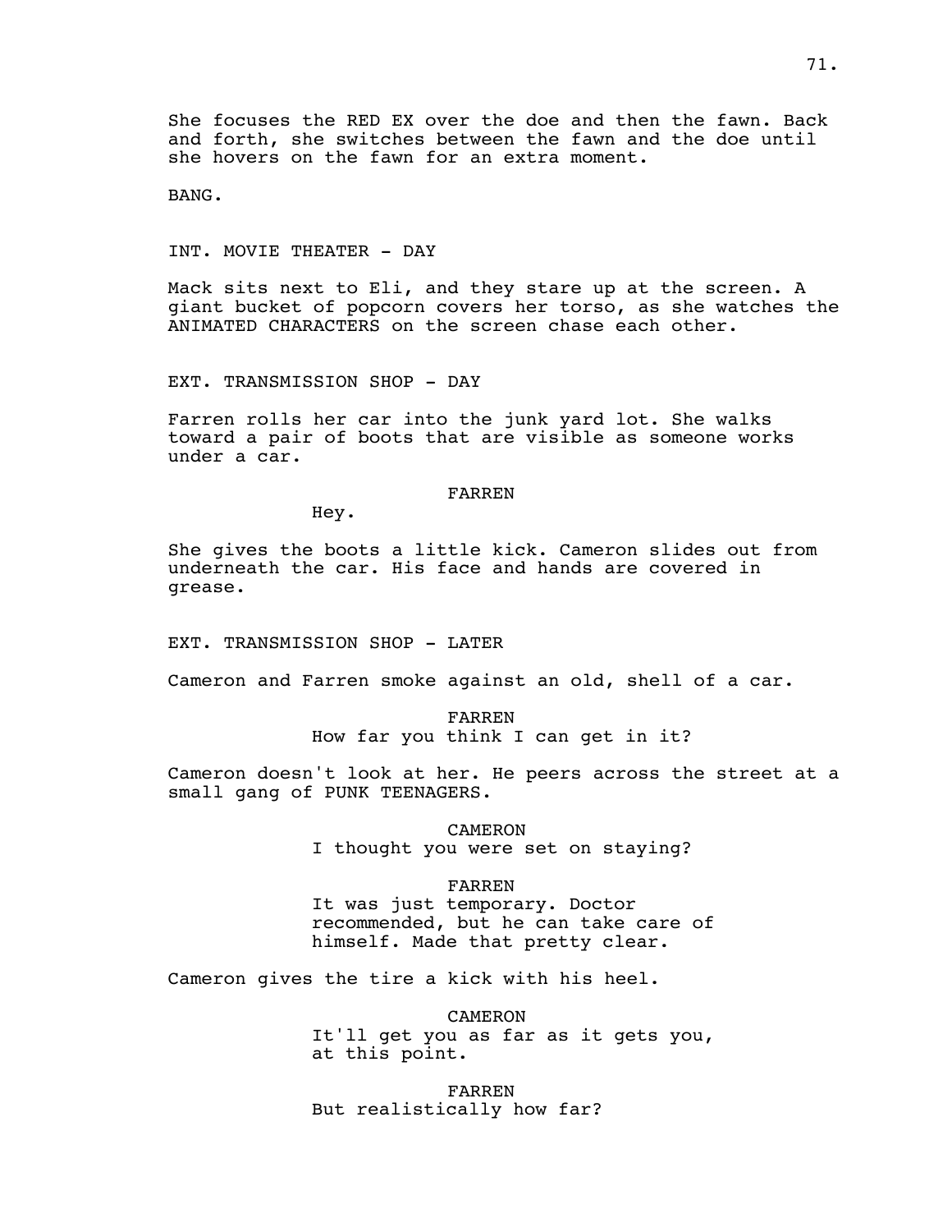She focuses the RED EX over the doe and then the fawn. Back and forth, she switches between the fawn and the doe until she hovers on the fawn for an extra moment.

BANG.

INT. MOVIE THEATER - DAY

Mack sits next to Eli, and they stare up at the screen. A giant bucket of popcorn covers her torso, as she watches the ANIMATED CHARACTERS on the screen chase each other.

EXT. TRANSMISSION SHOP - DAY

Farren rolls her car into the junk yard lot. She walks toward a pair of boots that are visible as someone works under a car.

FARREN
Hey.

She gives the boots a little kick. Cameron slides out from underneath the car. His face and hands are covered in grease.

EXT. TRANSMISSION SHOP - LATER

Cameron and Farren smoke against an old, shell of a car.

FARREN
How far you think I can get in it?

Cameron doesn't look at her. He peers across the street at a small gang of PUNK TEENAGERS.

CAMERON
I thought you were set on staying?

FARREN
It was just temporary. Doctor recommended, but he can take care of himself. Made that pretty clear.

Cameron gives the tire a kick with his heel.

CAMERON
It'll get you as far as it gets you, at this point.

FARREN
But realistically how far?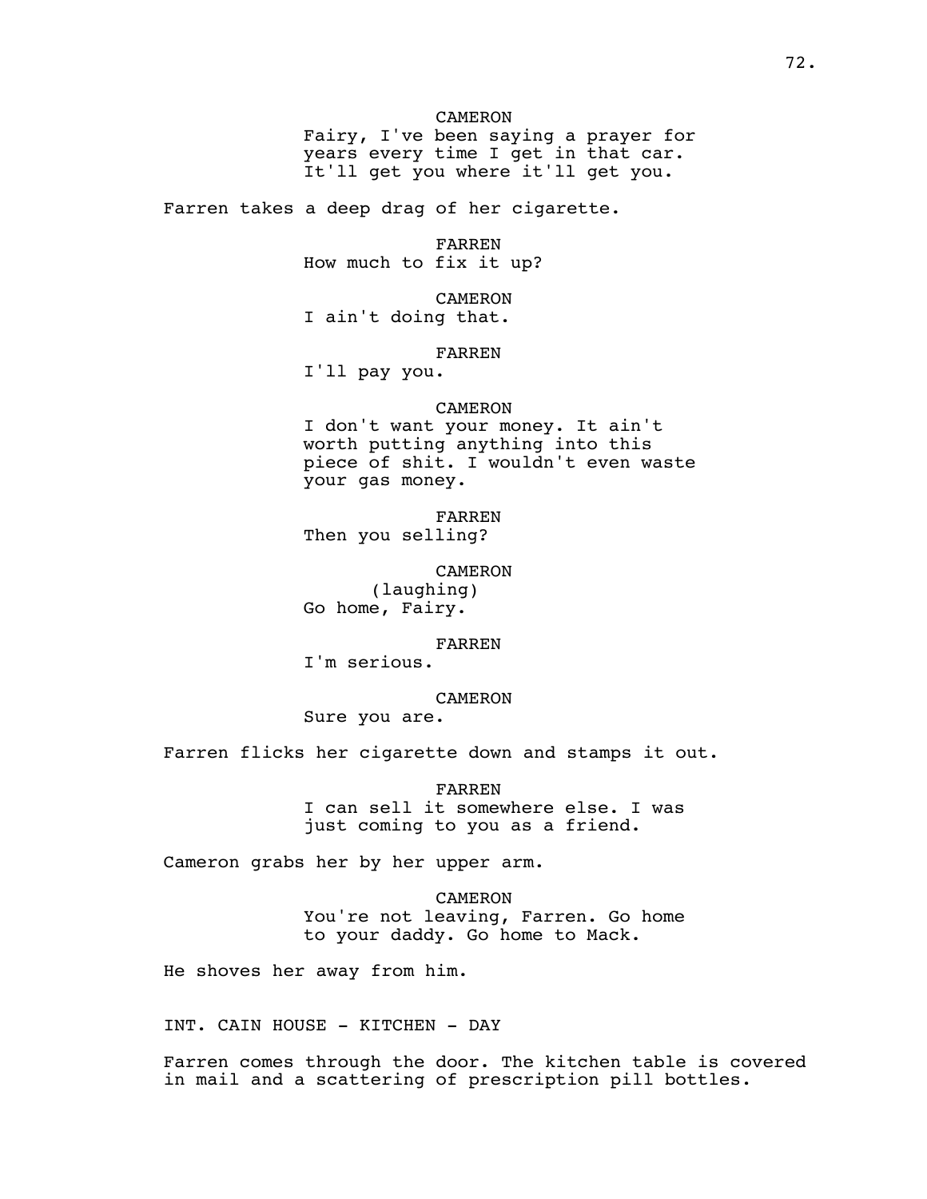CAMERON
Fairy, I've been saying a prayer for years every time I get in that car. It'll get you where it'll get you.

Farren takes a deep drag of her cigarette.

FARREN
How much to fix it up?

CAMERON
I ain't doing that.

FARREN
I'll pay you.

CAMERON
I don't want your money. It ain't worth putting anything into this piece of shit. I wouldn't even waste your gas money.

FARREN
Then you selling?

CAMERON
(laughing)
Go home, Fairy.

FARREN
I'm serious.

CAMERON
Sure you are.

Farren flicks her cigarette down and stamps it out.

FARREN
I can sell it somewhere else. I was just coming to you as a friend.

Cameron grabs her by her upper arm.

CAMERON
You're not leaving, Farren. Go home to your daddy. Go home to Mack.

He shoves her away from him.

INT. CAIN HOUSE - KITCHEN - DAY

Farren comes through the door. The kitchen table is covered in mail and a scattering of prescription pill bottles.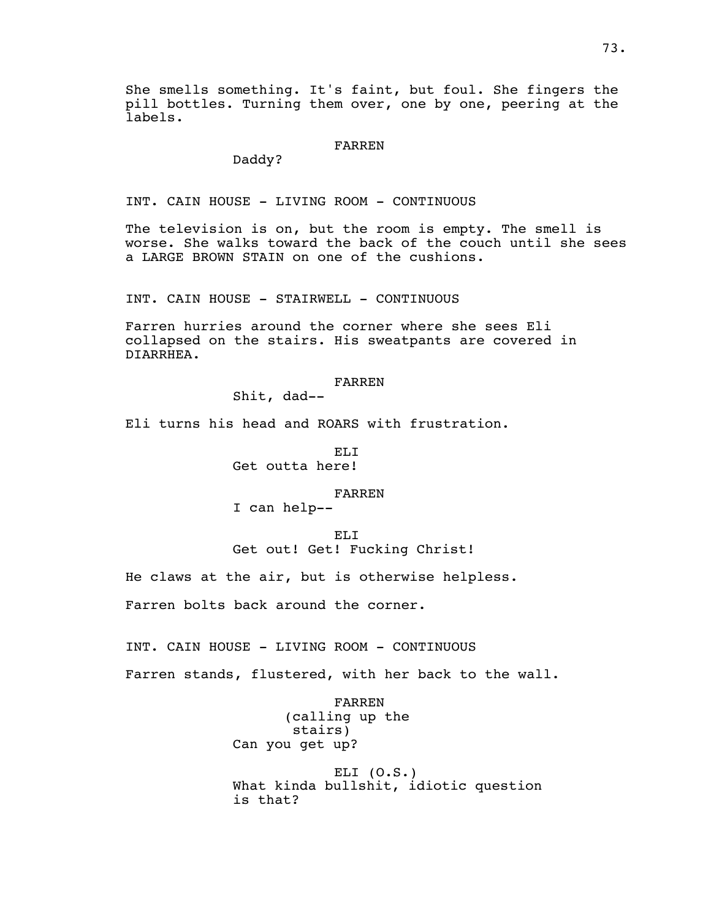She smells something. It's faint, but foul. She fingers the pill bottles. Turning them over, one by one, peering at the labels.

FARREN
Daddy?

INT. CAIN HOUSE - LIVING ROOM - CONTINUOUS

The television is on, but the room is empty. The smell is worse. She walks toward the back of the couch until she sees a LARGE BROWN STAIN on one of the cushions.

INT. CAIN HOUSE - STAIRWELL - CONTINUOUS

Farren hurries around the corner where she sees Eli collapsed on the stairs. His sweatpants are covered in DIARRHEA.

FARREN
Shit, dad--

Eli turns his head and ROARS with frustration.

ELI
Get outta here!

FARREN
I can help--

ELI
Get out! Get! Fucking Christ!

He claws at the air, but is otherwise helpless.

Farren bolts back around the corner.

INT. CAIN HOUSE - LIVING ROOM - CONTINUOUS

Farren stands, flustered, with her back to the wall.

FARREN
(calling up the stairs)
Can you get up?

ELI (O.S.)
What kinda bullshit, idiotic question is that?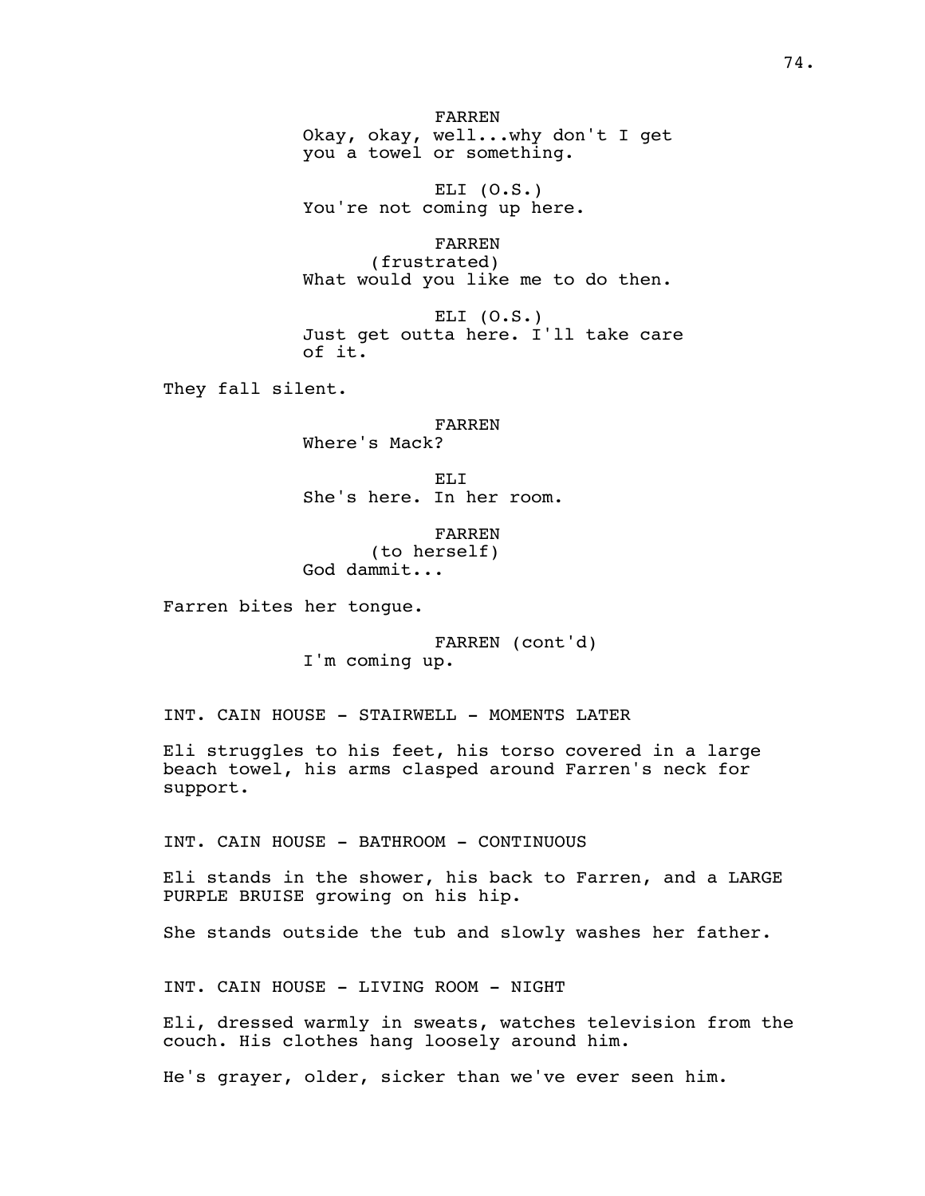FARREN
Okay, okay, well...why don't I get you a towel or something.

ELI (O.S.)
You're not coming up here.

FARREN
(frustrated)
What would you like me to do then.

ELI (O.S.)
Just get outta here. I'll take care of it.

They fall silent.

FARREN
Where's Mack?

ELI
She's here. In her room.

FARREN
(to herself)
God dammit...

Farren bites her tongue.

FARREN (cont'd)
I'm coming up.

INT. CAIN HOUSE - STAIRWELL - MOMENTS LATER

Eli struggles to his feet, his torso covered in a large beach towel, his arms clasped around Farren's neck for support.

INT. CAIN HOUSE - BATHROOM - CONTINUOUS

Eli stands in the shower, his back to Farren, and a LARGE PURPLE BRUISE growing on his hip.

She stands outside the tub and slowly washes her father.

INT. CAIN HOUSE - LIVING ROOM - NIGHT

Eli, dressed warmly in sweats, watches television from the couch. His clothes hang loosely around him.

He's grayer, older, sicker than we've ever seen him.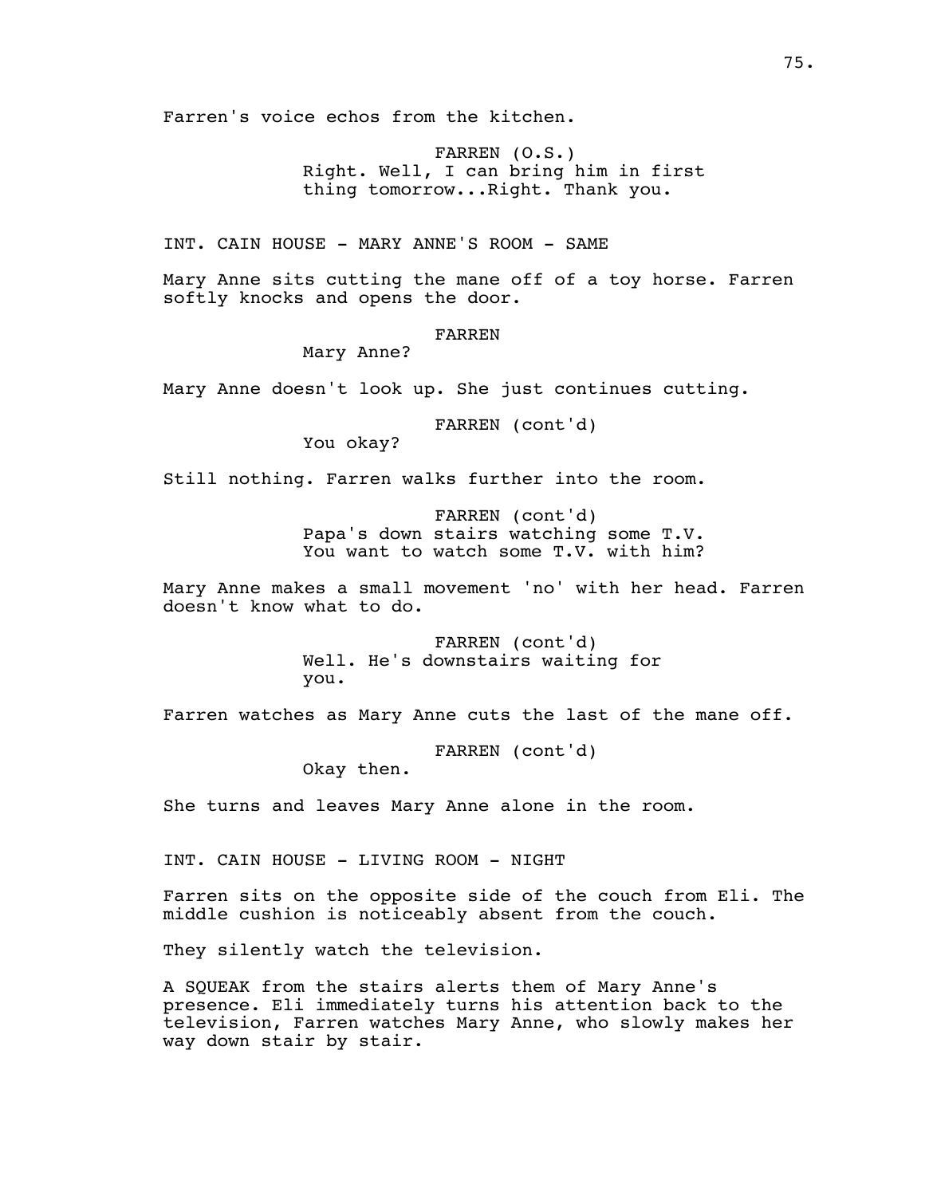Farren's voice echos from the kitchen.

FARREN (O.S.)
Right. Well, I can bring him in first thing tomorrow...Right. Thank you.

INT. CAIN HOUSE - MARY ANNE'S ROOM - SAME

Mary Anne sits cutting the mane off of a toy horse. Farren softly knocks and opens the door.

FARREN
Mary Anne?

Mary Anne doesn't look up. She just continues cutting.

FARREN (cont'd)
You okay?

Still nothing. Farren walks further into the room.

FARREN (cont'd)
Papa's down stairs watching some T.V. You want to watch some T.V. with him?

Mary Anne makes a small movement 'no' with her head. Farren doesn't know what to do.

FARREN (cont'd)
Well. He's downstairs waiting for you.

Farren watches as Mary Anne cuts the last of the mane off.

FARREN (cont'd)
Okay then.

She turns and leaves Mary Anne alone in the room.

INT. CAIN HOUSE - LIVING ROOM - NIGHT

Farren sits on the opposite side of the couch from Eli. The middle cushion is noticeably absent from the couch.

They silently watch the television.

A SQUEAK from the stairs alerts them of Mary Anne's presence. Eli immediately turns his attention back to the television, Farren watches Mary Anne, who slowly makes her way down stair by stair.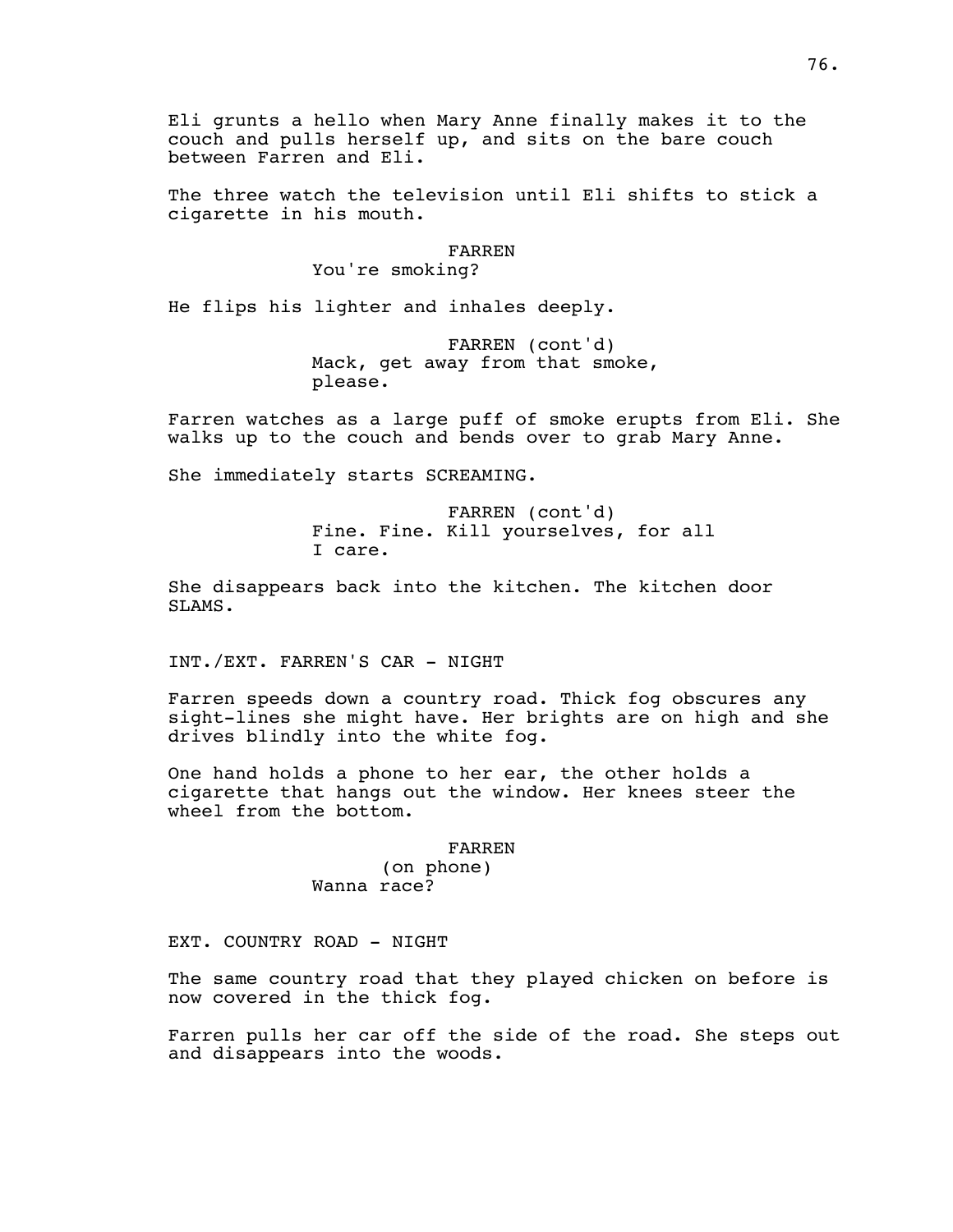Eli grunts a hello when Mary Anne finally makes it to the couch and pulls herself up, and sits on the bare couch between Farren and Eli.

The three watch the television until Eli shifts to stick a cigarette in his mouth.

FARREN
You're smoking?

He flips his lighter and inhales deeply.

FARREN (cont'd)
Mack, get away from that smoke, please.

Farren watches as a large puff of smoke erupts from Eli. She walks up to the couch and bends over to grab Mary Anne.

She immediately starts SCREAMING.

FARREN (cont'd)
Fine. Fine. Kill yourselves, for all I care.

She disappears back into the kitchen. The kitchen door SLAMS.

INT./EXT. FARREN'S CAR - NIGHT

Farren speeds down a country road. Thick fog obscures any sight-lines she might have. Her brights are on high and she drives blindly into the white fog.

One hand holds a phone to her ear, the other holds a cigarette that hangs out the window. Her knees steer the wheel from the bottom.

FARREN
(on phone)
Wanna race?

EXT. COUNTRY ROAD - NIGHT

The same country road that they played chicken on before is now covered in the thick fog.

Farren pulls her car off the side of the road. She steps out and disappears into the woods.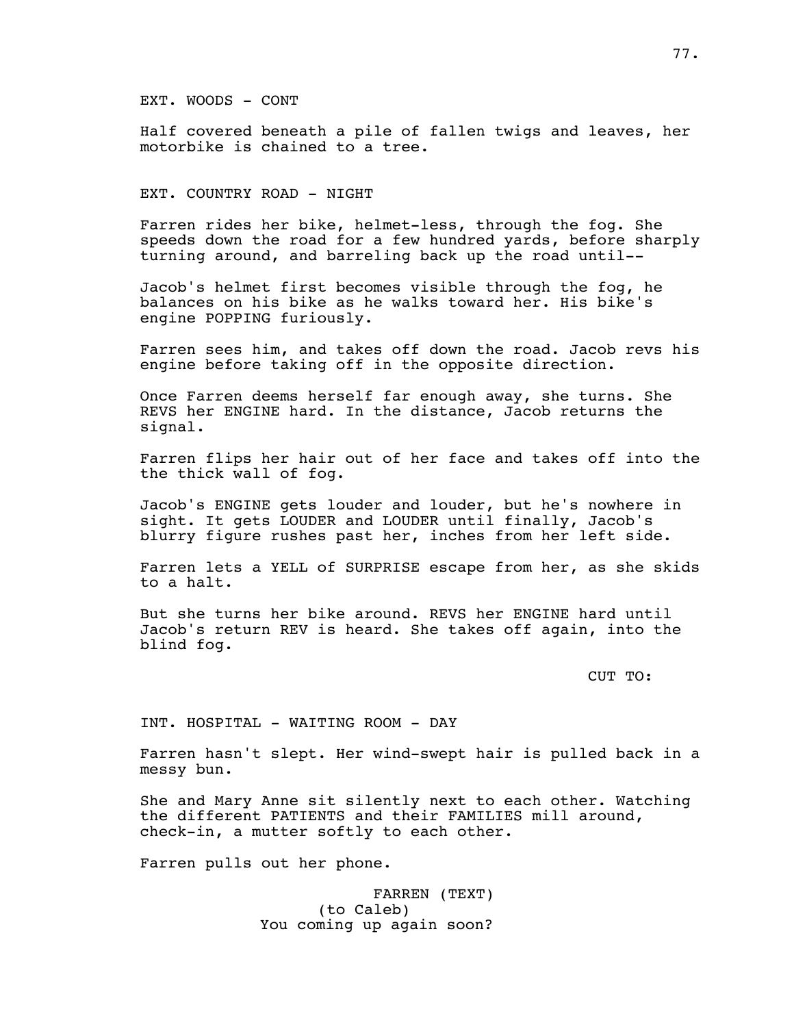EXT. WOODS - CONT

Half covered beneath a pile of fallen twigs and leaves, her motorbike is chained to a tree.

EXT. COUNTRY ROAD - NIGHT

Farren rides her bike, helmet-less, through the fog. She speeds down the road for a few hundred yards, before sharply turning around, and barreling back up the road until--

Jacob's helmet first becomes visible through the fog, he balances on his bike as he walks toward her. His bike's engine POPPING furiously.

Farren sees him, and takes off down the road. Jacob revs his engine before taking off in the opposite direction.

Once Farren deems herself far enough away, she turns. She REVS her ENGINE hard. In the distance, Jacob returns the signal.

Farren flips her hair out of her face and takes off into the the thick wall of fog.

Jacob's ENGINE gets louder and louder, but he's nowhere in sight. It gets LOUDER and LOUDER until finally, Jacob's blurry figure rushes past her, inches from her left side.

Farren lets a YELL of SURPRISE escape from her, as she skids to a halt.

But she turns her bike around. REVS her ENGINE hard until Jacob's return REV is heard. She takes off again, into the blind fog.

CUT TO:

INT. HOSPITAL - WAITING ROOM - DAY

Farren hasn't slept. Her wind-swept hair is pulled back in a messy bun.

She and Mary Anne sit silently next to each other. Watching the different PATIENTS and their FAMILIES mill around, check-in, a mutter softly to each other.

Farren pulls out her phone.

FARREN (TEXT)
(to Caleb)
You coming up again soon?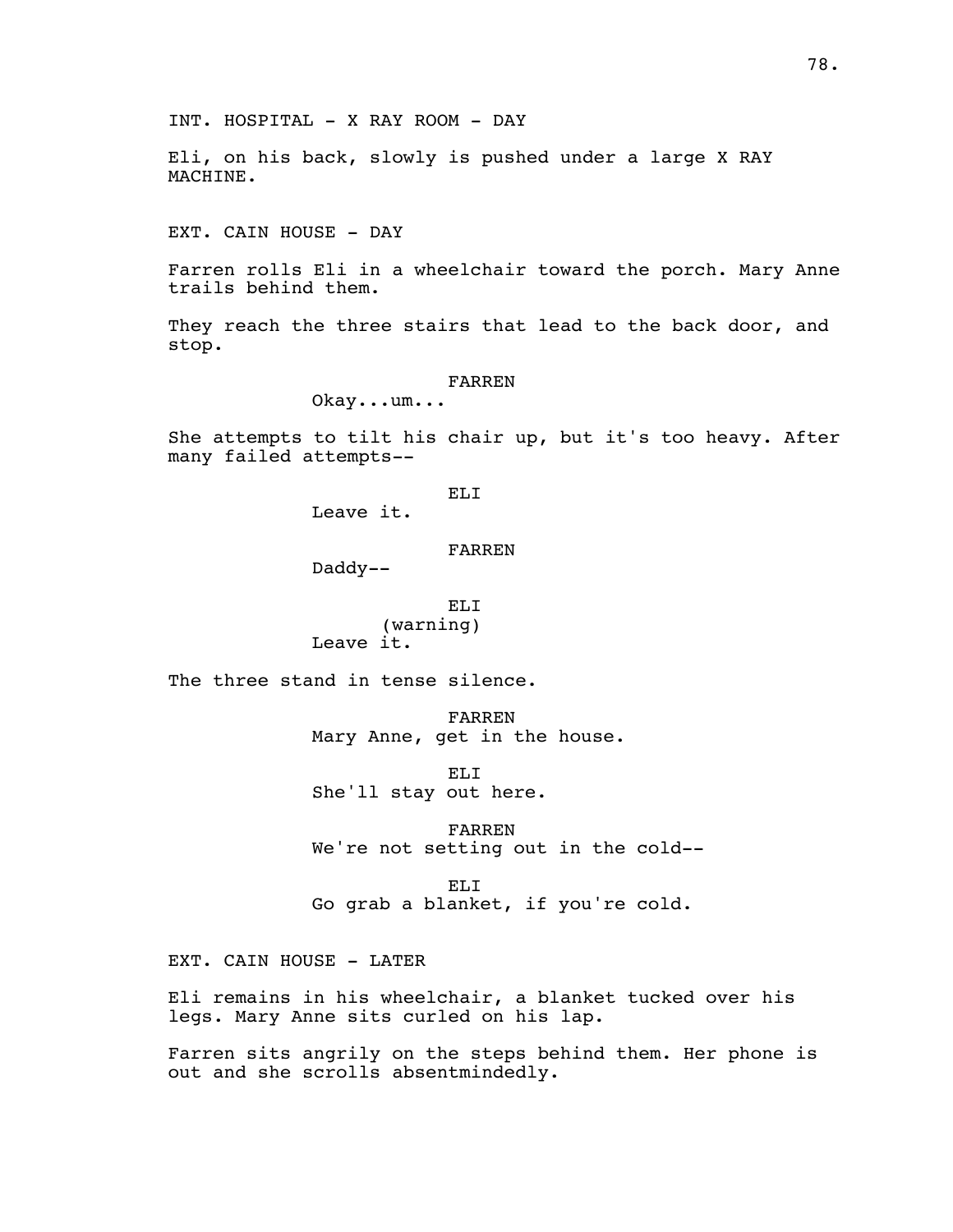INT. HOSPITAL - X RAY ROOM - DAY

Eli, on his back, slowly is pushed under a large X RAY MACHINE.

EXT. CAIN HOUSE - DAY

Farren rolls Eli in a wheelchair toward the porch. Mary Anne trails behind them.

They reach the three stairs that lead to the back door, and stop.

FARREN
Okay...um...

She attempts to tilt his chair up, but it's too heavy. After many failed attempts--

ELI
Leave it.

FARREN
Daddy--

ELI
(warning)
Leave it.

The three stand in tense silence.

FARREN
Mary Anne, get in the house.

ELI
She'll stay out here.

FARREN
We're not setting out in the cold--

ELI
Go grab a blanket, if you're cold.

EXT. CAIN HOUSE - LATER

Eli remains in his wheelchair, a blanket tucked over his legs. Mary Anne sits curled on his lap.

Farren sits angrily on the steps behind them. Her phone is out and she scrolls absentmindedly.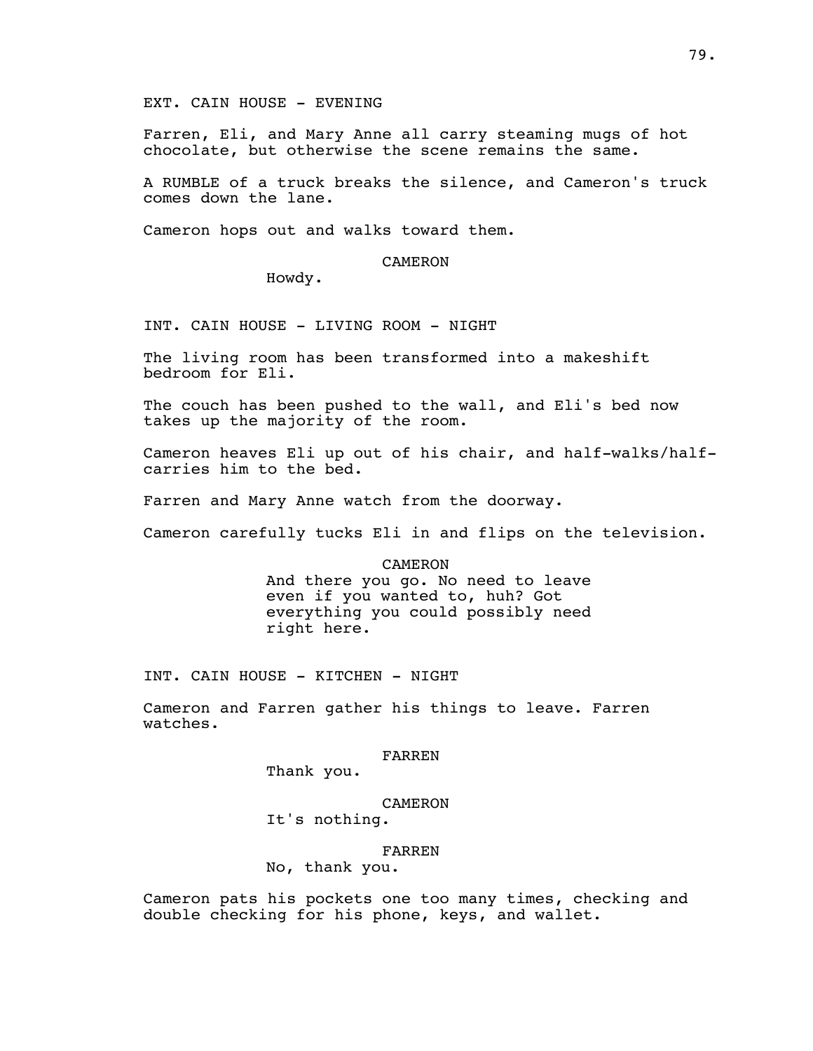EXT. CAIN HOUSE - EVENING

Farren, Eli, and Mary Anne all carry steaming mugs of hot chocolate, but otherwise the scene remains the same.

A RUMBLE of a truck breaks the silence, and Cameron's truck comes down the lane.

Cameron hops out and walks toward them.

CAMERON

Howdy.

INT. CAIN HOUSE - LIVING ROOM - NIGHT

The living room has been transformed into a makeshift bedroom for Eli.

The couch has been pushed to the wall, and Eli's bed now takes up the majority of the room.

Cameron heaves Eli up out of his chair, and half-walks/half-carries him to the bed.

Farren and Mary Anne watch from the doorway.

Cameron carefully tucks Eli in and flips on the television.

CAMERON

And there you go. No need to leave even if you wanted to, huh? Got everything you could possibly need right here.

INT. CAIN HOUSE - KITCHEN - NIGHT

Cameron and Farren gather his things to leave. Farren watches.

FARREN

Thank you.

CAMERON

It's nothing.

FARREN

No, thank you.

Cameron pats his pockets one too many times, checking and double checking for his phone, keys, and wallet.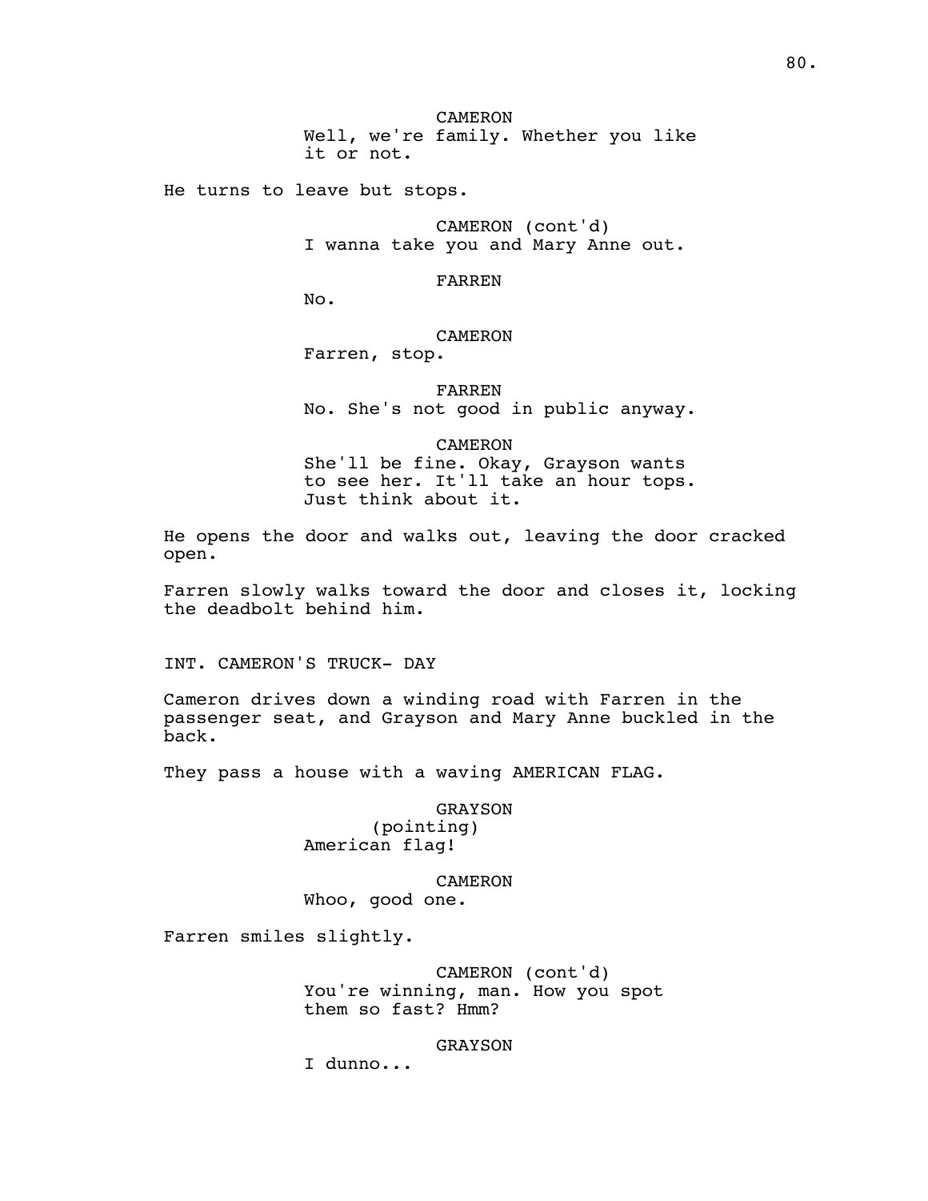CAMERON
Well, we're family. Whether you like it or not.

He turns to leave but stops.

CAMERON (cont'd)
I wanna take you and Mary Anne out.

FARREN
No.

CAMERON
Farren, stop.

FARREN
No. She's not good in public anyway.

CAMERON
She'll be fine. Okay, Grayson wants to see her. It'll take an hour tops. Just think about it.

He opens the door and walks out, leaving the door cracked open.

Farren slowly walks toward the door and closes it, locking the deadbolt behind him.

INT. CAMERON'S TRUCK- DAY

Cameron drives down a winding road with Farren in the passenger seat, and Grayson and Mary Anne buckled in the back.

They pass a house with a waving AMERICAN FLAG.

GRAYSON
(pointing)
American flag!

CAMERON
Whoo, good one.

Farren smiles slightly.

CAMERON (cont'd)
You're winning, man. How you spot them so fast? Hmm?

GRAYSON
I dunno...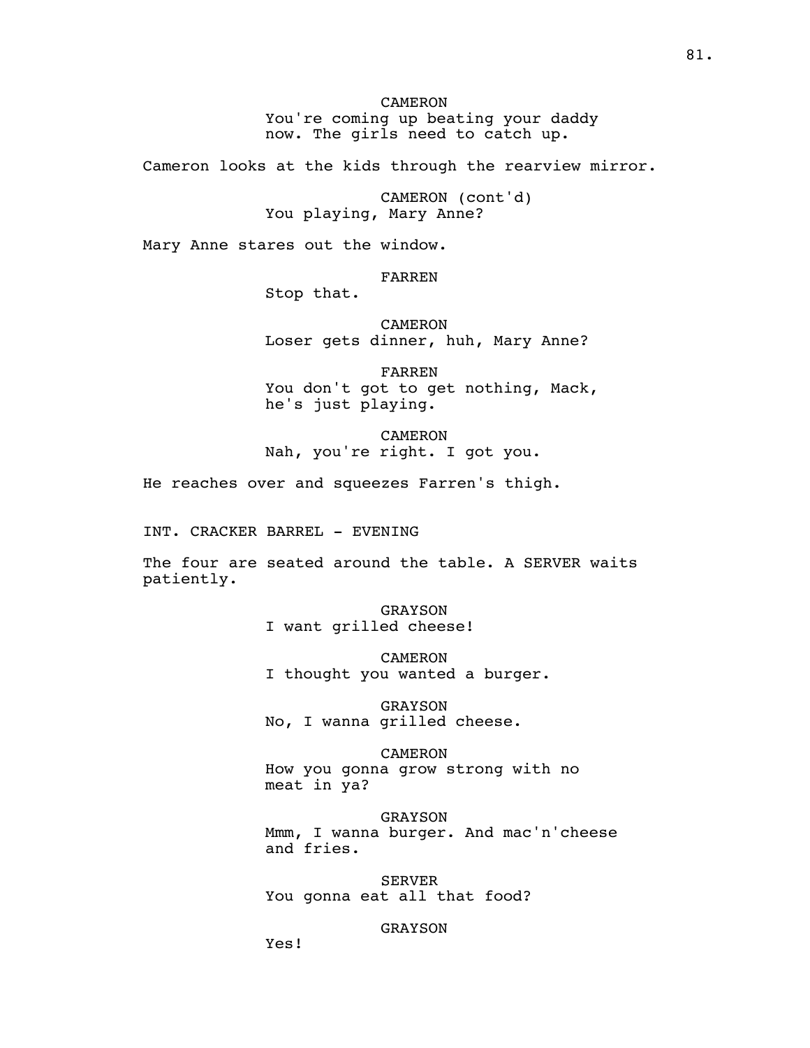CAMERON
You're coming up beating your daddy now. The girls need to catch up.

Cameron looks at the kids through the rearview mirror.

CAMERON (cont'd)
You playing, Mary Anne?

Mary Anne stares out the window.

FARREN
Stop that.

CAMERON
Loser gets dinner, huh, Mary Anne?

FARREN
You don't got to get nothing, Mack, he's just playing.

CAMERON
Nah, you're right. I got you.

He reaches over and squeezes Farren's thigh.

INT. CRACKER BARREL - EVENING

The four are seated around the table. A SERVER waits patiently.

GRAYSON
I want grilled cheese!

CAMERON
I thought you wanted a burger.

GRAYSON
No, I wanna grilled cheese.

CAMERON
How you gonna grow strong with no meat in ya?

GRAYSON
Mmm, I wanna burger. And mac'n'cheese and fries.

SERVER
You gonna eat all that food?

GRAYSON
Yes!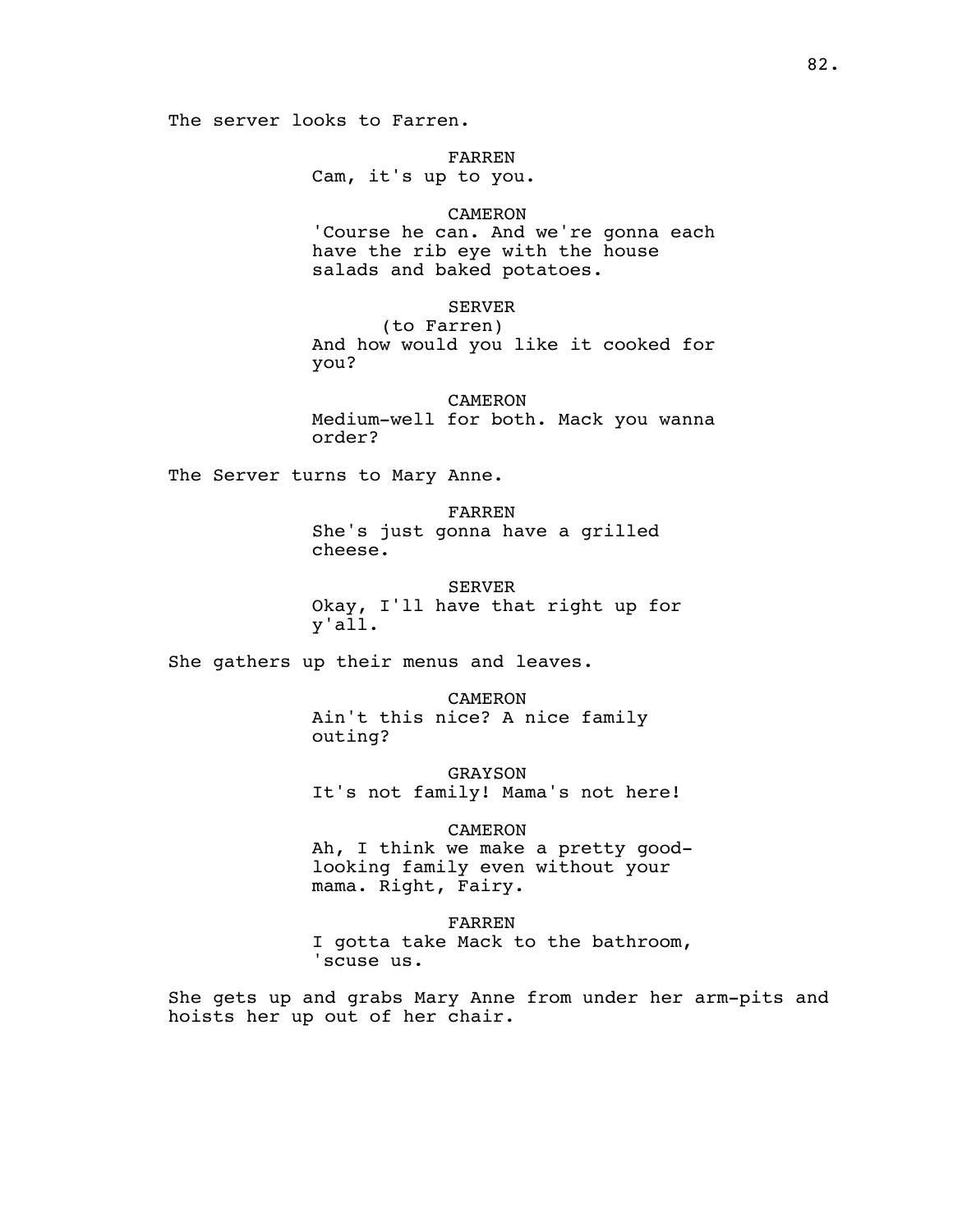The server looks to Farren.

FARREN
Cam, it's up to you.

CAMERON
'Course he can. And we're gonna each have the rib eye with the house salads and baked potatoes.

SERVER
(to Farren)
And how would you like it cooked for you?

CAMERON
Medium-well for both. Mack you wanna order?

The Server turns to Mary Anne.

FARREN
She's just gonna have a grilled cheese.

SERVER
Okay, I'll have that right up for y'all.

She gathers up their menus and leaves.

CAMERON
Ain't this nice? A nice family outing?

GRAYSON
It's not family! Mama's not here!

CAMERON
Ah, I think we make a pretty good-looking family even without your mama. Right, Fairy.

FARREN
I gotta take Mack to the bathroom, 'scuse us.

She gets up and grabs Mary Anne from under her arm-pits and hoists her up out of her chair.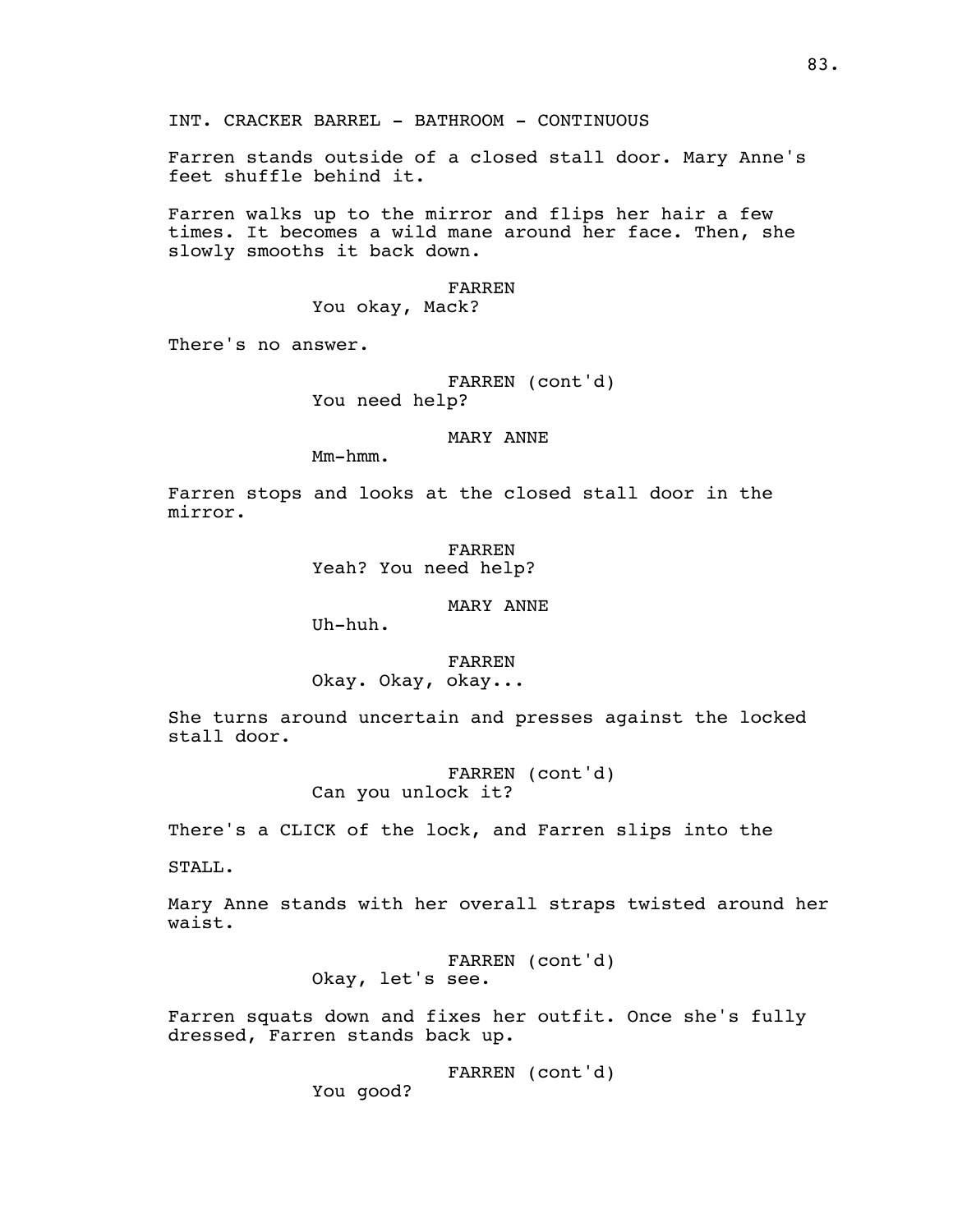INT. CRACKER BARREL - BATHROOM - CONTINUOUS

Farren stands outside of a closed stall door. Mary Anne's feet shuffle behind it.

Farren walks up to the mirror and flips her hair a few times. It becomes a wild mane around her face. Then, she slowly smooths it back down.

FARREN
You okay, Mack?

There's no answer.

FARREN (cont'd)
You need help?

MARY ANNE
Mm-hmm.

Farren stops and looks at the closed stall door in the mirror.

FARREN
Yeah? You need help?

MARY ANNE
Uh-huh.

FARREN
Okay. Okay, okay...

She turns around uncertain and presses against the locked stall door.

FARREN (cont'd)
Can you unlock it?

There's a CLICK of the lock, and Farren slips into the

STALL.

Mary Anne stands with her overall straps twisted around her waist.

FARREN (cont'd)
Okay, let's see.

Farren squats down and fixes her outfit. Once she's fully dressed, Farren stands back up.

FARREN (cont'd)
You good?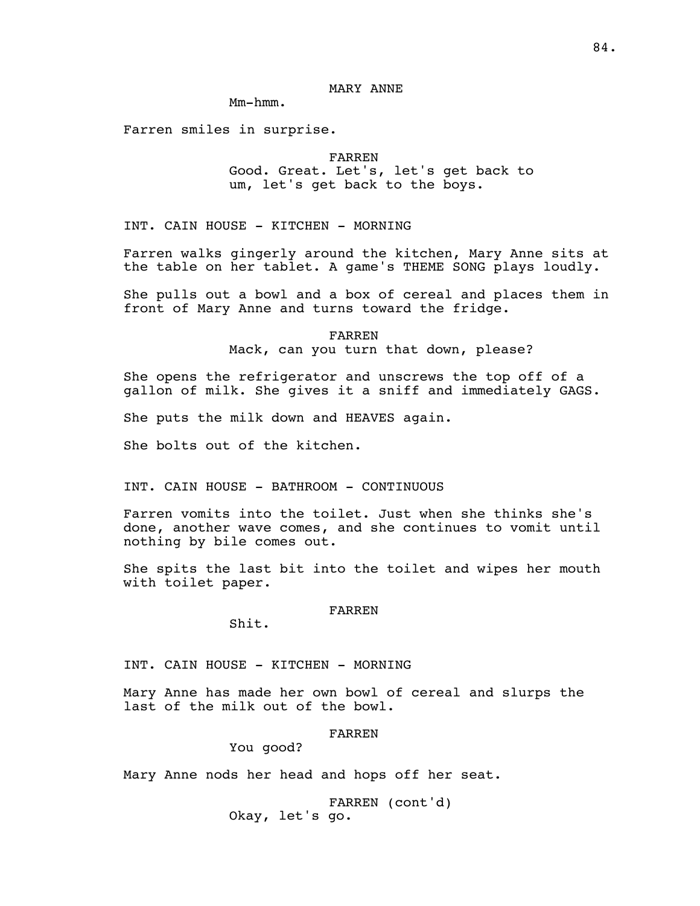MARY ANNE

Mm-hmm.

Farren smiles in surprise.

FARREN

Good. Great. Let's, let's get back to um, let's get back to the boys.

INT. CAIN HOUSE - KITCHEN - MORNING

Farren walks gingerly around the kitchen, Mary Anne sits at the table on her tablet. A game's THEME SONG plays loudly.

She pulls out a bowl and a box of cereal and places them in front of Mary Anne and turns toward the fridge.

FARREN

Mack, can you turn that down, please?

She opens the refrigerator and unscrews the top off of a gallon of milk. She gives it a sniff and immediately GAGS.

She puts the milk down and HEAVES again.

She bolts out of the kitchen.

INT. CAIN HOUSE - BATHROOM - CONTINUOUS

Farren vomits into the toilet. Just when she thinks she's done, another wave comes, and she continues to vomit until nothing by bile comes out.

She spits the last bit into the toilet and wipes her mouth with toilet paper.

FARREN

Shit.

INT. CAIN HOUSE - KITCHEN - MORNING

Mary Anne has made her own bowl of cereal and slurps the last of the milk out of the bowl.

FARREN

You good?

Mary Anne nods her head and hops off her seat.

FARREN (cont'd)

Okay, let's go.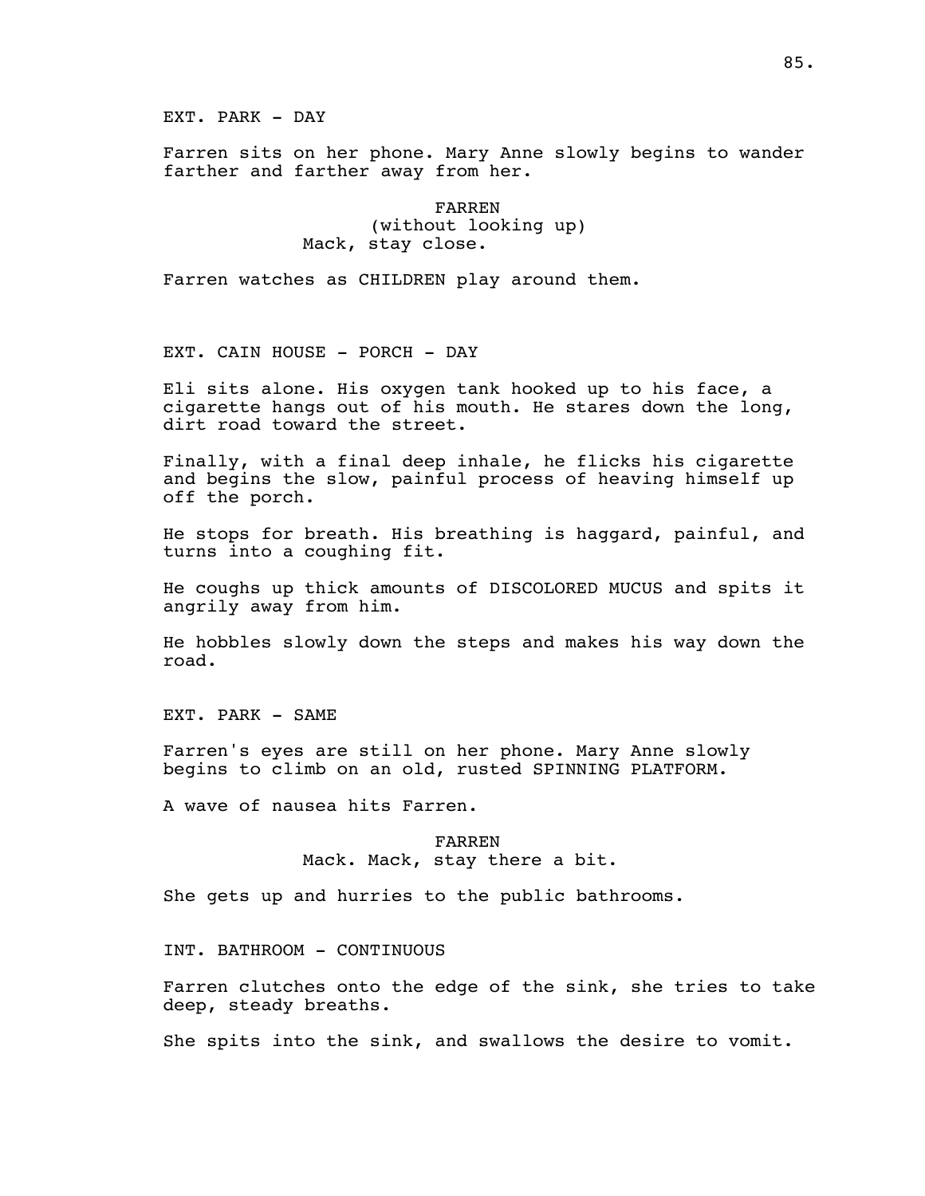EXT. PARK - DAY

Farren sits on her phone. Mary Anne slowly begins to wander farther and farther away from her.

FARREN
(without looking up)
Mack, stay close.

Farren watches as CHILDREN play around them.

EXT. CAIN HOUSE - PORCH - DAY

Eli sits alone. His oxygen tank hooked up to his face, a cigarette hangs out of his mouth. He stares down the long, dirt road toward the street.

Finally, with a final deep inhale, he flicks his cigarette and begins the slow, painful process of heaving himself up off the porch.

He stops for breath. His breathing is haggard, painful, and turns into a coughing fit.

He coughs up thick amounts of DISCOLORED MUCUS and spits it angrily away from him.

He hobbles slowly down the steps and makes his way down the road.

EXT. PARK - SAME

Farren's eyes are still on her phone. Mary Anne slowly begins to climb on an old, rusted SPINNING PLATFORM.

A wave of nausea hits Farren.

FARREN
Mack. Mack, stay there a bit.

She gets up and hurries to the public bathrooms.

INT. BATHROOM - CONTINUOUS

Farren clutches onto the edge of the sink, she tries to take deep, steady breaths.

She spits into the sink, and swallows the desire to vomit.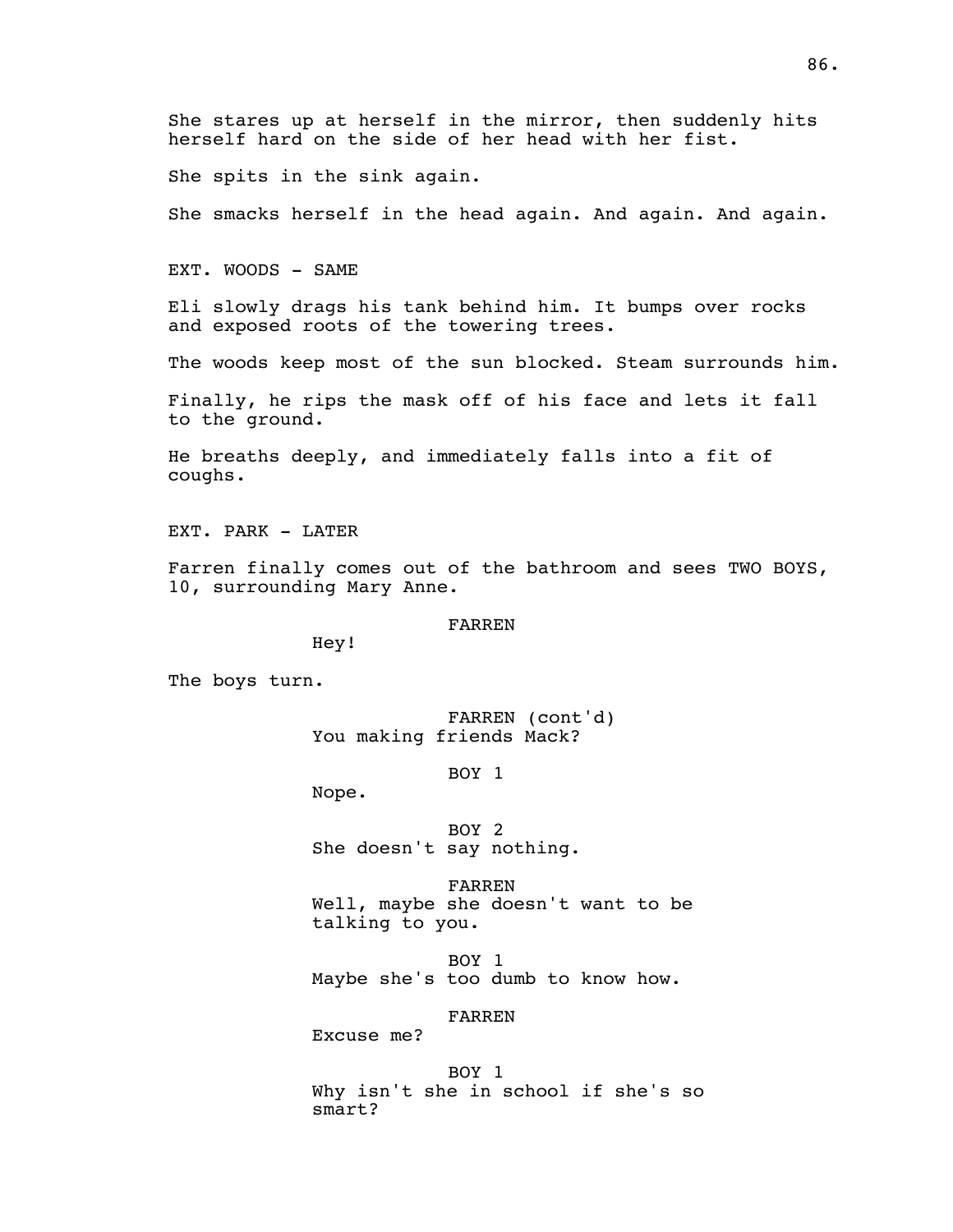She stares up at herself in the mirror, then suddenly hits herself hard on the side of her head with her fist.

She spits in the sink again.

She smacks herself in the head again. And again. And again.

EXT. WOODS - SAME

Eli slowly drags his tank behind him. It bumps over rocks and exposed roots of the towering trees.

The woods keep most of the sun blocked. Steam surrounds him.

Finally, he rips the mask off of his face and lets it fall to the ground.

He breaths deeply, and immediately falls into a fit of coughs.

EXT. PARK - LATER

Farren finally comes out of the bathroom and sees TWO BOYS, 10, surrounding Mary Anne.

FARREN
Hey!

The boys turn.

FARREN (cont'd)
You making friends Mack?

BOY 1
Nope.

BOY 2
She doesn't say nothing.

FARREN
Well, maybe she doesn't want to be talking to you.

BOY 1
Maybe she's too dumb to know how.

FARREN
Excuse me?

BOY 1
Why isn't she in school if she's so smart?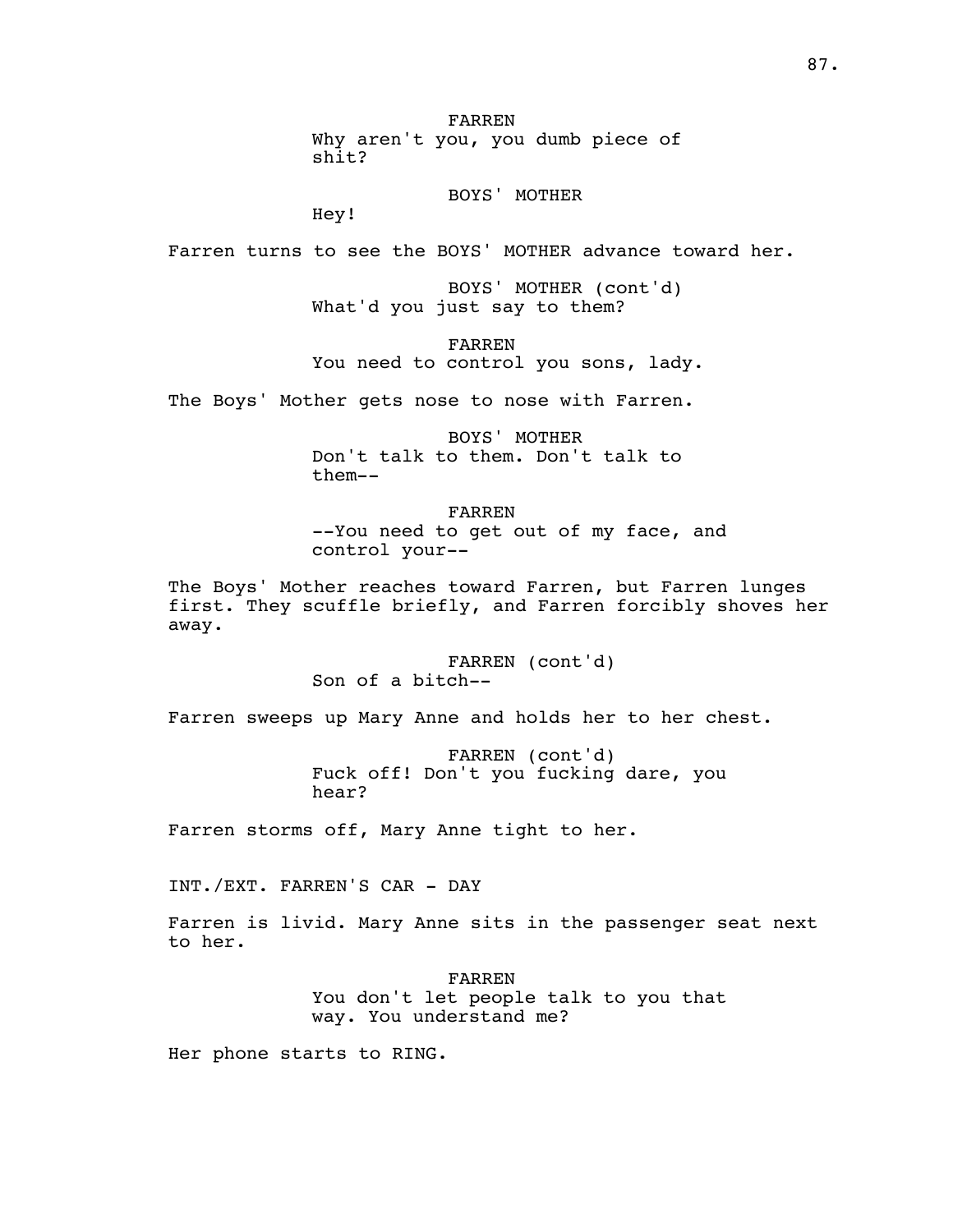FARREN
Why aren't you, you dumb piece of shit?

BOYS' MOTHER
Hey!

Farren turns to see the BOYS' MOTHER advance toward her.

BOYS' MOTHER (cont'd)
What'd you just say to them?

FARREN
You need to control you sons, lady.

The Boys' Mother gets nose to nose with Farren.

BOYS' MOTHER
Don't talk to them. Don't talk to them--

FARREN
--You need to get out of my face, and control your--

The Boys' Mother reaches toward Farren, but Farren lunges first. They scuffle briefly, and Farren forcibly shoves her away.

FARREN (cont'd)
Son of a bitch--

Farren sweeps up Mary Anne and holds her to her chest.

FARREN (cont'd)
Fuck off! Don't you fucking dare, you hear?

Farren storms off, Mary Anne tight to her.

INT./EXT. FARREN'S CAR - DAY

Farren is livid. Mary Anne sits in the passenger seat next to her.

FARREN
You don't let people talk to you that way. You understand me?

Her phone starts to RING.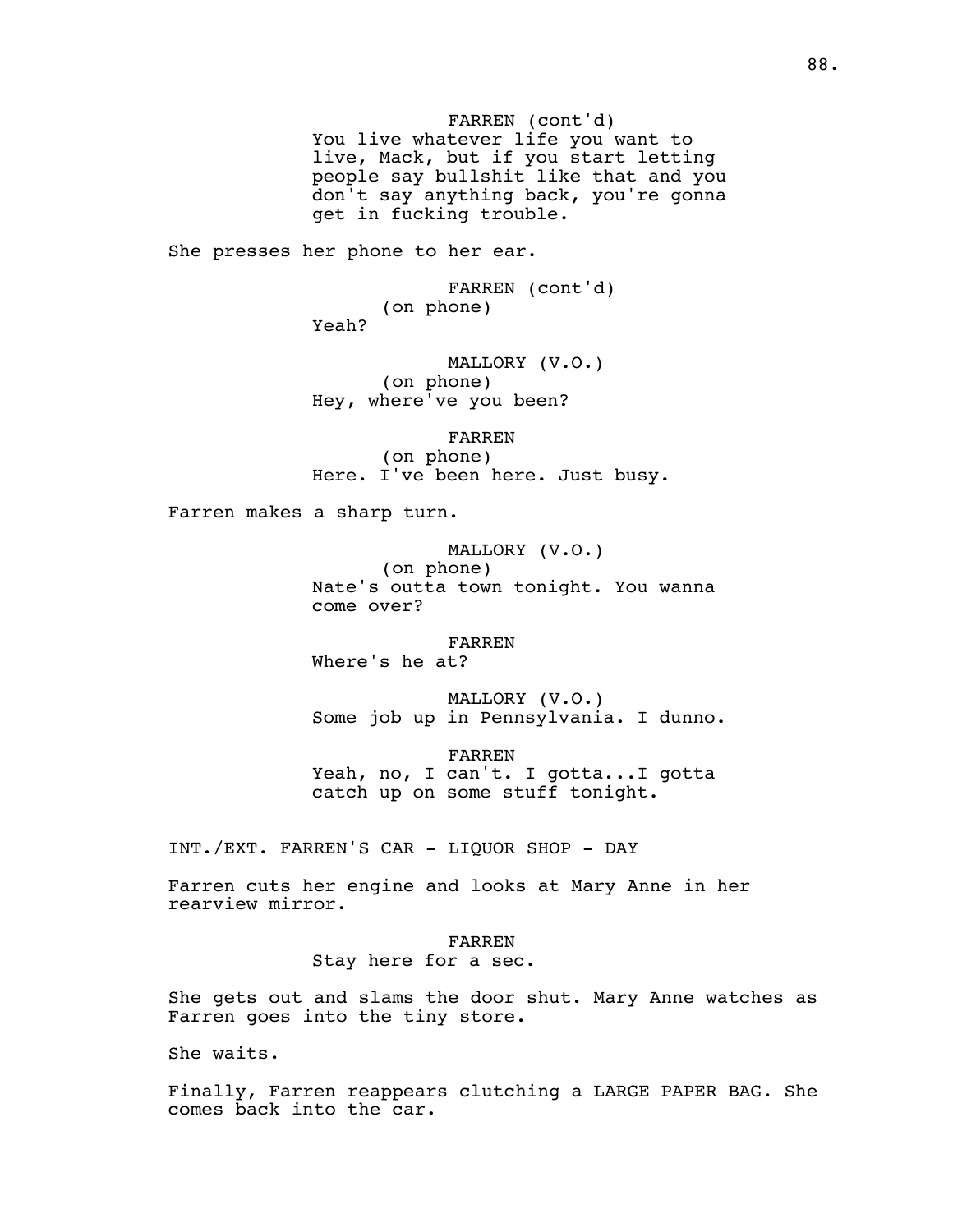FARREN (cont'd)
You live whatever life you want to live, Mack, but if you start letting people say bullshit like that and you don't say anything back, you're gonna get in fucking trouble.

She presses her phone to her ear.

FARREN (cont'd)
(on phone)
Yeah?

MALLORY (V.O.)
(on phone)
Hey, where've you been?

FARREN
(on phone)
Here. I've been here. Just busy.

Farren makes a sharp turn.

MALLORY (V.O.)
(on phone)
Nate's outta town tonight. You wanna come over?

FARREN
Where's he at?

MALLORY (V.O.)
Some job up in Pennsylvania. I dunno.

FARREN
Yeah, no, I can't. I gotta...I gotta catch up on some stuff tonight.

INT./EXT. FARREN'S CAR - LIQUOR SHOP - DAY

Farren cuts her engine and looks at Mary Anne in her rearview mirror.

FARREN
Stay here for a sec.

She gets out and slams the door shut. Mary Anne watches as Farren goes into the tiny store.

She waits.

Finally, Farren reappears clutching a LARGE PAPER BAG. She comes back into the car.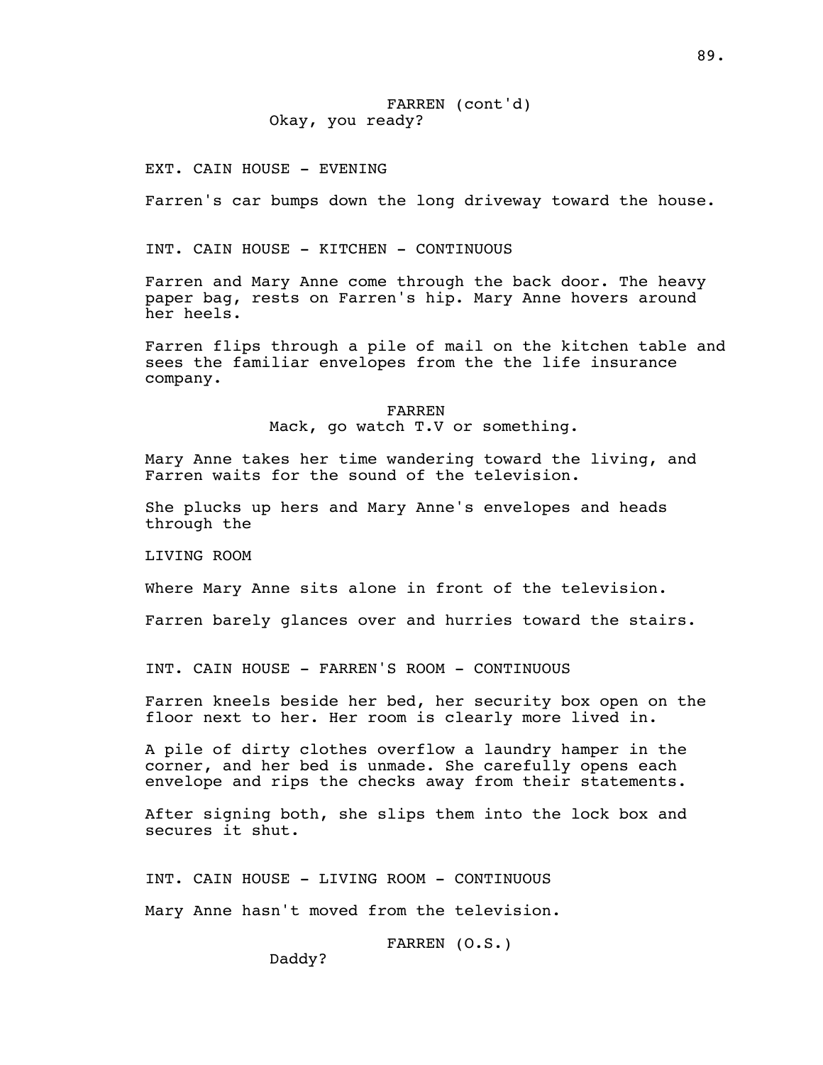FARREN (cont'd)
Okay, you ready?

EXT. CAIN HOUSE - EVENING

Farren's car bumps down the long driveway toward the house.

INT. CAIN HOUSE - KITCHEN - CONTINUOUS

Farren and Mary Anne come through the back door. The heavy paper bag, rests on Farren's hip. Mary Anne hovers around her heels.

Farren flips through a pile of mail on the kitchen table and sees the familiar envelopes from the the life insurance company.

FARREN
Mack, go watch T.V or something.

Mary Anne takes her time wandering toward the living, and Farren waits for the sound of the television.

She plucks up hers and Mary Anne's envelopes and heads through the

LIVING ROOM

Where Mary Anne sits alone in front of the television.

Farren barely glances over and hurries toward the stairs.

INT. CAIN HOUSE - FARREN'S ROOM - CONTINUOUS

Farren kneels beside her bed, her security box open on the floor next to her. Her room is clearly more lived in.

A pile of dirty clothes overflow a laundry hamper in the corner, and her bed is unmade. She carefully opens each envelope and rips the checks away from their statements.

After signing both, she slips them into the lock box and secures it shut.

INT. CAIN HOUSE - LIVING ROOM - CONTINUOUS

Mary Anne hasn't moved from the television.

FARREN (O.S.)
Daddy?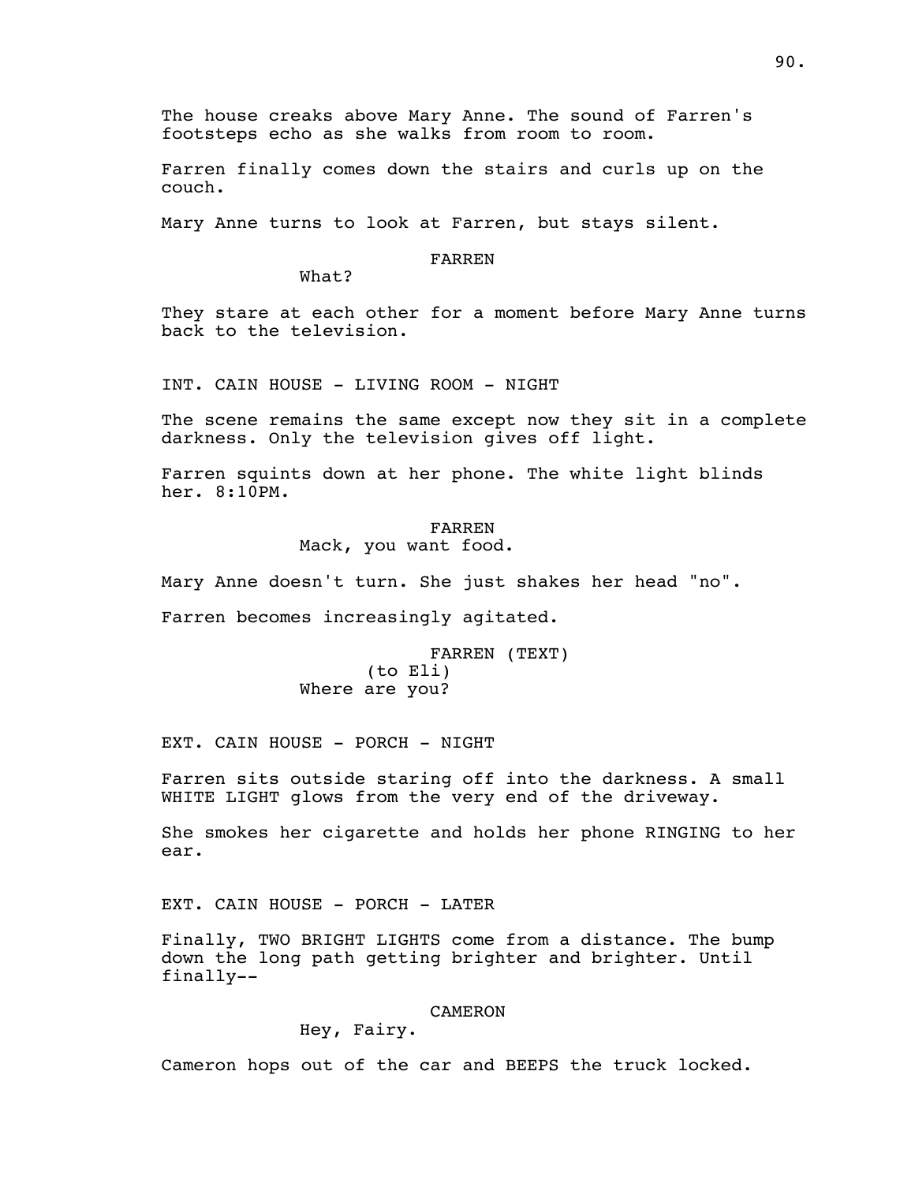The house creaks above Mary Anne. The sound of Farren's footsteps echo as she walks from room to room.

Farren finally comes down the stairs and curls up on the couch.

Mary Anne turns to look at Farren, but stays silent.

FARREN
What?

They stare at each other for a moment before Mary Anne turns back to the television.

INT. CAIN HOUSE - LIVING ROOM - NIGHT

The scene remains the same except now they sit in a complete darkness. Only the television gives off light.

Farren squints down at her phone. The white light blinds her. 8:10PM.

FARREN
Mack, you want food.

Mary Anne doesn't turn. She just shakes her head "no".

Farren becomes increasingly agitated.

FARREN (TEXT)
(to Eli)
Where are you?

EXT. CAIN HOUSE - PORCH - NIGHT

Farren sits outside staring off into the darkness. A small WHITE LIGHT glows from the very end of the driveway.

She smokes her cigarette and holds her phone RINGING to her ear.

EXT. CAIN HOUSE - PORCH - LATER

Finally, TWO BRIGHT LIGHTS come from a distance. The bump down the long path getting brighter and brighter. Until finally--

CAMERON
Hey, Fairy.

Cameron hops out of the car and BEEPS the truck locked.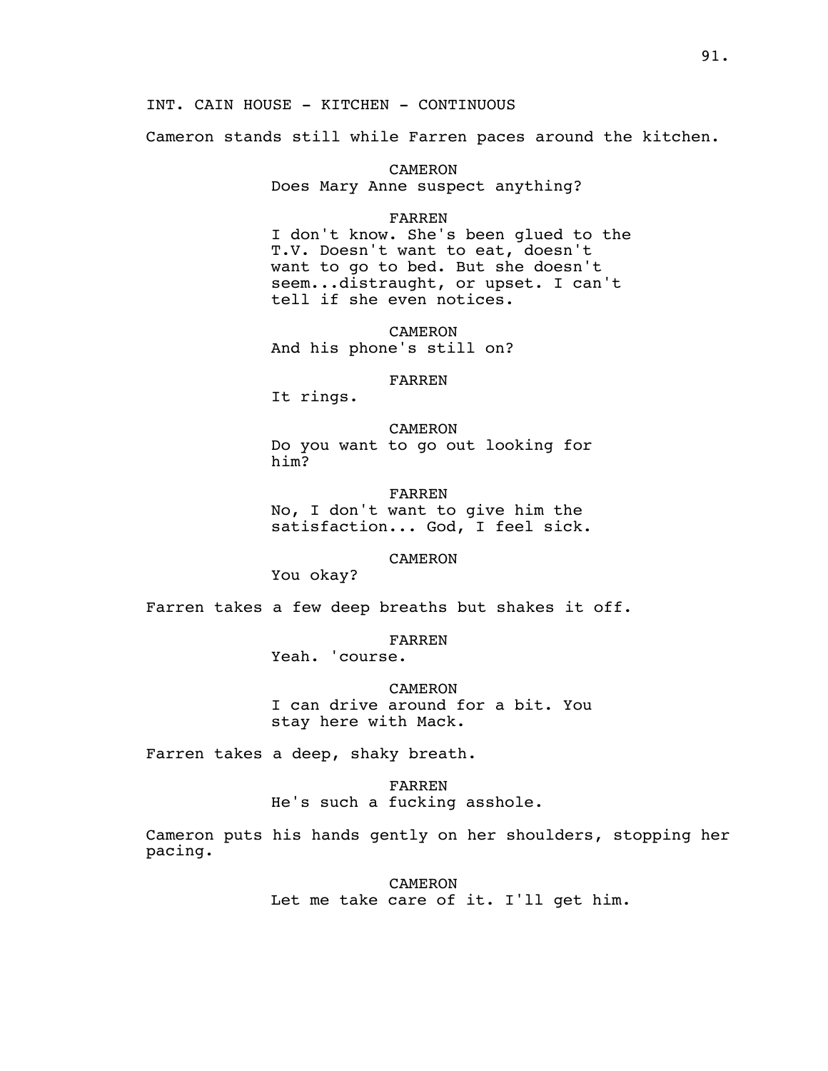INT. CAIN HOUSE - KITCHEN - CONTINUOUS

Cameron stands still while Farren paces around the kitchen.

CAMERON
Does Mary Anne suspect anything?

FARREN
I don't know. She's been glued to the T.V. Doesn't want to eat, doesn't want to go to bed. But she doesn't seem...distraught, or upset. I can't tell if she even notices.

CAMERON
And his phone's still on?

FARREN
It rings.

CAMERON
Do you want to go out looking for him?

FARREN
No, I don't want to give him the satisfaction... God, I feel sick.

CAMERON
You okay?

Farren takes a few deep breaths but shakes it off.

FARREN
Yeah. 'course.

CAMERON
I can drive around for a bit. You stay here with Mack.

Farren takes a deep, shaky breath.

FARREN
He's such a fucking asshole.

Cameron puts his hands gently on her shoulders, stopping her pacing.

CAMERON
Let me take care of it. I'll get him.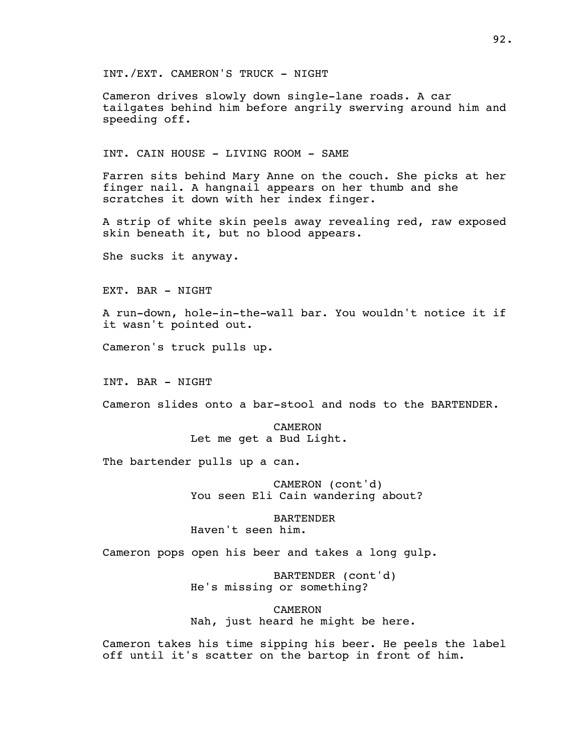INT./EXT. CAMERON'S TRUCK - NIGHT

Cameron drives slowly down single-lane roads. A car tailgates behind him before angrily swerving around him and speeding off.

INT. CAIN HOUSE - LIVING ROOM - SAME

Farren sits behind Mary Anne on the couch. She picks at her finger nail. A hangnail appears on her thumb and she scratches it down with her index finger.

A strip of white skin peels away revealing red, raw exposed skin beneath it, but no blood appears.

She sucks it anyway.

EXT. BAR - NIGHT

A run-down, hole-in-the-wall bar. You wouldn't notice it if it wasn't pointed out.

Cameron's truck pulls up.

INT. BAR - NIGHT

Cameron slides onto a bar-stool and nods to the BARTENDER.

CAMERON
Let me get a Bud Light.

The bartender pulls up a can.

CAMERON (cont'd)
You seen Eli Cain wandering about?

BARTENDER
Haven't seen him.

Cameron pops open his beer and takes a long gulp.

BARTENDER (cont'd)
He's missing or something?

CAMERON
Nah, just heard he might be here.

Cameron takes his time sipping his beer. He peels the label off until it's scatter on the bartop in front of him.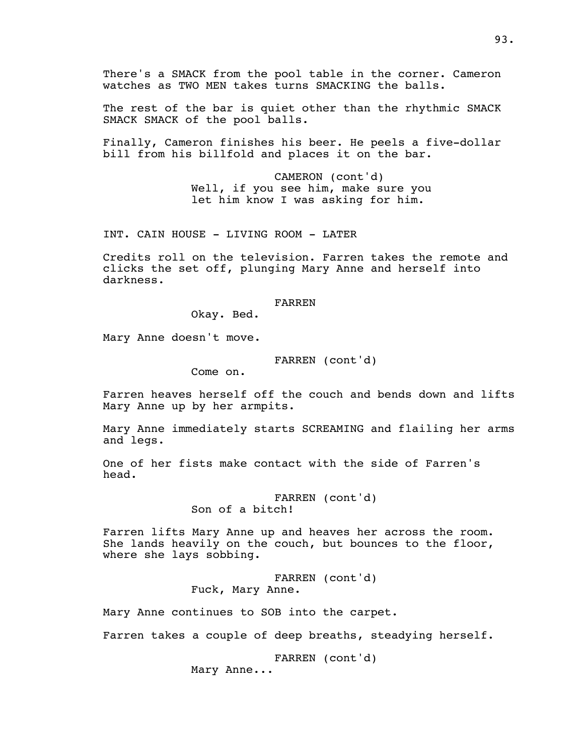There's a SMACK from the pool table in the corner. Cameron watches as TWO MEN takes turns SMACKING the balls.

The rest of the bar is quiet other than the rhythmic SMACK SMACK SMACK of the pool balls.

Finally, Cameron finishes his beer. He peels a five-dollar bill from his billfold and places it on the bar.

CAMERON (cont'd)
Well, if you see him, make sure you let him know I was asking for him.

INT. CAIN HOUSE - LIVING ROOM - LATER

Credits roll on the television. Farren takes the remote and clicks the set off, plunging Mary Anne and herself into darkness.

FARREN
Okay. Bed.

Mary Anne doesn't move.

FARREN (cont'd)
Come on.

Farren heaves herself off the couch and bends down and lifts Mary Anne up by her armpits.

Mary Anne immediately starts SCREAMING and flailing her arms and legs.

One of her fists make contact with the side of Farren's head.

FARREN (cont'd)
Son of a bitch!

Farren lifts Mary Anne up and heaves her across the room. She lands heavily on the couch, but bounces to the floor, where she lays sobbing.

FARREN (cont'd)
Fuck, Mary Anne.

Mary Anne continues to SOB into the carpet.

Farren takes a couple of deep breaths, steadying herself.

FARREN (cont'd)
Mary Anne...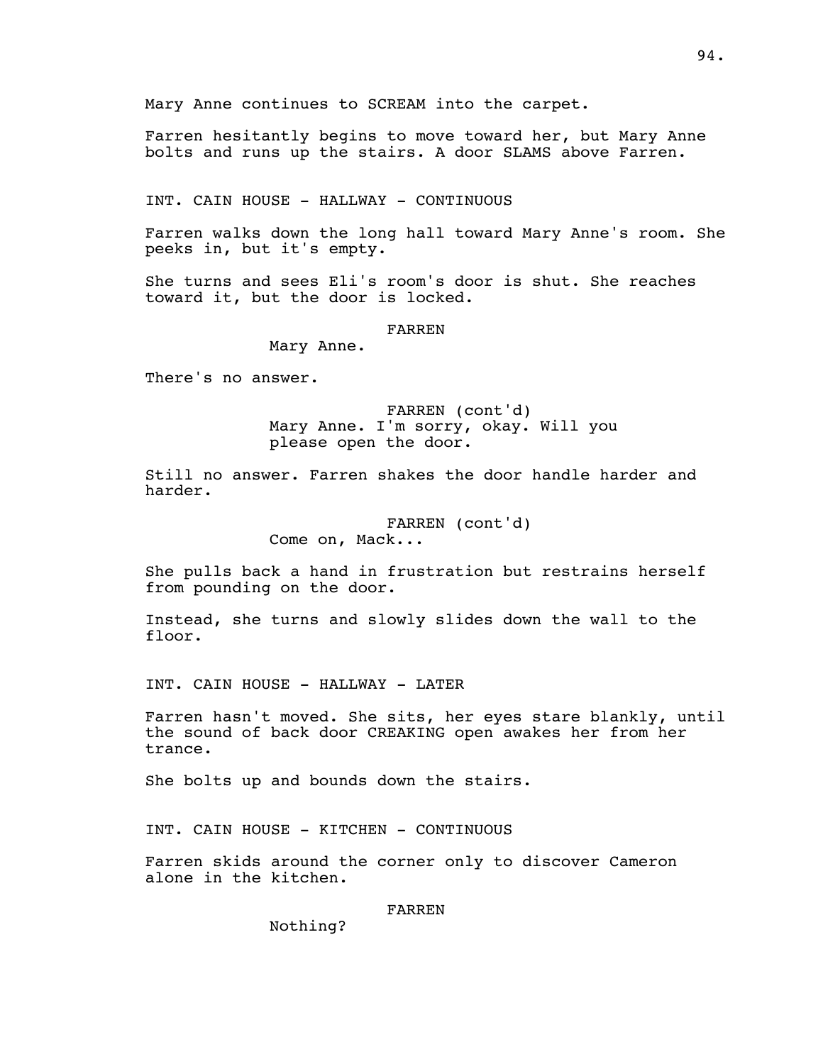Mary Anne continues to SCREAM into the carpet.

Farren hesitantly begins to move toward her, but Mary Anne bolts and runs up the stairs. A door SLAMS above Farren.

INT. CAIN HOUSE - HALLWAY - CONTINUOUS

Farren walks down the long hall toward Mary Anne's room. She peeks in, but it's empty.

She turns and sees Eli's room's door is shut. She reaches toward it, but the door is locked.

FARREN
Mary Anne.

There's no answer.

FARREN (cont'd)
Mary Anne. I'm sorry, okay. Will you please open the door.

Still no answer. Farren shakes the door handle harder and harder.

FARREN (cont'd)
Come on, Mack...

She pulls back a hand in frustration but restrains herself from pounding on the door.

Instead, she turns and slowly slides down the wall to the floor.

INT. CAIN HOUSE - HALLWAY - LATER

Farren hasn't moved. She sits, her eyes stare blankly, until the sound of back door CREAKING open awakes her from her trance.

She bolts up and bounds down the stairs.

INT. CAIN HOUSE - KITCHEN - CONTINUOUS

Farren skids around the corner only to discover Cameron alone in the kitchen.

FARREN
Nothing?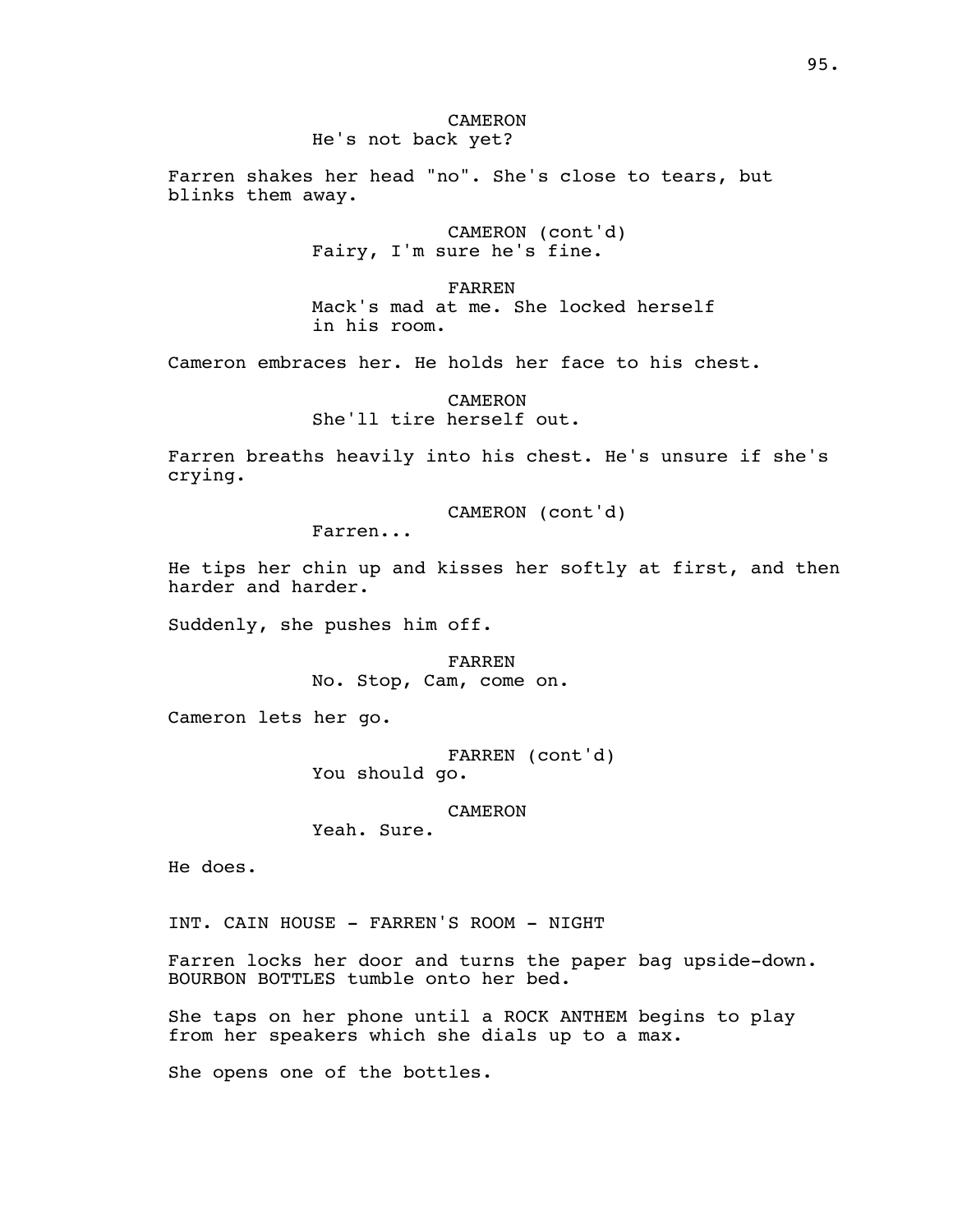CAMERON
He's not back yet?

Farren shakes her head "no". She's close to tears, but blinks them away.

CAMERON (cont'd)
Fairy, I'm sure he's fine.

FARREN
Mack's mad at me. She locked herself in his room.

Cameron embraces her. He holds her face to his chest.

CAMERON
She'll tire herself out.

Farren breaths heavily into his chest. He's unsure if she's crying.

CAMERON (cont'd)
Farren...

He tips her chin up and kisses her softly at first, and then harder and harder.

Suddenly, she pushes him off.

FARREN
No. Stop, Cam, come on.

Cameron lets her go.

FARREN (cont'd)
You should go.

CAMERON
Yeah. Sure.

He does.

INT. CAIN HOUSE - FARREN'S ROOM - NIGHT

Farren locks her door and turns the paper bag upside-down. BOURBON BOTTLES tumble onto her bed.

She taps on her phone until a ROCK ANTHEM begins to play from her speakers which she dials up to a max.

She opens one of the bottles.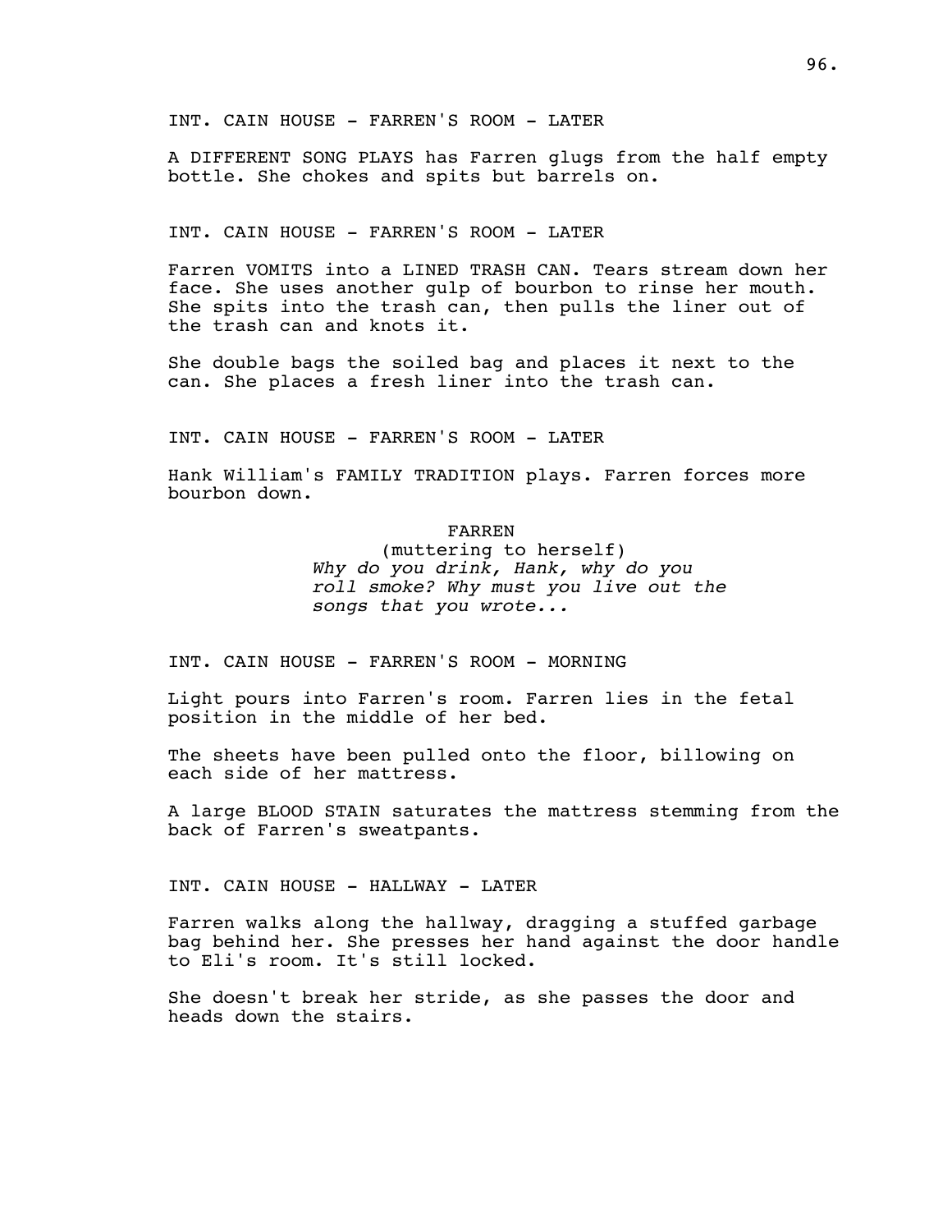INT. CAIN HOUSE - FARREN'S ROOM - LATER

A DIFFERENT SONG PLAYS has Farren glugs from the half empty bottle. She chokes and spits but barrels on.

INT. CAIN HOUSE - FARREN'S ROOM - LATER

Farren VOMITS into a LINED TRASH CAN. Tears stream down her face. She uses another gulp of bourbon to rinse her mouth. She spits into the trash can, then pulls the liner out of the trash can and knots it.

She double bags the soiled bag and places it next to the can. She places a fresh liner into the trash can.

INT. CAIN HOUSE - FARREN'S ROOM - LATER

Hank William's FAMILY TRADITION plays. Farren forces more bourbon down.

FARREN
(muttering to herself)
*Why do you drink, Hank, why do you roll smoke? Why must you live out the songs that you wrote...*

INT. CAIN HOUSE - FARREN'S ROOM - MORNING

Light pours into Farren's room. Farren lies in the fetal position in the middle of her bed.

The sheets have been pulled onto the floor, billowing on each side of her mattress.

A large BLOOD STAIN saturates the mattress stemming from the back of Farren's sweatpants.

INT. CAIN HOUSE - HALLWAY - LATER

Farren walks along the hallway, dragging a stuffed garbage bag behind her. She presses her hand against the door handle to Eli's room. It's still locked.

She doesn't break her stride, as she passes the door and heads down the stairs.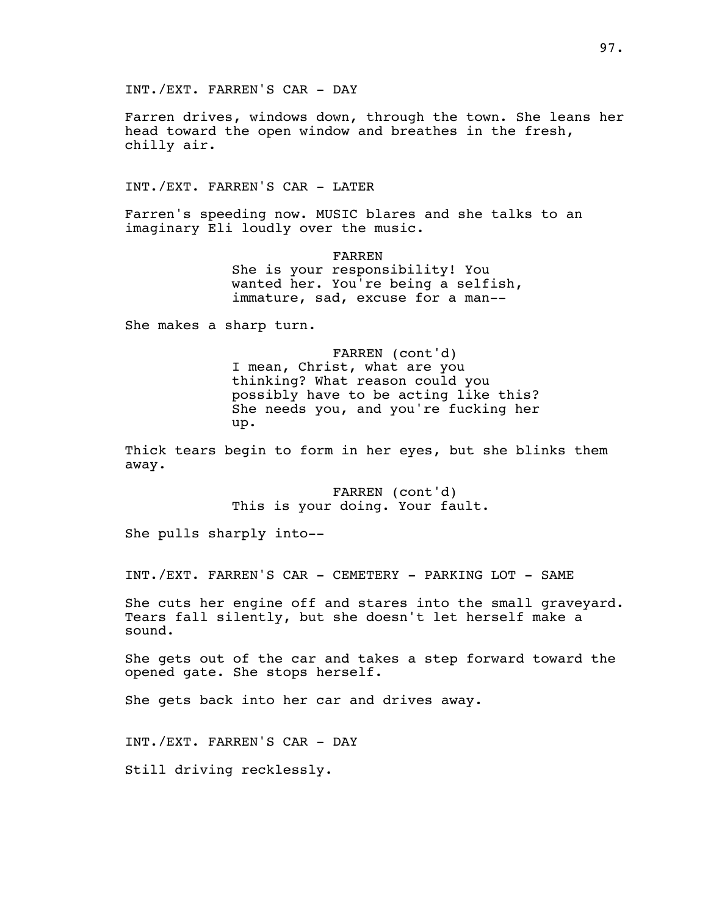INT./EXT. FARREN'S CAR - DAY

Farren drives, windows down, through the town. She leans her head toward the open window and breathes in the fresh, chilly air.

INT./EXT. FARREN'S CAR - LATER

Farren's speeding now. MUSIC blares and she talks to an imaginary Eli loudly over the music.

FARREN
She is your responsibility! You wanted her. You're being a selfish, immature, sad, excuse for a man--

She makes a sharp turn.

FARREN (cont'd)
I mean, Christ, what are you thinking? What reason could you possibly have to be acting like this? She needs you, and you're fucking her up.

Thick tears begin to form in her eyes, but she blinks them away.

FARREN (cont'd)
This is your doing. Your fault.

She pulls sharply into--

INT./EXT. FARREN'S CAR - CEMETERY - PARKING LOT - SAME

She cuts her engine off and stares into the small graveyard. Tears fall silently, but she doesn't let herself make a sound.

She gets out of the car and takes a step forward toward the opened gate. She stops herself.

She gets back into her car and drives away.

INT./EXT. FARREN'S CAR - DAY

Still driving recklessly.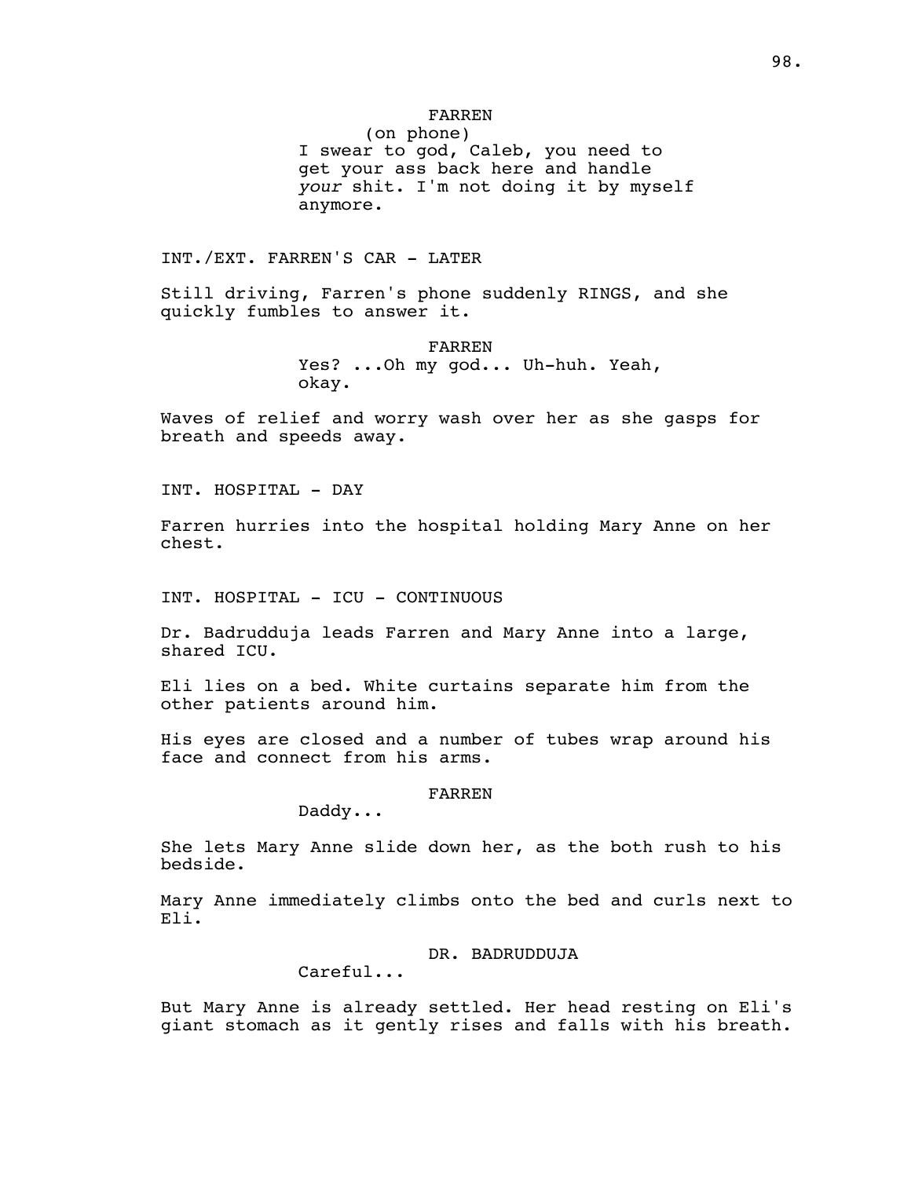FARREN
(on phone)
I swear to god, Caleb, you need to get your ass back here and handle *your* shit. I'm not doing it by myself anymore.

INT./EXT. FARREN'S CAR - LATER

Still driving, Farren's phone suddenly RINGS, and she quickly fumbles to answer it.

FARREN
Yes? ...Oh my god... Uh-huh. Yeah, okay.

Waves of relief and worry wash over her as she gasps for breath and speeds away.

INT. HOSPITAL - DAY

Farren hurries into the hospital holding Mary Anne on her chest.

INT. HOSPITAL - ICU - CONTINUOUS

Dr. Badrudduja leads Farren and Mary Anne into a large, shared ICU.

Eli lies on a bed. White curtains separate him from the other patients around him.

His eyes are closed and a number of tubes wrap around his face and connect from his arms.

FARREN
Daddy...

She lets Mary Anne slide down her, as the both rush to his bedside.

Mary Anne immediately climbs onto the bed and curls next to Eli.

DR. BADRUDDUJA
Careful...

But Mary Anne is already settled. Her head resting on Eli's giant stomach as it gently rises and falls with his breath.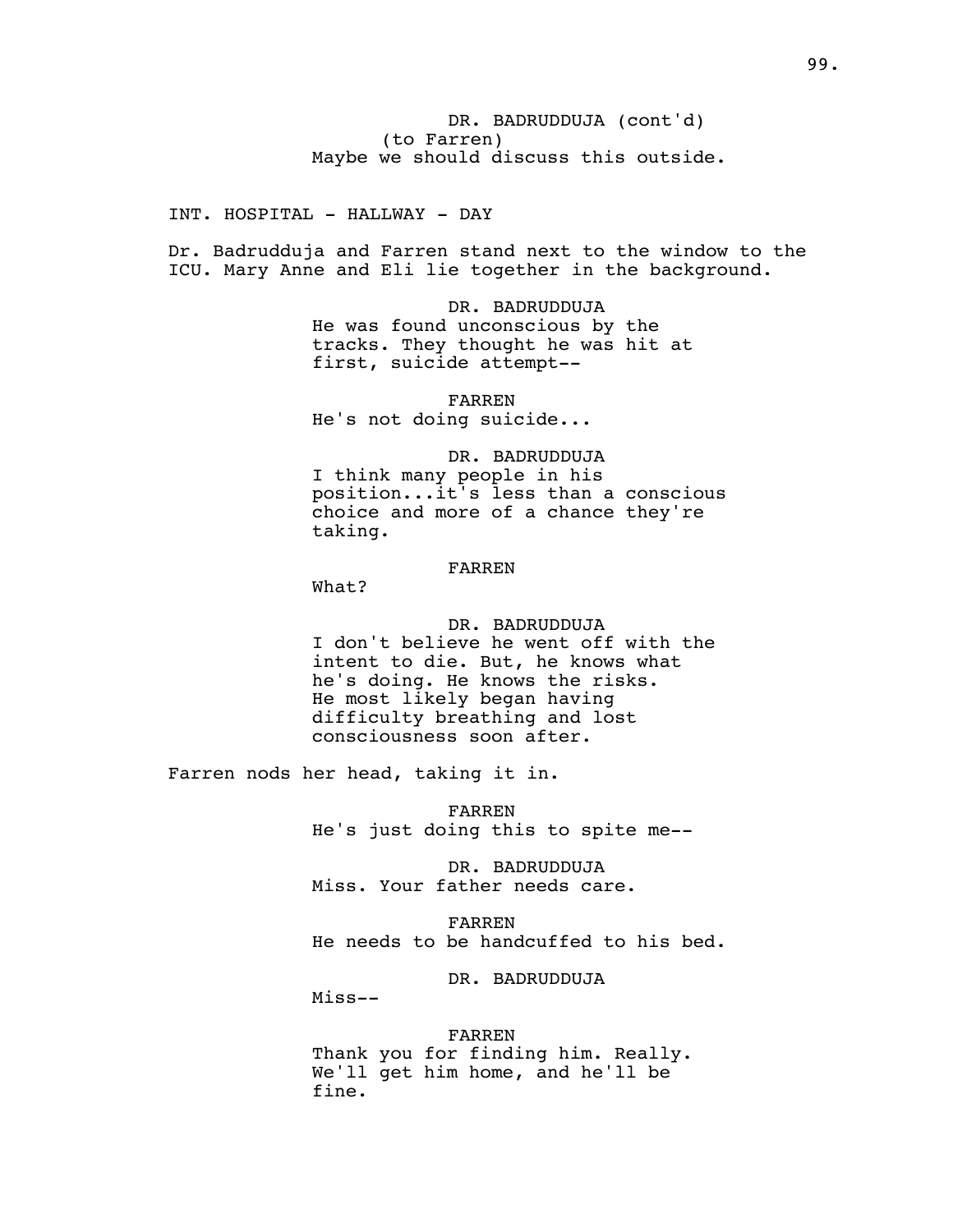DR. BADRUDDUJA (cont'd)
(to Farren)
Maybe we should discuss this outside.

INT. HOSPITAL - HALLWAY - DAY

Dr. Badrudduja and Farren stand next to the window to the ICU. Mary Anne and Eli lie together in the background.

DR. BADRUDDUJA
He was found unconscious by the tracks. They thought he was hit at first, suicide attempt--

FARREN
He's not doing suicide...

DR. BADRUDDUJA
I think many people in his position...it's less than a conscious choice and more of a chance they're taking.

FARREN
What?

DR. BADRUDDUJA
I don't believe he went off with the intent to die. But, he knows what he's doing. He knows the risks. He most likely began having difficulty breathing and lost consciousness soon after.

Farren nods her head, taking it in.

FARREN
He's just doing this to spite me--

DR. BADRUDDUJA
Miss. Your father needs care.

FARREN
He needs to be handcuffed to his bed.

DR. BADRUDDUJA
Miss--

FARREN
Thank you for finding him. Really. We'll get him home, and he'll be fine.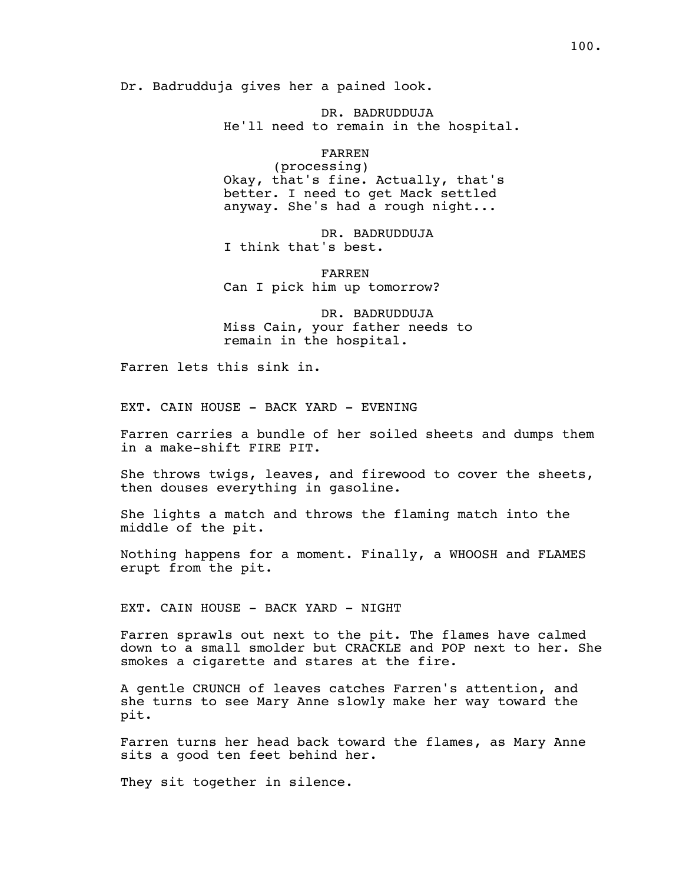Dr. Badrudduja gives her a pained look.

DR. BADRUDDUJA
He'll need to remain in the hospital.

FARREN
(processing)
Okay, that's fine. Actually, that's better. I need to get Mack settled anyway. She's had a rough night...

DR. BADRUDDUJA
I think that's best.

FARREN
Can I pick him up tomorrow?

DR. BADRUDDUJA
Miss Cain, your father needs to remain in the hospital.

Farren lets this sink in.

EXT. CAIN HOUSE - BACK YARD - EVENING

Farren carries a bundle of her soiled sheets and dumps them in a make-shift FIRE PIT.

She throws twigs, leaves, and firewood to cover the sheets, then douses everything in gasoline.

She lights a match and throws the flaming match into the middle of the pit.

Nothing happens for a moment. Finally, a WHOOSH and FLAMES erupt from the pit.

EXT. CAIN HOUSE - BACK YARD - NIGHT

Farren sprawls out next to the pit. The flames have calmed down to a small smolder but CRACKLE and POP next to her. She smokes a cigarette and stares at the fire.

A gentle CRUNCH of leaves catches Farren's attention, and she turns to see Mary Anne slowly make her way toward the pit.

Farren turns her head back toward the flames, as Mary Anne sits a good ten feet behind her.

They sit together in silence.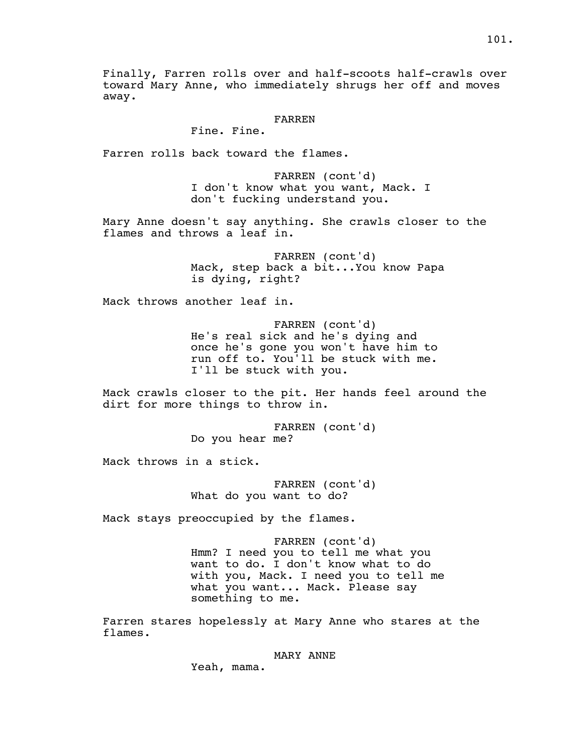Finally, Farren rolls over and half-scoots half-crawls over toward Mary Anne, who immediately shrugs her off and moves away.

FARREN
Fine. Fine.

Farren rolls back toward the flames.

FARREN (cont'd)
I don't know what you want, Mack. I don't fucking understand you.

Mary Anne doesn't say anything. She crawls closer to the flames and throws a leaf in.

FARREN (cont'd)
Mack, step back a bit...You know Papa is dying, right?

Mack throws another leaf in.

FARREN (cont'd)
He's real sick and he's dying and once he's gone you won't have him to run off to. You'll be stuck with me. I'll be stuck with you.

Mack crawls closer to the pit. Her hands feel around the dirt for more things to throw in.

FARREN (cont'd)
Do you hear me?

Mack throws in a stick.

FARREN (cont'd)
What do you want to do?

Mack stays preoccupied by the flames.

FARREN (cont'd)
Hmm? I need you to tell me what you want to do. I don't know what to do with you, Mack. I need you to tell me what you want... Mack. Please say something to me.

Farren stares hopelessly at Mary Anne who stares at the flames.

MARY ANNE
Yeah, mama.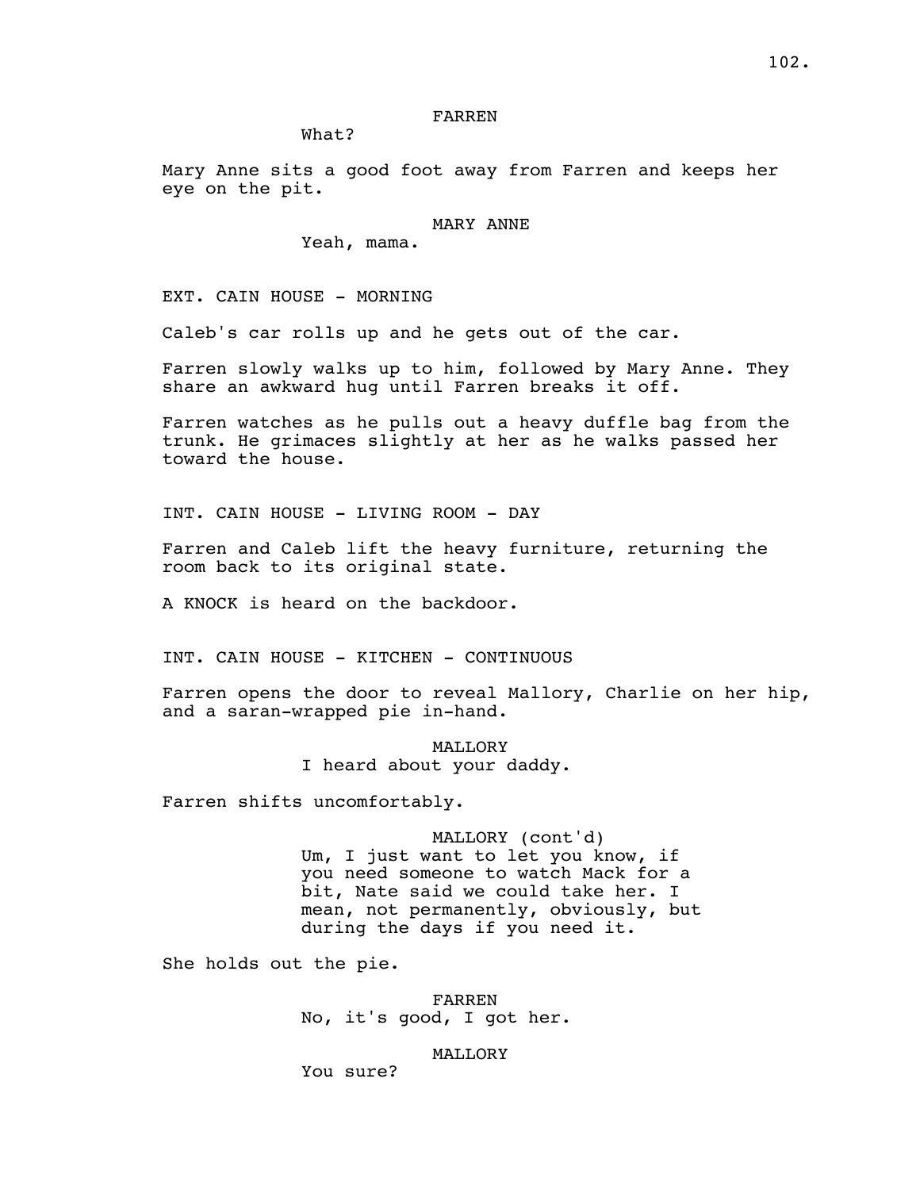FARREN

What?

Mary Anne sits a good foot away from Farren and keeps her eye on the pit.

MARY ANNE

Yeah, mama.

EXT. CAIN HOUSE - MORNING

Caleb's car rolls up and he gets out of the car.

Farren slowly walks up to him, followed by Mary Anne. They share an awkward hug until Farren breaks it off.

Farren watches as he pulls out a heavy duffle bag from the trunk. He grimaces slightly at her as he walks passed her toward the house.

INT. CAIN HOUSE - LIVING ROOM - DAY

Farren and Caleb lift the heavy furniture, returning the room back to its original state.

A KNOCK is heard on the backdoor.

INT. CAIN HOUSE - KITCHEN - CONTINUOUS

Farren opens the door to reveal Mallory, Charlie on her hip, and a saran-wrapped pie in-hand.

MALLORY

I heard about your daddy.

Farren shifts uncomfortably.

MALLORY (cont'd)

Um, I just want to let you know, if you need someone to watch Mack for a bit, Nate said we could take her. I mean, not permanently, obviously, but during the days if you need it.

She holds out the pie.

FARREN

No, it's good, I got her.

MALLORY

You sure?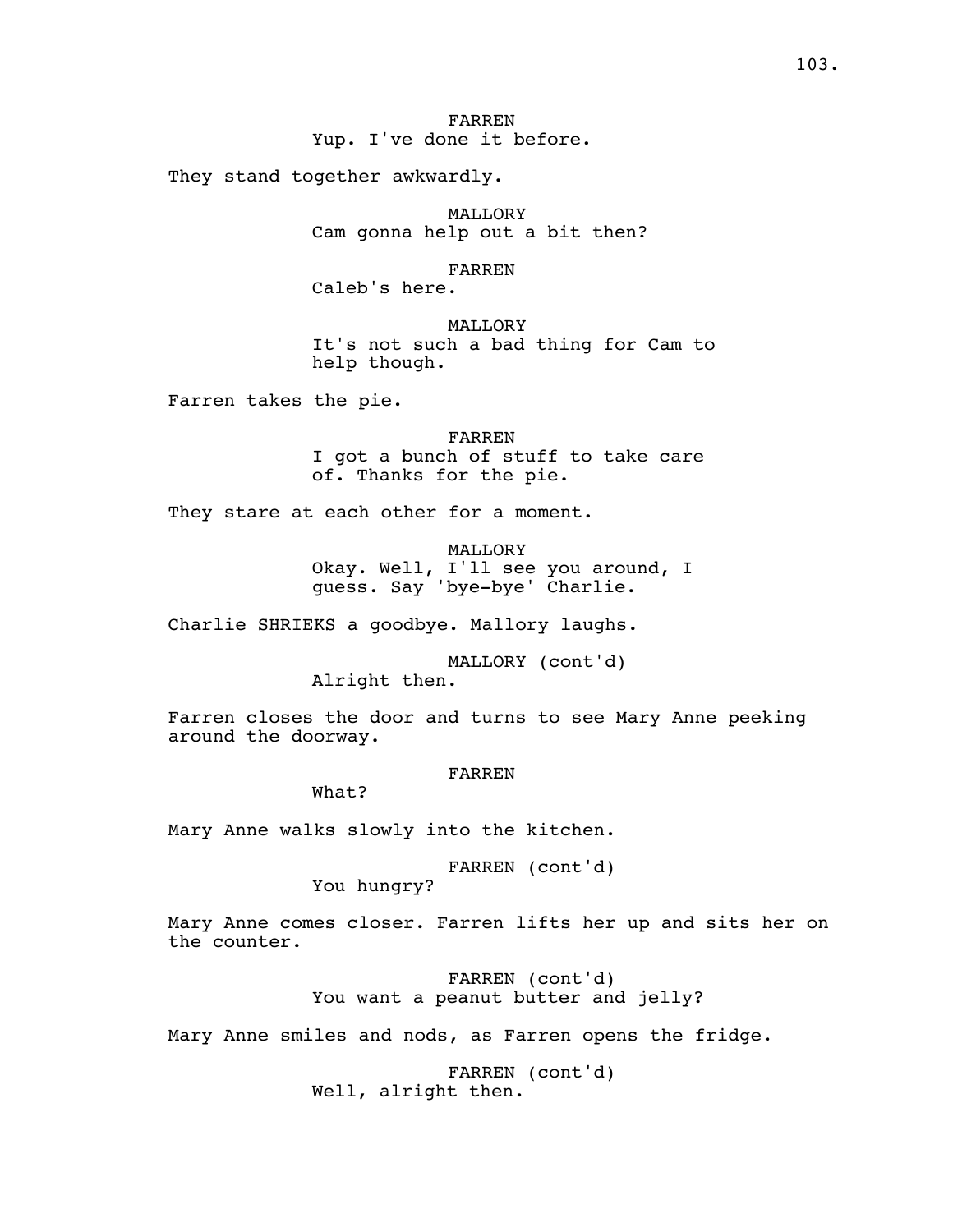FARREN
Yup. I've done it before.

They stand together awkwardly.

MALLORY
Cam gonna help out a bit then?

FARREN
Caleb's here.

MALLORY
It's not such a bad thing for Cam to help though.

Farren takes the pie.

FARREN
I got a bunch of stuff to take care of. Thanks for the pie.

They stare at each other for a moment.

MALLORY
Okay. Well, I'll see you around, I guess. Say 'bye-bye' Charlie.

Charlie SHRIEKS a goodbye. Mallory laughs.

MALLORY (cont'd)
Alright then.

Farren closes the door and turns to see Mary Anne peeking around the doorway.

FARREN
What?

Mary Anne walks slowly into the kitchen.

FARREN (cont'd)
You hungry?

Mary Anne comes closer. Farren lifts her up and sits her on the counter.

FARREN (cont'd)
You want a peanut butter and jelly?

Mary Anne smiles and nods, as Farren opens the fridge.

FARREN (cont'd)
Well, alright then.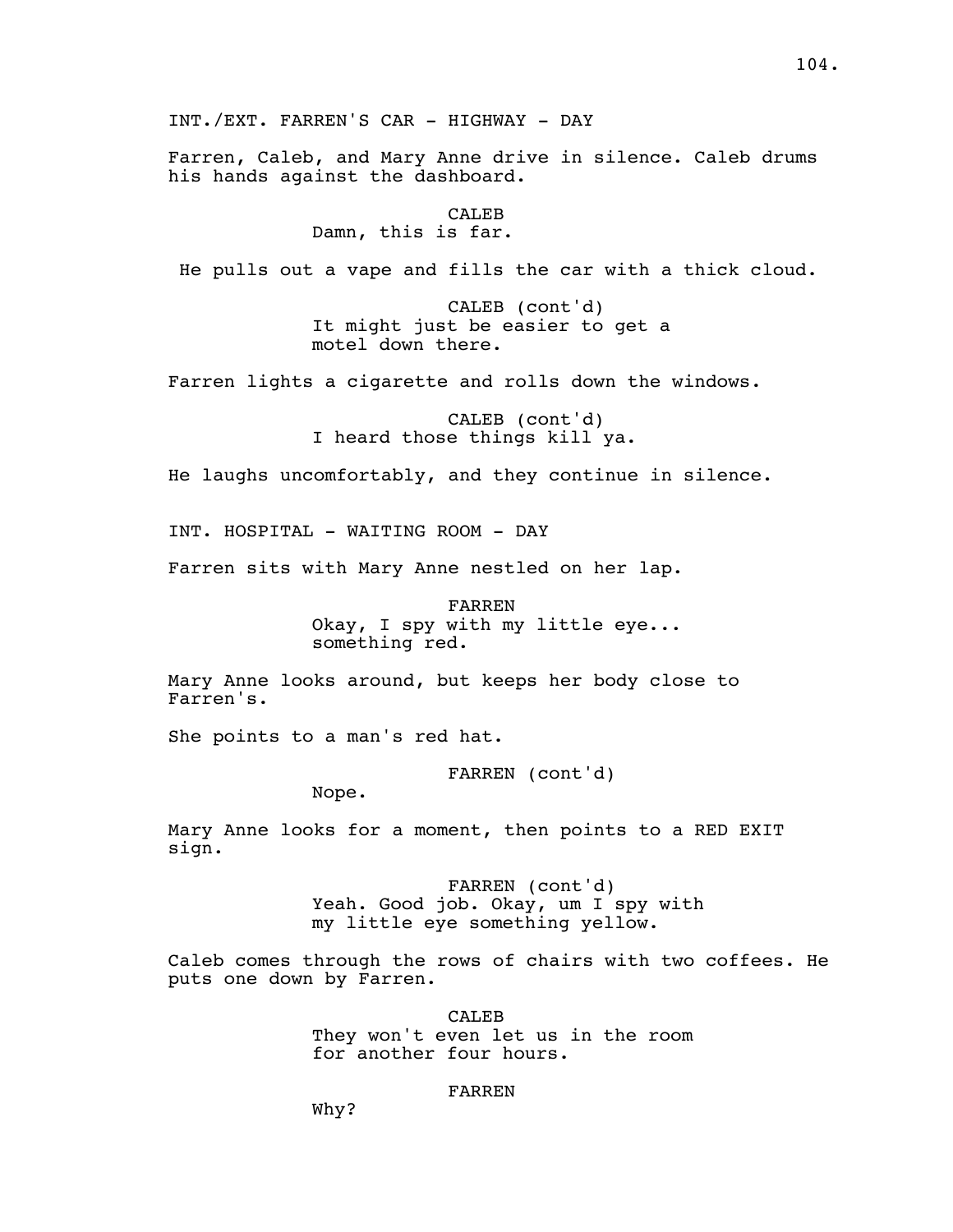INT./EXT. FARREN'S CAR - HIGHWAY - DAY

Farren, Caleb, and Mary Anne drive in silence. Caleb drums his hands against the dashboard.

CALEB
Damn, this is far.

He pulls out a vape and fills the car with a thick cloud.

CALEB (cont'd)
It might just be easier to get a motel down there.

Farren lights a cigarette and rolls down the windows.

CALEB (cont'd)
I heard those things kill ya.

He laughs uncomfortably, and they continue in silence.

INT. HOSPITAL - WAITING ROOM - DAY

Farren sits with Mary Anne nestled on her lap.

FARREN
Okay, I spy with my little eye... something red.

Mary Anne looks around, but keeps her body close to Farren's.

She points to a man's red hat.

FARREN (cont'd)
Nope.

Mary Anne looks for a moment, then points to a RED EXIT sign.

FARREN (cont'd)
Yeah. Good job. Okay, um I spy with my little eye something yellow.

Caleb comes through the rows of chairs with two coffees. He puts one down by Farren.

CALEB
They won't even let us in the room for another four hours.

FARREN
Why?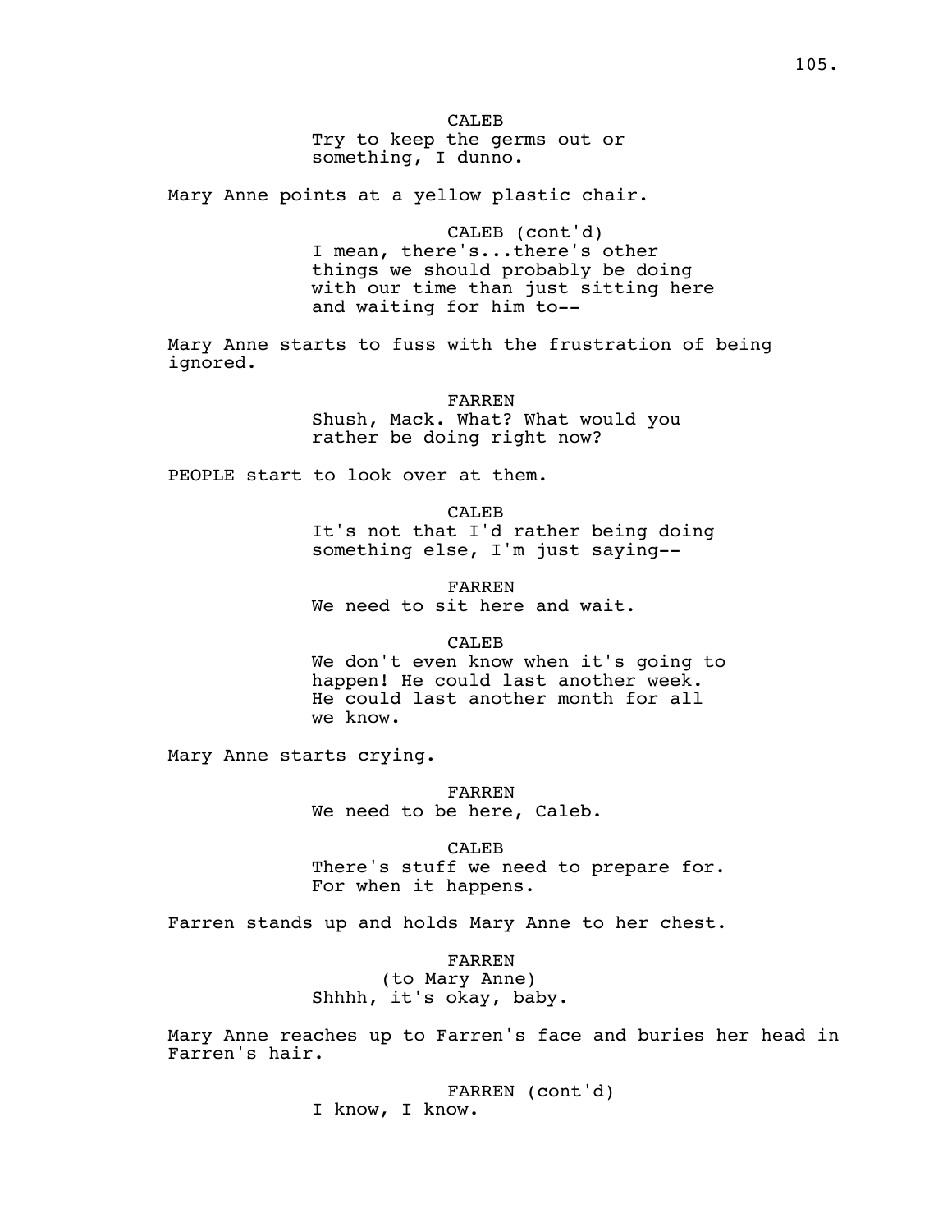CALEB
Try to keep the germs out or something, I dunno.

Mary Anne points at a yellow plastic chair.

CALEB (cont'd)
I mean, there's...there's other things we should probably be doing with our time than just sitting here and waiting for him to--

Mary Anne starts to fuss with the frustration of being ignored.

FARREN
Shush, Mack. What? What would you rather be doing right now?

PEOPLE start to look over at them.

CALEB
It's not that I'd rather being doing something else, I'm just saying--

FARREN
We need to sit here and wait.

CALEB
We don't even know when it's going to happen! He could last another week. He could last another month for all we know.

Mary Anne starts crying.

FARREN
We need to be here, Caleb.

CALEB
There's stuff we need to prepare for. For when it happens.

Farren stands up and holds Mary Anne to her chest.

FARREN
(to Mary Anne)
Shhhh, it's okay, baby.

Mary Anne reaches up to Farren's face and buries her head in Farren's hair.

FARREN (cont'd)
I know, I know.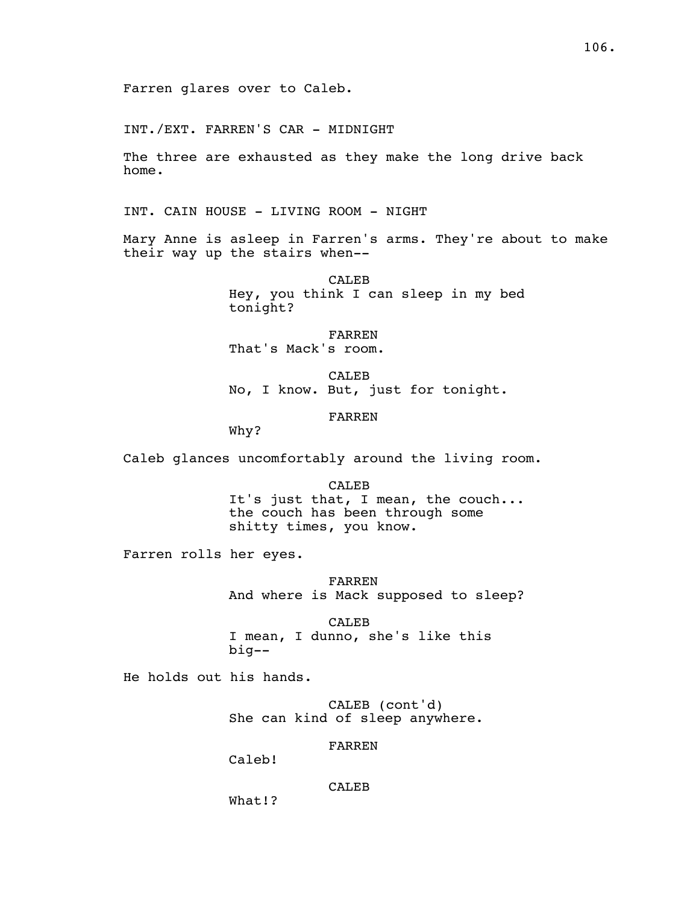Farren glares over to Caleb.

INT./EXT. FARREN'S CAR - MIDNIGHT

The three are exhausted as they make the long drive back home.

INT. CAIN HOUSE - LIVING ROOM - NIGHT

Mary Anne is asleep in Farren's arms. They're about to make their way up the stairs when--

CALEB
Hey, you think I can sleep in my bed tonight?

FARREN
That's Mack's room.

CALEB
No, I know. But, just for tonight.

FARREN
Why?

Caleb glances uncomfortably around the living room.

CALEB
It's just that, I mean, the couch... the couch has been through some shitty times, you know.

Farren rolls her eyes.

FARREN
And where is Mack supposed to sleep?

CALEB
I mean, I dunno, she's like this big--

He holds out his hands.

CALEB (cont'd)
She can kind of sleep anywhere.

FARREN
Caleb!

CALEB
What!?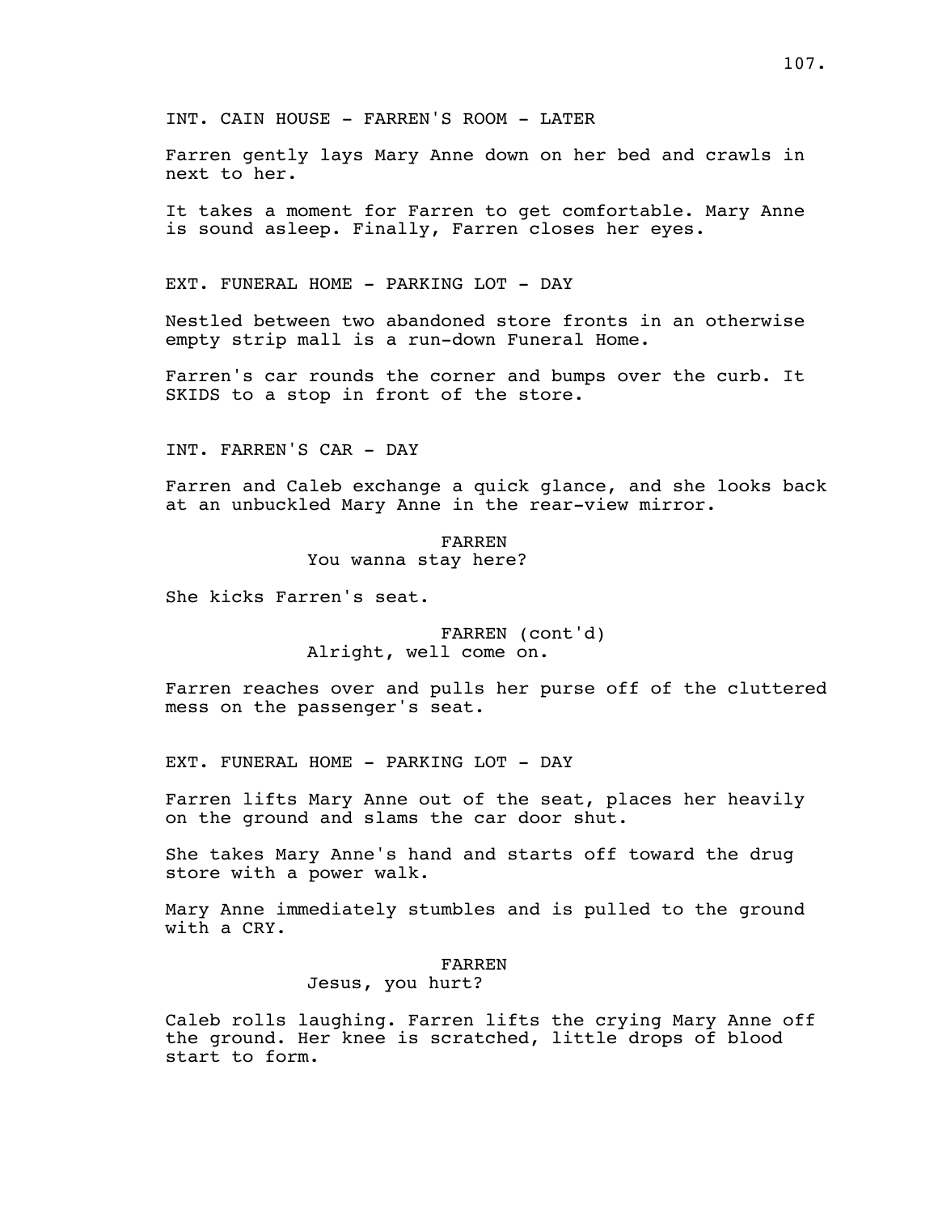INT. CAIN HOUSE - FARREN'S ROOM - LATER

Farren gently lays Mary Anne down on her bed and crawls in next to her.

It takes a moment for Farren to get comfortable. Mary Anne is sound asleep. Finally, Farren closes her eyes.

EXT. FUNERAL HOME - PARKING LOT - DAY

Nestled between two abandoned store fronts in an otherwise empty strip mall is a run-down Funeral Home.

Farren's car rounds the corner and bumps over the curb. It SKIDS to a stop in front of the store.

INT. FARREN'S CAR - DAY

Farren and Caleb exchange a quick glance, and she looks back at an unbuckled Mary Anne in the rear-view mirror.

FARREN
You wanna stay here?

She kicks Farren's seat.

FARREN (cont'd)
Alright, well come on.

Farren reaches over and pulls her purse off of the cluttered mess on the passenger's seat.

EXT. FUNERAL HOME - PARKING LOT - DAY

Farren lifts Mary Anne out of the seat, places her heavily on the ground and slams the car door shut.

She takes Mary Anne's hand and starts off toward the drug store with a power walk.

Mary Anne immediately stumbles and is pulled to the ground with a CRY.

FARREN
Jesus, you hurt?

Caleb rolls laughing. Farren lifts the crying Mary Anne off the ground. Her knee is scratched, little drops of blood start to form.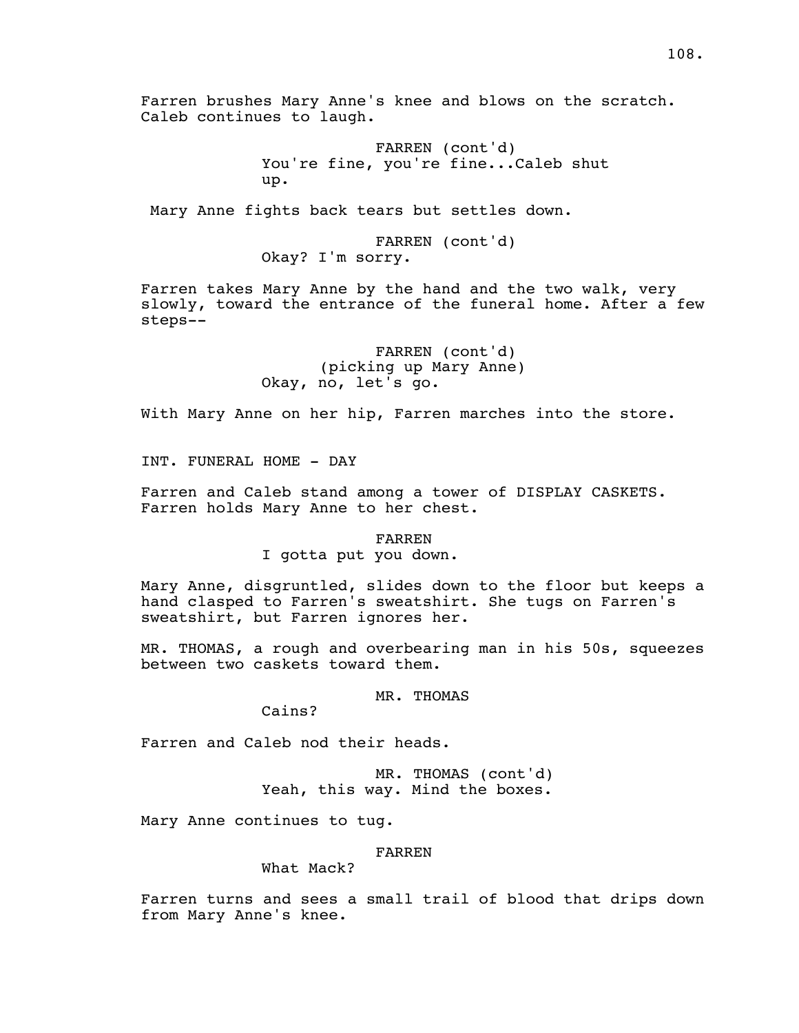Farren brushes Mary Anne's knee and blows on the scratch. Caleb continues to laugh.

FARREN (cont'd)
You're fine, you're fine...Caleb shut up.

Mary Anne fights back tears but settles down.

FARREN (cont'd)
Okay? I'm sorry.

Farren takes Mary Anne by the hand and the two walk, very slowly, toward the entrance of the funeral home. After a few steps--

FARREN (cont'd)
(picking up Mary Anne)
Okay, no, let's go.

With Mary Anne on her hip, Farren marches into the store.

INT. FUNERAL HOME - DAY

Farren and Caleb stand among a tower of DISPLAY CASKETS. Farren holds Mary Anne to her chest.

FARREN
I gotta put you down.

Mary Anne, disgruntled, slides down to the floor but keeps a hand clasped to Farren's sweatshirt. She tugs on Farren's sweatshirt, but Farren ignores her.

MR. THOMAS, a rough and overbearing man in his 50s, squeezes between two caskets toward them.

MR. THOMAS
Cains?

Farren and Caleb nod their heads.

MR. THOMAS (cont'd)
Yeah, this way. Mind the boxes.

Mary Anne continues to tug.

FARREN
What Mack?

Farren turns and sees a small trail of blood that drips down from Mary Anne's knee.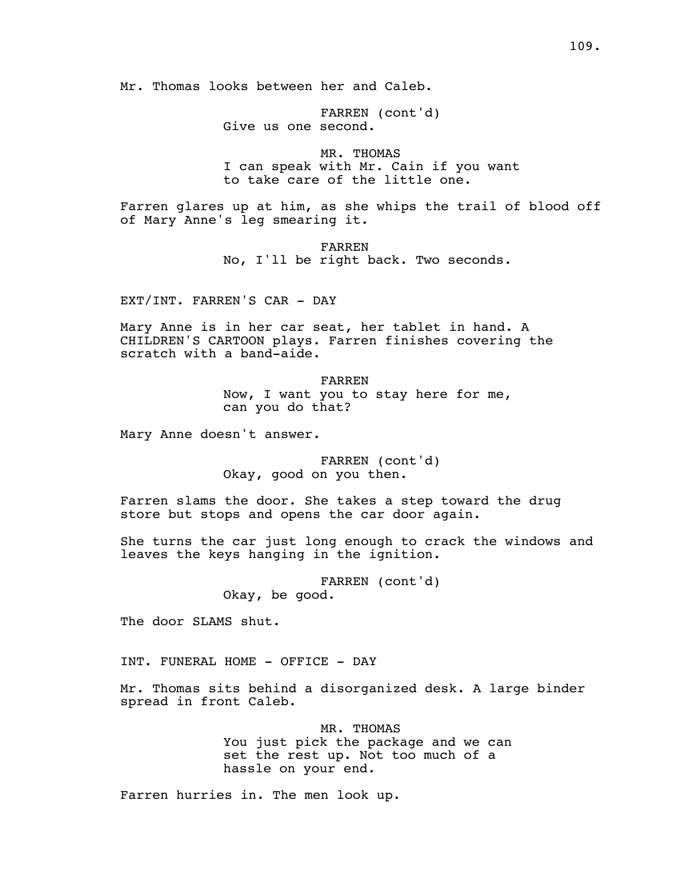Mr. Thomas looks between her and Caleb.

FARREN (cont'd)
Give us one second.

MR. THOMAS
I can speak with Mr. Cain if you want
to take care of the little one.

Farren glares up at him, as she whips the trail of blood off
of Mary Anne's leg smearing it.

FARREN
No, I'll be right back. Two seconds.

EXT/INT. FARREN'S CAR - DAY

Mary Anne is in her car seat, her tablet in hand. A
CHILDREN'S CARTOON plays. Farren finishes covering the
scratch with a band-aide.

FARREN
Now, I want you to stay here for me,
can you do that?

Mary Anne doesn't answer.

FARREN (cont'd)
Okay, good on you then.

Farren slams the door. She takes a step toward the drug
store but stops and opens the car door again.

She turns the car just long enough to crack the windows and
leaves the keys hanging in the ignition.

FARREN (cont'd)
Okay, be good.

The door SLAMS shut.

INT. FUNERAL HOME - OFFICE - DAY

Mr. Thomas sits behind a disorganized desk. A large binder
spread in front Caleb.

MR. THOMAS
You just pick the package and we can
set the rest up. Not too much of a
hassle on your end.

Farren hurries in. The men look up.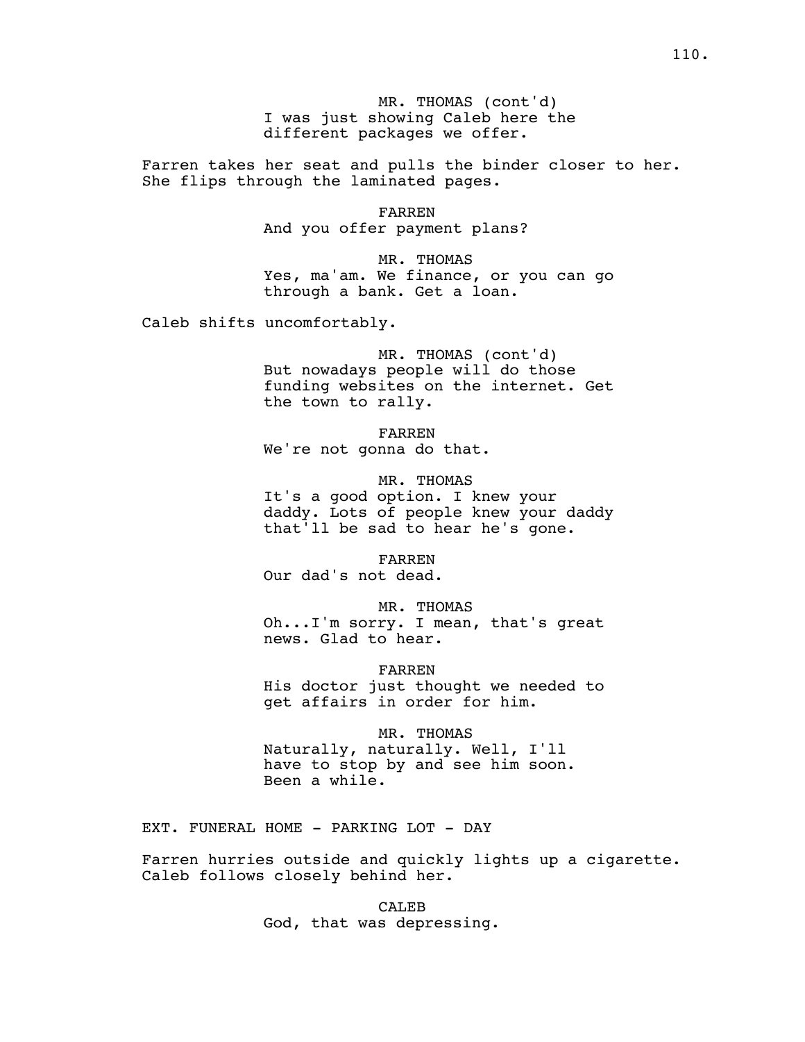MR. THOMAS (cont'd)
I was just showing Caleb here the different packages we offer.

Farren takes her seat and pulls the binder closer to her. She flips through the laminated pages.

FARREN
And you offer payment plans?

MR. THOMAS
Yes, ma'am. We finance, or you can go through a bank. Get a loan.

Caleb shifts uncomfortably.

MR. THOMAS (cont'd)
But nowadays people will do those funding websites on the internet. Get the town to rally.

FARREN
We're not gonna do that.

MR. THOMAS
It's a good option. I knew your daddy. Lots of people knew your daddy that'll be sad to hear he's gone.

FARREN
Our dad's not dead.

MR. THOMAS
Oh...I'm sorry. I mean, that's great news. Glad to hear.

FARREN
His doctor just thought we needed to get affairs in order for him.

MR. THOMAS
Naturally, naturally. Well, I'll have to stop by and see him soon. Been a while.

EXT. FUNERAL HOME - PARKING LOT - DAY

Farren hurries outside and quickly lights up a cigarette. Caleb follows closely behind her.

CALEB
God, that was depressing.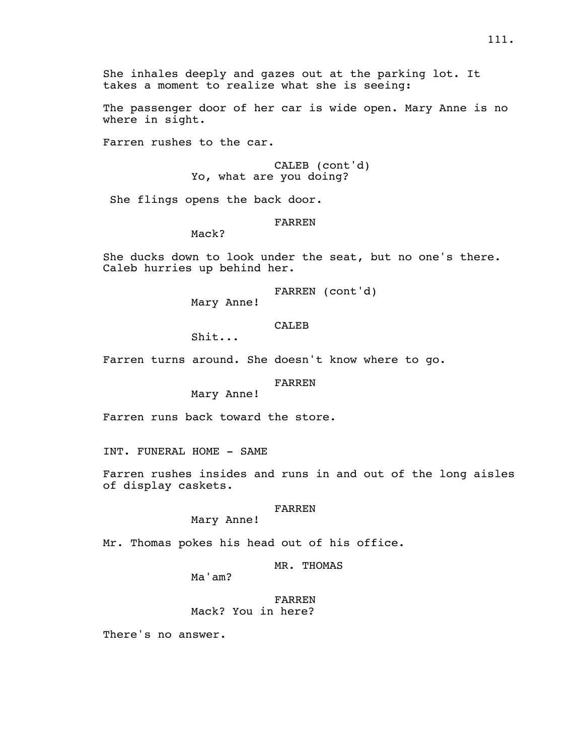She inhales deeply and gazes out at the parking lot. It takes a moment to realize what she is seeing:

The passenger door of her car is wide open. Mary Anne is no where in sight.

Farren rushes to the car.

CALEB (cont'd)
Yo, what are you doing?

She flings opens the back door.

FARREN
Mack?

She ducks down to look under the seat, but no one's there. Caleb hurries up behind her.

FARREN (cont'd)
Mary Anne!

CALEB
Shit...

Farren turns around. She doesn't know where to go.

FARREN
Mary Anne!

Farren runs back toward the store.

INT. FUNERAL HOME - SAME

Farren rushes insides and runs in and out of the long aisles of display caskets.

FARREN
Mary Anne!

Mr. Thomas pokes his head out of his office.

MR. THOMAS
Ma'am?

FARREN
Mack? You in here?

There's no answer.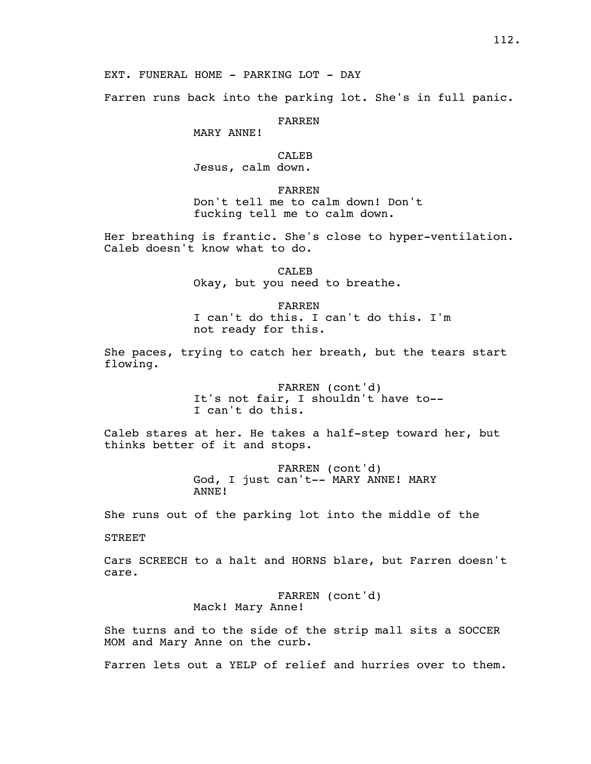EXT. FUNERAL HOME - PARKING LOT - DAY

Farren runs back into the parking lot. She's in full panic.

FARREN
MARY ANNE!

CALEB
Jesus, calm down.

FARREN
Don't tell me to calm down! Don't fucking tell me to calm down.

Her breathing is frantic. She's close to hyper-ventilation. Caleb doesn't know what to do.

CALEB
Okay, but you need to breathe.

FARREN
I can't do this. I can't do this. I'm not ready for this.

She paces, trying to catch her breath, but the tears start flowing.

FARREN (cont'd)
It's not fair, I shouldn't have to-- I can't do this.

Caleb stares at her. He takes a half-step toward her, but thinks better of it and stops.

FARREN (cont'd)
God, I just can't-- MARY ANNE! MARY ANNE!

She runs out of the parking lot into the middle of the

STREET

Cars SCREECH to a halt and HORNS blare, but Farren doesn't care.

FARREN (cont'd)
Mack! Mary Anne!

She turns and to the side of the strip mall sits a SOCCER MOM and Mary Anne on the curb.

Farren lets out a YELP of relief and hurries over to them.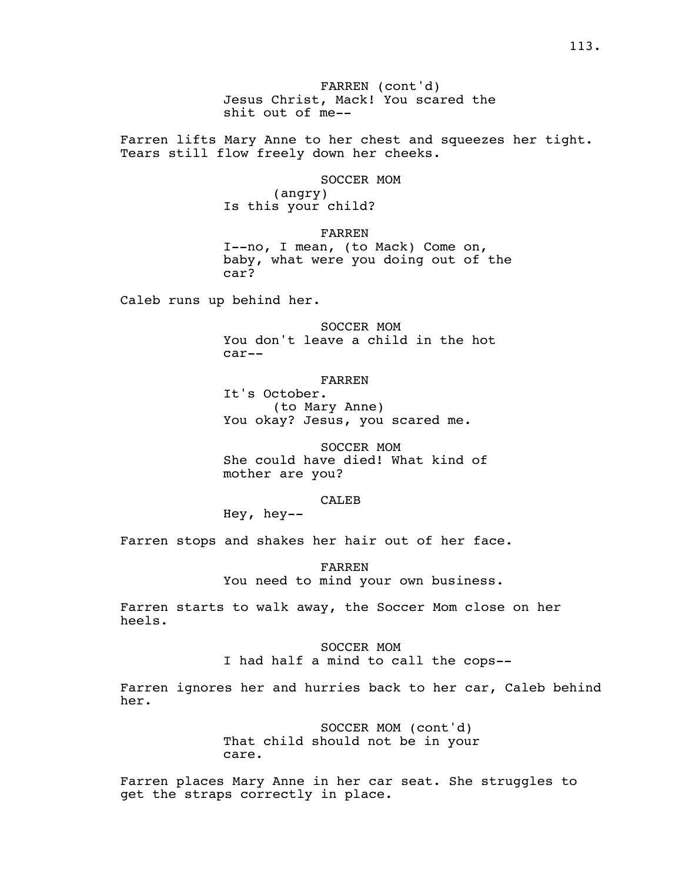FARREN (cont'd)
Jesus Christ, Mack! You scared the shit out of me--

Farren lifts Mary Anne to her chest and squeezes her tight. Tears still flow freely down her cheeks.

SOCCER MOM
(angry)
Is this your child?

FARREN
I--no, I mean, (to Mack) Come on, baby, what were you doing out of the car?

Caleb runs up behind her.

SOCCER MOM
You don't leave a child in the hot car--

FARREN
It's October.
(to Mary Anne)
You okay? Jesus, you scared me.

SOCCER MOM
She could have died! What kind of mother are you?

CALEB
Hey, hey--

Farren stops and shakes her hair out of her face.

FARREN
You need to mind your own business.

Farren starts to walk away, the Soccer Mom close on her heels.

SOCCER MOM
I had half a mind to call the cops--

Farren ignores her and hurries back to her car, Caleb behind her.

SOCCER MOM (cont'd)
That child should not be in your care.

Farren places Mary Anne in her car seat. She struggles to get the straps correctly in place.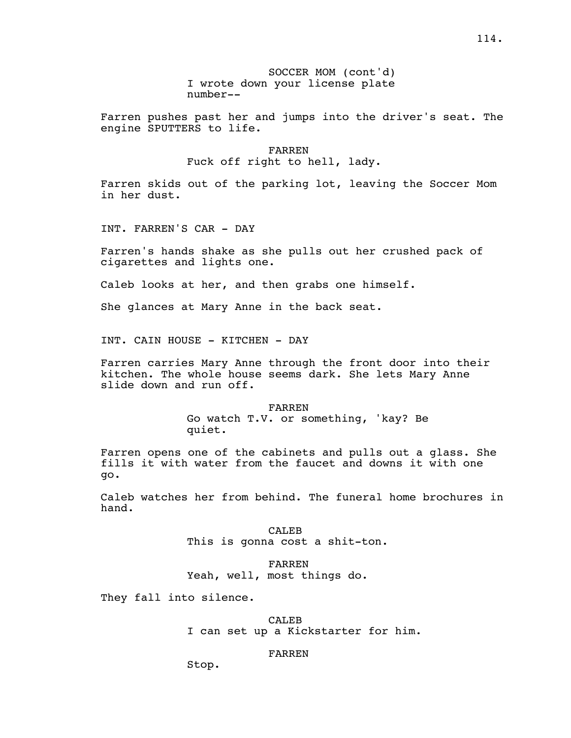SOCCER MOM (cont'd)
I wrote down your license plate number--

Farren pushes past her and jumps into the driver's seat. The engine SPUTTERS to life.

FARREN
Fuck off right to hell, lady.

Farren skids out of the parking lot, leaving the Soccer Mom in her dust.

INT. FARREN'S CAR - DAY

Farren's hands shake as she pulls out her crushed pack of cigarettes and lights one.

Caleb looks at her, and then grabs one himself.

She glances at Mary Anne in the back seat.

INT. CAIN HOUSE - KITCHEN - DAY

Farren carries Mary Anne through the front door into their kitchen. The whole house seems dark. She lets Mary Anne slide down and run off.

FARREN
Go watch T.V. or something, 'kay? Be quiet.

Farren opens one of the cabinets and pulls out a glass. She fills it with water from the faucet and downs it with one go.

Caleb watches her from behind. The funeral home brochures in hand.

CALEB
This is gonna cost a shit-ton.

FARREN
Yeah, well, most things do.

They fall into silence.

CALEB
I can set up a Kickstarter for him.

FARREN
Stop.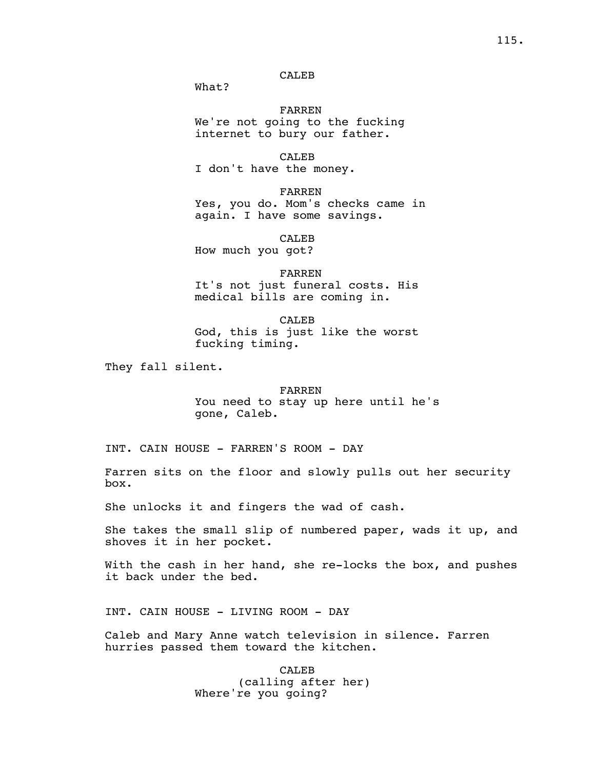CALEB

What?

FARREN

We're not going to the fucking internet to bury our father.

CALEB

I don't have the money.

FARREN

Yes, you do. Mom's checks came in again. I have some savings.

CALEB

How much you got?

FARREN

It's not just funeral costs. His medical bills are coming in.

CALEB

God, this is just like the worst fucking timing.

They fall silent.

FARREN

You need to stay up here until he's gone, Caleb.

INT. CAIN HOUSE - FARREN'S ROOM - DAY

Farren sits on the floor and slowly pulls out her security box.

She unlocks it and fingers the wad of cash.

She takes the small slip of numbered paper, wads it up, and shoves it in her pocket.

With the cash in her hand, she re-locks the box, and pushes it back under the bed.

INT. CAIN HOUSE - LIVING ROOM - DAY

Caleb and Mary Anne watch television in silence. Farren hurries passed them toward the kitchen.

CALEB

(calling after her)

Where're you going?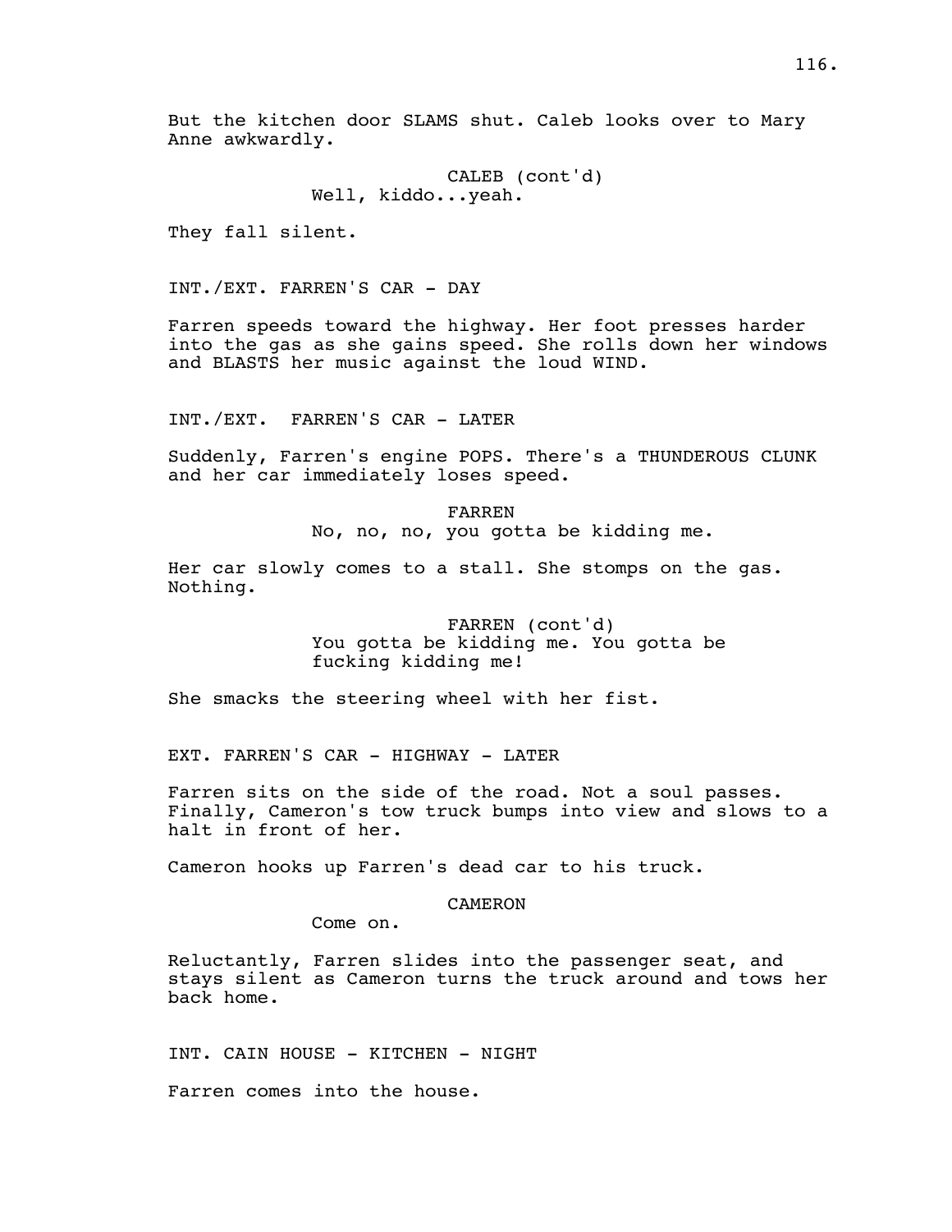But the kitchen door SLAMS shut. Caleb looks over to Mary Anne awkwardly.

CALEB (cont'd)
Well, kiddo...yeah.

They fall silent.

INT./EXT. FARREN'S CAR - DAY

Farren speeds toward the highway. Her foot presses harder into the gas as she gains speed. She rolls down her windows and BLASTS her music against the loud WIND.

INT./EXT. FARREN'S CAR - LATER

Suddenly, Farren's engine POPS. There's a THUNDEROUS CLUNK and her car immediately loses speed.

FARREN
No, no, no, you gotta be kidding me.

Her car slowly comes to a stall. She stomps on the gas. Nothing.

FARREN (cont'd)
You gotta be kidding me. You gotta be fucking kidding me!

She smacks the steering wheel with her fist.

EXT. FARREN'S CAR - HIGHWAY - LATER

Farren sits on the side of the road. Not a soul passes. Finally, Cameron's tow truck bumps into view and slows to a halt in front of her.

Cameron hooks up Farren's dead car to his truck.

CAMERON
Come on.

Reluctantly, Farren slides into the passenger seat, and stays silent as Cameron turns the truck around and tows her back home.

INT. CAIN HOUSE - KITCHEN - NIGHT

Farren comes into the house.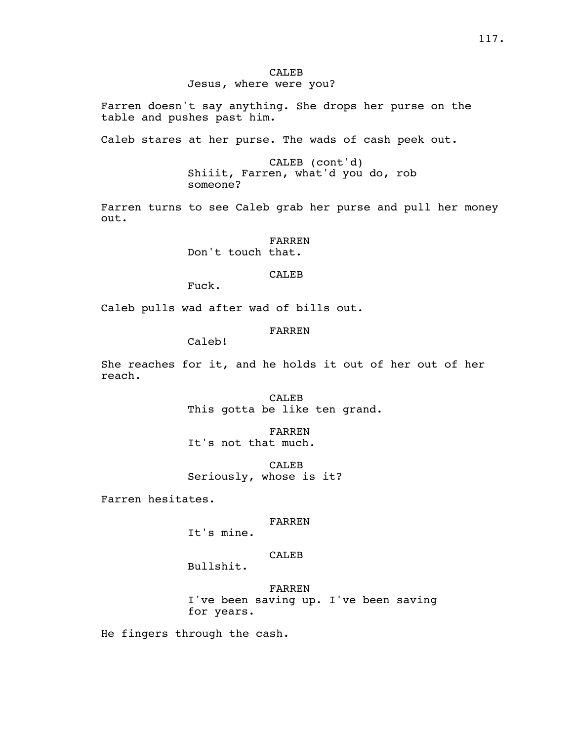CALEB
Jesus, where were you?

Farren doesn't say anything. She drops her purse on the table and pushes past him.

Caleb stares at her purse. The wads of cash peek out.

CALEB (cont'd)
Shiiit, Farren, what'd you do, rob someone?

Farren turns to see Caleb grab her purse and pull her money out.

FARREN
Don't touch that.

CALEB
Fuck.

Caleb pulls wad after wad of bills out.

FARREN
Caleb!

She reaches for it, and he holds it out of her out of her reach.

CALEB
This gotta be like ten grand.

FARREN
It's not that much.

CALEB
Seriously, whose is it?

Farren hesitates.

FARREN
It's mine.

CALEB
Bullshit.

FARREN
I've been saving up. I've been saving for years.

He fingers through the cash.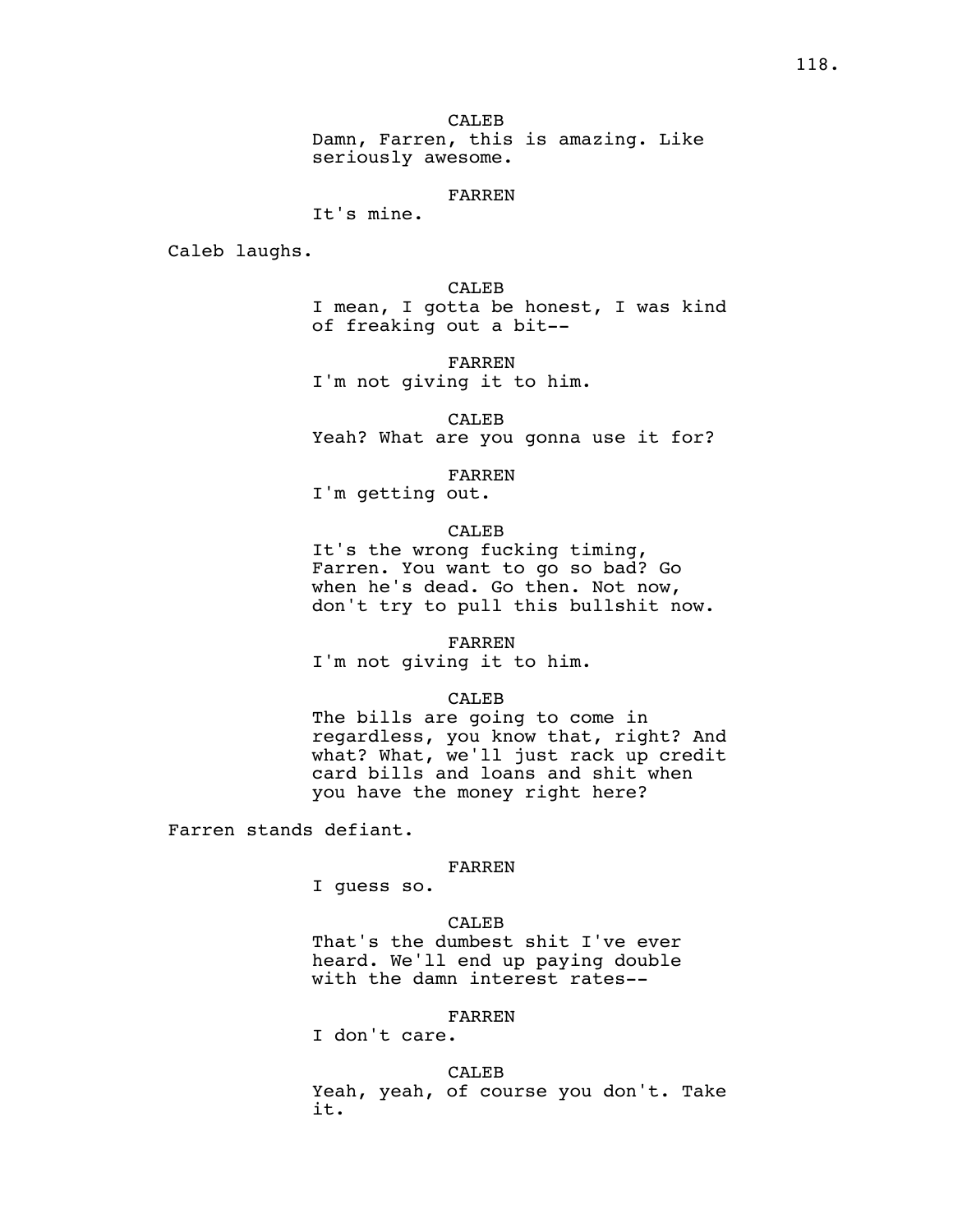CALEB
Damn, Farren, this is amazing. Like seriously awesome.

FARREN
It's mine.

Caleb laughs.

CALEB
I mean, I gotta be honest, I was kind of freaking out a bit--

FARREN
I'm not giving it to him.

CALEB
Yeah? What are you gonna use it for?

FARREN
I'm getting out.

CALEB
It's the wrong fucking timing, Farren. You want to go so bad? Go when he's dead. Go then. Not now, don't try to pull this bullshit now.

FARREN
I'm not giving it to him.

CALEB
The bills are going to come in regardless, you know that, right? And what? What, we'll just rack up credit card bills and loans and shit when you have the money right here?

Farren stands defiant.

FARREN
I guess so.

CALEB
That's the dumbest shit I've ever heard. We'll end up paying double with the damn interest rates--

FARREN
I don't care.

CALEB
Yeah, yeah, of course you don't. Take it.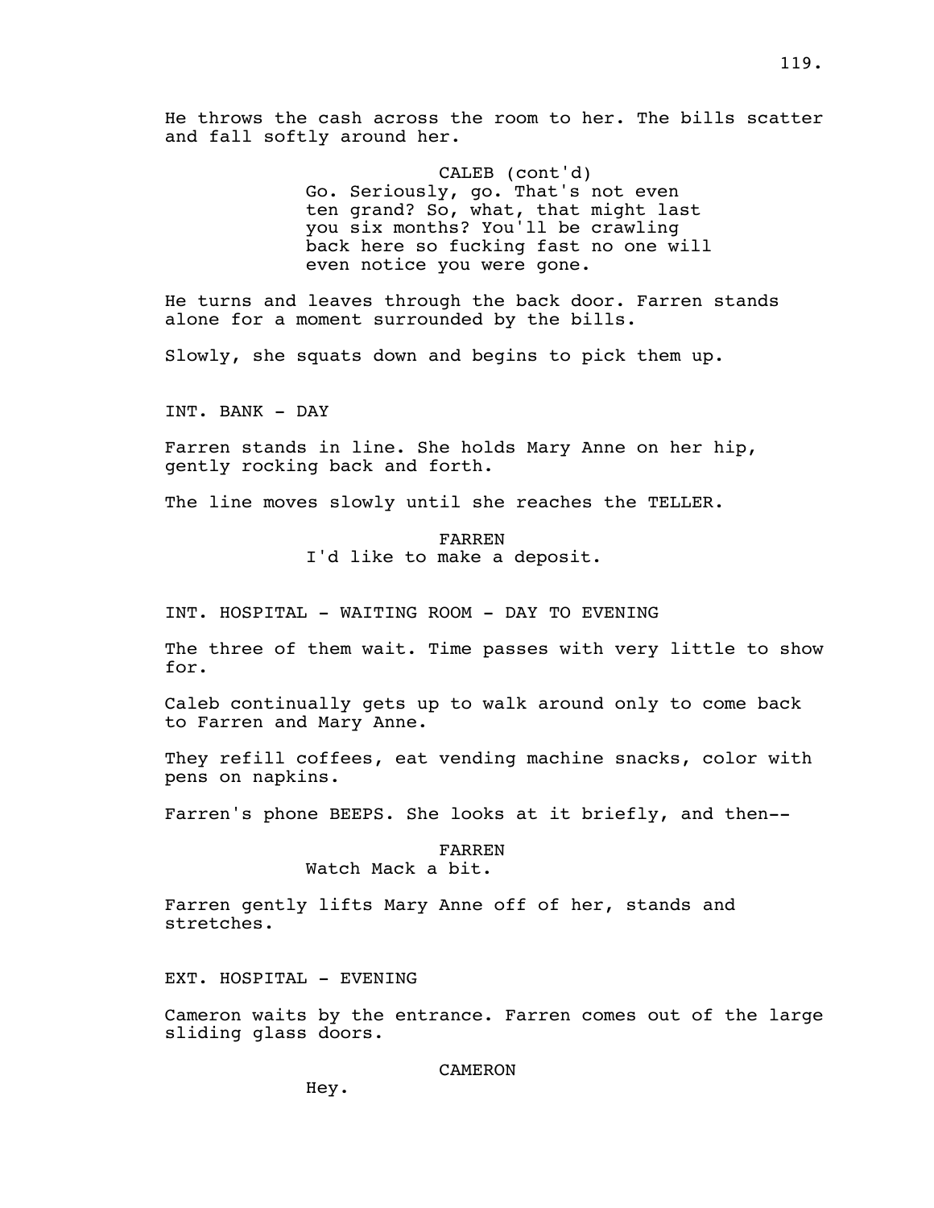He throws the cash across the room to her. The bills scatter and fall softly around her.

CALEB (cont'd)
Go. Seriously, go. That's not even ten grand? So, what, that might last you six months? You'll be crawling back here so fucking fast no one will even notice you were gone.

He turns and leaves through the back door. Farren stands alone for a moment surrounded by the bills.

Slowly, she squats down and begins to pick them up.

INT. BANK - DAY

Farren stands in line. She holds Mary Anne on her hip, gently rocking back and forth.

The line moves slowly until she reaches the TELLER.

FARREN
I'd like to make a deposit.

INT. HOSPITAL - WAITING ROOM - DAY TO EVENING

The three of them wait. Time passes with very little to show for.

Caleb continually gets up to walk around only to come back to Farren and Mary Anne.

They refill coffees, eat vending machine snacks, color with pens on napkins.

Farren's phone BEEPS. She looks at it briefly, and then--

FARREN
Watch Mack a bit.

Farren gently lifts Mary Anne off of her, stands and stretches.

EXT. HOSPITAL - EVENING

Cameron waits by the entrance. Farren comes out of the large sliding glass doors.

CAMERON
Hey.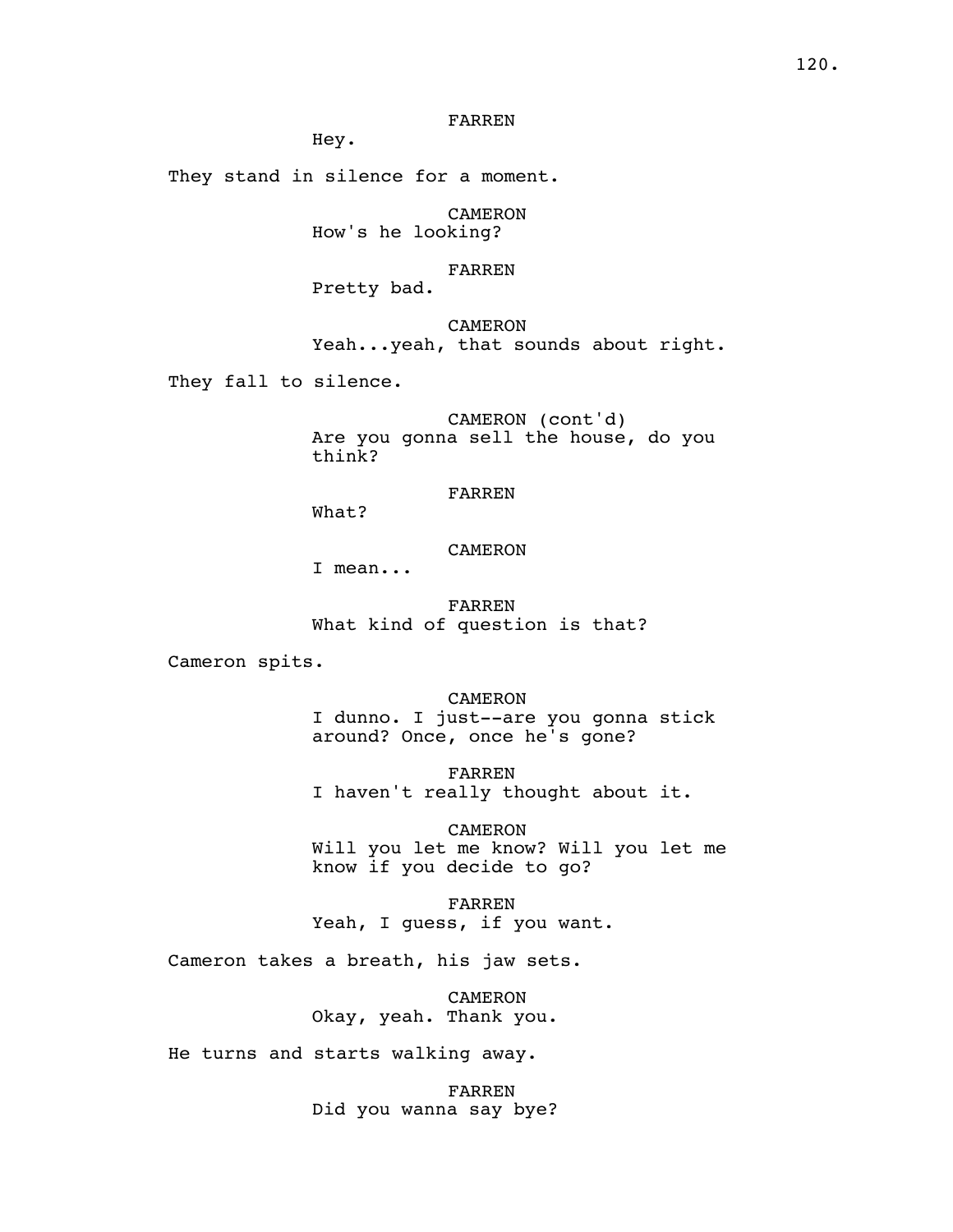FARREN

Hey.

They stand in silence for a moment.

CAMERON

How's he looking?

FARREN

Pretty bad.

CAMERON

Yeah...yeah, that sounds about right.

They fall to silence.

CAMERON (cont'd)

Are you gonna sell the house, do you think?

FARREN

What?

CAMERON

I mean...

FARREN

What kind of question is that?

Cameron spits.

CAMERON

I dunno. I just--are you gonna stick around? Once, once he's gone?

FARREN

I haven't really thought about it.

CAMERON

Will you let me know? Will you let me know if you decide to go?

FARREN

Yeah, I guess, if you want.

Cameron takes a breath, his jaw sets.

CAMERON

Okay, yeah. Thank you.

He turns and starts walking away.

FARREN

Did you wanna say bye?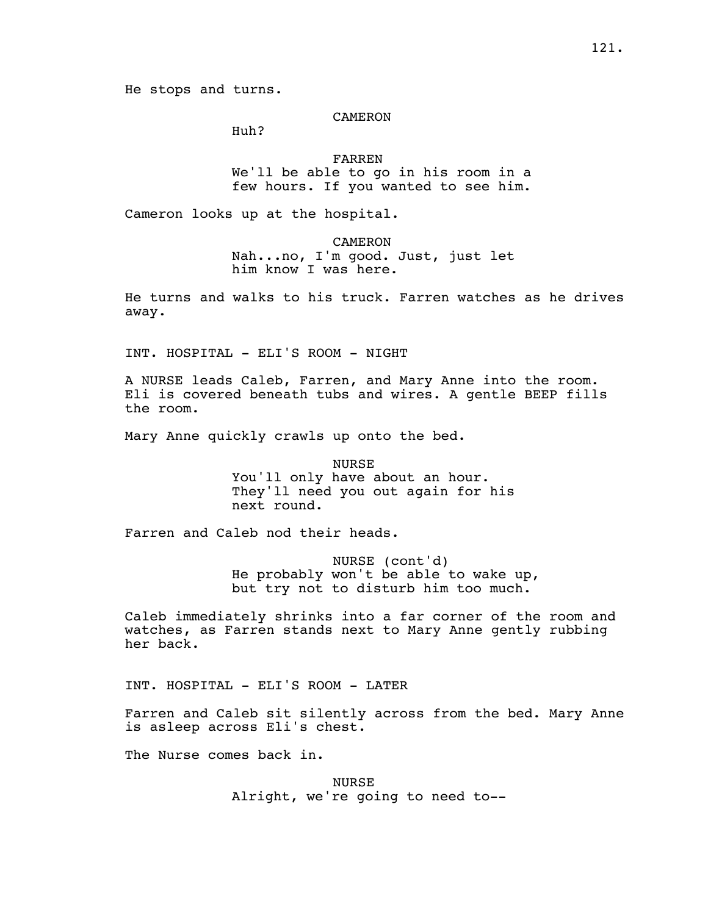He stops and turns.

CAMERON

Huh?

FARREN

We'll be able to go in his room in a few hours. If you wanted to see him.

Cameron looks up at the hospital.

CAMERON

Nah...no, I'm good. Just, just let him know I was here.

He turns and walks to his truck. Farren watches as he drives away.

INT. HOSPITAL - ELI'S ROOM - NIGHT

A NURSE leads Caleb, Farren, and Mary Anne into the room. Eli is covered beneath tubs and wires. A gentle BEEP fills the room.

Mary Anne quickly crawls up onto the bed.

NURSE

You'll only have about an hour. They'll need you out again for his next round.

Farren and Caleb nod their heads.

NURSE (cont'd)

He probably won't be able to wake up, but try not to disturb him too much.

Caleb immediately shrinks into a far corner of the room and watches, as Farren stands next to Mary Anne gently rubbing her back.

INT. HOSPITAL - ELI'S ROOM - LATER

Farren and Caleb sit silently across from the bed. Mary Anne is asleep across Eli's chest.

The Nurse comes back in.

NURSE

Alright, we're going to need to--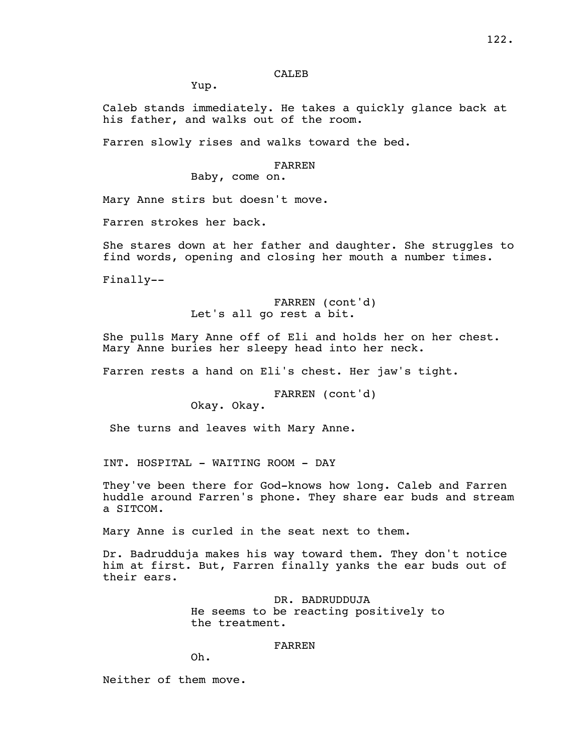CALEB

Yup.

Caleb stands immediately. He takes a quickly glance back at his father, and walks out of the room.

Farren slowly rises and walks toward the bed.

FARREN

Baby, come on.

Mary Anne stirs but doesn't move.

Farren strokes her back.

She stares down at her father and daughter. She struggles to find words, opening and closing her mouth a number times.

Finally--

FARREN (cont'd)

Let's all go rest a bit.

She pulls Mary Anne off of Eli and holds her on her chest. Mary Anne buries her sleepy head into her neck.

Farren rests a hand on Eli's chest. Her jaw's tight.

FARREN (cont'd)

Okay. Okay.

She turns and leaves with Mary Anne.

INT. HOSPITAL - WAITING ROOM - DAY

They've been there for God-knows how long. Caleb and Farren huddle around Farren's phone. They share ear buds and stream a SITCOM.

Mary Anne is curled in the seat next to them.

Dr. Badrudduja makes his way toward them. They don't notice him at first. But, Farren finally yanks the ear buds out of their ears.

DR. BADRUDDUJA

He seems to be reacting positively to the treatment.

FARREN

Oh.

Neither of them move.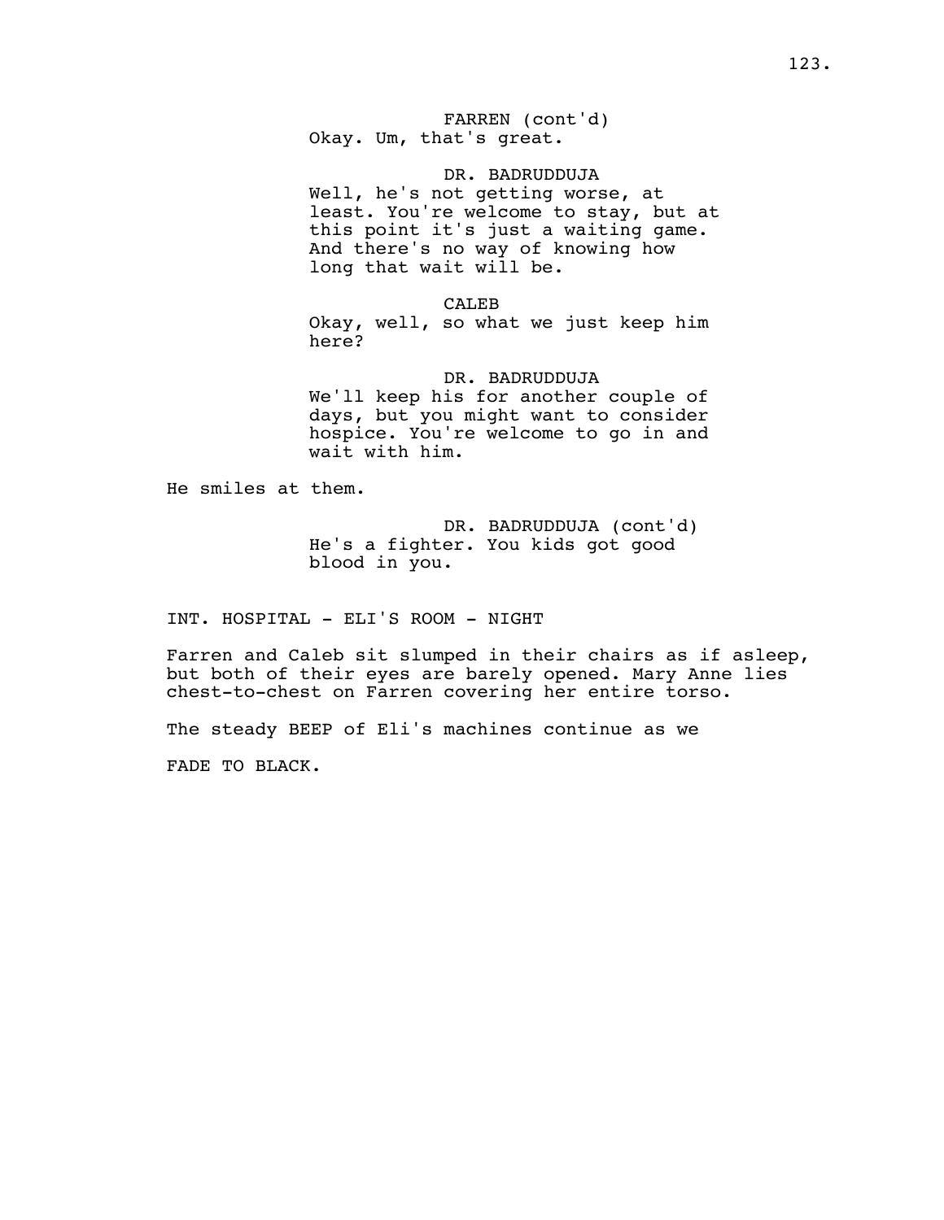FARREN (cont'd)
Okay. Um, that's great.

DR. BADRUDDUJA
Well, he's not getting worse, at least. You're welcome to stay, but at this point it's just a waiting game. And there's no way of knowing how long that wait will be.

CALEB
Okay, well, so what we just keep him here?

DR. BADRUDDUJA
We'll keep his for another couple of days, but you might want to consider hospice. You're welcome to go in and wait with him.

He smiles at them.

DR. BADRUDDUJA (cont'd)
He's a fighter. You kids got good blood in you.

INT. HOSPITAL - ELI'S ROOM - NIGHT

Farren and Caleb sit slumped in their chairs as if asleep, but both of their eyes are barely opened. Mary Anne lies chest-to-chest on Farren covering her entire torso.

The steady BEEP of Eli's machines continue as we

FADE TO BLACK.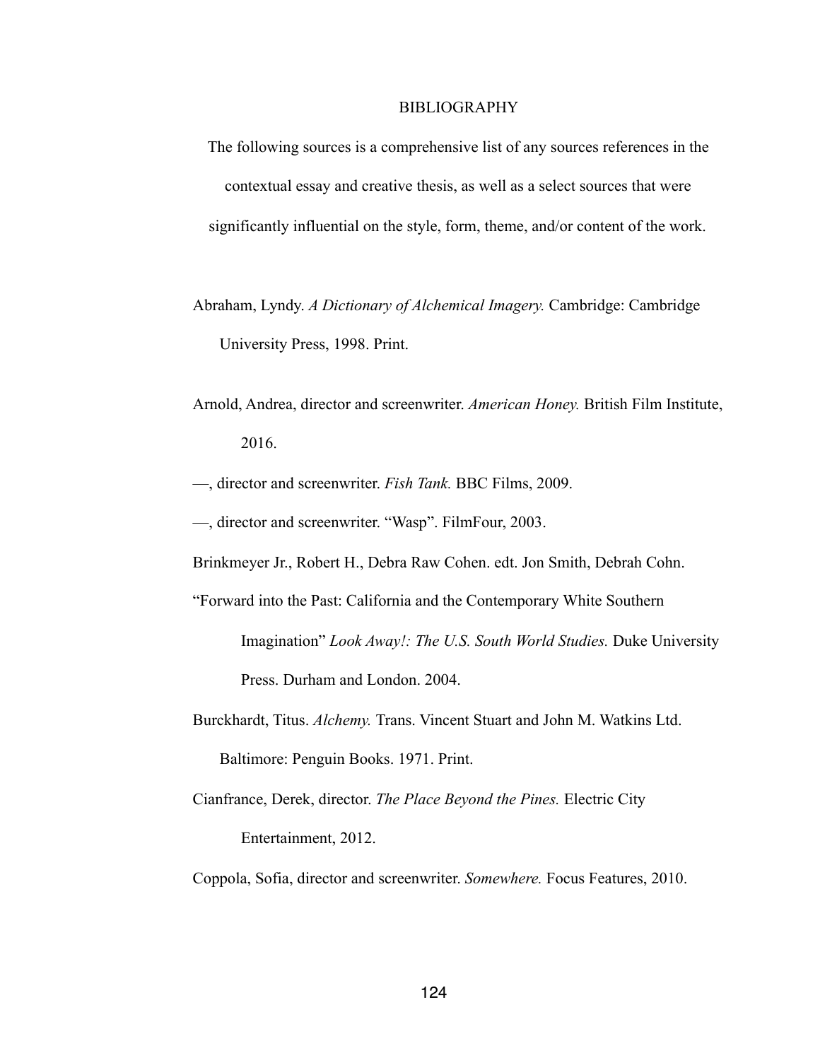# BIBLIOGRAPHY

The following sources is a comprehensive list of any sources references in the contextual essay and creative thesis, as well as a select sources that were significantly influential on the style, form, theme, and/or content of the work.

Abraham, Lyndy. *A Dictionary of Alchemical Imagery.* Cambridge: Cambridge University Press, 1998. Print.

Arnold, Andrea, director and screenwriter. *American Honey.* British Film Institute, 2016.

—, director and screenwriter. *Fish Tank.* BBC Films, 2009.

—, director and screenwriter. "Wasp". FilmFour, 2003.

Brinkmeyer Jr., Robert H., Debra Raw Cohen. edt. Jon Smith, Debrah Cohn. "Forward into the Past: California and the Contemporary White Southern Imagination" *Look Away!: The U.S. South World Studies.* Duke University Press. Durham and London. 2004.

Burckhardt, Titus. *Alchemy.* Trans. Vincent Stuart and John M. Watkins Ltd. Baltimore: Penguin Books. 1971. Print.

Cianfrance, Derek, director. *The Place Beyond the Pines.* Electric City Entertainment, 2012.

Coppola, Sofia, director and screenwriter. *Somewhere.* Focus Features, 2010.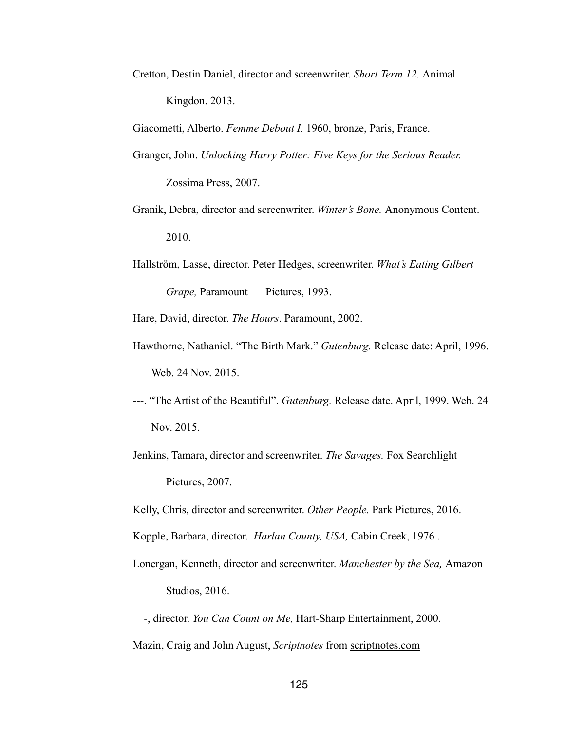Cretton, Destin Daniel, director and screenwriter. *Short Term 12.* Animal Kingdon. 2013.

Giacometti, Alberto. *Femme Debout I.* 1960, bronze, Paris, France.

Granger, John. *Unlocking Harry Potter: Five Keys for the Serious Reader.* Zossima Press, 2007.

Granik, Debra, director and screenwriter. *Winter's Bone.* Anonymous Content. 2010.

Hallström, Lasse, director. Peter Hedges, screenwriter. *What's Eating Gilbert Grape,* Paramount Pictures, 1993.

Hare, David, director. *The Hours*. Paramount, 2002.

Hawthorne, Nathaniel. "The Birth Mark." *Gutenburg.* Release date: April, 1996. Web. 24 Nov. 2015.

---. "The Artist of the Beautiful". *Gutenburg.* Release date. April, 1999. Web. 24 Nov. 2015.

Jenkins, Tamara, director and screenwriter. *The Savages.* Fox Searchlight Pictures, 2007.

Kelly, Chris, director and screenwriter. *Other People.* Park Pictures, 2016.

Kopple, Barbara, director. *Harlan County, USA,* Cabin Creek, 1976 .

Lonergan, Kenneth, director and screenwriter. *Manchester by the Sea,* Amazon Studios, 2016.

—-, director. *You Can Count on Me,* Hart-Sharp Entertainment, 2000.

Mazin, Craig and John August, *Scriptnotes* from scriptnotes.com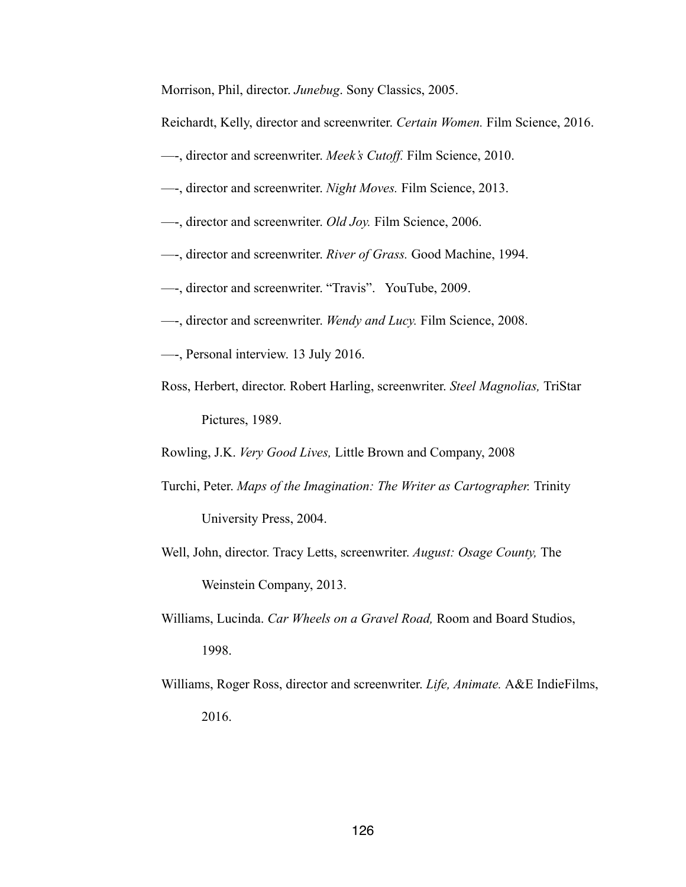Morrison, Phil, director. *Junebug*. Sony Classics, 2005.

Reichardt, Kelly, director and screenwriter. *Certain Women.* Film Science, 2016.

—-, director and screenwriter. *Meek's Cutoff.* Film Science, 2010.

—-, director and screenwriter. *Night Moves.* Film Science, 2013.

—-, director and screenwriter. *Old Joy.* Film Science, 2006.

—-, director and screenwriter. *River of Grass.* Good Machine, 1994.

—-, director and screenwriter. "Travis". YouTube, 2009.

—-, director and screenwriter. *Wendy and Lucy.* Film Science, 2008.

—-, Personal interview. 13 July 2016.

Ross, Herbert, director. Robert Harling, screenwriter. *Steel Magnolias,* TriStar Pictures, 1989.

Rowling, J.K. *Very Good Lives,* Little Brown and Company, 2008

Turchi, Peter. *Maps of the Imagination: The Writer as Cartographer.* Trinity University Press, 2004.

Well, John, director. Tracy Letts, screenwriter. *August: Osage County,* The Weinstein Company, 2013.

Williams, Lucinda. *Car Wheels on a Gravel Road,* Room and Board Studios, 1998.

Williams, Roger Ross, director and screenwriter. *Life, Animate.* A&E IndieFilms, 2016.